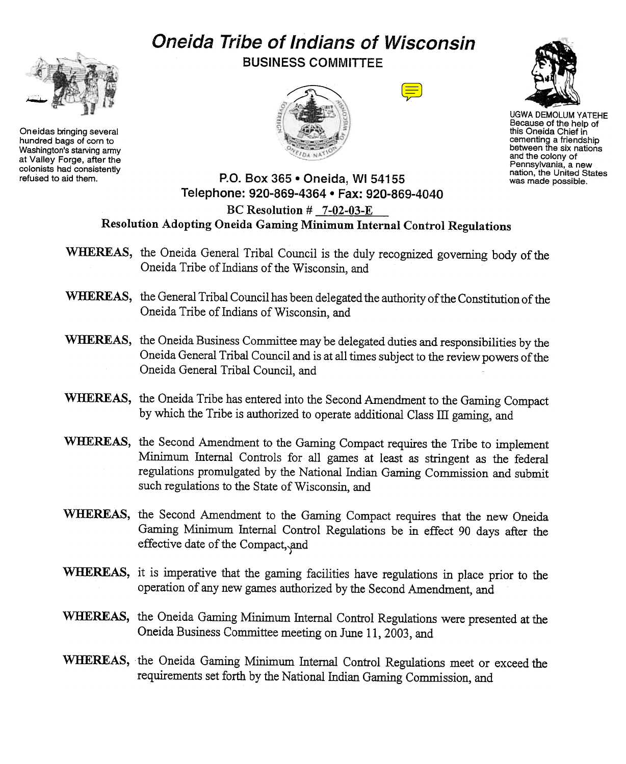# Oneida Tribe of Indians of Wisconsin

**BUSINESS COMMITTEE**

Oneidas bringing several hundred bags of corn to Washington's starving army at Valley Forge, after the colonists had consistently refused to aid them.

UGWA DEMOLUM YATEHE Because of the help of this Oneida Chief in cementing a friendship between the six nations and the colony of Pennsylvania, a new nation, the United States was made possible.

P.O. Box 365 • Oneida, WI 54155
Telephone: 920-869-4364 • Fax: 920-869-4040

**BC Resolution # 7-02-03-E**

**Resolution Adopting Oneida Gaming Minimum Internal Control Regulations**

**WHEREAS,** the Oneida General Tribal Council is the duly recognized governing body of the Oneida Tribe of Indians of the Wisconsin, and

**WHEREAS,** the General Tribal Council has been delegated the authority of the Constitution of the Oneida Tribe of Indians of Wisconsin, and

**WHEREAS,** the Oneida Business Committee may be delegated duties and responsibilities by the Oneida General Tribal Council and is at all times subject to the review powers of the Oneida General Tribal Council, and

**WHEREAS,** the Oneida Tribe has entered into the Second Amendment to the Gaming Compact by which the Tribe is authorized to operate additional Class III gaming, and

**WHEREAS,** the Second Amendment to the Gaming Compact requires the Tribe to implement Minimum Internal Controls for all games at least as stringent as the federal regulations promulgated by the National Indian Gaming Commission and submit such regulations to the State of Wisconsin, and

**WHEREAS,** the Second Amendment to the Gaming Compact requires that the new Oneida Gaming Minimum Internal Control Regulations be in effect 90 days after the effective date of the Compact, and

**WHEREAS,** it is imperative that the gaming facilities have regulations in place prior to the operation of any new games authorized by the Second Amendment, and

**WHEREAS,** the Oneida Gaming Minimum Internal Control Regulations were presented at the Oneida Business Committee meeting on June 11, 2003, and

**WHEREAS,** the Oneida Gaming Minimum Internal Control Regulations meet or exceed the requirements set forth by the National Indian Gaming Commission, and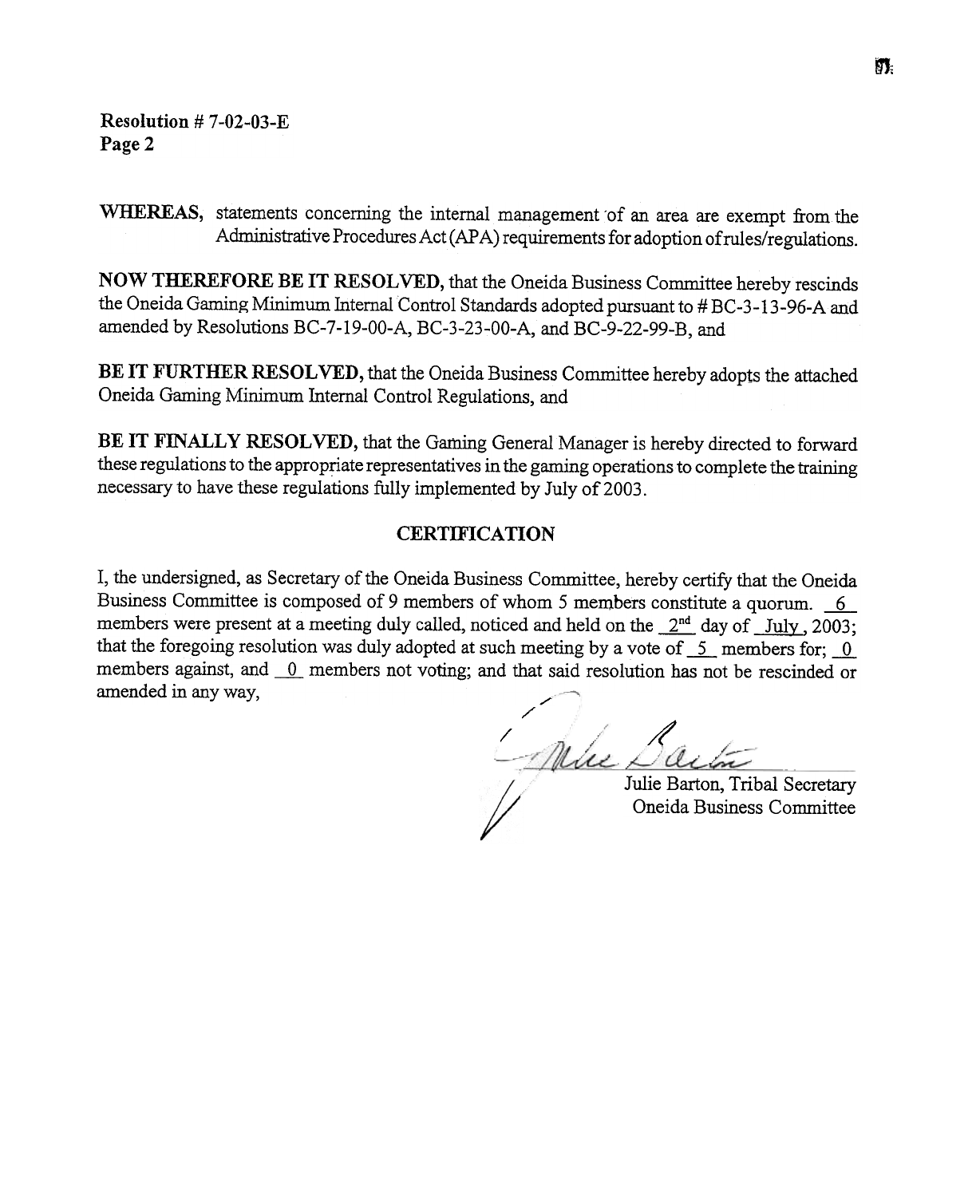**Resolution # 7-02-03-E**
**Page 2**

**WHEREAS,** statements concerning the internal management of an area are exempt from the Administrative Procedures Act (APA) requirements for adoption of rules/regulations.

**NOW THEREFORE BE IT RESOLVED,** that the Oneida Business Committee hereby rescinds the Oneida Gaming Minimum Internal Control Standards adopted pursuant to # BC-3-13-96-A and amended by Resolutions BC-7-19-00-A, BC-3-23-00-A, and BC-9-22-99-B, and

**BE IT FURTHER RESOLVED,** that the Oneida Business Committee hereby adopts the attached Oneida Gaming Minimum Internal Control Regulations, and

**BE IT FINALLY RESOLVED,** that the Gaming General Manager is hereby directed to forward these regulations to the appropriate representatives in the gaming operations to complete the training necessary to have these regulations fully implemented by July of 2003.

## CERTIFICATION

I, the undersigned, as Secretary of the Oneida Business Committee, hereby certify that the Oneida Business Committee is composed of 9 members of whom 5 members constitute a quorum. 6 members were present at a meeting duly called, noticed and held on the 2nd day of July, 2003; that the foregoing resolution was duly adopted at such meeting by a vote of 5 members for; 0 members against, and 0 members not voting; and that said resolution has not be rescinded or amended in any way,

Julie Barton, Tribal Secretary
Oneida Business Committee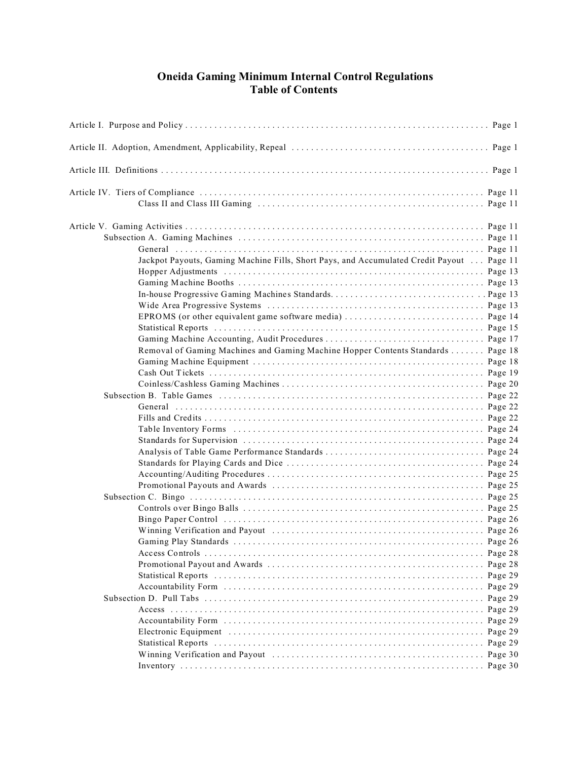# Oneida Gaming Minimum Internal Control Regulations
## Table of Contents

- Article I. Purpose and Policy . . . . . . . . . . Page 1
- Article II. Adoption, Amendment, Applicability, Repeal . . . . . . . . . . Page 1
- Article III. Definitions . . . . . . . . . . Page 1
- Article IV. Tiers of Compliance . . . . . . . . . . Page 11
  - Class II and Class III Gaming . . . . . . . . . . Page 11
- Article V. Gaming Activities . . . . . . . . . . Page 11
  - Subsection A. Gaming Machines . . . . . . . . . . Page 11
    - General . . . . . . . . . . Page 11
    - Jackpot Payouts, Gaming Machine Fills, Short Pays, and Accumulated Credit Payout . . . Page 11
    - Hopper Adjustments . . . . . . . . . . Page 13
    - Gaming Machine Booths . . . . . . . . . . Page 13
    - In-house Progressive Gaming Machines Standards. . . . . . . . . . Page 13
    - Wide Area Progressive Systems . . . . . . . . . . Page 13
    - EPROMS (or other equivalent game software media) . . . . . . . . . . Page 14
    - Statistical Reports . . . . . . . . . . Page 15
    - Gaming Machine Accounting, Audit Procedures . . . . . . . . . . Page 17
    - Removal of Gaming Machines and Gaming Machine Hopper Contents Standards . . . . . . . Page 18
    - Gaming Machine Equipment . . . . . . . . . . Page 18
    - Cash Out Tickets . . . . . . . . . . Page 19
    - Coinless/Cashless Gaming Machines . . . . . . . . . . Page 20
  - Subsection B. Table Games . . . . . . . . . . Page 22
    - General . . . . . . . . . . Page 22
    - Fills and Credits . . . . . . . . . . Page 22
    - Table Inventory Forms . . . . . . . . . . Page 24
    - Standards for Supervision . . . . . . . . . . Page 24
    - Analysis of Table Game Performance Standards . . . . . . . . . . Page 24
    - Standards for Playing Cards and Dice . . . . . . . . . . Page 24
    - Accounting/Auditing Procedures . . . . . . . . . . Page 25
    - Promotional Payouts and Awards . . . . . . . . . . Page 25
  - Subsection C. Bingo . . . . . . . . . . Page 25
    - Controls over Bingo Balls . . . . . . . . . . Page 25
    - Bingo Paper Control . . . . . . . . . . Page 26
    - Winning Verification and Payout . . . . . . . . . . Page 26
    - Gaming Play Standards . . . . . . . . . . Page 26
    - Access Controls . . . . . . . . . . Page 28
    - Promotional Payout and Awards . . . . . . . . . . Page 28
    - Statistical Reports . . . . . . . . . . Page 29
    - Accountability Form . . . . . . . . . . Page 29
  - Subsection D. Pull Tabs . . . . . . . . . . Page 29
    - Access . . . . . . . . . . Page 29
    - Accountability Form . . . . . . . . . . Page 29
    - Electronic Equipment . . . . . . . . . . Page 29
    - Statistical Reports . . . . . . . . . . Page 29
    - Winning Verification and Payout . . . . . . . . . . Page 30
    - Inventory . . . . . . . . . . Page 30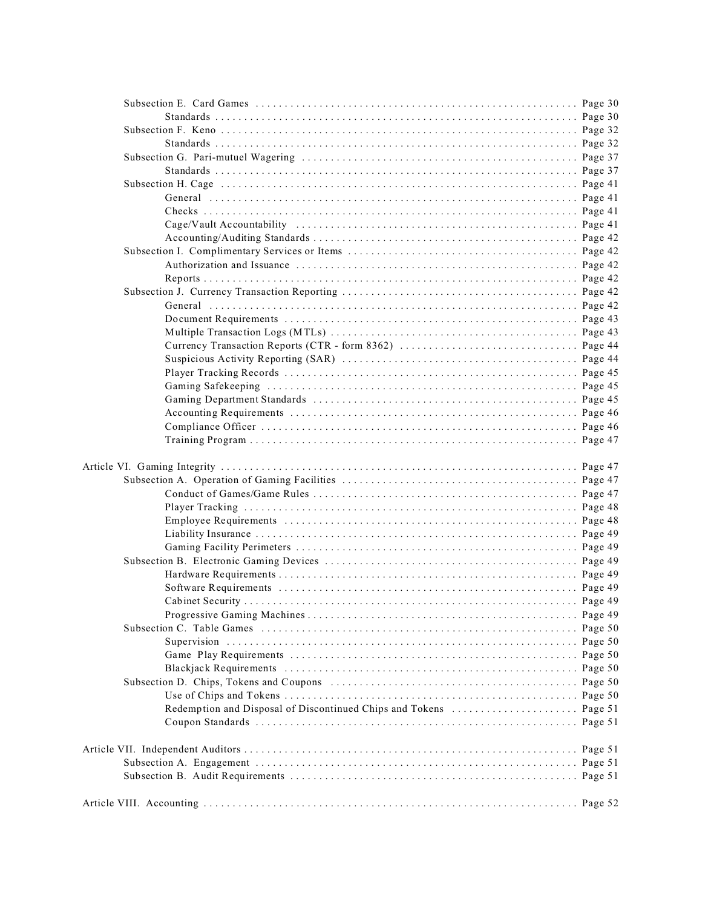Subsection E. Card Games . . . . . . . . . . . . . . . . . . . . . . . . . . . . . . . . . . . . . . . . . . . . . . . . . . . . . . . Page 30
    Standards . . . . . . . . . . . . . . . . . . . . . . . . . . . . . . . . . . . . . . . . . . . . . . . . . . . . . . . . . . . . . . . . . Page 30
Subsection F. Keno . . . . . . . . . . . . . . . . . . . . . . . . . . . . . . . . . . . . . . . . . . . . . . . . . . . . . . . . . . . . . Page 32
    Standards . . . . . . . . . . . . . . . . . . . . . . . . . . . . . . . . . . . . . . . . . . . . . . . . . . . . . . . . . . . . . . . . . Page 32
Subsection G. Pari-mutuel Wagering . . . . . . . . . . . . . . . . . . . . . . . . . . . . . . . . . . . . . . . . . . . . . . . . Page 37
    Standards . . . . . . . . . . . . . . . . . . . . . . . . . . . . . . . . . . . . . . . . . . . . . . . . . . . . . . . . . . . . . . . . . Page 37
Subsection H. Cage . . . . . . . . . . . . . . . . . . . . . . . . . . . . . . . . . . . . . . . . . . . . . . . . . . . . . . . . . . . . . Page 41
    General . . . . . . . . . . . . . . . . . . . . . . . . . . . . . . . . . . . . . . . . . . . . . . . . . . . . . . . . . . . . . . . . . . Page 41
    Checks . . . . . . . . . . . . . . . . . . . . . . . . . . . . . . . . . . . . . . . . . . . . . . . . . . . . . . . . . . . . . . . . . . Page 41
    Cage/Vault Accountability . . . . . . . . . . . . . . . . . . . . . . . . . . . . . . . . . . . . . . . . . . . . . . . . . . . Page 41
    Accounting/Auditing Standards . . . . . . . . . . . . . . . . . . . . . . . . . . . . . . . . . . . . . . . . . . . . . . . Page 42
Subsection I. Complimentary Services or Items . . . . . . . . . . . . . . . . . . . . . . . . . . . . . . . . . . . . . . . Page 42
    Authorization and Issuance . . . . . . . . . . . . . . . . . . . . . . . . . . . . . . . . . . . . . . . . . . . . . . . . . . Page 42
    Reports . . . . . . . . . . . . . . . . . . . . . . . . . . . . . . . . . . . . . . . . . . . . . . . . . . . . . . . . . . . . . . . . . . Page 42
Subsection J. Currency Transaction Reporting . . . . . . . . . . . . . . . . . . . . . . . . . . . . . . . . . . . . . . . . Page 42
    General . . . . . . . . . . . . . . . . . . . . . . . . . . . . . . . . . . . . . . . . . . . . . . . . . . . . . . . . . . . . . . . . . . Page 42
    Document Requirements . . . . . . . . . . . . . . . . . . . . . . . . . . . . . . . . . . . . . . . . . . . . . . . . . . . . Page 43
    Multiple Transaction Logs (MTLs) . . . . . . . . . . . . . . . . . . . . . . . . . . . . . . . . . . . . . . . . . . . . Page 43
    Currency Transaction Reports (CTR - form 8362) . . . . . . . . . . . . . . . . . . . . . . . . . . . . . . . . Page 44
    Suspicious Activity Reporting (SAR) . . . . . . . . . . . . . . . . . . . . . . . . . . . . . . . . . . . . . . . . . . Page 44
    Player Tracking Records . . . . . . . . . . . . . . . . . . . . . . . . . . . . . . . . . . . . . . . . . . . . . . . . . . . Page 45
    Gaming Safekeeping . . . . . . . . . . . . . . . . . . . . . . . . . . . . . . . . . . . . . . . . . . . . . . . . . . . . . . Page 45
    Gaming Department Standards . . . . . . . . . . . . . . . . . . . . . . . . . . . . . . . . . . . . . . . . . . . . . . Page 45
    Accounting Requirements . . . . . . . . . . . . . . . . . . . . . . . . . . . . . . . . . . . . . . . . . . . . . . . . . . Page 46
    Compliance Officer . . . . . . . . . . . . . . . . . . . . . . . . . . . . . . . . . . . . . . . . . . . . . . . . . . . . . . . Page 46
    Training Program . . . . . . . . . . . . . . . . . . . . . . . . . . . . . . . . . . . . . . . . . . . . . . . . . . . . . . . . Page 47

Article VI. Gaming Integrity . . . . . . . . . . . . . . . . . . . . . . . . . . . . . . . . . . . . . . . . . . . . . . . . . . . . . . . . Page 47
Subsection A. Operation of Gaming Facilities . . . . . . . . . . . . . . . . . . . . . . . . . . . . . . . . . . . . . . . . Page 47
    Conduct of Games/Game Rules . . . . . . . . . . . . . . . . . . . . . . . . . . . . . . . . . . . . . . . . . . . . . . Page 47
    Player Tracking . . . . . . . . . . . . . . . . . . . . . . . . . . . . . . . . . . . . . . . . . . . . . . . . . . . . . . . . . . Page 48
    Employee Requirements . . . . . . . . . . . . . . . . . . . . . . . . . . . . . . . . . . . . . . . . . . . . . . . . . . . Page 48
    Liability Insurance . . . . . . . . . . . . . . . . . . . . . . . . . . . . . . . . . . . . . . . . . . . . . . . . . . . . . . . Page 49
    Gaming Facility Perimeters . . . . . . . . . . . . . . . . . . . . . . . . . . . . . . . . . . . . . . . . . . . . . . . . . Page 49
Subsection B. Electronic Gaming Devices . . . . . . . . . . . . . . . . . . . . . . . . . . . . . . . . . . . . . . . . . . Page 49
    Hardware Requirements . . . . . . . . . . . . . . . . . . . . . . . . . . . . . . . . . . . . . . . . . . . . . . . . . . . . Page 49
    Software Requirements . . . . . . . . . . . . . . . . . . . . . . . . . . . . . . . . . . . . . . . . . . . . . . . . . . . . Page 49
    Cabinet Security . . . . . . . . . . . . . . . . . . . . . . . . . . . . . . . . . . . . . . . . . . . . . . . . . . . . . . . . . Page 49
    Progressive Gaming Machines . . . . . . . . . . . . . . . . . . . . . . . . . . . . . . . . . . . . . . . . . . . . . . Page 49
Subsection C. Table Games . . . . . . . . . . . . . . . . . . . . . . . . . . . . . . . . . . . . . . . . . . . . . . . . . . . . . Page 50
    Supervision . . . . . . . . . . . . . . . . . . . . . . . . . . . . . . . . . . . . . . . . . . . . . . . . . . . . . . . . . . . . . Page 50
    Game Play Requirements . . . . . . . . . . . . . . . . . . . . . . . . . . . . . . . . . . . . . . . . . . . . . . . . . . Page 50
    Blackjack Requirements . . . . . . . . . . . . . . . . . . . . . . . . . . . . . . . . . . . . . . . . . . . . . . . . . . . Page 50
Subsection D. Chips, Tokens and Coupons . . . . . . . . . . . . . . . . . . . . . . . . . . . . . . . . . . . . . . . . . Page 50
    Use of Chips and Tokens . . . . . . . . . . . . . . . . . . . . . . . . . . . . . . . . . . . . . . . . . . . . . . . . . . . Page 50
    Redemption and Disposal of Discontinued Chips and Tokens . . . . . . . . . . . . . . . . . . . . . . . Page 51
    Coupon Standards . . . . . . . . . . . . . . . . . . . . . . . . . . . . . . . . . . . . . . . . . . . . . . . . . . . . . . . . Page 51

Article VII. Independent Auditors . . . . . . . . . . . . . . . . . . . . . . . . . . . . . . . . . . . . . . . . . . . . . . . . . . . . Page 51
Subsection A. Engagement . . . . . . . . . . . . . . . . . . . . . . . . . . . . . . . . . . . . . . . . . . . . . . . . . . . . . . . Page 51
Subsection B. Audit Requirements . . . . . . . . . . . . . . . . . . . . . . . . . . . . . . . . . . . . . . . . . . . . . . . . . Page 51

Article VIII. Accounting . . . . . . . . . . . . . . . . . . . . . . . . . . . . . . . . . . . . . . . . . . . . . . . . . . . . . . . . . . . Page 52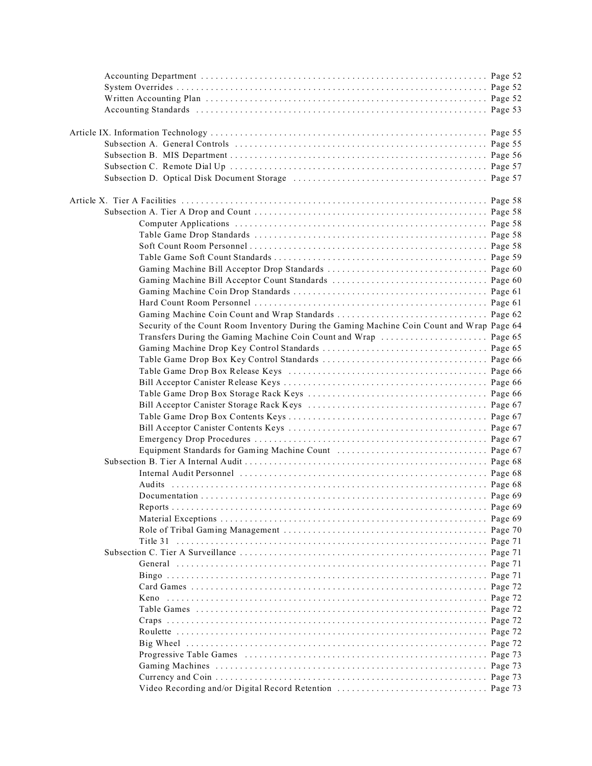- Accounting Department . . . . . . . . . . . . . . . . . . . . . . . . . . . . . . . . . . . . . . . . . . . . . . . . . . . . . . . . . . . Page 52
- System Overrides . . . . . . . . . . . . . . . . . . . . . . . . . . . . . . . . . . . . . . . . . . . . . . . . . . . . . . . . . . . . . . . . Page 52
- Written Accounting Plan . . . . . . . . . . . . . . . . . . . . . . . . . . . . . . . . . . . . . . . . . . . . . . . . . . . . . . . . . Page 52
- Accounting Standards . . . . . . . . . . . . . . . . . . . . . . . . . . . . . . . . . . . . . . . . . . . . . . . . . . . . . . . . . . . Page 53

Article IX. Information Technology . . . . . . . . . . . . . . . . . . . . . . . . . . . . . . . . . . . . . . . . . . . . . . . . . . . . . . . . . Page 55
- Subsection A. General Controls . . . . . . . . . . . . . . . . . . . . . . . . . . . . . . . . . . . . . . . . . . . . . . . . . . . . Page 55
- Subsection B. MIS Department . . . . . . . . . . . . . . . . . . . . . . . . . . . . . . . . . . . . . . . . . . . . . . . . . . . . . . Page 56
- Subsection C. Remote Dial Up . . . . . . . . . . . . . . . . . . . . . . . . . . . . . . . . . . . . . . . . . . . . . . . . . . . . . Page 57
- Subsection D. Optical Disk Document Storage . . . . . . . . . . . . . . . . . . . . . . . . . . . . . . . . . . . . . . . . Page 57

Article X. Tier A Facilities . . . . . . . . . . . . . . . . . . . . . . . . . . . . . . . . . . . . . . . . . . . . . . . . . . . . . . . . . . . . . . . . Page 58
- Subsection A. Tier A Drop and Count . . . . . . . . . . . . . . . . . . . . . . . . . . . . . . . . . . . . . . . . . . . . . . . . Page 58
  - Computer Applications . . . . . . . . . . . . . . . . . . . . . . . . . . . . . . . . . . . . . . . . . . . . . . . . . . . . Page 58
  - Table Game Drop Standards . . . . . . . . . . . . . . . . . . . . . . . . . . . . . . . . . . . . . . . . . . . . . . . . Page 58
  - Soft Count Room Personnel . . . . . . . . . . . . . . . . . . . . . . . . . . . . . . . . . . . . . . . . . . . . . . . . . Page 58
  - Table Game Soft Count Standards . . . . . . . . . . . . . . . . . . . . . . . . . . . . . . . . . . . . . . . . . . . . Page 59
  - Gaming Machine Bill Acceptor Drop Standards . . . . . . . . . . . . . . . . . . . . . . . . . . . . . . . . . Page 60
  - Gaming Machine Bill Acceptor Count Standards . . . . . . . . . . . . . . . . . . . . . . . . . . . . . . . . Page 60
  - Gaming Machine Coin Drop Standards . . . . . . . . . . . . . . . . . . . . . . . . . . . . . . . . . . . . . . . . Page 61
  - Hard Count Room Personnel . . . . . . . . . . . . . . . . . . . . . . . . . . . . . . . . . . . . . . . . . . . . . . . . Page 61
  - Gaming Machine Coin Count and Wrap Standards . . . . . . . . . . . . . . . . . . . . . . . . . . . . . . . Page 62
  - Security of the Count Room Inventory During the Gaming Machine Coin Count and Wrap Page 64
  - Transfers During the Gaming Machine Coin Count and Wrap . . . . . . . . . . . . . . . . . . . . . . Page 65
  - Gaming Machine Drop Key Control Standards . . . . . . . . . . . . . . . . . . . . . . . . . . . . . . . . . . Page 65
  - Table Game Drop Box Key Control Standards . . . . . . . . . . . . . . . . . . . . . . . . . . . . . . . . . . Page 66
  - Table Game Drop Box Release Keys . . . . . . . . . . . . . . . . . . . . . . . . . . . . . . . . . . . . . . . . . Page 66
  - Bill Acceptor Canister Release Keys . . . . . . . . . . . . . . . . . . . . . . . . . . . . . . . . . . . . . . . . . Page 66
  - Table Game Drop Box Storage Rack Keys . . . . . . . . . . . . . . . . . . . . . . . . . . . . . . . . . . . . . Page 66
  - Bill Acceptor Canister Storage Rack Keys . . . . . . . . . . . . . . . . . . . . . . . . . . . . . . . . . . . . . Page 67
  - Table Game Drop Box Contents Keys . . . . . . . . . . . . . . . . . . . . . . . . . . . . . . . . . . . . . . . . . Page 67
  - Bill Acceptor Canister Contents Keys . . . . . . . . . . . . . . . . . . . . . . . . . . . . . . . . . . . . . . . . . Page 67
  - Emergency Drop Procedures . . . . . . . . . . . . . . . . . . . . . . . . . . . . . . . . . . . . . . . . . . . . . . . . Page 67
  - Equipment Standards for Gaming Machine Count . . . . . . . . . . . . . . . . . . . . . . . . . . . . . . . Page 67
- Subsection B. Tier A Internal Audit . . . . . . . . . . . . . . . . . . . . . . . . . . . . . . . . . . . . . . . . . . . . . . . . . . Page 68
  - Internal Audit Personnel . . . . . . . . . . . . . . . . . . . . . . . . . . . . . . . . . . . . . . . . . . . . . . . . . . . Page 68
  - Audits . . . . . . . . . . . . . . . . . . . . . . . . . . . . . . . . . . . . . . . . . . . . . . . . . . . . . . . . . . . . . . . . . . Page 68
  - Documentation . . . . . . . . . . . . . . . . . . . . . . . . . . . . . . . . . . . . . . . . . . . . . . . . . . . . . . . . . . Page 69
  - Reports . . . . . . . . . . . . . . . . . . . . . . . . . . . . . . . . . . . . . . . . . . . . . . . . . . . . . . . . . . . . . . . . Page 69
  - Material Exceptions . . . . . . . . . . . . . . . . . . . . . . . . . . . . . . . . . . . . . . . . . . . . . . . . . . . . . . Page 69
  - Role of Tribal Gaming Management . . . . . . . . . . . . . . . . . . . . . . . . . . . . . . . . . . . . . . . . . . Page 70
  - Title 31 . . . . . . . . . . . . . . . . . . . . . . . . . . . . . . . . . . . . . . . . . . . . . . . . . . . . . . . . . . . . . . . . Page 71
- Subsection C. Tier A Surveillance . . . . . . . . . . . . . . . . . . . . . . . . . . . . . . . . . . . . . . . . . . . . . . . . . . . Page 71
  - General . . . . . . . . . . . . . . . . . . . . . . . . . . . . . . . . . . . . . . . . . . . . . . . . . . . . . . . . . . . . . . . . Page 71
  - Bingo . . . . . . . . . . . . . . . . . . . . . . . . . . . . . . . . . . . . . . . . . . . . . . . . . . . . . . . . . . . . . . . . . . Page 71
  - Card Games . . . . . . . . . . . . . . . . . . . . . . . . . . . . . . . . . . . . . . . . . . . . . . . . . . . . . . . . . . . . Page 72
  - Keno . . . . . . . . . . . . . . . . . . . . . . . . . . . . . . . . . . . . . . . . . . . . . . . . . . . . . . . . . . . . . . . . . . Page 72
  - Table Games . . . . . . . . . . . . . . . . . . . . . . . . . . . . . . . . . . . . . . . . . . . . . . . . . . . . . . . . . . . Page 72
  - Craps . . . . . . . . . . . . . . . . . . . . . . . . . . . . . . . . . . . . . . . . . . . . . . . . . . . . . . . . . . . . . . . . . Page 72
  - Roulette . . . . . . . . . . . . . . . . . . . . . . . . . . . . . . . . . . . . . . . . . . . . . . . . . . . . . . . . . . . . . . . Page 72
  - Big Wheel . . . . . . . . . . . . . . . . . . . . . . . . . . . . . . . . . . . . . . . . . . . . . . . . . . . . . . . . . . . . . . Page 72
  - Progressive Table Games . . . . . . . . . . . . . . . . . . . . . . . . . . . . . . . . . . . . . . . . . . . . . . . . . . Page 73
  - Gaming Machines . . . . . . . . . . . . . . . . . . . . . . . . . . . . . . . . . . . . . . . . . . . . . . . . . . . . . . . . Page 73
  - Currency and Coin . . . . . . . . . . . . . . . . . . . . . . . . . . . . . . . . . . . . . . . . . . . . . . . . . . . . . . . Page 73
  - Video Recording and/or Digital Record Retention . . . . . . . . . . . . . . . . . . . . . . . . . . . . . . Page 73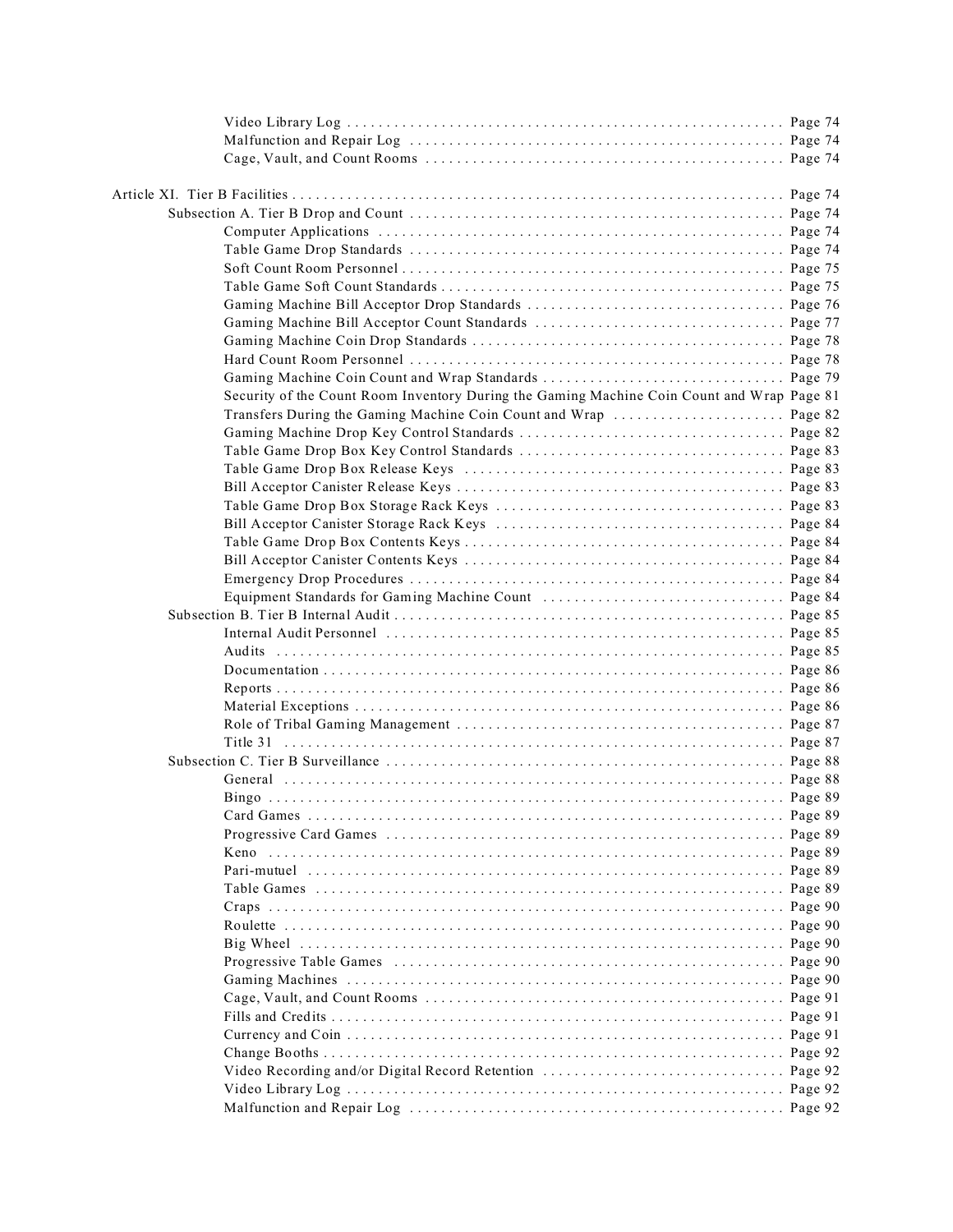Video Library Log . . . . . . . . . . . . . . . . . . . . . . . . . . . . . . . . . . . . . . . . . . . . . . . . . . . . . . . Page 74
Malfunction and Repair Log . . . . . . . . . . . . . . . . . . . . . . . . . . . . . . . . . . . . . . . . . . . . . . . . Page 74
Cage, Vault, and Count Rooms . . . . . . . . . . . . . . . . . . . . . . . . . . . . . . . . . . . . . . . . . . . . . Page 74

Article XI. Tier B Facilities . . . . . . . . . . . . . . . . . . . . . . . . . . . . . . . . . . . . . . . . . . . . . . . . . . . . . . . . . . . . . . . Page 74
Subsection A. Tier B Drop and Count . . . . . . . . . . . . . . . . . . . . . . . . . . . . . . . . . . . . . . . . . . . . . . . . Page 74
Computer Applications . . . . . . . . . . . . . . . . . . . . . . . . . . . . . . . . . . . . . . . . . . . . . . . . . . . Page 74
Table Game Drop Standards . . . . . . . . . . . . . . . . . . . . . . . . . . . . . . . . . . . . . . . . . . . . . . . Page 74
Soft Count Room Personnel . . . . . . . . . . . . . . . . . . . . . . . . . . . . . . . . . . . . . . . . . . . . . . . . Page 75
Table Game Soft Count Standards . . . . . . . . . . . . . . . . . . . . . . . . . . . . . . . . . . . . . . . . . . . Page 75
Gaming Machine Bill Acceptor Drop Standards . . . . . . . . . . . . . . . . . . . . . . . . . . . . . . . . Page 76
Gaming Machine Bill Acceptor Count Standards . . . . . . . . . . . . . . . . . . . . . . . . . . . . . . . Page 77
Gaming Machine Coin Drop Standards . . . . . . . . . . . . . . . . . . . . . . . . . . . . . . . . . . . . . . . Page 78
Hard Count Room Personnel . . . . . . . . . . . . . . . . . . . . . . . . . . . . . . . . . . . . . . . . . . . . . . . Page 78
Gaming Machine Coin Count and Wrap Standards . . . . . . . . . . . . . . . . . . . . . . . . . . . . . . Page 79
Security of the Count Room Inventory During the Gaming Machine Coin Count and Wrap Page 81
Transfers During the Gaming Machine Coin Count and Wrap . . . . . . . . . . . . . . . . . . . . . . Page 82
Gaming Machine Drop Key Control Standards . . . . . . . . . . . . . . . . . . . . . . . . . . . . . . . . . Page 82
Table Game Drop Box Key Control Standards . . . . . . . . . . . . . . . . . . . . . . . . . . . . . . . . . Page 83
Table Game Drop Box Release Keys . . . . . . . . . . . . . . . . . . . . . . . . . . . . . . . . . . . . . . . . Page 83
Bill Acceptor Canister Release Keys . . . . . . . . . . . . . . . . . . . . . . . . . . . . . . . . . . . . . . . . . Page 83
Table Game Drop Box Storage Rack Keys . . . . . . . . . . . . . . . . . . . . . . . . . . . . . . . . . . . . Page 83
Bill Acceptor Canister Storage Rack Keys . . . . . . . . . . . . . . . . . . . . . . . . . . . . . . . . . . . . Page 84
Table Game Drop Box Contents Keys . . . . . . . . . . . . . . . . . . . . . . . . . . . . . . . . . . . . . . . . Page 84
Bill Acceptor Canister Contents Keys . . . . . . . . . . . . . . . . . . . . . . . . . . . . . . . . . . . . . . . . Page 84
Emergency Drop Procedures . . . . . . . . . . . . . . . . . . . . . . . . . . . . . . . . . . . . . . . . . . . . . . . Page 84
Equipment Standards for Gaming Machine Count . . . . . . . . . . . . . . . . . . . . . . . . . . . . . . Page 84
Subsection B. Tier B Internal Audit . . . . . . . . . . . . . . . . . . . . . . . . . . . . . . . . . . . . . . . . . . . . . . . . . Page 85
Internal Audit Personnel . . . . . . . . . . . . . . . . . . . . . . . . . . . . . . . . . . . . . . . . . . . . . . . . . . Page 85
Audits . . . . . . . . . . . . . . . . . . . . . . . . . . . . . . . . . . . . . . . . . . . . . . . . . . . . . . . . . . . . . . . Page 85
Documentation . . . . . . . . . . . . . . . . . . . . . . . . . . . . . . . . . . . . . . . . . . . . . . . . . . . . . . . . . Page 86
Reports . . . . . . . . . . . . . . . . . . . . . . . . . . . . . . . . . . . . . . . . . . . . . . . . . . . . . . . . . . . . . . Page 86
Material Exceptions . . . . . . . . . . . . . . . . . . . . . . . . . . . . . . . . . . . . . . . . . . . . . . . . . . . . . Page 86
Role of Tribal Gaming Management . . . . . . . . . . . . . . . . . . . . . . . . . . . . . . . . . . . . . . . . . Page 87
Title 31 . . . . . . . . . . . . . . . . . . . . . . . . . . . . . . . . . . . . . . . . . . . . . . . . . . . . . . . . . . . . . . Page 87
Subsection C. Tier B Surveillance . . . . . . . . . . . . . . . . . . . . . . . . . . . . . . . . . . . . . . . . . . . . . . . . . . Page 88
General . . . . . . . . . . . . . . . . . . . . . . . . . . . . . . . . . . . . . . . . . . . . . . . . . . . . . . . . . . . . . . Page 88
Bingo . . . . . . . . . . . . . . . . . . . . . . . . . . . . . . . . . . . . . . . . . . . . . . . . . . . . . . . . . . . . . . . Page 89
Card Games . . . . . . . . . . . . . . . . . . . . . . . . . . . . . . . . . . . . . . . . . . . . . . . . . . . . . . . . . . . Page 89
Progressive Card Games . . . . . . . . . . . . . . . . . . . . . . . . . . . . . . . . . . . . . . . . . . . . . . . . . . Page 89
Keno . . . . . . . . . . . . . . . . . . . . . . . . . . . . . . . . . . . . . . . . . . . . . . . . . . . . . . . . . . . . . . . . Page 89
Pari-mutuel . . . . . . . . . . . . . . . . . . . . . . . . . . . . . . . . . . . . . . . . . . . . . . . . . . . . . . . . . . . Page 89
Table Games . . . . . . . . . . . . . . . . . . . . . . . . . . . . . . . . . . . . . . . . . . . . . . . . . . . . . . . . . . Page 89
Craps . . . . . . . . . . . . . . . . . . . . . . . . . . . . . . . . . . . . . . . . . . . . . . . . . . . . . . . . . . . . . . . Page 90
Roulette . . . . . . . . . . . . . . . . . . . . . . . . . . . . . . . . . . . . . . . . . . . . . . . . . . . . . . . . . . . . . . Page 90
Big Wheel . . . . . . . . . . . . . . . . . . . . . . . . . . . . . . . . . . . . . . . . . . . . . . . . . . . . . . . . . . . . Page 90
Progressive Table Games . . . . . . . . . . . . . . . . . . . . . . . . . . . . . . . . . . . . . . . . . . . . . . . . . Page 90
Gaming Machines . . . . . . . . . . . . . . . . . . . . . . . . . . . . . . . . . . . . . . . . . . . . . . . . . . . . . . Page 90
Cage, Vault, and Count Rooms . . . . . . . . . . . . . . . . . . . . . . . . . . . . . . . . . . . . . . . . . . . . . Page 91
Fills and Credits . . . . . . . . . . . . . . . . . . . . . . . . . . . . . . . . . . . . . . . . . . . . . . . . . . . . . . . Page 91
Currency and Coin . . . . . . . . . . . . . . . . . . . . . . . . . . . . . . . . . . . . . . . . . . . . . . . . . . . . . . Page 91
Change Booths . . . . . . . . . . . . . . . . . . . . . . . . . . . . . . . . . . . . . . . . . . . . . . . . . . . . . . . . . Page 92
Video Recording and/or Digital Record Retention . . . . . . . . . . . . . . . . . . . . . . . . . . . . . . . Page 92
Video Library Log . . . . . . . . . . . . . . . . . . . . . . . . . . . . . . . . . . . . . . . . . . . . . . . . . . . . . . Page 92
Malfunction and Repair Log . . . . . . . . . . . . . . . . . . . . . . . . . . . . . . . . . . . . . . . . . . . . . . . Page 92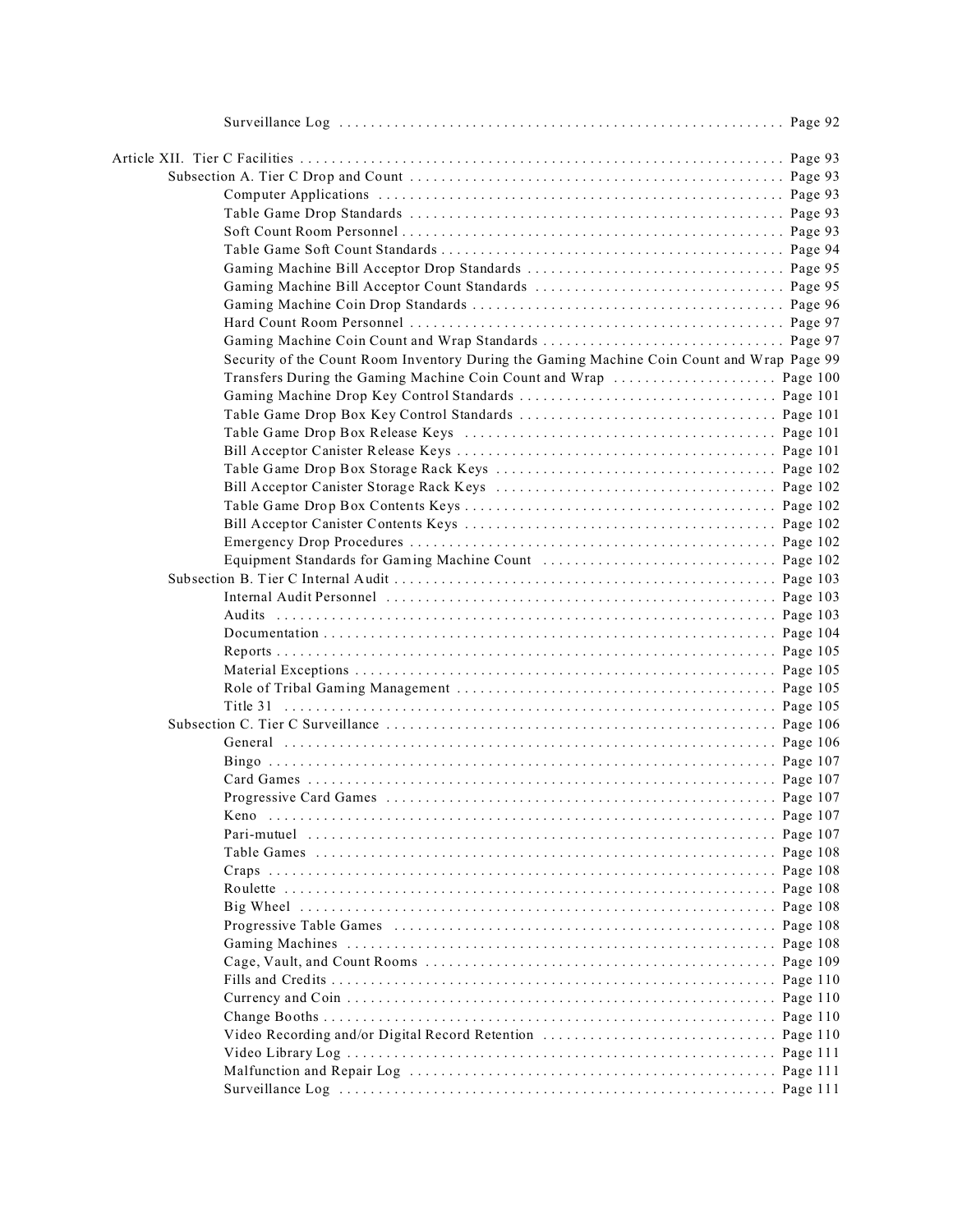- Surveillance Log . . . . . . . . . . . . . . . . . . . . . . . . . . . . . . . . . . . . . . . . . . . . . . . . . . . . . . . Page 92

Article XII. Tier C Facilities . . . . . . . . . . . . . . . . . . . . . . . . . . . . . . . . . . . . . . . . . . . . . . . . . . . . . . . . . . . . . . . Page 93

- Subsection A. Tier C Drop and Count . . . . . . . . . . . . . . . . . . . . . . . . . . . . . . . . . . . . . . . . . . . . . . . . Page 93
  - Computer Applications . . . . . . . . . . . . . . . . . . . . . . . . . . . . . . . . . . . . . . . . . . . . . . . . . . . . Page 93
  - Table Game Drop Standards . . . . . . . . . . . . . . . . . . . . . . . . . . . . . . . . . . . . . . . . . . . . . . . . Page 93
  - Soft Count Room Personnel . . . . . . . . . . . . . . . . . . . . . . . . . . . . . . . . . . . . . . . . . . . . . . . . Page 93
  - Table Game Soft Count Standards . . . . . . . . . . . . . . . . . . . . . . . . . . . . . . . . . . . . . . . . . . . Page 94
  - Gaming Machine Bill Acceptor Drop Standards . . . . . . . . . . . . . . . . . . . . . . . . . . . . . . . . Page 95
  - Gaming Machine Bill Acceptor Count Standards . . . . . . . . . . . . . . . . . . . . . . . . . . . . . . . Page 95
  - Gaming Machine Coin Drop Standards . . . . . . . . . . . . . . . . . . . . . . . . . . . . . . . . . . . . . . . Page 96
  - Hard Count Room Personnel . . . . . . . . . . . . . . . . . . . . . . . . . . . . . . . . . . . . . . . . . . . . . . . Page 97
  - Gaming Machine Coin Count and Wrap Standards . . . . . . . . . . . . . . . . . . . . . . . . . . . . . . Page 97
  - Security of the Count Room Inventory During the Gaming Machine Coin Count and Wrap Page 99
  - Transfers During the Gaming Machine Coin Count and Wrap . . . . . . . . . . . . . . . . . . . . . Page 100
  - Gaming Machine Drop Key Control Standards . . . . . . . . . . . . . . . . . . . . . . . . . . . . . . . . Page 101
  - Table Game Drop Box Key Control Standards . . . . . . . . . . . . . . . . . . . . . . . . . . . . . . . . Page 101
  - Table Game Drop Box Release Keys . . . . . . . . . . . . . . . . . . . . . . . . . . . . . . . . . . . . . . . Page 101
  - Bill Acceptor Canister Release Keys . . . . . . . . . . . . . . . . . . . . . . . . . . . . . . . . . . . . . . . . Page 101
  - Table Game Drop Box Storage Rack Keys . . . . . . . . . . . . . . . . . . . . . . . . . . . . . . . . . . . Page 102
  - Bill Acceptor Canister Storage Rack Keys . . . . . . . . . . . . . . . . . . . . . . . . . . . . . . . . . . . Page 102
  - Table Game Drop Box Contents Keys . . . . . . . . . . . . . . . . . . . . . . . . . . . . . . . . . . . . . . . Page 102
  - Bill Acceptor Canister Contents Keys . . . . . . . . . . . . . . . . . . . . . . . . . . . . . . . . . . . . . . . Page 102
  - Emergency Drop Procedures . . . . . . . . . . . . . . . . . . . . . . . . . . . . . . . . . . . . . . . . . . . . . . Page 102
  - Equipment Standards for Gaming Machine Count . . . . . . . . . . . . . . . . . . . . . . . . . . . . . Page 102
- Subsection B. Tier C Internal Audit . . . . . . . . . . . . . . . . . . . . . . . . . . . . . . . . . . . . . . . . . . . . . . . . . Page 103
  - Internal Audit Personnel . . . . . . . . . . . . . . . . . . . . . . . . . . . . . . . . . . . . . . . . . . . . . . . . . Page 103
  - Audits . . . . . . . . . . . . . . . . . . . . . . . . . . . . . . . . . . . . . . . . . . . . . . . . . . . . . . . . . . . . . . . Page 103
  - Documentation . . . . . . . . . . . . . . . . . . . . . . . . . . . . . . . . . . . . . . . . . . . . . . . . . . . . . . . . . Page 104
  - Reports . . . . . . . . . . . . . . . . . . . . . . . . . . . . . . . . . . . . . . . . . . . . . . . . . . . . . . . . . . . . . . Page 105
  - Material Exceptions . . . . . . . . . . . . . . . . . . . . . . . . . . . . . . . . . . . . . . . . . . . . . . . . . . . . . Page 105
  - Role of Tribal Gaming Management . . . . . . . . . . . . . . . . . . . . . . . . . . . . . . . . . . . . . . . . Page 105
  - Title 31 . . . . . . . . . . . . . . . . . . . . . . . . . . . . . . . . . . . . . . . . . . . . . . . . . . . . . . . . . . . . . . Page 105
- Subsection C. Tier C Surveillance . . . . . . . . . . . . . . . . . . . . . . . . . . . . . . . . . . . . . . . . . . . . . . . . . . Page 106
  - General . . . . . . . . . . . . . . . . . . . . . . . . . . . . . . . . . . . . . . . . . . . . . . . . . . . . . . . . . . . . . . Page 106
  - Bingo . . . . . . . . . . . . . . . . . . . . . . . . . . . . . . . . . . . . . . . . . . . . . . . . . . . . . . . . . . . . . . . Page 107
  - Card Games . . . . . . . . . . . . . . . . . . . . . . . . . . . . . . . . . . . . . . . . . . . . . . . . . . . . . . . . . . . Page 107
  - Progressive Card Games . . . . . . . . . . . . . . . . . . . . . . . . . . . . . . . . . . . . . . . . . . . . . . . . . Page 107
  - Keno . . . . . . . . . . . . . . . . . . . . . . . . . . . . . . . . . . . . . . . . . . . . . . . . . . . . . . . . . . . . . . . Page 107
  - Pari-mutuel . . . . . . . . . . . . . . . . . . . . . . . . . . . . . . . . . . . . . . . . . . . . . . . . . . . . . . . . . . . Page 107
  - Table Games . . . . . . . . . . . . . . . . . . . . . . . . . . . . . . . . . . . . . . . . . . . . . . . . . . . . . . . . . . Page 108
  - Craps . . . . . . . . . . . . . . . . . . . . . . . . . . . . . . . . . . . . . . . . . . . . . . . . . . . . . . . . . . . . . . . Page 108
  - Roulette . . . . . . . . . . . . . . . . . . . . . . . . . . . . . . . . . . . . . . . . . . . . . . . . . . . . . . . . . . . . . Page 108
  - Big Wheel . . . . . . . . . . . . . . . . . . . . . . . . . . . . . . . . . . . . . . . . . . . . . . . . . . . . . . . . . . . Page 108
  - Progressive Table Games . . . . . . . . . . . . . . . . . . . . . . . . . . . . . . . . . . . . . . . . . . . . . . . . Page 108
  - Gaming Machines . . . . . . . . . . . . . . . . . . . . . . . . . . . . . . . . . . . . . . . . . . . . . . . . . . . . . . Page 108
  - Cage, Vault, and Count Rooms . . . . . . . . . . . . . . . . . . . . . . . . . . . . . . . . . . . . . . . . . . . . Page 109
  - Fills and Credits . . . . . . . . . . . . . . . . . . . . . . . . . . . . . . . . . . . . . . . . . . . . . . . . . . . . . . . Page 110
  - Currency and Coin . . . . . . . . . . . . . . . . . . . . . . . . . . . . . . . . . . . . . . . . . . . . . . . . . . . . . . Page 110
  - Change Booths . . . . . . . . . . . . . . . . . . . . . . . . . . . . . . . . . . . . . . . . . . . . . . . . . . . . . . . . Page 110
  - Video Recording and/or Digital Record Retention . . . . . . . . . . . . . . . . . . . . . . . . . . . . . Page 110
  - Video Library Log . . . . . . . . . . . . . . . . . . . . . . . . . . . . . . . . . . . . . . . . . . . . . . . . . . . . . . Page 111
  - Malfunction and Repair Log . . . . . . . . . . . . . . . . . . . . . . . . . . . . . . . . . . . . . . . . . . . . . . Page 111
  - Surveillance Log . . . . . . . . . . . . . . . . . . . . . . . . . . . . . . . . . . . . . . . . . . . . . . . . . . . . . . . Page 111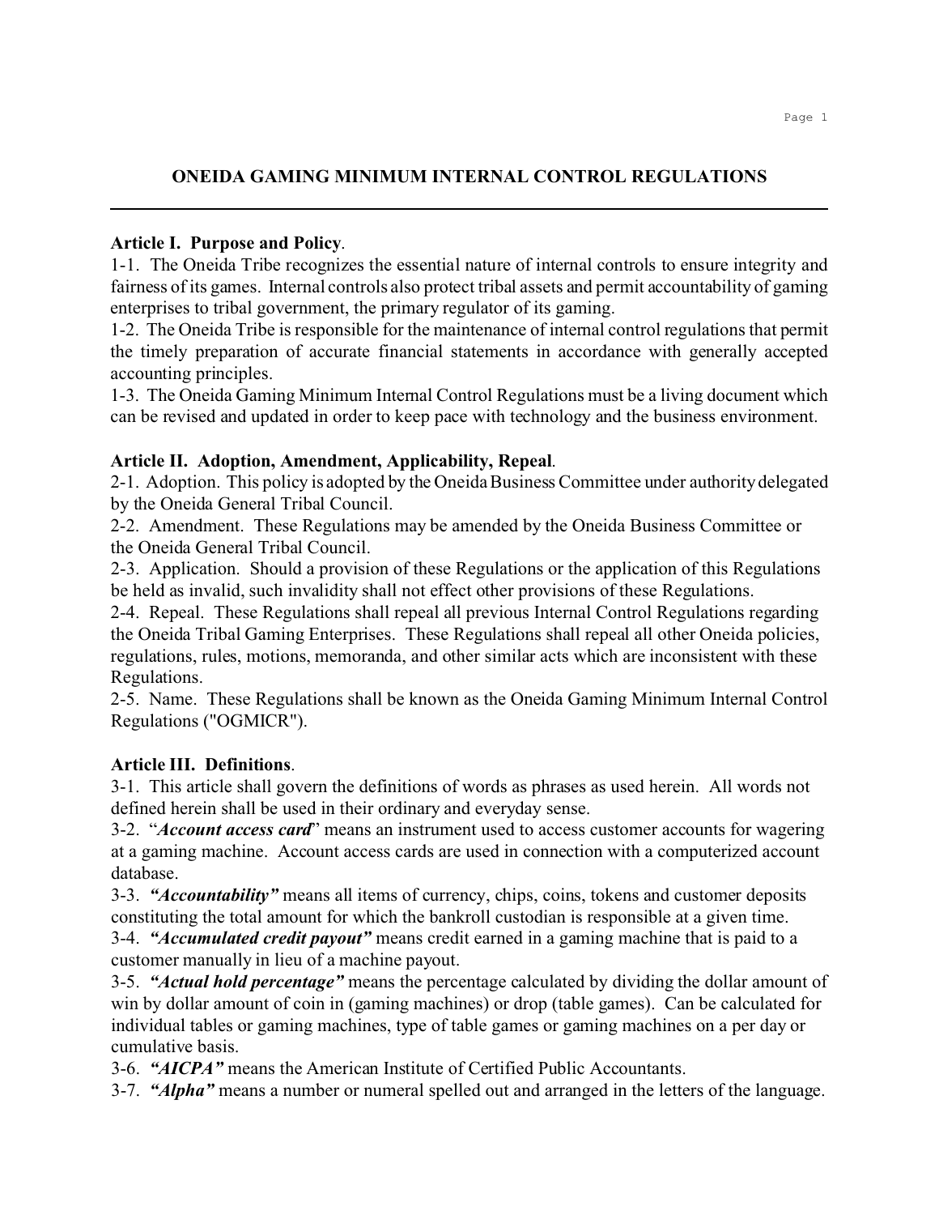# ONEIDA GAMING MINIMUM INTERNAL CONTROL REGULATIONS

**Article I. Purpose and Policy**.

1-1. The Oneida Tribe recognizes the essential nature of internal controls to ensure integrity and fairness of its games. Internal controls also protect tribal assets and permit accountability of gaming enterprises to tribal government, the primary regulator of its gaming.

1-2. The Oneida Tribe is responsible for the maintenance of internal control regulations that permit the timely preparation of accurate financial statements in accordance with generally accepted accounting principles.

1-3. The Oneida Gaming Minimum Internal Control Regulations must be a living document which can be revised and updated in order to keep pace with technology and the business environment.

**Article II. Adoption, Amendment, Applicability, Repeal**.

2-1. Adoption. This policy is adopted by the Oneida Business Committee under authority delegated by the Oneida General Tribal Council.

2-2. Amendment. These Regulations may be amended by the Oneida Business Committee or the Oneida General Tribal Council.

2-3. Application. Should a provision of these Regulations or the application of this Regulations be held as invalid, such invalidity shall not effect other provisions of these Regulations.

2-4. Repeal. These Regulations shall repeal all previous Internal Control Regulations regarding the Oneida Tribal Gaming Enterprises. These Regulations shall repeal all other Oneida policies, regulations, rules, motions, memoranda, and other similar acts which are inconsistent with these Regulations.

2-5. Name. These Regulations shall be known as the Oneida Gaming Minimum Internal Control Regulations ("OGMICR").

**Article III. Definitions**.

3-1. This article shall govern the definitions of words as phrases as used herein. All words not defined herein shall be used in their ordinary and everyday sense.

3-2. "***Account access card***" means an instrument used to access customer accounts for wagering at a gaming machine. Account access cards are used in connection with a computerized account database.

3-3. ***"Accountability"*** means all items of currency, chips, coins, tokens and customer deposits constituting the total amount for which the bankroll custodian is responsible at a given time.

3-4. ***"Accumulated credit payout"*** means credit earned in a gaming machine that is paid to a customer manually in lieu of a machine payout.

3-5. ***"Actual hold percentage"*** means the percentage calculated by dividing the dollar amount of win by dollar amount of coin in (gaming machines) or drop (table games). Can be calculated for individual tables or gaming machines, type of table games or gaming machines on a per day or cumulative basis.

3-6. ***"AICPA"*** means the American Institute of Certified Public Accountants.

3-7. ***"Alpha"*** means a number or numeral spelled out and arranged in the letters of the language.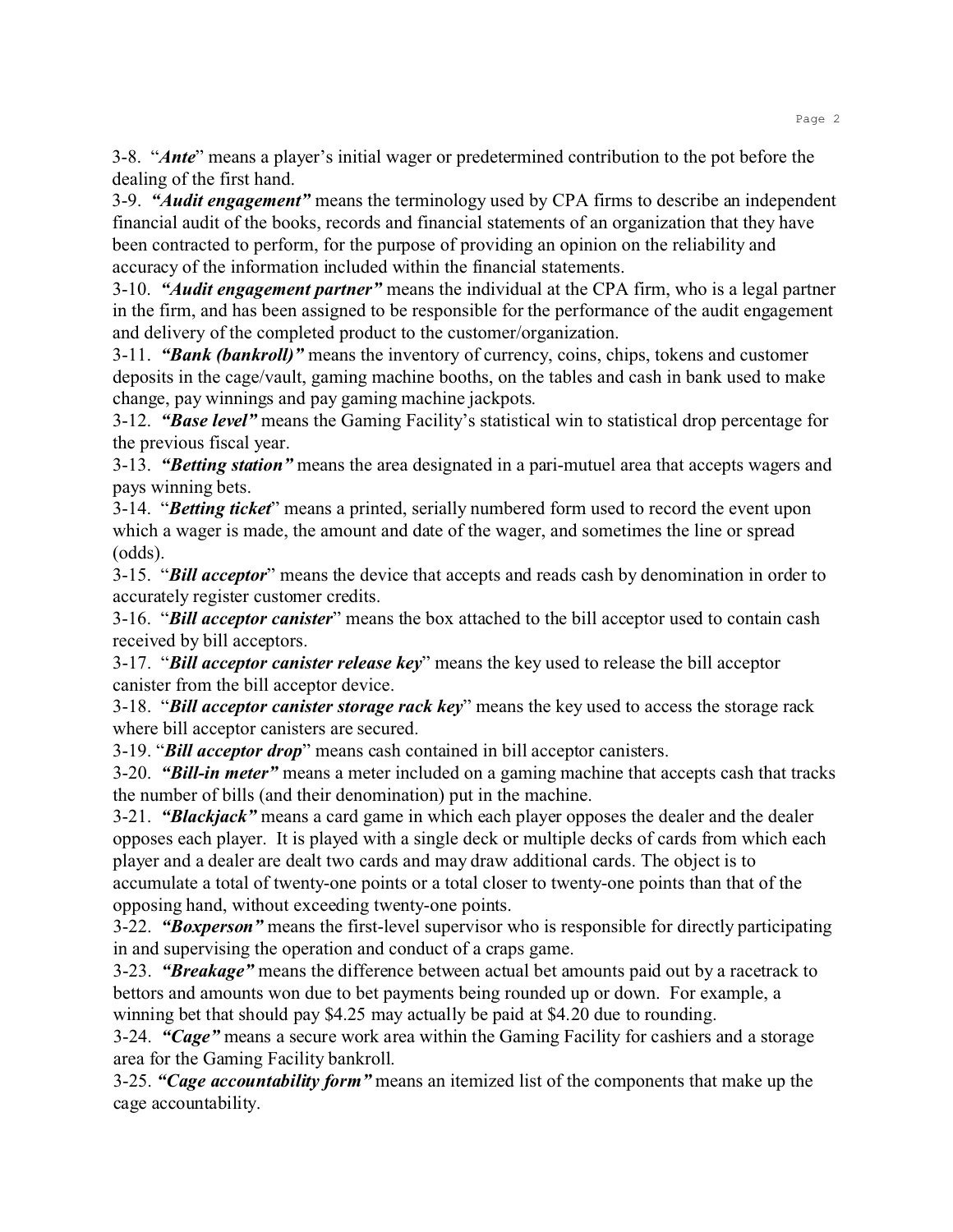3-8. "***Ante***" means a player's initial wager or predetermined contribution to the pot before the dealing of the first hand.

3-9. ***"Audit engagement"*** means the terminology used by CPA firms to describe an independent financial audit of the books, records and financial statements of an organization that they have been contracted to perform, for the purpose of providing an opinion on the reliability and accuracy of the information included within the financial statements.

3-10. ***"Audit engagement partner"*** means the individual at the CPA firm, who is a legal partner in the firm, and has been assigned to be responsible for the performance of the audit engagement and delivery of the completed product to the customer/organization.

3-11. ***"Bank (bankroll)"*** means the inventory of currency, coins, chips, tokens and customer deposits in the cage/vault, gaming machine booths, on the tables and cash in bank used to make change, pay winnings and pay gaming machine jackpots.

3-12. ***"Base level"*** means the Gaming Facility's statistical win to statistical drop percentage for the previous fiscal year.

3-13. ***"Betting station"*** means the area designated in a pari-mutuel area that accepts wagers and pays winning bets.

3-14. "***Betting ticket***" means a printed, serially numbered form used to record the event upon which a wager is made, the amount and date of the wager, and sometimes the line or spread (odds).

3-15. "***Bill acceptor***" means the device that accepts and reads cash by denomination in order to accurately register customer credits.

3-16. "***Bill acceptor canister***" means the box attached to the bill acceptor used to contain cash received by bill acceptors.

3-17. "***Bill acceptor canister release key***" means the key used to release the bill acceptor canister from the bill acceptor device.

3-18. "***Bill acceptor canister storage rack key***" means the key used to access the storage rack where bill acceptor canisters are secured.

3-19. "***Bill acceptor drop***" means cash contained in bill acceptor canisters.

3-20. ***"Bill-in meter"*** means a meter included on a gaming machine that accepts cash that tracks the number of bills (and their denomination) put in the machine.

3-21. ***"Blackjack"*** means a card game in which each player opposes the dealer and the dealer opposes each player. It is played with a single deck or multiple decks of cards from which each player and a dealer are dealt two cards and may draw additional cards. The object is to accumulate a total of twenty-one points or a total closer to twenty-one points than that of the opposing hand, without exceeding twenty-one points.

3-22. ***"Boxperson"*** means the first-level supervisor who is responsible for directly participating in and supervising the operation and conduct of a craps game.

3-23. ***"Breakage"*** means the difference between actual bet amounts paid out by a racetrack to bettors and amounts won due to bet payments being rounded up or down. For example, a winning bet that should pay $4.25 may actually be paid at $4.20 due to rounding.

3-24. ***"Cage"*** means a secure work area within the Gaming Facility for cashiers and a storage area for the Gaming Facility bankroll.

3-25. ***"Cage accountability form"*** means an itemized list of the components that make up the cage accountability.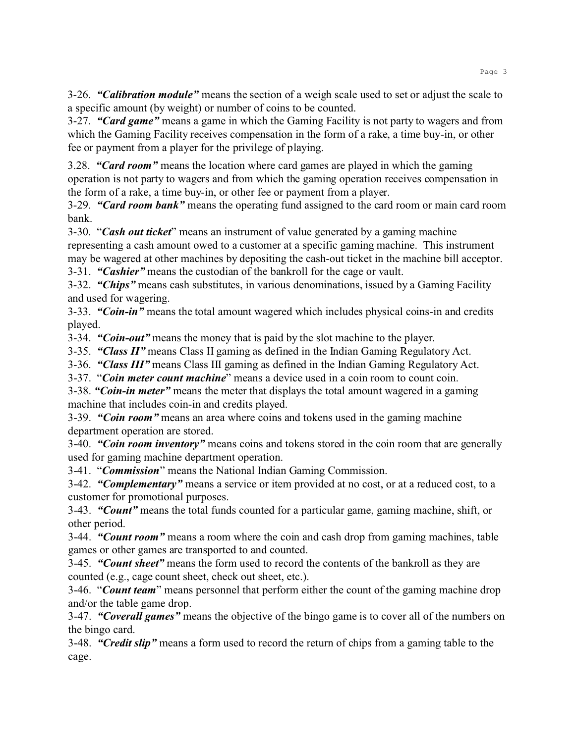3-26. ***"Calibration module"*** means the section of a weigh scale used to set or adjust the scale to a specific amount (by weight) or number of coins to be counted.

3-27. ***"Card game"*** means a game in which the Gaming Facility is not party to wagers and from which the Gaming Facility receives compensation in the form of a rake, a time buy-in, or other fee or payment from a player for the privilege of playing.

3.28. ***"Card room"*** means the location where card games are played in which the gaming operation is not party to wagers and from which the gaming operation receives compensation in the form of a rake, a time buy-in, or other fee or payment from a player.

3-29. ***"Card room bank"*** means the operating fund assigned to the card room or main card room bank.

3-30. "***Cash out ticket***" means an instrument of value generated by a gaming machine representing a cash amount owed to a customer at a specific gaming machine. This instrument may be wagered at other machines by depositing the cash-out ticket in the machine bill acceptor.

3-31. ***"Cashier"*** means the custodian of the bankroll for the cage or vault.

3-32. ***"Chips"*** means cash substitutes, in various denominations, issued by a Gaming Facility and used for wagering.

3-33. ***"Coin-in"*** means the total amount wagered which includes physical coins-in and credits played.

3-34. ***"Coin-out"*** means the money that is paid by the slot machine to the player.

3-35. ***"Class II"*** means Class II gaming as defined in the Indian Gaming Regulatory Act.

3-36. ***"Class III"*** means Class III gaming as defined in the Indian Gaming Regulatory Act.

3-37. "***Coin meter count machine***" means a device used in a coin room to count coin.

3-38. ***"Coin-in meter"*** means the meter that displays the total amount wagered in a gaming machine that includes coin-in and credits played.

3-39. ***"Coin room"*** means an area where coins and tokens used in the gaming machine department operation are stored.

3-40. ***"Coin room inventory"*** means coins and tokens stored in the coin room that are generally used for gaming machine department operation.

3-41. "***Commission***" means the National Indian Gaming Commission.

3-42. ***"Complementary"*** means a service or item provided at no cost, or at a reduced cost, to a customer for promotional purposes.

3-43. ***"Count"*** means the total funds counted for a particular game, gaming machine, shift, or other period.

3-44. ***"Count room"*** means a room where the coin and cash drop from gaming machines, table games or other games are transported to and counted.

3-45. ***"Count sheet"*** means the form used to record the contents of the bankroll as they are counted (e.g., cage count sheet, check out sheet, etc.).

3-46. "***Count team***" means personnel that perform either the count of the gaming machine drop and/or the table game drop.

3-47. ***"Coverall games"*** means the objective of the bingo game is to cover all of the numbers on the bingo card.

3-48. ***"Credit slip"*** means a form used to record the return of chips from a gaming table to the cage.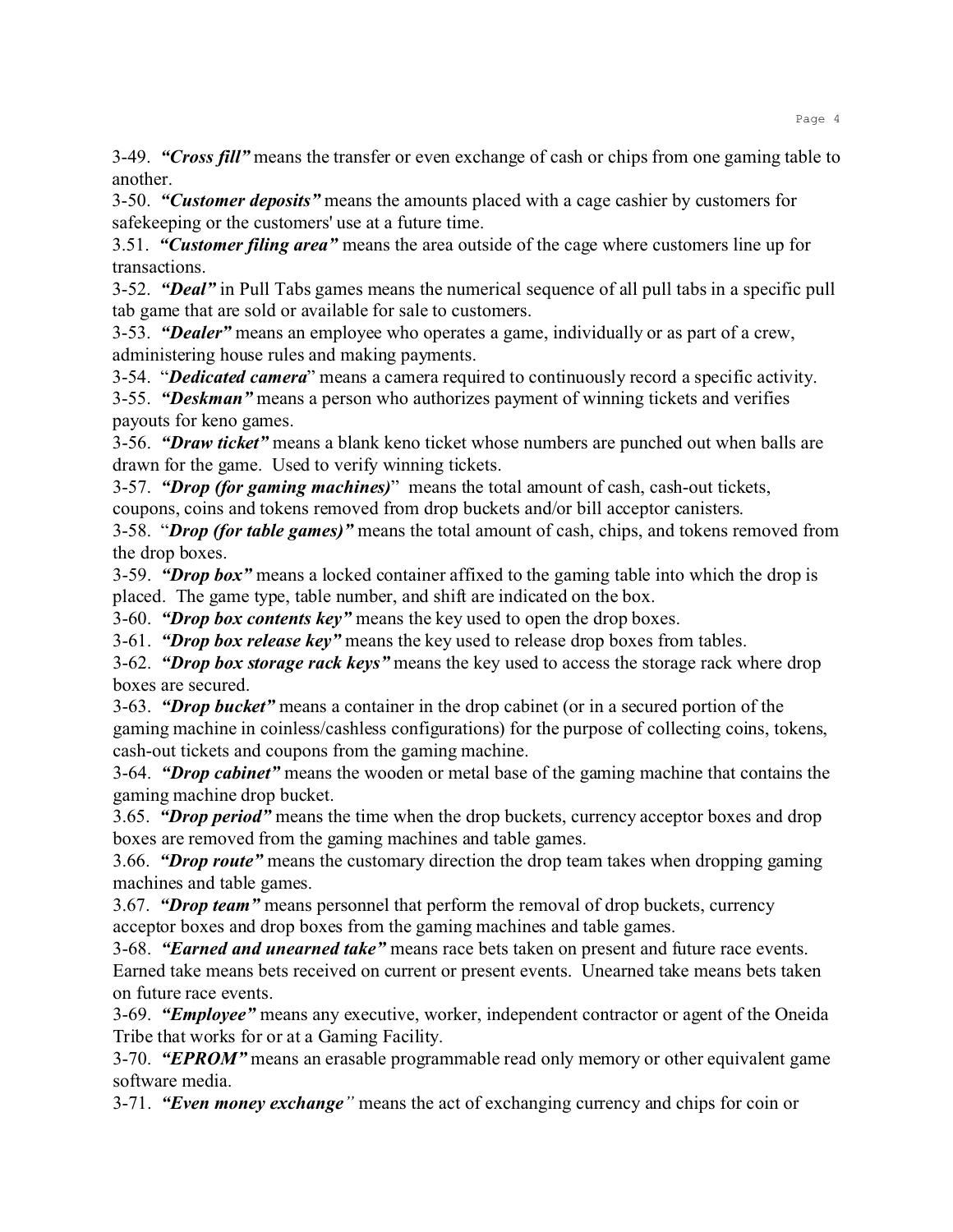3-49. ***"Cross fill"*** means the transfer or even exchange of cash or chips from one gaming table to another.

3-50. ***"Customer deposits"*** means the amounts placed with a cage cashier by customers for safekeeping or the customers' use at a future time.

3.51. ***"Customer filing area"*** means the area outside of the cage where customers line up for transactions.

3-52. ***"Deal"*** in Pull Tabs games means the numerical sequence of all pull tabs in a specific pull tab game that are sold or available for sale to customers.

3-53. ***"Dealer"*** means an employee who operates a game, individually or as part of a crew, administering house rules and making payments.

3-54. "***Dedicated camera***" means a camera required to continuously record a specific activity.

3-55. ***"Deskman"*** means a person who authorizes payment of winning tickets and verifies payouts for keno games.

3-56. ***"Draw ticket"*** means a blank keno ticket whose numbers are punched out when balls are drawn for the game. Used to verify winning tickets.

3-57. ***"Drop (for gaming machines)***" means the total amount of cash, cash-out tickets, coupons, coins and tokens removed from drop buckets and/or bill acceptor canisters.

3-58. "***Drop (for table games)"*** means the total amount of cash, chips, and tokens removed from the drop boxes.

3-59. ***"Drop box"*** means a locked container affixed to the gaming table into which the drop is placed. The game type, table number, and shift are indicated on the box.

3-60. ***"Drop box contents key"*** means the key used to open the drop boxes.

3-61. ***"Drop box release key"*** means the key used to release drop boxes from tables.

3-62. ***"Drop box storage rack keys"*** means the key used to access the storage rack where drop boxes are secured.

3-63. ***"Drop bucket"*** means a container in the drop cabinet (or in a secured portion of the gaming machine in coinless/cashless configurations) for the purpose of collecting coins, tokens, cash-out tickets and coupons from the gaming machine.

3-64. ***"Drop cabinet"*** means the wooden or metal base of the gaming machine that contains the gaming machine drop bucket.

3.65. ***"Drop period"*** means the time when the drop buckets, currency acceptor boxes and drop boxes are removed from the gaming machines and table games.

3.66. ***"Drop route"*** means the customary direction the drop team takes when dropping gaming machines and table games.

3-67. ***"Drop team"*** means personnel that perform the removal of drop buckets, currency acceptor boxes and drop boxes from the gaming machines and table games.

3-68. ***"Earned and unearned take"*** means race bets taken on present and future race events. Earned take means bets received on current or present events. Unearned take means bets taken on future race events.

3-69. ***"Employee"*** means any executive, worker, independent contractor or agent of the Oneida Tribe that works for or at a Gaming Facility.

3-70. ***"EPROM"*** means an erasable programmable read only memory or other equivalent game software media.

3-71. ***"Even money exchange"*** means the act of exchanging currency and chips for coin or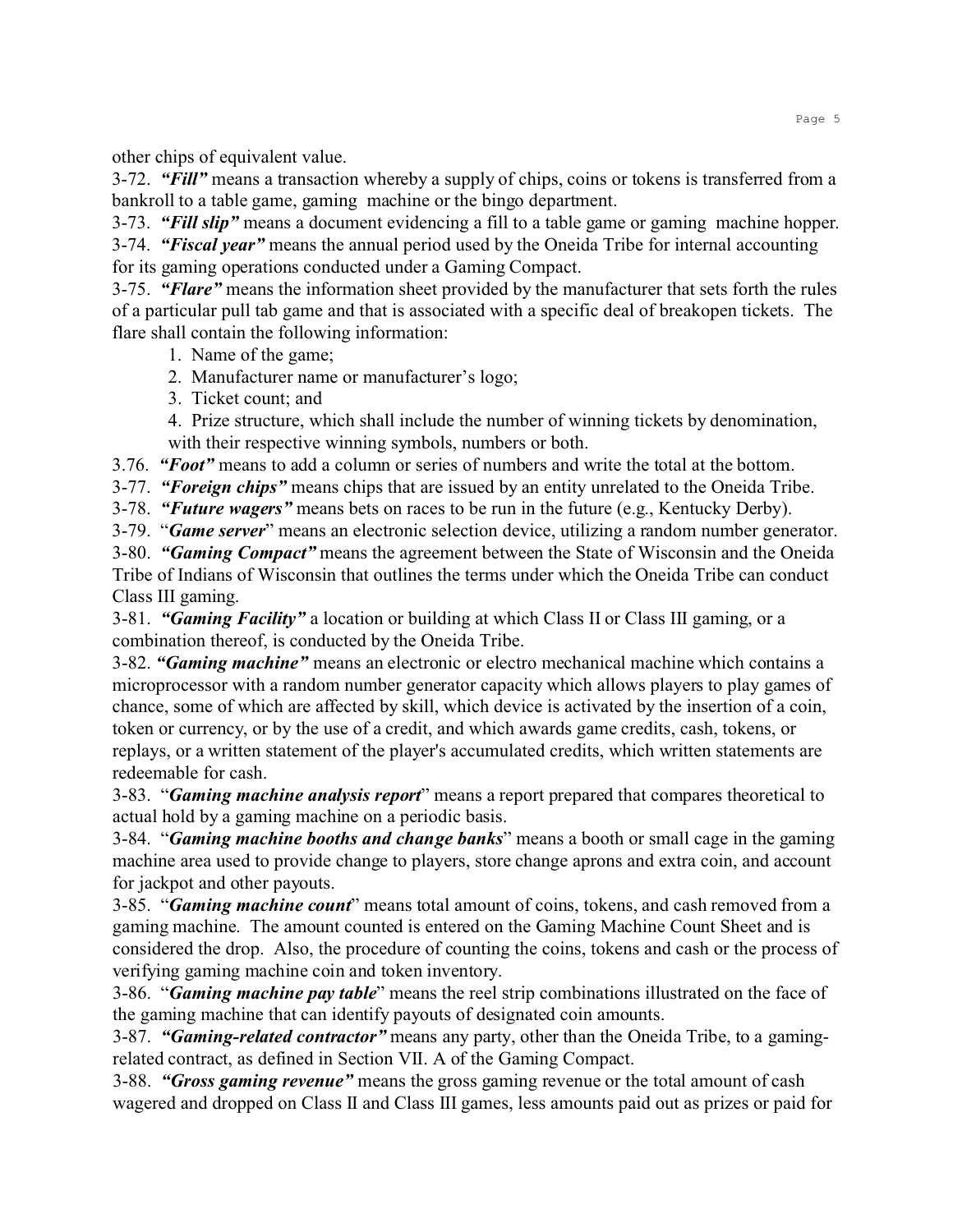other chips of equivalent value.

3-72. ***"Fill"*** means a transaction whereby a supply of chips, coins or tokens is transferred from a bankroll to a table game, gaming machine or the bingo department.

3-73. ***"Fill slip"*** means a document evidencing a fill to a table game or gaming machine hopper.

3-74. ***"Fiscal year"*** means the annual period used by the Oneida Tribe for internal accounting for its gaming operations conducted under a Gaming Compact.

3-75. ***"Flare"*** means the information sheet provided by the manufacturer that sets forth the rules of a particular pull tab game and that is associated with a specific deal of breakopen tickets. The flare shall contain the following information:

1. Name of the game;
2. Manufacturer name or manufacturer's logo;
3. Ticket count; and
4. Prize structure, which shall include the number of winning tickets by denomination, with their respective winning symbols, numbers or both.

3.76. ***"Foot"*** means to add a column or series of numbers and write the total at the bottom.

3-77. ***"Foreign chips"*** means chips that are issued by an entity unrelated to the Oneida Tribe.

3-78. ***"Future wagers"*** means bets on races to be run in the future (e.g., Kentucky Derby).

3-79. "***Game server***" means an electronic selection device, utilizing a random number generator.

3-80. ***"Gaming Compact"*** means the agreement between the State of Wisconsin and the Oneida Tribe of Indians of Wisconsin that outlines the terms under which the Oneida Tribe can conduct Class III gaming.

3-81. ***"Gaming Facility"*** a location or building at which Class II or Class III gaming, or a combination thereof, is conducted by the Oneida Tribe.

3-82. ***"Gaming machine"*** means an electronic or electro mechanical machine which contains a microprocessor with a random number generator capacity which allows players to play games of chance, some of which are affected by skill, which device is activated by the insertion of a coin, token or currency, or by the use of a credit, and which awards game credits, cash, tokens, or replays, or a written statement of the player's accumulated credits, which written statements are redeemable for cash.

3-83. "***Gaming machine analysis report***" means a report prepared that compares theoretical to actual hold by a gaming machine on a periodic basis.

3-84. "***Gaming machine booths and change banks***" means a booth or small cage in the gaming machine area used to provide change to players, store change aprons and extra coin, and account for jackpot and other payouts.

3-85. "***Gaming machine count***" means total amount of coins, tokens, and cash removed from a gaming machine. The amount counted is entered on the Gaming Machine Count Sheet and is considered the drop. Also, the procedure of counting the coins, tokens and cash or the process of verifying gaming machine coin and token inventory.

3-86. "***Gaming machine pay table***" means the reel strip combinations illustrated on the face of the gaming machine that can identify payouts of designated coin amounts.

3-87. ***"Gaming-related contractor"*** means any party, other than the Oneida Tribe, to a gaming-related contract, as defined in Section VII. A of the Gaming Compact.

3-88. ***"Gross gaming revenue"*** means the gross gaming revenue or the total amount of cash wagered and dropped on Class II and Class III games, less amounts paid out as prizes or paid for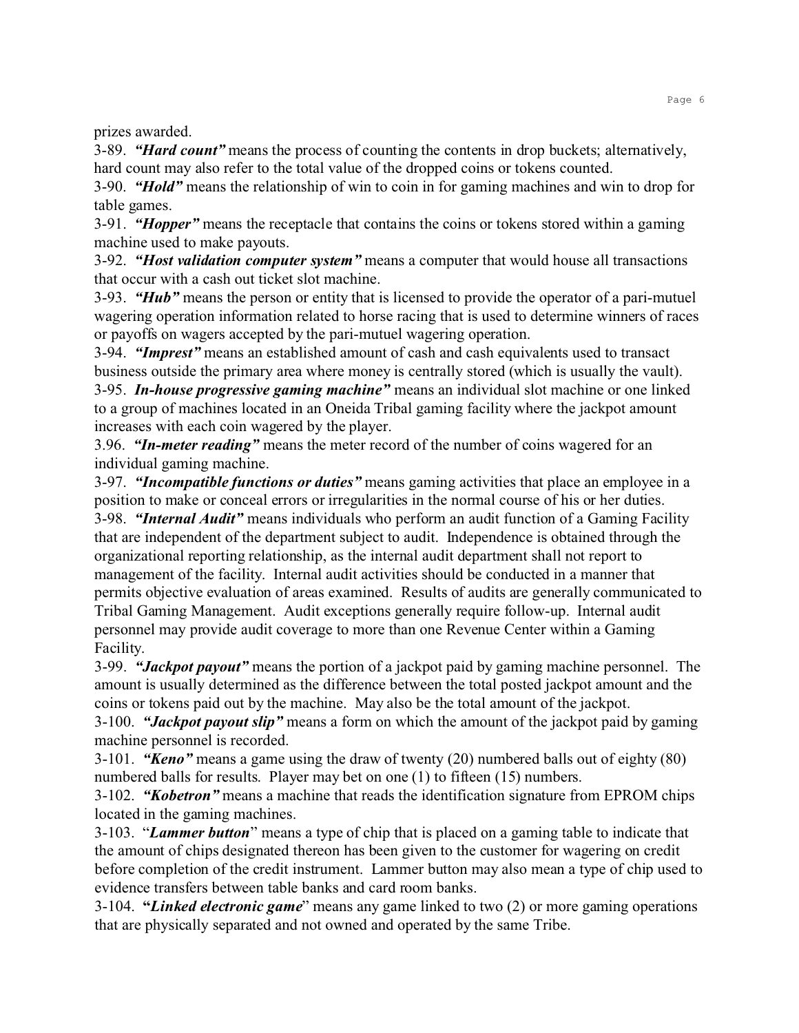prizes awarded.

3-89. ***"Hard count"*** means the process of counting the contents in drop buckets; alternatively, hard count may also refer to the total value of the dropped coins or tokens counted.

3-90. ***"Hold"*** means the relationship of win to coin in for gaming machines and win to drop for table games.

3-91. ***"Hopper"*** means the receptacle that contains the coins or tokens stored within a gaming machine used to make payouts.

3-92. ***"Host validation computer system"*** means a computer that would house all transactions that occur with a cash out ticket slot machine.

3-93. ***"Hub"*** means the person or entity that is licensed to provide the operator of a pari-mutuel wagering operation information related to horse racing that is used to determine winners of races or payoffs on wagers accepted by the pari-mutuel wagering operation.

3-94. ***"Imprest"*** means an established amount of cash and cash equivalents used to transact business outside the primary area where money is centrally stored (which is usually the vault).

3-95. ***In-house progressive gaming machine"*** means an individual slot machine or one linked to a group of machines located in an Oneida Tribal gaming facility where the jackpot amount increases with each coin wagered by the player.

3.96. ***"In-meter reading"*** means the meter record of the number of coins wagered for an individual gaming machine.

3-97. ***"Incompatible functions or duties"*** means gaming activities that place an employee in a position to make or conceal errors or irregularities in the normal course of his or her duties.

3-98. ***"Internal Audit"*** means individuals who perform an audit function of a Gaming Facility that are independent of the department subject to audit. Independence is obtained through the organizational reporting relationship, as the internal audit department shall not report to management of the facility. Internal audit activities should be conducted in a manner that permits objective evaluation of areas examined. Results of audits are generally communicated to Tribal Gaming Management. Audit exceptions generally require follow-up. Internal audit personnel may provide audit coverage to more than one Revenue Center within a Gaming Facility.

3-99. ***"Jackpot payout"*** means the portion of a jackpot paid by gaming machine personnel. The amount is usually determined as the difference between the total posted jackpot amount and the coins or tokens paid out by the machine. May also be the total amount of the jackpot.

3-100. ***"Jackpot payout slip"*** means a form on which the amount of the jackpot paid by gaming machine personnel is recorded.

3-101. ***"Keno"*** means a game using the draw of twenty (20) numbered balls out of eighty (80) numbered balls for results. Player may bet on one (1) to fifteen (15) numbers.

3-102. ***"Kobetron"*** means a machine that reads the identification signature from EPROM chips located in the gaming machines.

3-103. "***Lammer button***" means a type of chip that is placed on a gaming table to indicate that the amount of chips designated thereon has been given to the customer for wagering on credit before completion of the credit instrument. Lammer button may also mean a type of chip used to evidence transfers between table banks and card room banks.

3-104. **"*Linked electronic game*"** means any game linked to two (2) or more gaming operations that are physically separated and not owned and operated by the same Tribe.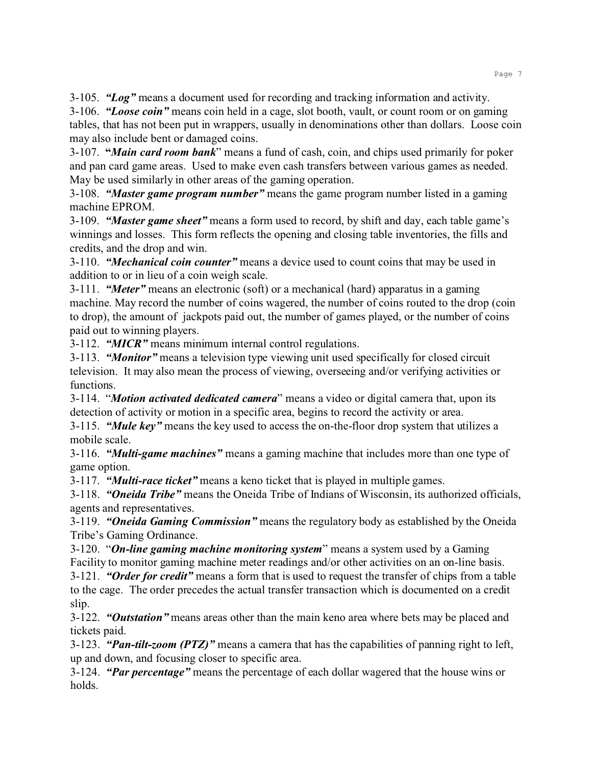3-105. ***"Log"*** means a document used for recording and tracking information and activity.
3-106. ***"Loose coin"*** means coin held in a cage, slot booth, vault, or count room or on gaming tables, that has not been put in wrappers, usually in denominations other than dollars. Loose coin may also include bent or damaged coins.
3-107. **"*Main card room bank*"** means a fund of cash, coin, and chips used primarily for poker and pan card game areas. Used to make even cash transfers between various games as needed. May be used similarly in other areas of the gaming operation.
3-108. ***"Master game program number"*** means the game program number listed in a gaming machine EPROM.
3-109. ***"Master game sheet"*** means a form used to record, by shift and day, each table game's winnings and losses. This form reflects the opening and closing table inventories, the fills and credits, and the drop and win.
3-110. ***"Mechanical coin counter"*** means a device used to count coins that may be used in addition to or in lieu of a coin weigh scale.
3-111. ***"Meter"*** means an electronic (soft) or a mechanical (hard) apparatus in a gaming machine. May record the number of coins wagered, the number of coins routed to the drop (coin to drop), the amount of jackpots paid out, the number of games played, or the number of coins paid out to winning players.
3-112. ***"MICR"*** means minimum internal control regulations.
3-113. ***"Monitor"*** means a television type viewing unit used specifically for closed circuit television. It may also mean the process of viewing, overseeing and/or verifying activities or functions.
3-114. "***Motion activated dedicated camera***" means a video or digital camera that, upon its detection of activity or motion in a specific area, begins to record the activity or area.
3-115. ***"Mule key"*** means the key used to access the on-the-floor drop system that utilizes a mobile scale.
3-116. ***"Multi-game machines"*** means a gaming machine that includes more than one type of game option.
3-117. ***"Multi-race ticket"*** means a keno ticket that is played in multiple games.
3-118. ***"Oneida Tribe"*** means the Oneida Tribe of Indians of Wisconsin, its authorized officials, agents and representatives.
3-119. ***"Oneida Gaming Commission"*** means the regulatory body as established by the Oneida Tribe's Gaming Ordinance.
3-120. "***On-line gaming machine monitoring system***" means a system used by a Gaming Facility to monitor gaming machine meter readings and/or other activities on an on-line basis.
3-121. ***"Order for credit"*** means a form that is used to request the transfer of chips from a table to the cage. The order precedes the actual transfer transaction which is documented on a credit slip.
3-122. ***"Outstation"*** means areas other than the main keno area where bets may be placed and tickets paid.
3-123. ***"Pan-tilt-zoom (PTZ)"*** means a camera that has the capabilities of panning right to left, up and down, and focusing closer to specific area.
3-124. ***"Par percentage"*** means the percentage of each dollar wagered that the house wins or holds.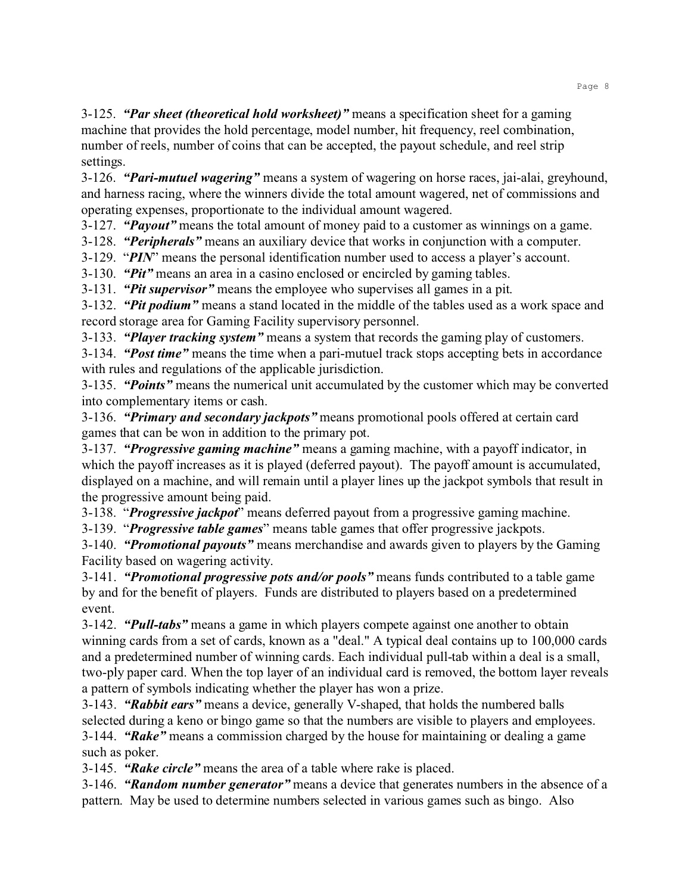3-125. ***"Par sheet (theoretical hold worksheet)"*** means a specification sheet for a gaming machine that provides the hold percentage, model number, hit frequency, reel combination, number of reels, number of coins that can be accepted, the payout schedule, and reel strip settings.

3-126. ***"Pari-mutuel wagering"*** means a system of wagering on horse races, jai-alai, greyhound, and harness racing, where the winners divide the total amount wagered, net of commissions and operating expenses, proportionate to the individual amount wagered.

3-127. ***"Payout"*** means the total amount of money paid to a customer as winnings on a game.

3-128. ***"Peripherals"*** means an auxiliary device that works in conjunction with a computer.

3-129. "***PIN***" means the personal identification number used to access a player's account.

3-130. ***"Pit"*** means an area in a casino enclosed or encircled by gaming tables.

3-131. ***"Pit supervisor"*** means the employee who supervises all games in a pit.

3-132. ***"Pit podium"*** means a stand located in the middle of the tables used as a work space and record storage area for Gaming Facility supervisory personnel.

3-133. ***"Player tracking system"*** means a system that records the gaming play of customers.

3-134. ***"Post time"*** means the time when a pari-mutuel track stops accepting bets in accordance with rules and regulations of the applicable jurisdiction.

3-135. ***"Points"*** means the numerical unit accumulated by the customer which may be converted into complementary items or cash.

3-136. ***"Primary and secondary jackpots"*** means promotional pools offered at certain card games that can be won in addition to the primary pot.

3-137. ***"Progressive gaming machine"*** means a gaming machine, with a payoff indicator, in which the payoff increases as it is played (deferred payout). The payoff amount is accumulated, displayed on a machine, and will remain until a player lines up the jackpot symbols that result in the progressive amount being paid.

3-138. "***Progressive jackpot***" means deferred payout from a progressive gaming machine.

3-139. "***Progressive table games***" means table games that offer progressive jackpots.

3-140. ***"Promotional payouts"*** means merchandise and awards given to players by the Gaming Facility based on wagering activity.

3-141. ***"Promotional progressive pots and/or pools"*** means funds contributed to a table game by and for the benefit of players. Funds are distributed to players based on a predetermined event.

3-142. ***"Pull-tabs"*** means a game in which players compete against one another to obtain winning cards from a set of cards, known as a "deal." A typical deal contains up to 100,000 cards and a predetermined number of winning cards. Each individual pull-tab within a deal is a small, two-ply paper card. When the top layer of an individual card is removed, the bottom layer reveals a pattern of symbols indicating whether the player has won a prize.

3-143. ***"Rabbit ears"*** means a device, generally V-shaped, that holds the numbered balls selected during a keno or bingo game so that the numbers are visible to players and employees.

3-144. ***"Rake"*** means a commission charged by the house for maintaining or dealing a game such as poker.

3-145. ***"Rake circle"*** means the area of a table where rake is placed.

3-146. ***"Random number generator"*** means a device that generates numbers in the absence of a pattern. May be used to determine numbers selected in various games such as bingo. Also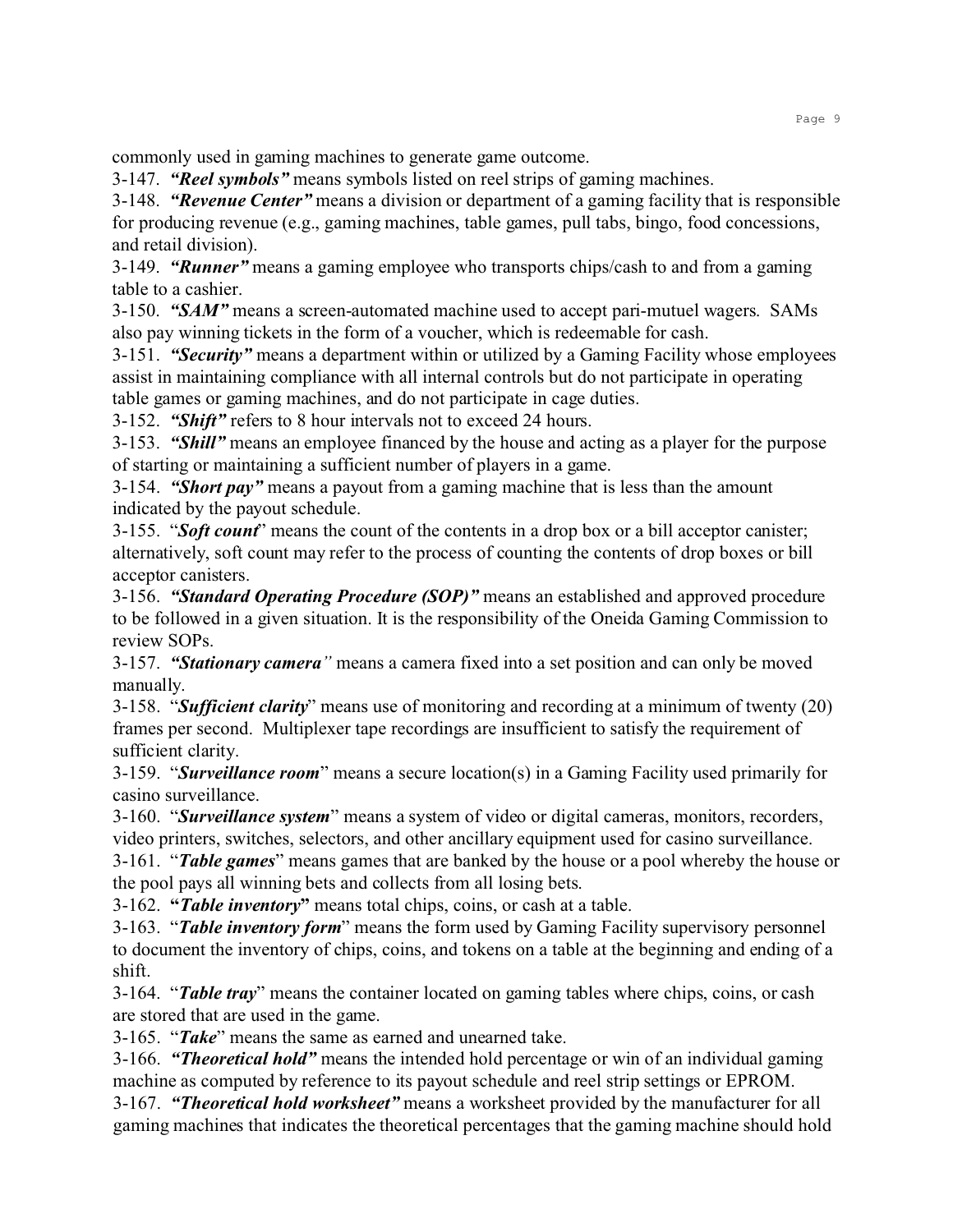commonly used in gaming machines to generate game outcome.

3-147. ***"Reel symbols"*** means symbols listed on reel strips of gaming machines.

3-148. ***"Revenue Center"*** means a division or department of a gaming facility that is responsible for producing revenue (e.g., gaming machines, table games, pull tabs, bingo, food concessions, and retail division).

3-149. ***"Runner"*** means a gaming employee who transports chips/cash to and from a gaming table to a cashier.

3-150. ***"SAM"*** means a screen-automated machine used to accept pari-mutuel wagers. SAMs also pay winning tickets in the form of a voucher, which is redeemable for cash.

3-151. ***"Security"*** means a department within or utilized by a Gaming Facility whose employees assist in maintaining compliance with all internal controls but do not participate in operating table games or gaming machines, and do not participate in cage duties.

3-152. ***"Shift"*** refers to 8 hour intervals not to exceed 24 hours.

3-153. ***"Shill"*** means an employee financed by the house and acting as a player for the purpose of starting or maintaining a sufficient number of players in a game.

3-154. ***"Short pay"*** means a payout from a gaming machine that is less than the amount indicated by the payout schedule.

3-155. "***Soft count***" means the count of the contents in a drop box or a bill acceptor canister; alternatively, soft count may refer to the process of counting the contents of drop boxes or bill acceptor canisters.

3-156. ***"Standard Operating Procedure (SOP)"*** means an established and approved procedure to be followed in a given situation. It is the responsibility of the Oneida Gaming Commission to review SOPs.

3-157. ***"Stationary camera"*** means a camera fixed into a set position and can only be moved manually.

3-158. "***Sufficient clarity***" means use of monitoring and recording at a minimum of twenty (20) frames per second. Multiplexer tape recordings are insufficient to satisfy the requirement of sufficient clarity.

3-159. "***Surveillance room***" means a secure location(s) in a Gaming Facility used primarily for casino surveillance.

3-160. "***Surveillance system***" means a system of video or digital cameras, monitors, recorders, video printers, switches, selectors, and other ancillary equipment used for casino surveillance.

3-161. "***Table games***" means games that are banked by the house or a pool whereby the house or the pool pays all winning bets and collects from all losing bets.

3-162. **"*Table inventory*"** means total chips, coins, or cash at a table.

3-163. "***Table inventory form***" means the form used by Gaming Facility supervisory personnel to document the inventory of chips, coins, and tokens on a table at the beginning and ending of a shift.

3-164. "***Table tray***" means the container located on gaming tables where chips, coins, or cash are stored that are used in the game.

3-165. "***Take***" means the same as earned and unearned take.

3-166. ***"Theoretical hold"*** means the intended hold percentage or win of an individual gaming machine as computed by reference to its payout schedule and reel strip settings or EPROM.

3-167. ***"Theoretical hold worksheet"*** means a worksheet provided by the manufacturer for all gaming machines that indicates the theoretical percentages that the gaming machine should hold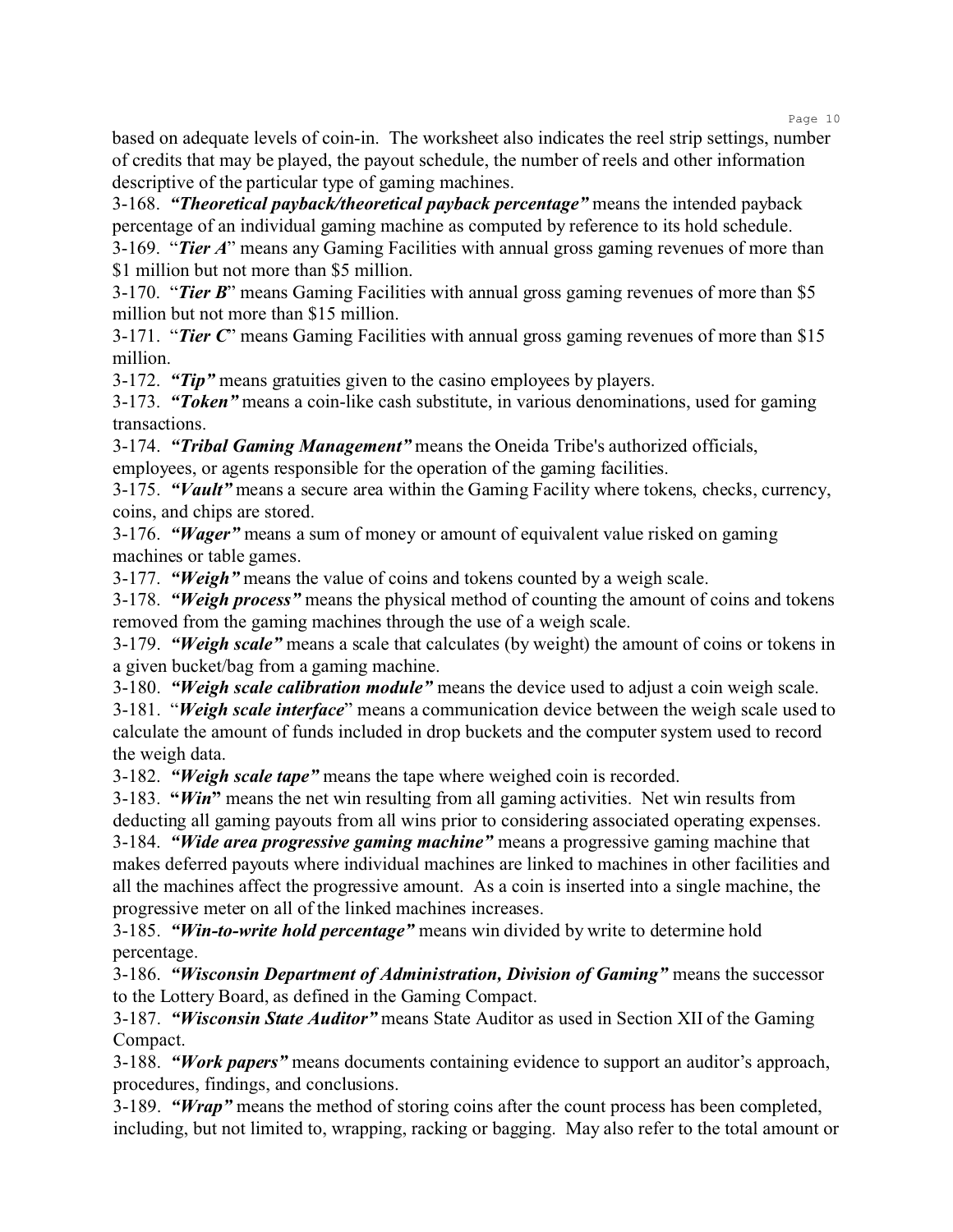based on adequate levels of coin-in. The worksheet also indicates the reel strip settings, number of credits that may be played, the payout schedule, the number of reels and other information descriptive of the particular type of gaming machines.

3-168. ***"Theoretical payback/theoretical payback percentage"*** means the intended payback percentage of an individual gaming machine as computed by reference to its hold schedule.

3-169. "***Tier A***" means any Gaming Facilities with annual gross gaming revenues of more than $1 million but not more than $5 million.

3-170. "***Tier B***" means Gaming Facilities with annual gross gaming revenues of more than $5 million but not more than $15 million.

3-171. "***Tier C***" means Gaming Facilities with annual gross gaming revenues of more than $15 million.

3-172. ***"Tip"*** means gratuities given to the casino employees by players.

3-173. ***"Token"*** means a coin-like cash substitute, in various denominations, used for gaming transactions.

3-174. ***"Tribal Gaming Management"*** means the Oneida Tribe's authorized officials, employees, or agents responsible for the operation of the gaming facilities.

3-175. ***"Vault"*** means a secure area within the Gaming Facility where tokens, checks, currency, coins, and chips are stored.

3-176. ***"Wager"*** means a sum of money or amount of equivalent value risked on gaming machines or table games.

3-177. ***"Weigh"*** means the value of coins and tokens counted by a weigh scale.

3-178. ***"Weigh process"*** means the physical method of counting the amount of coins and tokens removed from the gaming machines through the use of a weigh scale.

3-179. ***"Weigh scale"*** means a scale that calculates (by weight) the amount of coins or tokens in a given bucket/bag from a gaming machine.

3-180. ***"Weigh scale calibration module"*** means the device used to adjust a coin weigh scale.

3-181. "***Weigh scale interface***" means a communication device between the weigh scale used to calculate the amount of funds included in drop buckets and the computer system used to record the weigh data.

3-182. ***"Weigh scale tape"*** means the tape where weighed coin is recorded.

3-183. **"*Win*"** means the net win resulting from all gaming activities. Net win results from deducting all gaming payouts from all wins prior to considering associated operating expenses.

3-184. ***"Wide area progressive gaming machine"*** means a progressive gaming machine that makes deferred payouts where individual machines are linked to machines in other facilities and all the machines affect the progressive amount. As a coin is inserted into a single machine, the progressive meter on all of the linked machines increases.

3-185. ***"Win-to-write hold percentage"*** means win divided by write to determine hold percentage.

3-186. ***"Wisconsin Department of Administration, Division of Gaming"*** means the successor to the Lottery Board, as defined in the Gaming Compact.

3-187. ***"Wisconsin State Auditor"*** means State Auditor as used in Section XII of the Gaming Compact.

3-188. ***"Work papers"*** means documents containing evidence to support an auditor's approach, procedures, findings, and conclusions.

3-189. ***"Wrap"*** means the method of storing coins after the count process has been completed, including, but not limited to, wrapping, racking or bagging. May also refer to the total amount or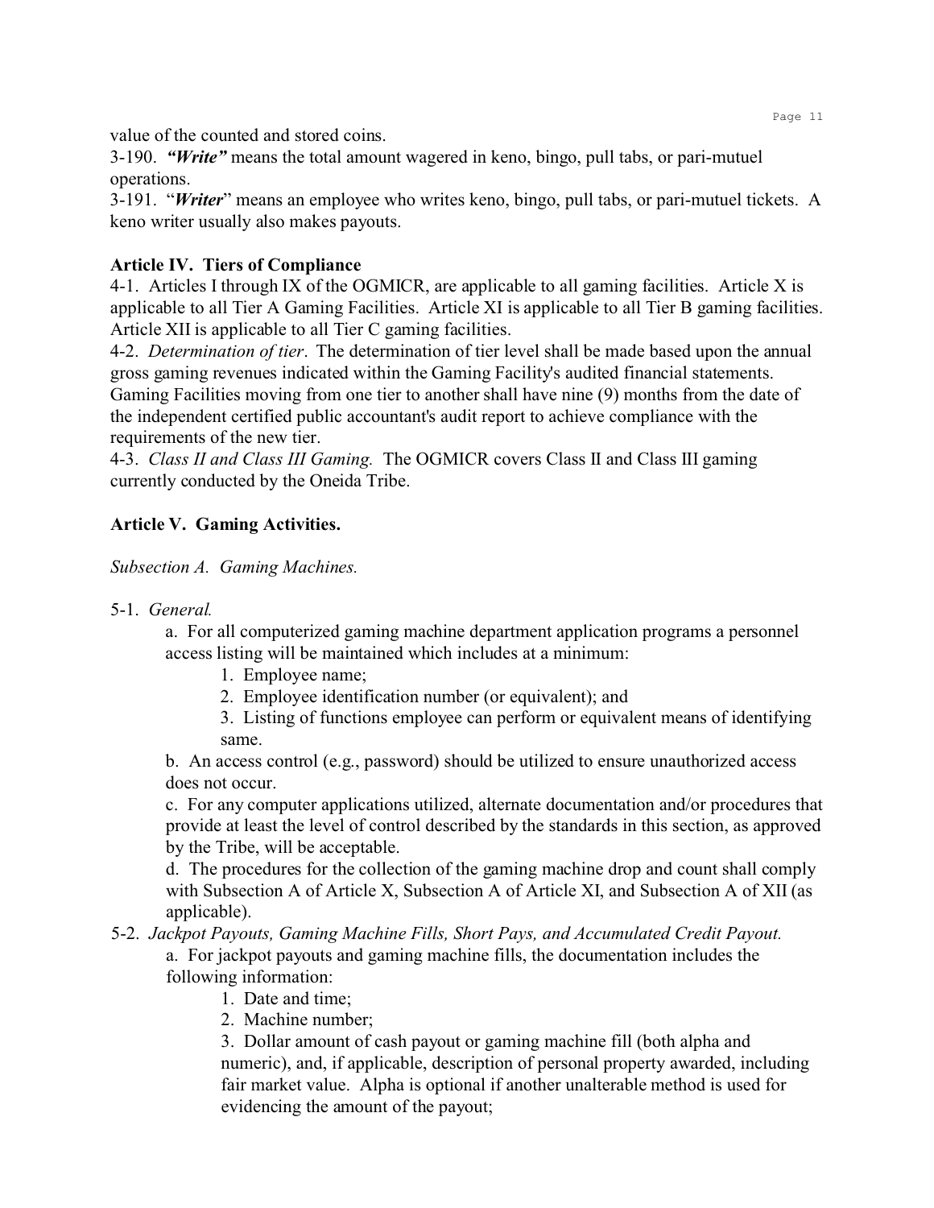value of the counted and stored coins.

3-190. ***"Write"*** means the total amount wagered in keno, bingo, pull tabs, or pari-mutuel operations.

3-191. "***Writer***" means an employee who writes keno, bingo, pull tabs, or pari-mutuel tickets. A keno writer usually also makes payouts.

**Article IV. Tiers of Compliance**

4-1. Articles I through IX of the OGMICR, are applicable to all gaming facilities. Article X is applicable to all Tier A Gaming Facilities. Article XI is applicable to all Tier B gaming facilities. Article XII is applicable to all Tier C gaming facilities.

4-2. *Determination of tier*. The determination of tier level shall be made based upon the annual gross gaming revenues indicated within the Gaming Facility's audited financial statements. Gaming Facilities moving from one tier to another shall have nine (9) months from the date of the independent certified public accountant's audit report to achieve compliance with the requirements of the new tier.

4-3. *Class II and Class III Gaming.* The OGMICR covers Class II and Class III gaming currently conducted by the Oneida Tribe.

**Article V. Gaming Activities.**

*Subsection A. Gaming Machines.*

5-1. *General.*

a. For all computerized gaming machine department application programs a personnel access listing will be maintained which includes at a minimum:

1. Employee name;
2. Employee identification number (or equivalent); and
3. Listing of functions employee can perform or equivalent means of identifying same.

b. An access control (e.g., password) should be utilized to ensure unauthorized access does not occur.

c. For any computer applications utilized, alternate documentation and/or procedures that provide at least the level of control described by the standards in this section, as approved by the Tribe, will be acceptable.

d. The procedures for the collection of the gaming machine drop and count shall comply with Subsection A of Article X, Subsection A of Article XI, and Subsection A of XII (as applicable).

5-2. *Jackpot Payouts, Gaming Machine Fills, Short Pays, and Accumulated Credit Payout.*

a. For jackpot payouts and gaming machine fills, the documentation includes the following information:

1. Date and time;
2. Machine number;
3. Dollar amount of cash payout or gaming machine fill (both alpha and numeric), and, if applicable, description of personal property awarded, including fair market value. Alpha is optional if another unalterable method is used for evidencing the amount of the payout;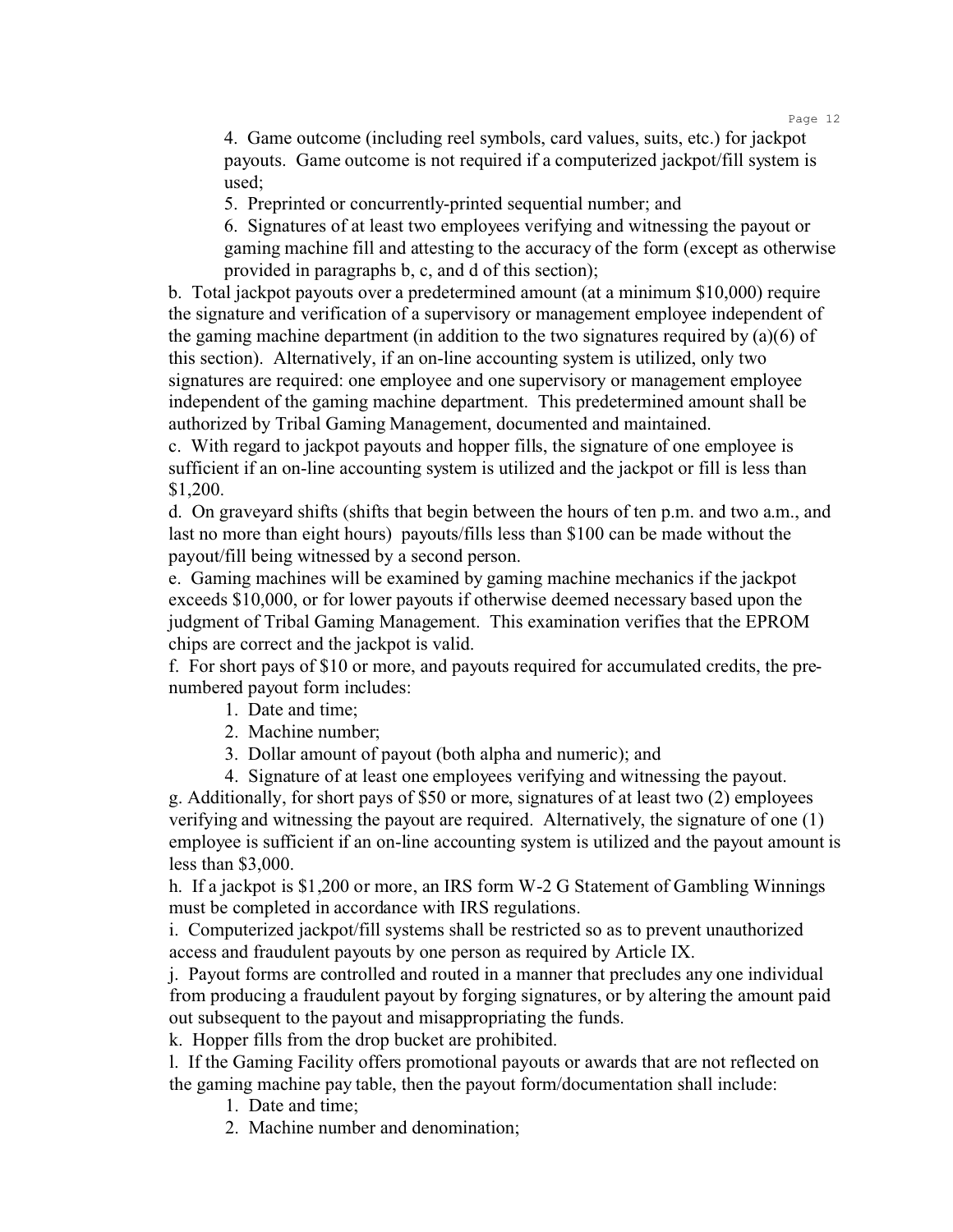4. Game outcome (including reel symbols, card values, suits, etc.) for jackpot payouts. Game outcome is not required if a computerized jackpot/fill system is used;
5. Preprinted or concurrently-printed sequential number; and
6. Signatures of at least two employees verifying and witnessing the payout or gaming machine fill and attesting to the accuracy of the form (except as otherwise provided in paragraphs b, c, and d of this section);

b. Total jackpot payouts over a predetermined amount (at a minimum $10,000) require the signature and verification of a supervisory or management employee independent of the gaming machine department (in addition to the two signatures required by (a)(6) of this section). Alternatively, if an on-line accounting system is utilized, only two signatures are required: one employee and one supervisory or management employee independent of the gaming machine department. This predetermined amount shall be authorized by Tribal Gaming Management, documented and maintained.

c. With regard to jackpot payouts and hopper fills, the signature of one employee is sufficient if an on-line accounting system is utilized and the jackpot or fill is less than $1,200.

d. On graveyard shifts (shifts that begin between the hours of ten p.m. and two a.m., and last no more than eight hours) payouts/fills less than $100 can be made without the payout/fill being witnessed by a second person.

e. Gaming machines will be examined by gaming machine mechanics if the jackpot exceeds $10,000, or for lower payouts if otherwise deemed necessary based upon the judgment of Tribal Gaming Management. This examination verifies that the EPROM chips are correct and the jackpot is valid.

f. For short pays of $10 or more, and payouts required for accumulated credits, the pre-numbered payout form includes:

1. Date and time;
2. Machine number;
3. Dollar amount of payout (both alpha and numeric); and
4. Signature of at least one employees verifying and witnessing the payout.

g. Additionally, for short pays of $50 or more, signatures of at least two (2) employees verifying and witnessing the payout are required. Alternatively, the signature of one (1) employee is sufficient if an on-line accounting system is utilized and the payout amount is less than $3,000.

h. If a jackpot is $1,200 or more, an IRS form W-2 G Statement of Gambling Winnings must be completed in accordance with IRS regulations.

i. Computerized jackpot/fill systems shall be restricted so as to prevent unauthorized access and fraudulent payouts by one person as required by Article IX.

j. Payout forms are controlled and routed in a manner that precludes any one individual from producing a fraudulent payout by forging signatures, or by altering the amount paid out subsequent to the payout and misappropriating the funds.

k. Hopper fills from the drop bucket are prohibited.

l. If the Gaming Facility offers promotional payouts or awards that are not reflected on the gaming machine pay table, then the payout form/documentation shall include:

1. Date and time;
2. Machine number and denomination;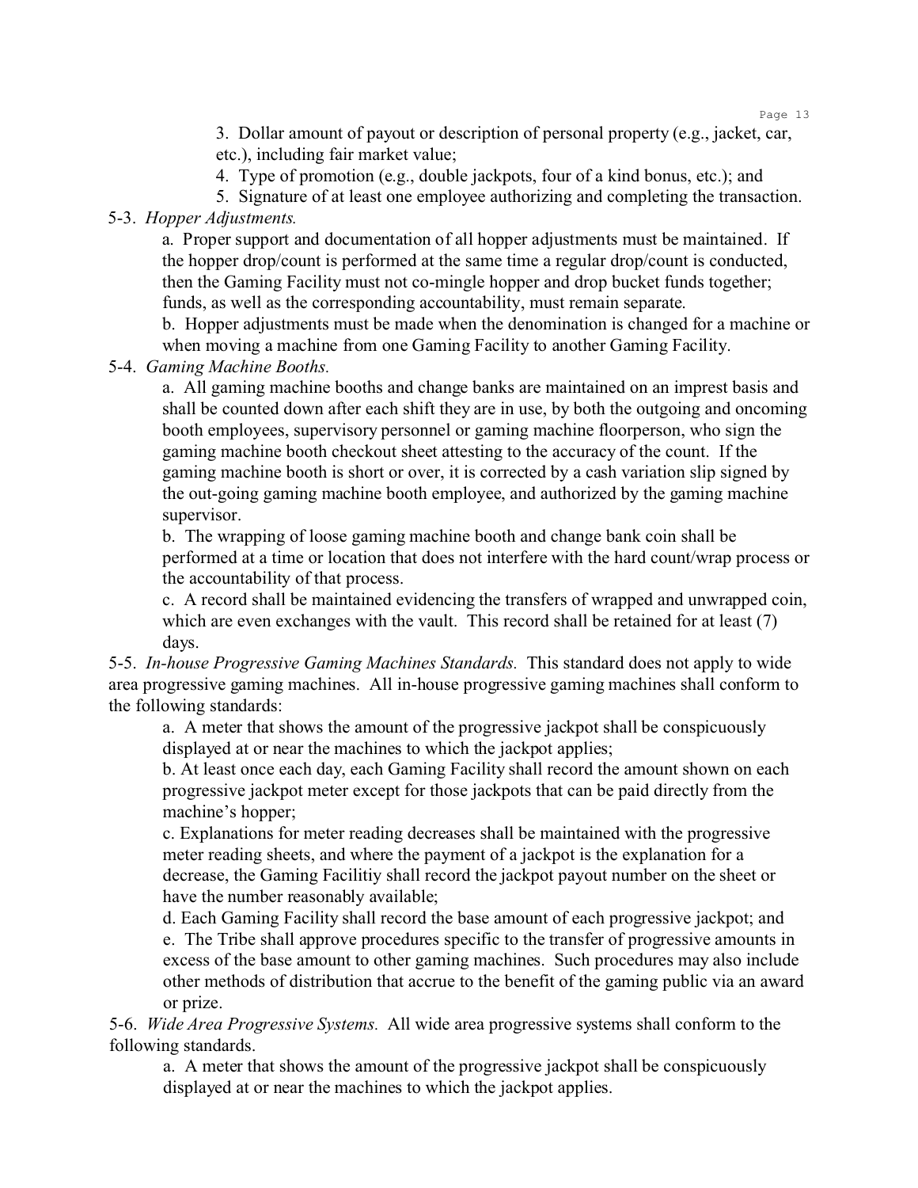3. Dollar amount of payout or description of personal property (e.g., jacket, car, etc.), including fair market value;
4. Type of promotion (e.g., double jackpots, four of a kind bonus, etc.); and
5. Signature of at least one employee authorizing and completing the transaction.

5-3. *Hopper Adjustments.*

a. Proper support and documentation of all hopper adjustments must be maintained. If the hopper drop/count is performed at the same time a regular drop/count is conducted, then the Gaming Facility must not co-mingle hopper and drop bucket funds together; funds, as well as the corresponding accountability, must remain separate.

b. Hopper adjustments must be made when the denomination is changed for a machine or when moving a machine from one Gaming Facility to another Gaming Facility.

5-4. *Gaming Machine Booths.*

a. All gaming machine booths and change banks are maintained on an impress basis and shall be counted down after each shift they are in use, by both the outgoing and oncoming booth employees, supervisory personnel or gaming machine floorperson, who sign the gaming machine booth checkout sheet attesting to the accuracy of the count. If the gaming machine booth is short or over, it is corrected by a cash variation slip signed by the out-going gaming machine booth employee, and authorized by the gaming machine supervisor.

b. The wrapping of loose gaming machine booth and change bank coin shall be performed at a time or location that does not interfere with the hard count/wrap process or the accountability of that process.

c. A record shall be maintained evidencing the transfers of wrapped and unwrapped coin, which are even exchanges with the vault. This record shall be retained for at least (7) days.

5-5. *In-house Progressive Gaming Machines Standards.* This standard does not apply to wide area progressive gaming machines. All in-house progressive gaming machines shall conform to the following standards:

a. A meter that shows the amount of the progressive jackpot shall be conspicuously displayed at or near the machines to which the jackpot applies;

b. At least once each day, each Gaming Facility shall record the amount shown on each progressive jackpot meter except for those jackpots that can be paid directly from the machine's hopper;

c. Explanations for meter reading decreases shall be maintained with the progressive meter reading sheets, and where the payment of a jackpot is the explanation for a decrease, the Gaming Facilitiy shall record the jackpot payout number on the sheet or have the number reasonably available;

d. Each Gaming Facility shall record the base amount of each progressive jackpot; and

e. The Tribe shall approve procedures specific to the transfer of progressive amounts in excess of the base amount to other gaming machines. Such procedures may also include other methods of distribution that accrue to the benefit of the gaming public via an award or prize.

5-6. *Wide Area Progressive Systems.* All wide area progressive systems shall conform to the following standards.

a. A meter that shows the amount of the progressive jackpot shall be conspicuously displayed at or near the machines to which the jackpot applies.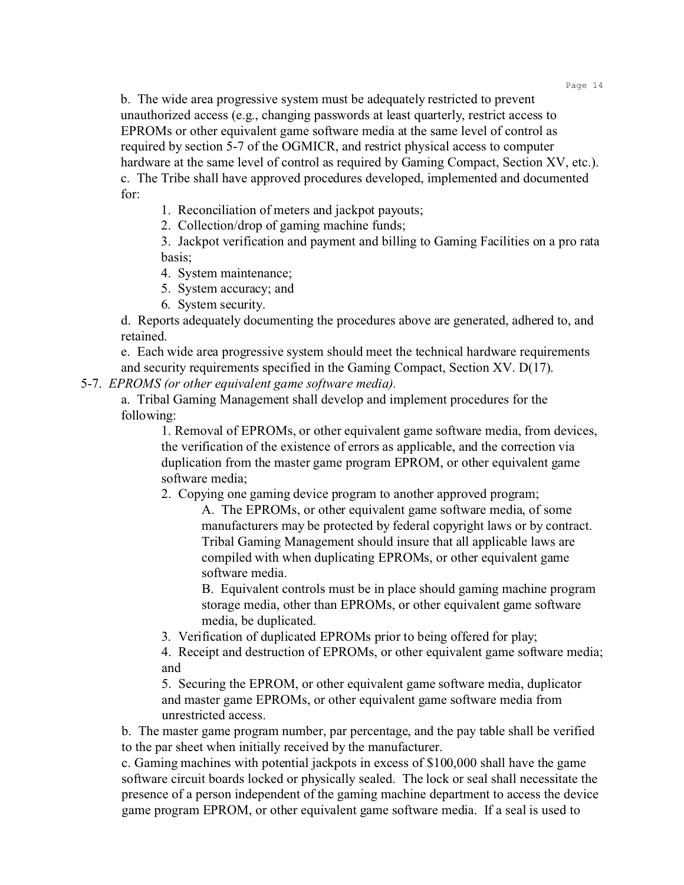b. The wide area progressive system must be adequately restricted to prevent unauthorized access (e.g., changing passwords at least quarterly, restrict access to EPROMs or other equivalent game software media at the same level of control as required by section 5-7 of the OGMICR, and restrict physical access to computer hardware at the same level of control as required by Gaming Compact, Section XV, etc.).

c. The Tribe shall have approved procedures developed, implemented and documented for:

1. Reconciliation of meters and jackpot payouts;
2. Collection/drop of gaming machine funds;
3. Jackpot verification and payment and billing to Gaming Facilities on a pro rata basis;
4. System maintenance;
5. System accuracy; and
6. System security.

d. Reports adequately documenting the procedures above are generated, adhered to, and retained.

e. Each wide area progressive system should meet the technical hardware requirements and security requirements specified in the Gaming Compact, Section XV. D(17).

5-7. *EPROMS (or other equivalent game software media).*

a. Tribal Gaming Management shall develop and implement procedures for the following:

1. Removal of EPROMs, or other equivalent game software media, from devices, the verification of the existence of errors as applicable, and the correction via duplication from the master game program EPROM, or other equivalent game software media;
2. Copying one gaming device program to another approved program;
   - A. The EPROMs, or other equivalent game software media, of some manufacturers may be protected by federal copyright laws or by contract. Tribal Gaming Management should insure that all applicable laws are compiled with when duplicating EPROMs, or other equivalent game software media.
   - B. Equivalent controls must be in place should gaming machine program storage media, other than EPROMs, or other equivalent game software media, be duplicated.
3. Verification of duplicated EPROMs prior to being offered for play;
4. Receipt and destruction of EPROMs, or other equivalent game software media; and
5. Securing the EPROM, or other equivalent game software media, duplicator and master game EPROMs, or other equivalent game software media from unrestricted access.

b. The master game program number, par percentage, and the pay table shall be verified to the par sheet when initially received by the manufacturer.

c. Gaming machines with potential jackpots in excess of $100,000 shall have the game software circuit boards locked or physically sealed. The lock or seal shall necessitate the presence of a person independent of the gaming machine department to access the device game program EPROM, or other equivalent game software media. If a seal is used to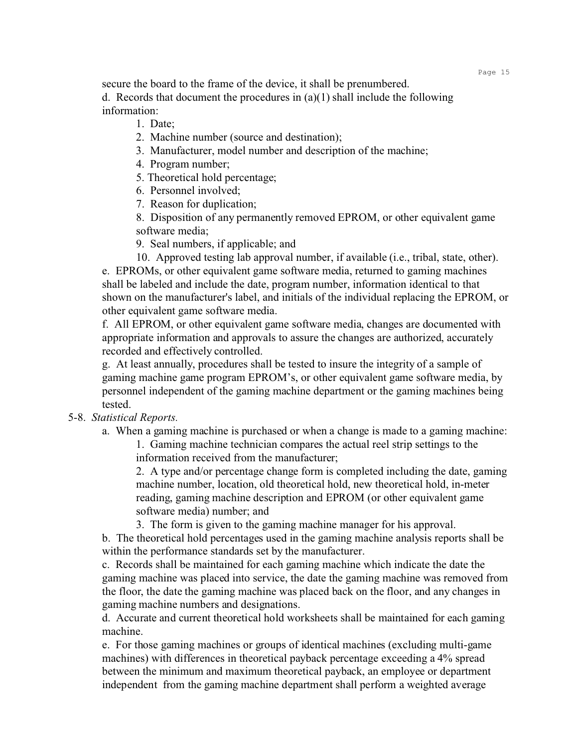secure the board to the frame of the device, it shall be prenumbered.

d. Records that document the procedures in (a)(1) shall include the following information:

1. Date;
2. Machine number (source and destination);
3. Manufacturer, model number and description of the machine;
4. Program number;
5. Theoretical hold percentage;
6. Personnel involved;
7. Reason for duplication;
8. Disposition of any permanently removed EPROM, or other equivalent game software media;
9. Seal numbers, if applicable; and
10. Approved testing lab approval number, if available (i.e., tribal, state, other).

e. EPROMs, or other equivalent game software media, returned to gaming machines shall be labeled and include the date, program number, information identical to that shown on the manufacturer's label, and initials of the individual replacing the EPROM, or other equivalent game software media.

f. All EPROM, or other equivalent game software media, changes are documented with appropriate information and approvals to assure the changes are authorized, accurately recorded and effectively controlled.

g. At least annually, procedures shall be tested to insure the integrity of a sample of gaming machine game program EPROM's, or other equivalent game software media, by personnel independent of the gaming machine department or the gaming machines being tested.

5-8. *Statistical Reports.*

a. When a gaming machine is purchased or when a change is made to a gaming machine:

1. Gaming machine technician compares the actual reel strip settings to the information received from the manufacturer;
2. A type and/or percentage change form is completed including the date, gaming machine number, location, old theoretical hold, new theoretical hold, in-meter reading, gaming machine description and EPROM (or other equivalent game software media) number; and
3. The form is given to the gaming machine manager for his approval.

b. The theoretical hold percentages used in the gaming machine analysis reports shall be within the performance standards set by the manufacturer.

c. Records shall be maintained for each gaming machine which indicate the date the gaming machine was placed into service, the date the gaming machine was removed from the floor, the date the gaming machine was placed back on the floor, and any changes in gaming machine numbers and designations.

d. Accurate and current theoretical hold worksheets shall be maintained for each gaming machine.

e. For those gaming machines or groups of identical machines (excluding multi-game machines) with differences in theoretical payback percentage exceeding a 4% spread between the minimum and maximum theoretical payback, an employee or department independent from the gaming machine department shall perform a weighted average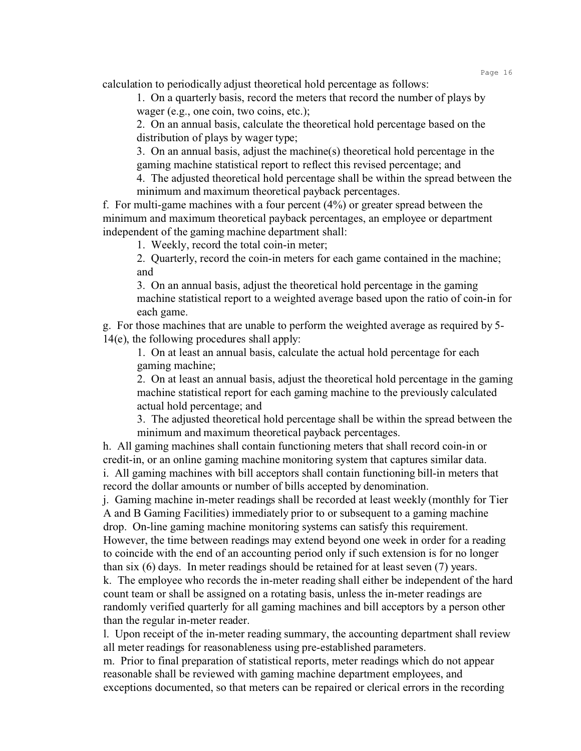calculation to periodically adjust theoretical hold percentage as follows:

1. On a quarterly basis, record the meters that record the number of plays by wager (e.g., one coin, two coins, etc.);
2. On an annual basis, calculate the theoretical hold percentage based on the distribution of plays by wager type;
3. On an annual basis, adjust the machine(s) theoretical hold percentage in the gaming machine statistical report to reflect this revised percentage; and
4. The adjusted theoretical hold percentage shall be within the spread between the minimum and maximum theoretical payback percentages.

f. For multi-game machines with a four percent (4%) or greater spread between the minimum and maximum theoretical payback percentages, an employee or department independent of the gaming machine department shall:

1. Weekly, record the total coin-in meter;
2. Quarterly, record the coin-in meters for each game contained in the machine; and
3. On an annual basis, adjust the theoretical hold percentage in the gaming machine statistical report to a weighted average based upon the ratio of coin-in for each game.

g. For those machines that are unable to perform the weighted average as required by 5-14(e), the following procedures shall apply:

1. On at least an annual basis, calculate the actual hold percentage for each gaming machine;
2. On at least an annual basis, adjust the theoretical hold percentage in the gaming machine statistical report for each gaming machine to the previously calculated actual hold percentage; and
3. The adjusted theoretical hold percentage shall be within the spread between the minimum and maximum theoretical payback percentages.

h. All gaming machines shall contain functioning meters that shall record coin-in or credit-in, or an online gaming machine monitoring system that captures similar data.

i. All gaming machines with bill acceptors shall contain functioning bill-in meters that record the dollar amounts or number of bills accepted by denomination.

j. Gaming machine in-meter readings shall be recorded at least weekly (monthly for Tier A and B Gaming Facilities) immediately prior to or subsequent to a gaming machine drop. On-line gaming machine monitoring systems can satisfy this requirement. However, the time between readings may extend beyond one week in order for a reading to coincide with the end of an accounting period only if such extension is for no longer than six (6) days. In meter readings should be retained for at least seven (7) years.

k. The employee who records the in-meter reading shall either be independent of the hard count team or shall be assigned on a rotating basis, unless the in-meter readings are randomly verified quarterly for all gaming machines and bill acceptors by a person other than the regular in-meter reader.

l. Upon receipt of the in-meter reading summary, the accounting department shall review all meter readings for reasonableness using pre-established parameters.

m. Prior to final preparation of statistical reports, meter readings which do not appear reasonable shall be reviewed with gaming machine department employees, and exceptions documented, so that meters can be repaired or clerical errors in the recording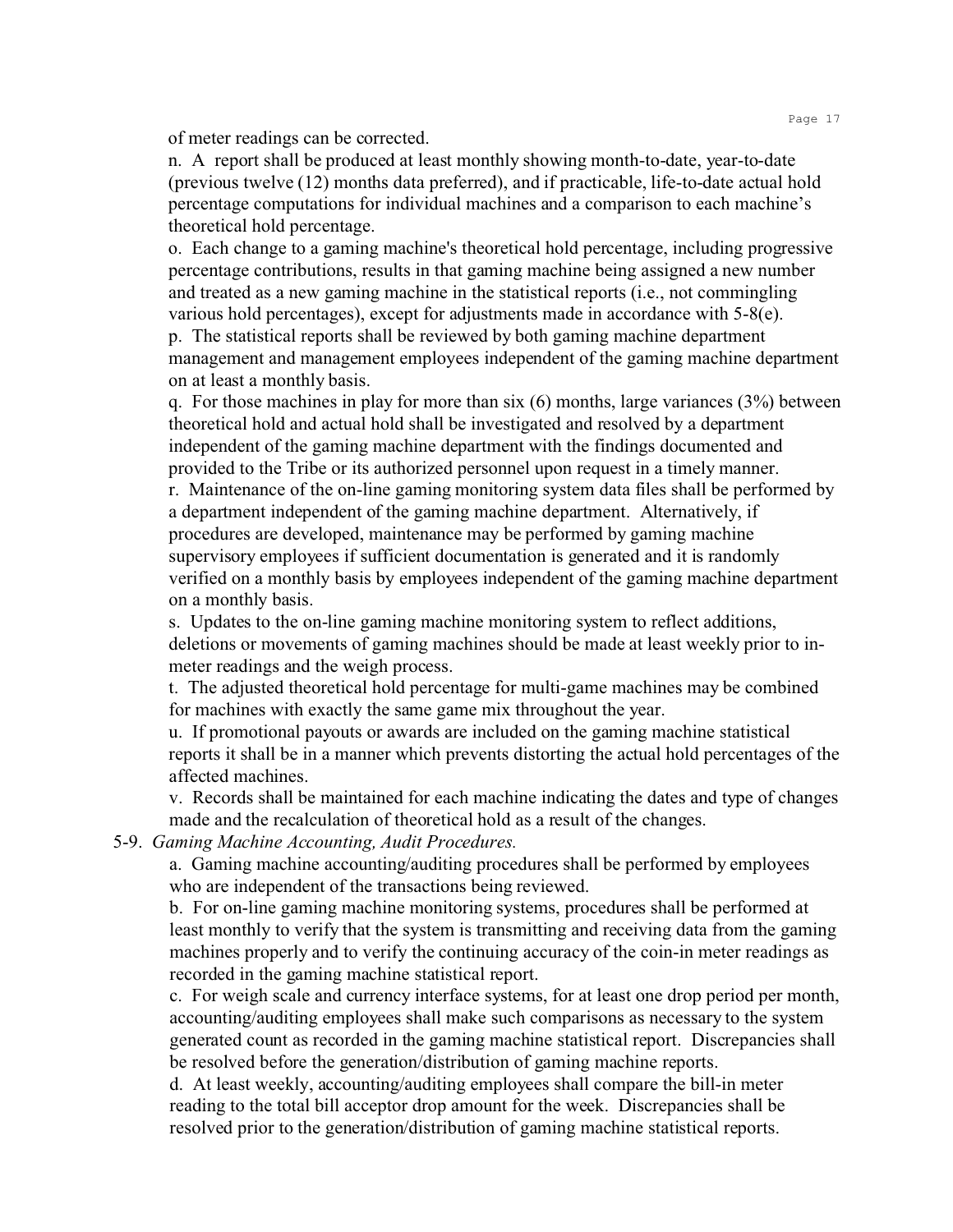of meter readings can be corrected.

n. A report shall be produced at least monthly showing month-to-date, year-to-date (previous twelve (12) months data preferred), and if practicable, life-to-date actual hold percentage computations for individual machines and a comparison to each machine's theoretical hold percentage.

o. Each change to a gaming machine's theoretical hold percentage, including progressive percentage contributions, results in that gaming machine being assigned a new number and treated as a new gaming machine in the statistical reports (i.e., not commingling various hold percentages), except for adjustments made in accordance with 5-8(e).

p. The statistical reports shall be reviewed by both gaming machine department management and management employees independent of the gaming machine department on at least a monthly basis.

q. For those machines in play for more than six (6) months, large variances (3%) between theoretical hold and actual hold shall be investigated and resolved by a department independent of the gaming machine department with the findings documented and provided to the Tribe or its authorized personnel upon request in a timely manner.

r. Maintenance of the on-line gaming monitoring system data files shall be performed by a department independent of the gaming machine department. Alternatively, if procedures are developed, maintenance may be performed by gaming machine supervisory employees if sufficient documentation is generated and it is randomly verified on a monthly basis by employees independent of the gaming machine department on a monthly basis.

s. Updates to the on-line gaming machine monitoring system to reflect additions, deletions or movements of gaming machines should be made at least weekly prior to in-meter readings and the weigh process.

t. The adjusted theoretical hold percentage for multi-game machines may be combined for machines with exactly the same game mix throughout the year.

u. If promotional payouts or awards are included on the gaming machine statistical reports it shall be in a manner which prevents distorting the actual hold percentages of the affected machines.

v. Records shall be maintained for each machine indicating the dates and type of changes made and the recalculation of theoretical hold as a result of the changes.

5-9. *Gaming Machine Accounting, Audit Procedures.*

a. Gaming machine accounting/auditing procedures shall be performed by employees who are independent of the transactions being reviewed.

b. For on-line gaming machine monitoring systems, procedures shall be performed at least monthly to verify that the system is transmitting and receiving data from the gaming machines properly and to verify the continuing accuracy of the coin-in meter readings as recorded in the gaming machine statistical report.

c. For weigh scale and currency interface systems, for at least one drop period per month, accounting/auditing employees shall make such comparisons as necessary to the system generated count as recorded in the gaming machine statistical report. Discrepancies shall be resolved before the generation/distribution of gaming machine reports.

d. At least weekly, accounting/auditing employees shall compare the bill-in meter reading to the total bill acceptor drop amount for the week. Discrepancies shall be resolved prior to the generation/distribution of gaming machine statistical reports.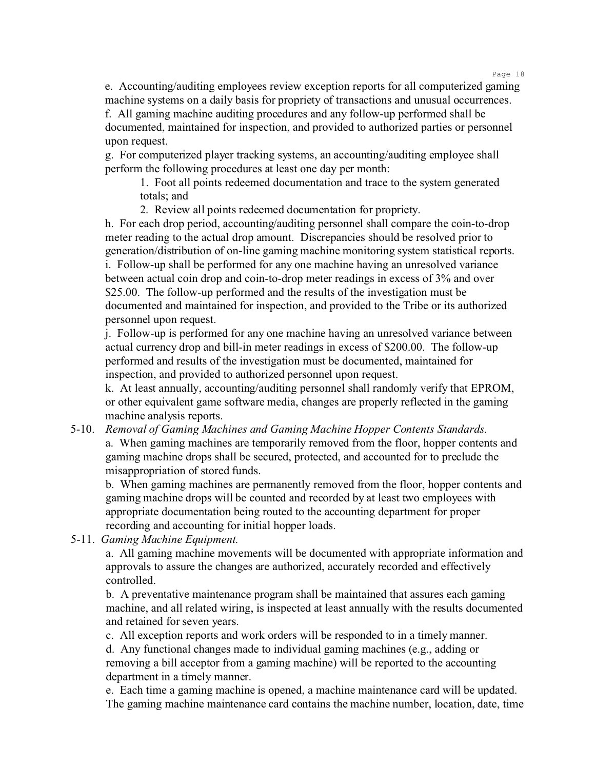e. Accounting/auditing employees review exception reports for all computerized gaming machine systems on a daily basis for propriety of transactions and unusual occurrences.

f. All gaming machine auditing procedures and any follow-up performed shall be documented, maintained for inspection, and provided to authorized parties or personnel upon request.

g. For computerized player tracking systems, an accounting/auditing employee shall perform the following procedures at least one day per month:

1. Foot all points redeemed documentation and trace to the system generated totals; and
2. Review all points redeemed documentation for propriety.

h. For each drop period, accounting/auditing personnel shall compare the coin-to-drop meter reading to the actual drop amount. Discrepancies should be resolved prior to generation/distribution of on-line gaming machine monitoring system statistical reports.

i. Follow-up shall be performed for any one machine having an unresolved variance between actual coin drop and coin-to-drop meter readings in excess of 3% and over $25.00. The follow-up performed and the results of the investigation must be documented and maintained for inspection, and provided to the Tribe or its authorized personnel upon request.

j. Follow-up is performed for any one machine having an unresolved variance between actual currency drop and bill-in meter readings in excess of $200.00. The follow-up performed and results of the investigation must be documented, maintained for inspection, and provided to authorized personnel upon request.

k. At least annually, accounting/auditing personnel shall randomly verify that EPROM, or other equivalent game software media, changes are properly reflected in the gaming machine analysis reports.

5-10. *Removal of Gaming Machines and Gaming Machine Hopper Contents Standards.*

a. When gaming machines are temporarily removed from the floor, hopper contents and gaming machine drops shall be secured, protected, and accounted for to preclude the misappropriation of stored funds.

b. When gaming machines are permanently removed from the floor, hopper contents and gaming machine drops will be counted and recorded by at least two employees with appropriate documentation being routed to the accounting department for proper recording and accounting for initial hopper loads.

5-11. *Gaming Machine Equipment.*

a. All gaming machine movements will be documented with appropriate information and approvals to assure the changes are authorized, accurately recorded and effectively controlled.

b. A preventative maintenance program shall be maintained that assures each gaming machine, and all related wiring, is inspected at least annually with the results documented and retained for seven years.

c. All exception reports and work orders will be responded to in a timely manner.

d. Any functional changes made to individual gaming machines (e.g., adding or removing a bill acceptor from a gaming machine) will be reported to the accounting department in a timely manner.

e. Each time a gaming machine is opened, a machine maintenance card will be updated. The gaming machine maintenance card contains the machine number, location, date, time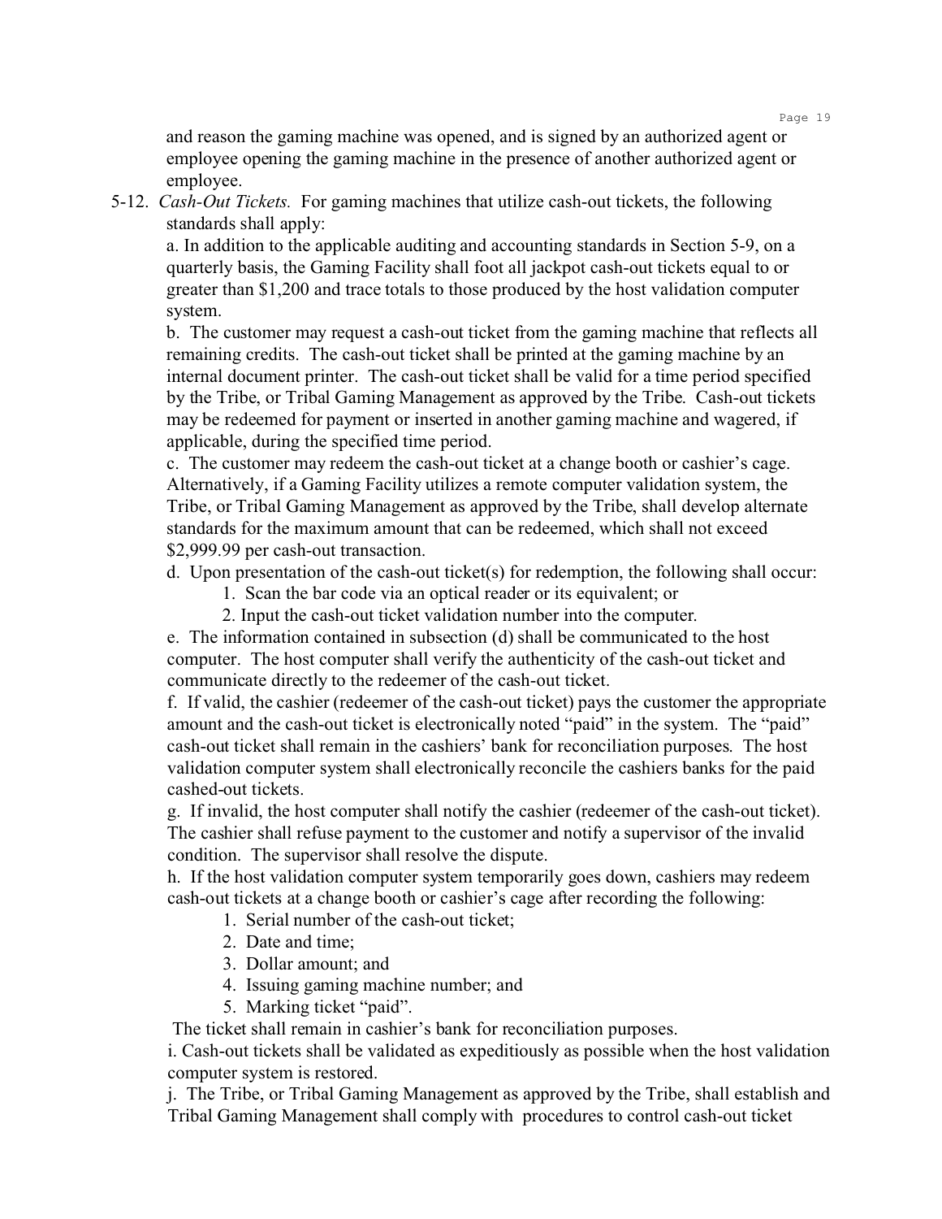and reason the gaming machine was opened, and is signed by an authorized agent or employee opening the gaming machine in the presence of another authorized agent or employee.

5-12. *Cash-Out Tickets.* For gaming machines that utilize cash-out tickets, the following standards shall apply:

a. In addition to the applicable auditing and accounting standards in Section 5-9, on a quarterly basis, the Gaming Facility shall foot all jackpot cash-out tickets equal to or greater than $1,200 and trace totals to those produced by the host validation computer system.

b. The customer may request a cash-out ticket from the gaming machine that reflects all remaining credits. The cash-out ticket shall be printed at the gaming machine by an internal document printer. The cash-out ticket shall be valid for a time period specified by the Tribe, or Tribal Gaming Management as approved by the Tribe. Cash-out tickets may be redeemed for payment or inserted in another gaming machine and wagered, if applicable, during the specified time period.

c. The customer may redeem the cash-out ticket at a change booth or cashier's cage. Alternatively, if a Gaming Facility utilizes a remote computer validation system, the Tribe, or Tribal Gaming Management as approved by the Tribe, shall develop alternate standards for the maximum amount that can be redeemed, which shall not exceed $2,999.99 per cash-out transaction.

d. Upon presentation of the cash-out ticket(s) for redemption, the following shall occur:

1. Scan the bar code via an optical reader or its equivalent; or
2. Input the cash-out ticket validation number into the computer.

e. The information contained in subsection (d) shall be communicated to the host computer. The host computer shall verify the authenticity of the cash-out ticket and communicate directly to the redeemer of the cash-out ticket.

f. If valid, the cashier (redeemer of the cash-out ticket) pays the customer the appropriate amount and the cash-out ticket is electronically noted "paid" in the system. The "paid" cash-out ticket shall remain in the cashiers' bank for reconciliation purposes. The host validation computer system shall electronically reconcile the cashiers banks for the paid cashed-out tickets.

g. If invalid, the host computer shall notify the cashier (redeemer of the cash-out ticket). The cashier shall refuse payment to the customer and notify a supervisor of the invalid condition. The supervisor shall resolve the dispute.

h. If the host validation computer system temporarily goes down, cashiers may redeem cash-out tickets at a change booth or cashier's cage after recording the following:

1. Serial number of the cash-out ticket;
2. Date and time;
3. Dollar amount; and
4. Issuing gaming machine number; and
5. Marking ticket "paid".

The ticket shall remain in cashier's bank for reconciliation purposes.

i. Cash-out tickets shall be validated as expeditiously as possible when the host validation computer system is restored.

j. The Tribe, or Tribal Gaming Management as approved by the Tribe, shall establish and Tribal Gaming Management shall comply with procedures to control cash-out ticket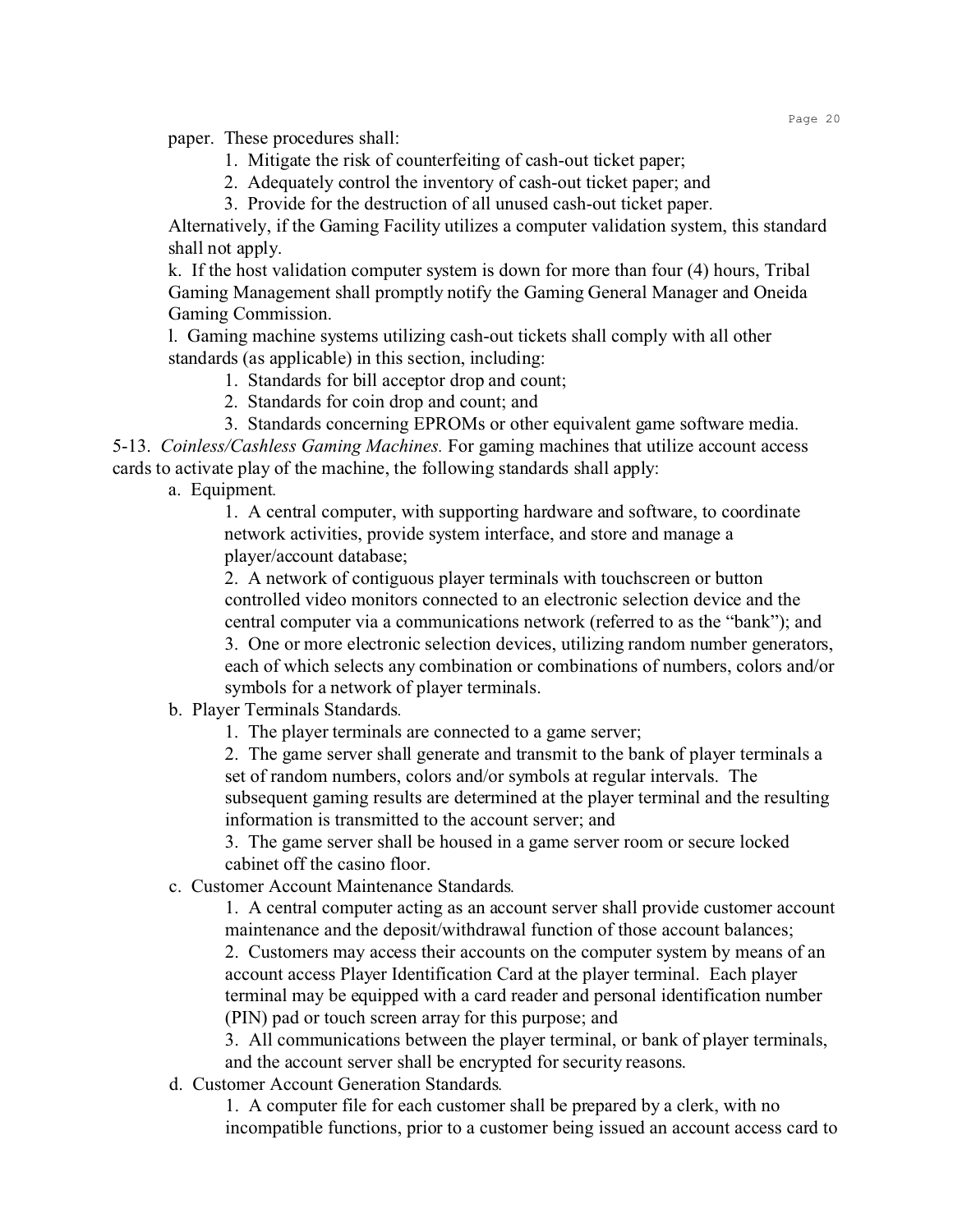paper. These procedures shall:

1. Mitigate the risk of counterfeiting of cash-out ticket paper;
2. Adequately control the inventory of cash-out ticket paper; and
3. Provide for the destruction of all unused cash-out ticket paper.

Alternatively, if the Gaming Facility utilizes a computer validation system, this standard shall not apply.

k. If the host validation computer system is down for more than four (4) hours, Tribal Gaming Management shall promptly notify the Gaming General Manager and Oneida Gaming Commission.

l. Gaming machine systems utilizing cash-out tickets shall comply with all other standards (as applicable) in this section, including:

1. Standards for bill acceptor drop and count;
2. Standards for coin drop and count; and
3. Standards concerning EPROMs or other equivalent game software media.

5-13. *Coinless/Cashless Gaming Machines.* For gaming machines that utilize account access cards to activate play of the machine, the following standards shall apply:

a. Equipment.

1. A central computer, with supporting hardware and software, to coordinate network activities, provide system interface, and store and manage a player/account database;
2. A network of contiguous player terminals with touchscreen or button controlled video monitors connected to an electronic selection device and the central computer via a communications network (referred to as the "bank"); and
3. One or more electronic selection devices, utilizing random number generators, each of which selects any combination or combinations of numbers, colors and/or symbols for a network of player terminals.

b. Player Terminals Standards.

1. The player terminals are connected to a game server;
2. The game server shall generate and transmit to the bank of player terminals a set of random numbers, colors and/or symbols at regular intervals. The subsequent gaming results are determined at the player terminal and the resulting information is transmitted to the account server; and
3. The game server shall be housed in a game server room or secure locked cabinet off the casino floor.

c. Customer Account Maintenance Standards.

1. A central computer acting as an account server shall provide customer account maintenance and the deposit/withdrawal function of those account balances;
2. Customers may access their accounts on the computer system by means of an account access Player Identification Card at the player terminal. Each player terminal may be equipped with a card reader and personal identification number (PIN) pad or touch screen array for this purpose; and
3. All communications between the player terminal, or bank of player terminals, and the account server shall be encrypted for security reasons.

d. Customer Account Generation Standards.

1. A computer file for each customer shall be prepared by a clerk, with no incompatible functions, prior to a customer being issued an account access card to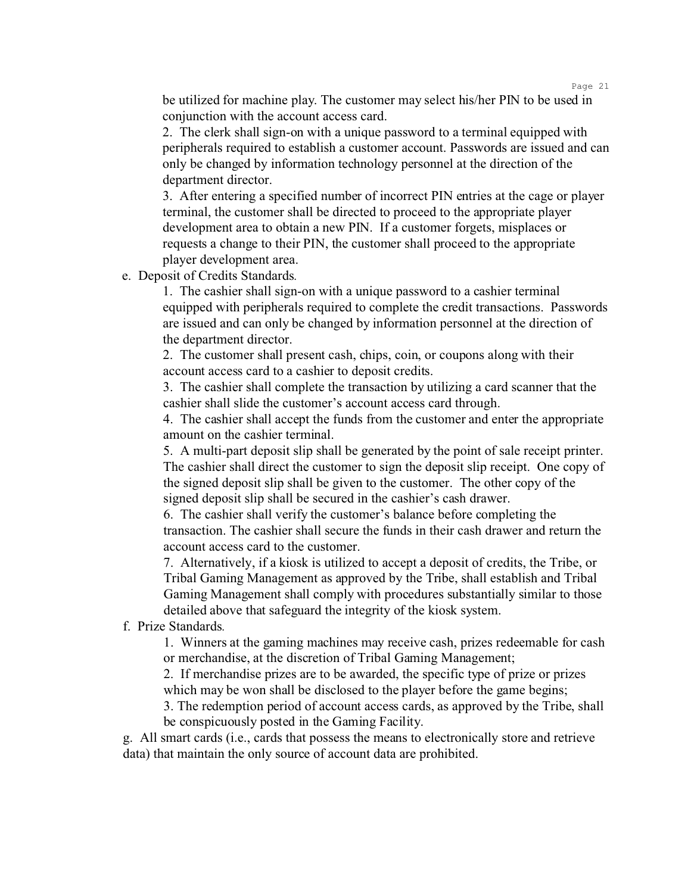be utilized for machine play. The customer may select his/her PIN to be used in conjunction with the account access card.

2. The clerk shall sign-on with a unique password to a terminal equipped with peripherals required to establish a customer account. Passwords are issued and can only be changed by information technology personnel at the direction of the department director.

3. After entering a specified number of incorrect PIN entries at the cage or player terminal, the customer shall be directed to proceed to the appropriate player development area to obtain a new PIN. If a customer forgets, misplaces or requests a change to their PIN, the customer shall proceed to the appropriate player development area.

e. Deposit of Credits Standards.

1. The cashier shall sign-on with a unique password to a cashier terminal equipped with peripherals required to complete the credit transactions. Passwords are issued and can only be changed by information personnel at the direction of the department director.

2. The customer shall present cash, chips, coin, or coupons along with their account access card to a cashier to deposit credits.

3. The cashier shall complete the transaction by utilizing a card scanner that the cashier shall slide the customer's account access card through.

4. The cashier shall accept the funds from the customer and enter the appropriate amount on the cashier terminal.

5. A multi-part deposit slip shall be generated by the point of sale receipt printer. The cashier shall direct the customer to sign the deposit slip receipt. One copy of the signed deposit slip shall be given to the customer. The other copy of the signed deposit slip shall be secured in the cashier's cash drawer.

6. The cashier shall verify the customer's balance before completing the transaction. The cashier shall secure the funds in their cash drawer and return the account access card to the customer.

7. Alternatively, if a kiosk is utilized to accept a deposit of credits, the Tribe, or Tribal Gaming Management as approved by the Tribe, shall establish and Tribal Gaming Management shall comply with procedures substantially similar to those detailed above that safeguard the integrity of the kiosk system.

f. Prize Standards.

1. Winners at the gaming machines may receive cash, prizes redeemable for cash or merchandise, at the discretion of Tribal Gaming Management;

2. If merchandise prizes are to be awarded, the specific type of prize or prizes which may be won shall be disclosed to the player before the game begins;

3. The redemption period of account access cards, as approved by the Tribe, shall be conspicuously posted in the Gaming Facility.

g. All smart cards (i.e., cards that possess the means to electronically store and retrieve data) that maintain the only source of account data are prohibited.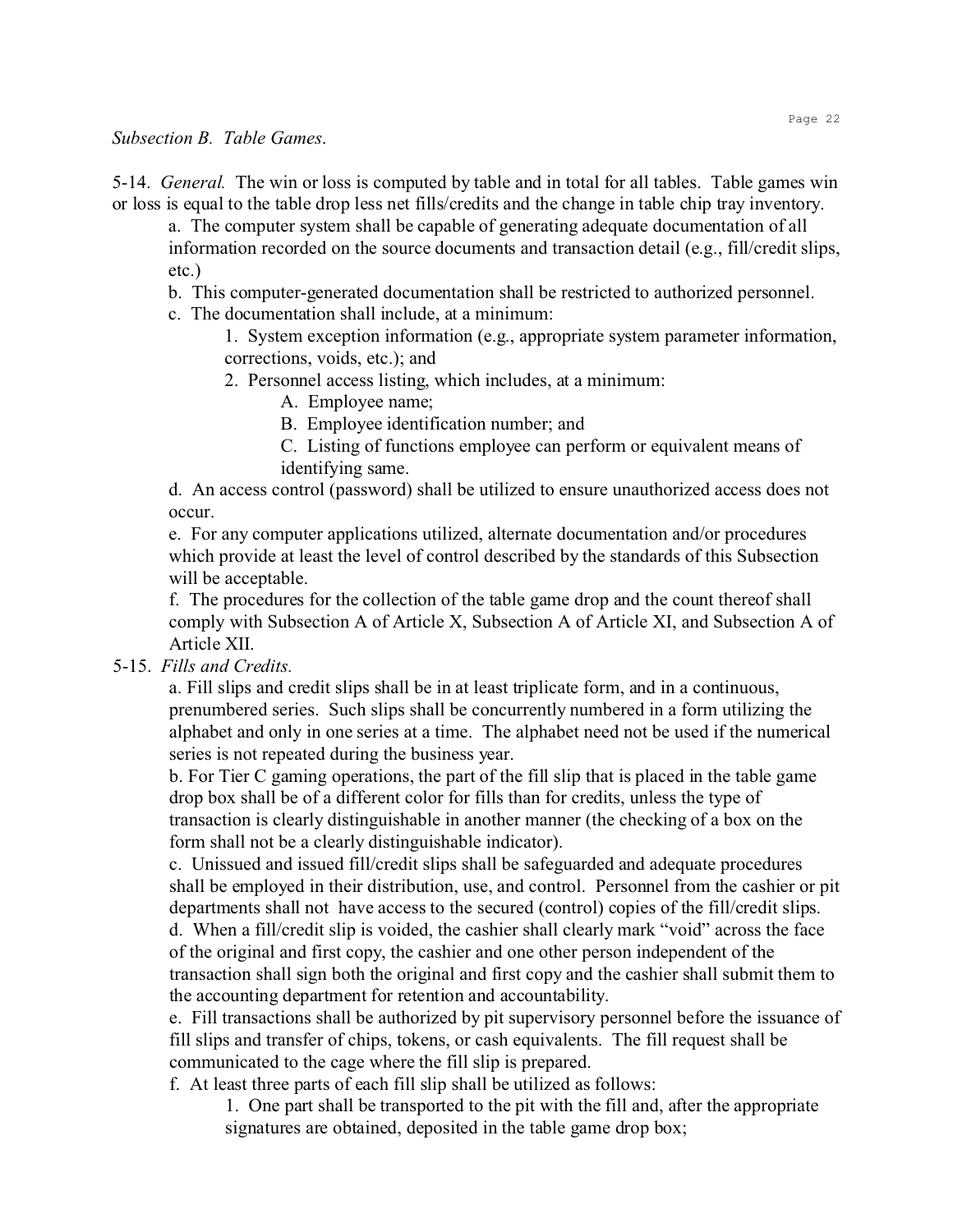*Subsection B. Table Games.*

5-14. *General.* The win or loss is computed by table and in total for all tables. Table games win or loss is equal to the table drop less net fills/credits and the change in table chip tray inventory.

a. The computer system shall be capable of generating adequate documentation of all information recorded on the source documents and transaction detail (e.g., fill/credit slips, etc.)

b. This computer-generated documentation shall be restricted to authorized personnel.

c. The documentation shall include, at a minimum:

1. System exception information (e.g., appropriate system parameter information, corrections, voids, etc.); and

2. Personnel access listing, which includes, at a minimum:

A. Employee name;

B. Employee identification number; and

C. Listing of functions employee can perform or equivalent means of identifying same.

d. An access control (password) shall be utilized to ensure unauthorized access does not occur.

e. For any computer applications utilized, alternate documentation and/or procedures which provide at least the level of control described by the standards of this Subsection will be acceptable.

f. The procedures for the collection of the table game drop and the count thereof shall comply with Subsection A of Article X, Subsection A of Article XI, and Subsection A of Article XII.

5-15. *Fills and Credits.*

a. Fill slips and credit slips shall be in at least triplicate form, and in a continuous, prenumbered series. Such slips shall be concurrently numbered in a form utilizing the alphabet and only in one series at a time. The alphabet need not be used if the numerical series is not repeated during the business year.

b. For Tier C gaming operations, the part of the fill slip that is placed in the table game drop box shall be of a different color for fills than for credits, unless the type of transaction is clearly distinguishable in another manner (the checking of a box on the form shall not be a clearly distinguishable indicator).

c. Unissued and issued fill/credit slips shall be safeguarded and adequate procedures shall be employed in their distribution, use, and control. Personnel from the cashier or pit departments shall not have access to the secured (control) copies of the fill/credit slips.

d. When a fill/credit slip is voided, the cashier shall clearly mark "void" across the face of the original and first copy, the cashier and one other person independent of the transaction shall sign both the original and first copy and the cashier shall submit them to the accounting department for retention and accountability.

e. Fill transactions shall be authorized by pit supervisory personnel before the issuance of fill slips and transfer of chips, tokens, or cash equivalents. The fill request shall be communicated to the cage where the fill slip is prepared.

f. At least three parts of each fill slip shall be utilized as follows:

1. One part shall be transported to the pit with the fill and, after the appropriate signatures are obtained, deposited in the table game drop box;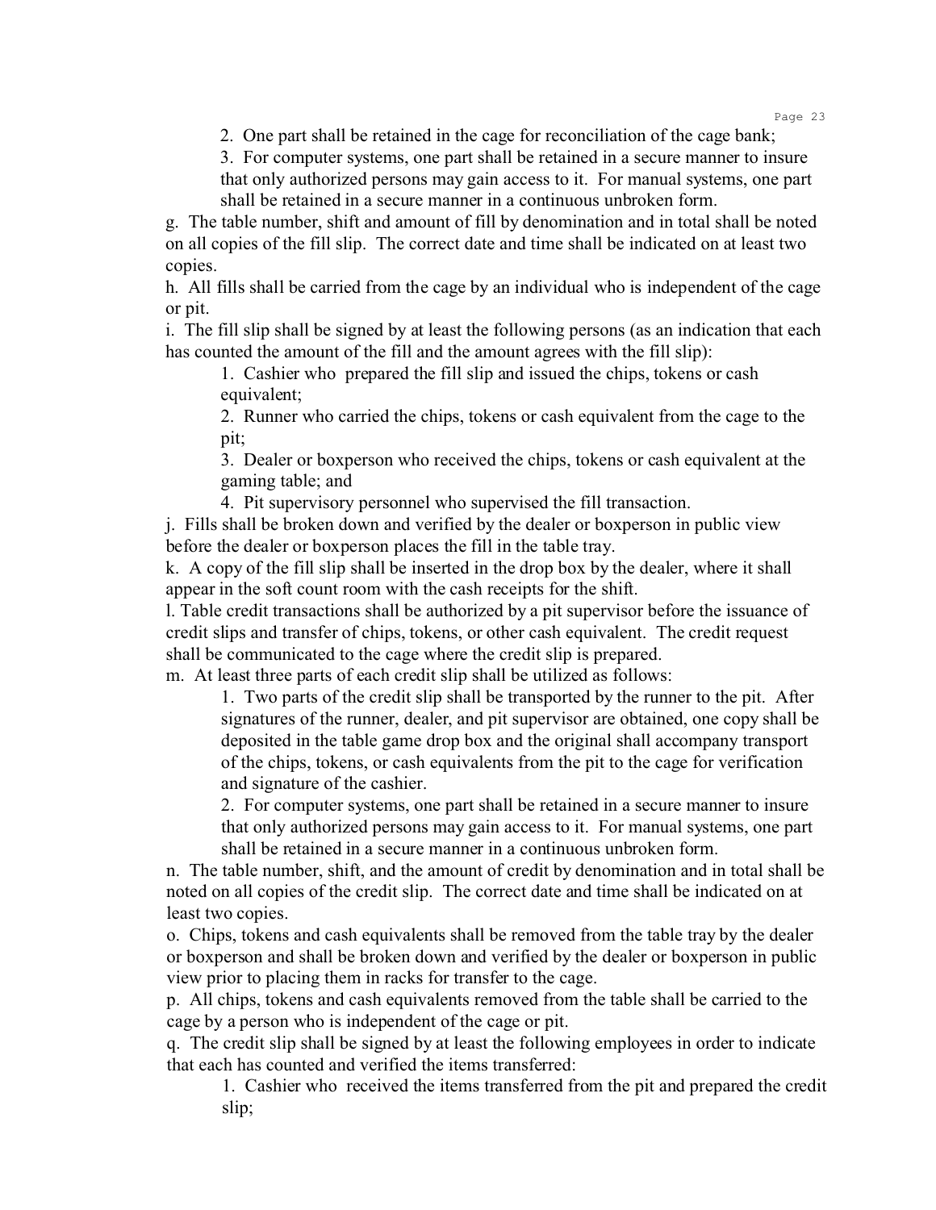2. One part shall be retained in the cage for reconciliation of the cage bank;

3. For computer systems, one part shall be retained in a secure manner to insure that only authorized persons may gain access to it. For manual systems, one part shall be retained in a secure manner in a continuous unbroken form.

g. The table number, shift and amount of fill by denomination and in total shall be noted on all copies of the fill slip. The correct date and time shall be indicated on at least two copies.

h. All fills shall be carried from the cage by an individual who is independent of the cage or pit.

i. The fill slip shall be signed by at least the following persons (as an indication that each has counted the amount of the fill and the amount agrees with the fill slip):

1. Cashier who prepared the fill slip and issued the chips, tokens or cash equivalent;

2. Runner who carried the chips, tokens or cash equivalent from the cage to the pit;

3. Dealer or boxperson who received the chips, tokens or cash equivalent at the gaming table; and

4. Pit supervisory personnel who supervised the fill transaction.

j. Fills shall be broken down and verified by the dealer or boxperson in public view before the dealer or boxperson places the fill in the table tray.

k. A copy of the fill slip shall be inserted in the drop box by the dealer, where it shall appear in the soft count room with the cash receipts for the shift.

l. Table credit transactions shall be authorized by a pit supervisor before the issuance of credit slips and transfer of chips, tokens, or other cash equivalent. The credit request shall be communicated to the cage where the credit slip is prepared.

m. At least three parts of each credit slip shall be utilized as follows:

1. Two parts of the credit slip shall be transported by the runner to the pit. After signatures of the runner, dealer, and pit supervisor are obtained, one copy shall be deposited in the table game drop box and the original shall accompany transport of the chips, tokens, or cash equivalents from the pit to the cage for verification and signature of the cashier.

2. For computer systems, one part shall be retained in a secure manner to insure that only authorized persons may gain access to it. For manual systems, one part shall be retained in a secure manner in a continuous unbroken form.

n. The table number, shift, and the amount of credit by denomination and in total shall be noted on all copies of the credit slip. The correct date and time shall be indicated on at least two copies.

o. Chips, tokens and cash equivalents shall be removed from the table tray by the dealer or boxperson and shall be broken down and verified by the dealer or boxperson in public view prior to placing them in racks for transfer to the cage.

p. All chips, tokens and cash equivalents removed from the table shall be carried to the cage by a person who is independent of the cage or pit.

q. The credit slip shall be signed by at least the following employees in order to indicate that each has counted and verified the items transferred:

1. Cashier who received the items transferred from the pit and prepared the credit slip;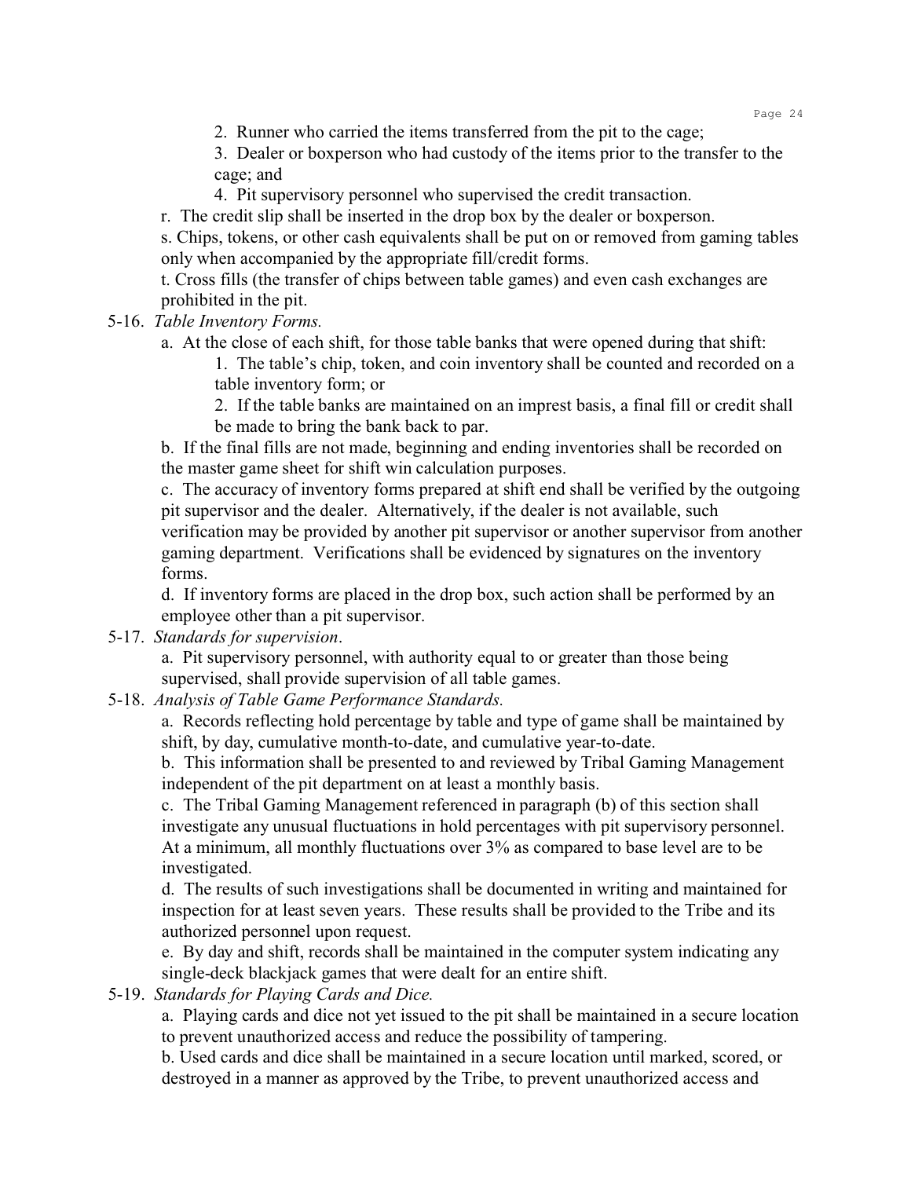2. Runner who carried the items transferred from the pit to the cage;
3. Dealer or boxperson who had custody of the items prior to the transfer to the cage; and
4. Pit supervisory personnel who supervised the credit transaction.

r. The credit slip shall be inserted in the drop box by the dealer or boxperson.

s. Chips, tokens, or other cash equivalents shall be put on or removed from gaming tables only when accompanied by the appropriate fill/credit forms.

t. Cross fills (the transfer of chips between table games) and even cash exchanges are prohibited in the pit.

5-16. *Table Inventory Forms.*

a. At the close of each shift, for those table banks that were opened during that shift:

1. The table's chip, token, and coin inventory shall be counted and recorded on a table inventory form; or
2. If the table banks are maintained on an impress basis, a final fill or credit shall be made to bring the bank back to par.

b. If the final fills are not made, beginning and ending inventories shall be recorded on the master game sheet for shift win calculation purposes.

c. The accuracy of inventory forms prepared at shift end shall be verified by the outgoing pit supervisor and the dealer. Alternatively, if the dealer is not available, such verification may be provided by another pit supervisor or another supervisor from another gaming department. Verifications shall be evidenced by signatures on the inventory forms.

d. If inventory forms are placed in the drop box, such action shall be performed by an employee other than a pit supervisor.

5-17. *Standards for supervision*.

a. Pit supervisory personnel, with authority equal to or greater than those being supervised, shall provide supervision of all table games.

5-18. *Analysis of Table Game Performance Standards.*

a. Records reflecting hold percentage by table and type of game shall be maintained by shift, by day, cumulative month-to-date, and cumulative year-to-date.

b. This information shall be presented to and reviewed by Tribal Gaming Management independent of the pit department on at least a monthly basis.

c. The Tribal Gaming Management referenced in paragraph (b) of this section shall investigate any unusual fluctuations in hold percentages with pit supervisory personnel. At a minimum, all monthly fluctuations over 3% as compared to base level are to be investigated.

d. The results of such investigations shall be documented in writing and maintained for inspection for at least seven years. These results shall be provided to the Tribe and its authorized personnel upon request.

e. By day and shift, records shall be maintained in the computer system indicating any single-deck blackjack games that were dealt for an entire shift.

5-19. *Standards for Playing Cards and Dice.*

a. Playing cards and dice not yet issued to the pit shall be maintained in a secure location to prevent unauthorized access and reduce the possibility of tampering.

b. Used cards and dice shall be maintained in a secure location until marked, scored, or destroyed in a manner as approved by the Tribe, to prevent unauthorized access and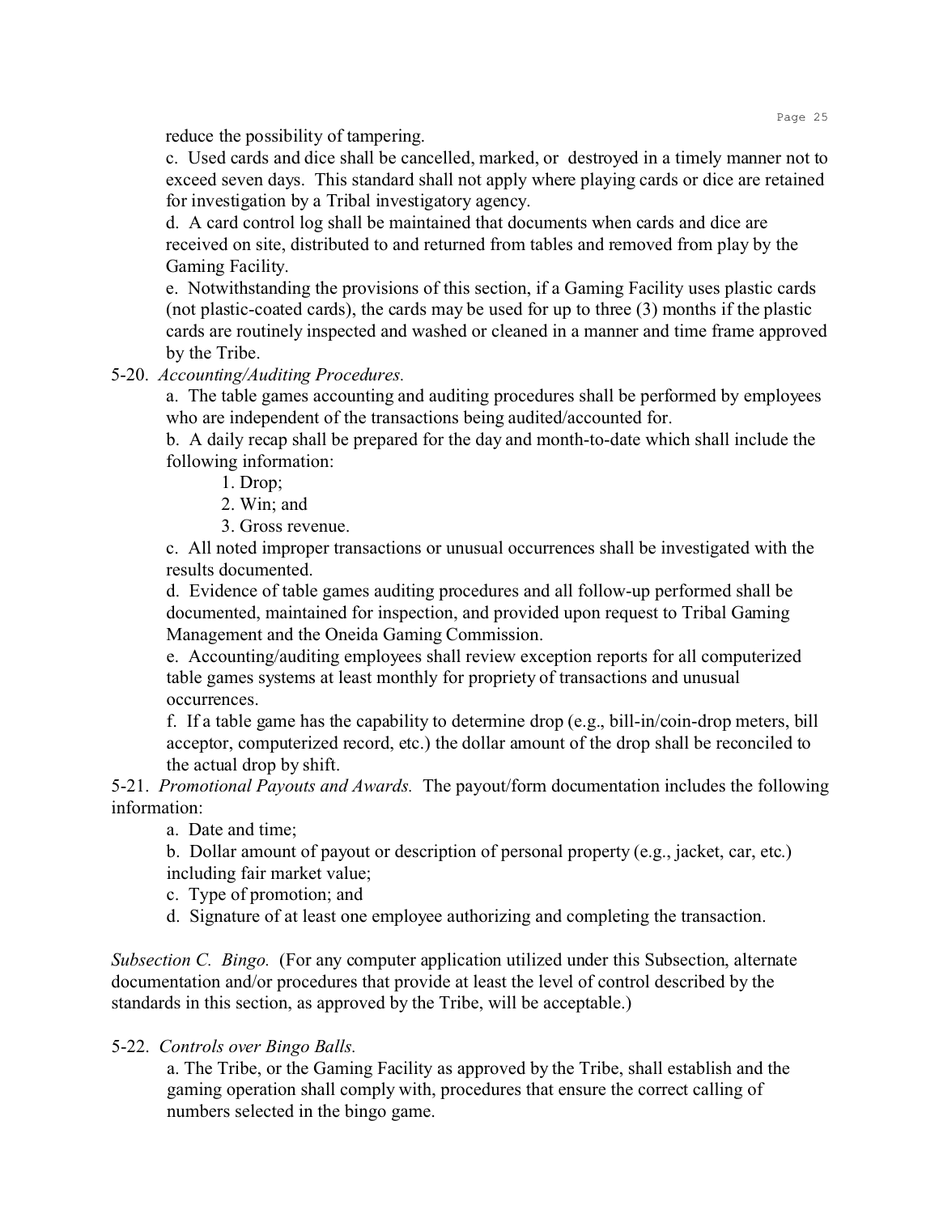reduce the possibility of tampering.

c. Used cards and dice shall be cancelled, marked, or destroyed in a timely manner not to exceed seven days. This standard shall not apply where playing cards or dice are retained for investigation by a Tribal investigatory agency.

d. A card control log shall be maintained that documents when cards and dice are received on site, distributed to and returned from tables and removed from play by the Gaming Facility.

e. Notwithstanding the provisions of this section, if a Gaming Facility uses plastic cards (not plastic-coated cards), the cards may be used for up to three (3) months if the plastic cards are routinely inspected and washed or cleaned in a manner and time frame approved by the Tribe.

5-20. *Accounting/Auditing Procedures.*

a. The table games accounting and auditing procedures shall be performed by employees who are independent of the transactions being audited/accounted for.

b. A daily recap shall be prepared for the day and month-to-date which shall include the following information:

1. Drop;
2. Win; and
3. Gross revenue.

c. All noted improper transactions or unusual occurrences shall be investigated with the results documented.

d. Evidence of table games auditing procedures and all follow-up performed shall be documented, maintained for inspection, and provided upon request to Tribal Gaming Management and the Oneida Gaming Commission.

e. Accounting/auditing employees shall review exception reports for all computerized table games systems at least monthly for propriety of transactions and unusual occurrences.

f. If a table game has the capability to determine drop (e.g., bill-in/coin-drop meters, bill acceptor, computerized record, etc.) the dollar amount of the drop shall be reconciled to the actual drop by shift.

5-21. *Promotional Payouts and Awards.* The payout/form documentation includes the following information:

a. Date and time;

b. Dollar amount of payout or description of personal property (e.g., jacket, car, etc.) including fair market value;

c. Type of promotion; and

d. Signature of at least one employee authorizing and completing the transaction.

*Subsection C. Bingo.* (For any computer application utilized under this Subsection, alternate documentation and/or procedures that provide at least the level of control described by the standards in this section, as approved by the Tribe, will be acceptable.)

5-22. *Controls over Bingo Balls.*

a. The Tribe, or the Gaming Facility as approved by the Tribe, shall establish and the gaming operation shall comply with, procedures that ensure the correct calling of numbers selected in the bingo game.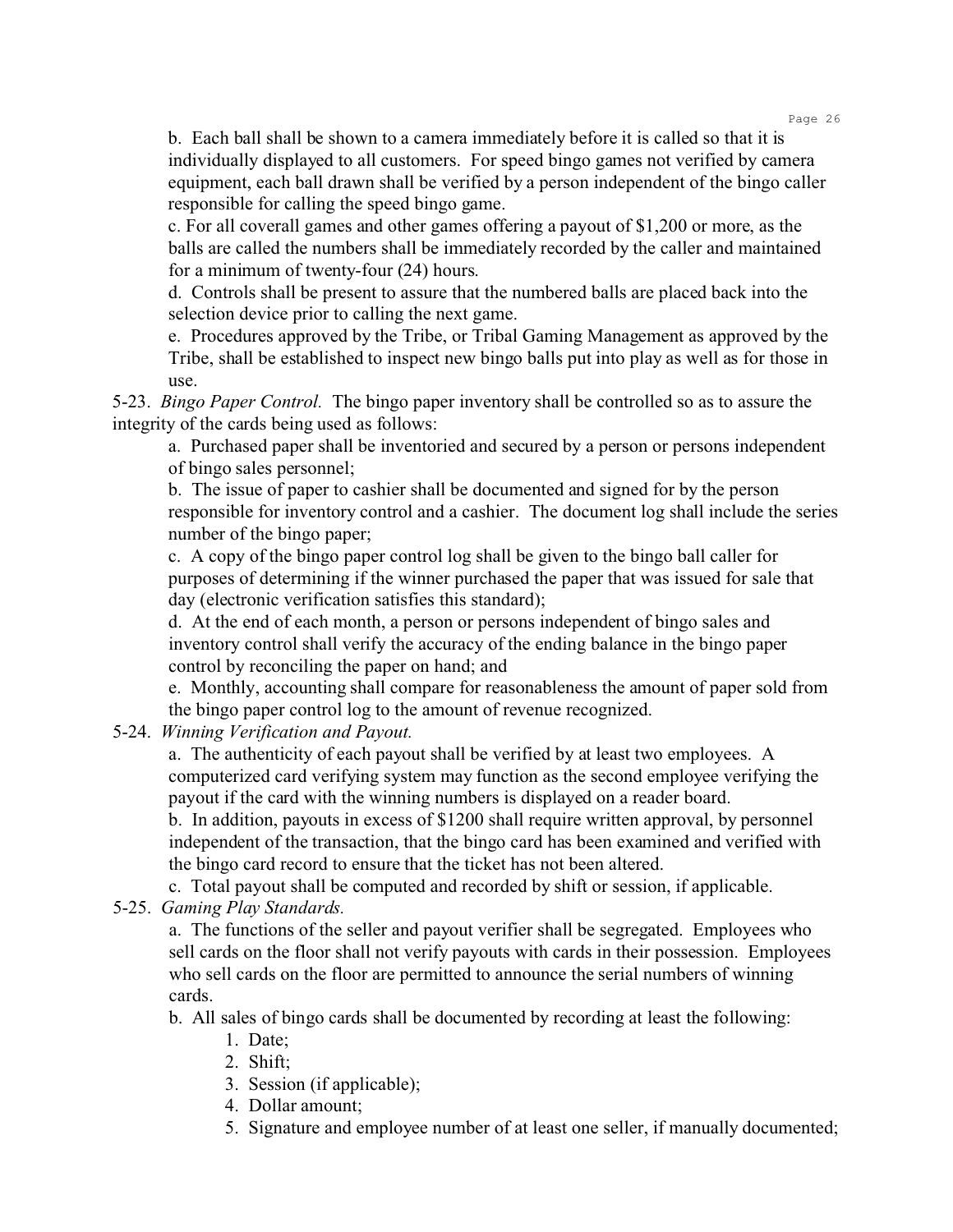b. Each ball shall be shown to a camera immediately before it is called so that it is individually displayed to all customers. For speed bingo games not verified by camera equipment, each ball drawn shall be verified by a person independent of the bingo caller responsible for calling the speed bingo game.

c. For all coverall games and other games offering a payout of $1,200 or more, as the balls are called the numbers shall be immediately recorded by the caller and maintained for a minimum of twenty-four (24) hours.

d. Controls shall be present to assure that the numbered balls are placed back into the selection device prior to calling the next game.

e. Procedures approved by the Tribe, or Tribal Gaming Management as approved by the Tribe, shall be established to inspect new bingo balls put into play as well as for those in use.

5-23. *Bingo Paper Control.* The bingo paper inventory shall be controlled so as to assure the integrity of the cards being used as follows:

a. Purchased paper shall be inventoried and secured by a person or persons independent of bingo sales personnel;

b. The issue of paper to cashier shall be documented and signed for by the person responsible for inventory control and a cashier. The document log shall include the series number of the bingo paper;

c. A copy of the bingo paper control log shall be given to the bingo ball caller for purposes of determining if the winner purchased the paper that was issued for sale that day (electronic verification satisfies this standard);

d. At the end of each month, a person or persons independent of bingo sales and inventory control shall verify the accuracy of the ending balance in the bingo paper control by reconciling the paper on hand; and

e. Monthly, accounting shall compare for reasonableness the amount of paper sold from the bingo paper control log to the amount of revenue recognized.

5-24. *Winning Verification and Payout.*

a. The authenticity of each payout shall be verified by at least two employees. A computerized card verifying system may function as the second employee verifying the payout if the card with the winning numbers is displayed on a reader board.

b. In addition, payouts in excess of $1200 shall require written approval, by personnel independent of the transaction, that the bingo card has been examined and verified with the bingo card record to ensure that the ticket has not been altered.

c. Total payout shall be computed and recorded by shift or session, if applicable.

5-25. *Gaming Play Standards.*

a. The functions of the seller and payout verifier shall be segregated. Employees who sell cards on the floor shall not verify payouts with cards in their possession. Employees who sell cards on the floor are permitted to announce the serial numbers of winning cards.

b. All sales of bingo cards shall be documented by recording at least the following:

1. Date;
2. Shift;
3. Session (if applicable);
4. Dollar amount;
5. Signature and employee number of at least one seller, if manually documented;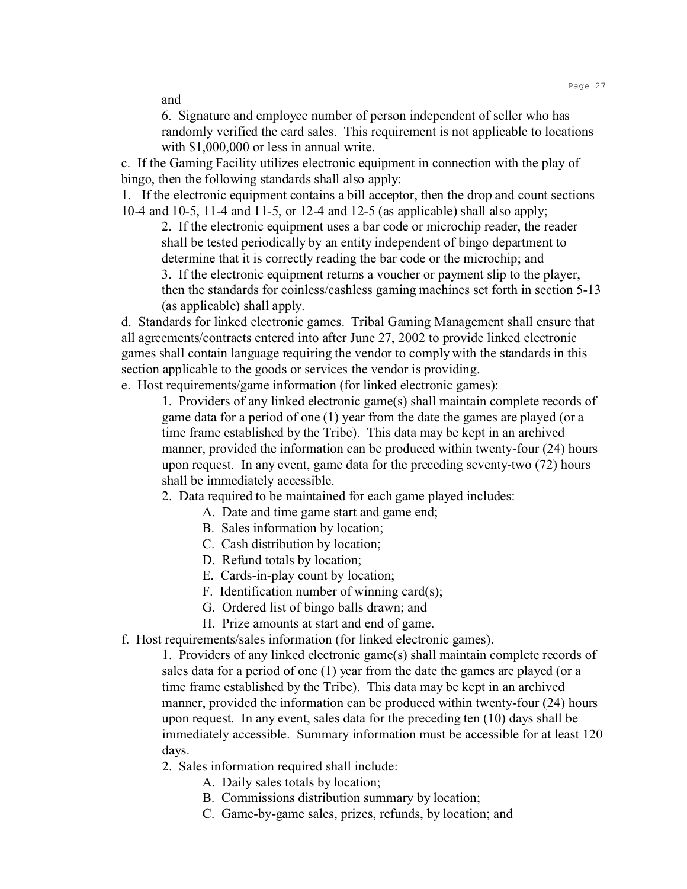and

6. Signature and employee number of person independent of seller who has randomly verified the card sales. This requirement is not applicable to locations with $1,000,000 or less in annual write.

c. If the Gaming Facility utilizes electronic equipment in connection with the play of bingo, then the following standards shall also apply:

1. If the electronic equipment contains a bill acceptor, then the drop and count sections 10-4 and 10-5, 11-4 and 11-5, or 12-4 and 12-5 (as applicable) shall also apply;

2. If the electronic equipment uses a bar code or microchip reader, the reader shall be tested periodically by an entity independent of bingo department to determine that it is correctly reading the bar code or the microchip; and

3. If the electronic equipment returns a voucher or payment slip to the player, then the standards for coinless/cashless gaming machines set forth in section 5-13 (as applicable) shall apply.

d. Standards for linked electronic games. Tribal Gaming Management shall ensure that all agreements/contracts entered into after June 27, 2002 to provide linked electronic games shall contain language requiring the vendor to comply with the standards in this section applicable to the goods or services the vendor is providing.

e. Host requirements/game information (for linked electronic games):

1. Providers of any linked electronic game(s) shall maintain complete records of game data for a period of one (1) year from the date the games are played (or a time frame established by the Tribe). This data may be kept in an archived manner, provided the information can be produced within twenty-four (24) hours upon request. In any event, game data for the preceding seventy-two (72) hours shall be immediately accessible.

2. Data required to be maintained for each game played includes:

A. Date and time game start and game end;

B. Sales information by location;

C. Cash distribution by location;

D. Refund totals by location;

E. Cards-in-play count by location;

F. Identification number of winning card(s);

G. Ordered list of bingo balls drawn; and

H. Prize amounts at start and end of game.

f. Host requirements/sales information (for linked electronic games).

1. Providers of any linked electronic game(s) shall maintain complete records of sales data for a period of one (1) year from the date the games are played (or a time frame established by the Tribe). This data may be kept in an archived manner, provided the information can be produced within twenty-four (24) hours upon request. In any event, sales data for the preceding ten (10) days shall be immediately accessible. Summary information must be accessible for at least 120 days.

2. Sales information required shall include:

A. Daily sales totals by location;

B. Commissions distribution summary by location;

C. Game-by-game sales, prizes, refunds, by location; and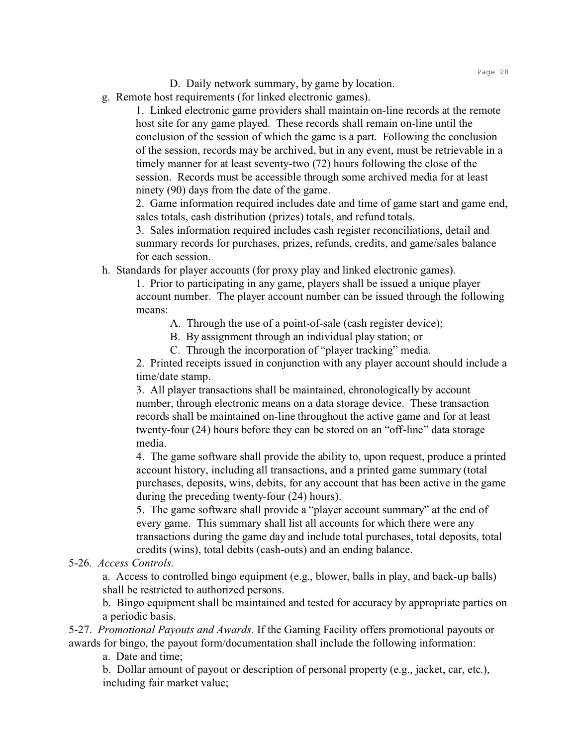D. Daily network summary, by game by location.

g. Remote host requirements (for linked electronic games).

1. Linked electronic game providers shall maintain on-line records at the remote host site for any game played. These records shall remain on-line until the conclusion of the session of which the game is a part. Following the conclusion of the session, records may be archived, but in any event, must be retrievable in a timely manner for at least seventy-two (72) hours following the close of the session. Records must be accessible through some archived media for at least ninety (90) days from the date of the game.

2. Game information required includes date and time of game start and game end, sales totals, cash distribution (prizes) totals, and refund totals.

3. Sales information required includes cash register reconciliations, detail and summary records for purchases, prizes, refunds, credits, and game/sales balance for each session.

h. Standards for player accounts (for proxy play and linked electronic games).

1. Prior to participating in any game, players shall be issued a unique player account number. The player account number can be issued through the following means:

A. Through the use of a point-of-sale (cash register device);

B. By assignment through an individual play station; or

C. Through the incorporation of "player tracking" media.

2. Printed receipts issued in conjunction with any player account should include a time/date stamp.

3. All player transactions shall be maintained, chronologically by account number, through electronic means on a data storage device. These transaction records shall be maintained on-line throughout the active game and for at least twenty-four (24) hours before they can be stored on an "off-line" data storage media.

4. The game software shall provide the ability to, upon request, produce a printed account history, including all transactions, and a printed game summary (total purchases, deposits, wins, debits, for any account that has been active in the game during the preceding twenty-four (24) hours).

5. The game software shall provide a "player account summary" at the end of every game. This summary shall list all accounts for which there were any transactions during the game day and include total purchases, total deposits, total credits (wins), total debits (cash-outs) and an ending balance.

5-26. *Access Controls.*

a. Access to controlled bingo equipment (e.g., blower, balls in play, and back-up balls) shall be restricted to authorized persons.

b. Bingo equipment shall be maintained and tested for accuracy by appropriate parties on a periodic basis.

5-27. *Promotional Payouts and Awards.* If the Gaming Facility offers promotional payouts or awards for bingo, the payout form/documentation shall include the following information:

a. Date and time;

b. Dollar amount of payout or description of personal property (e.g., jacket, car, etc.), including fair market value;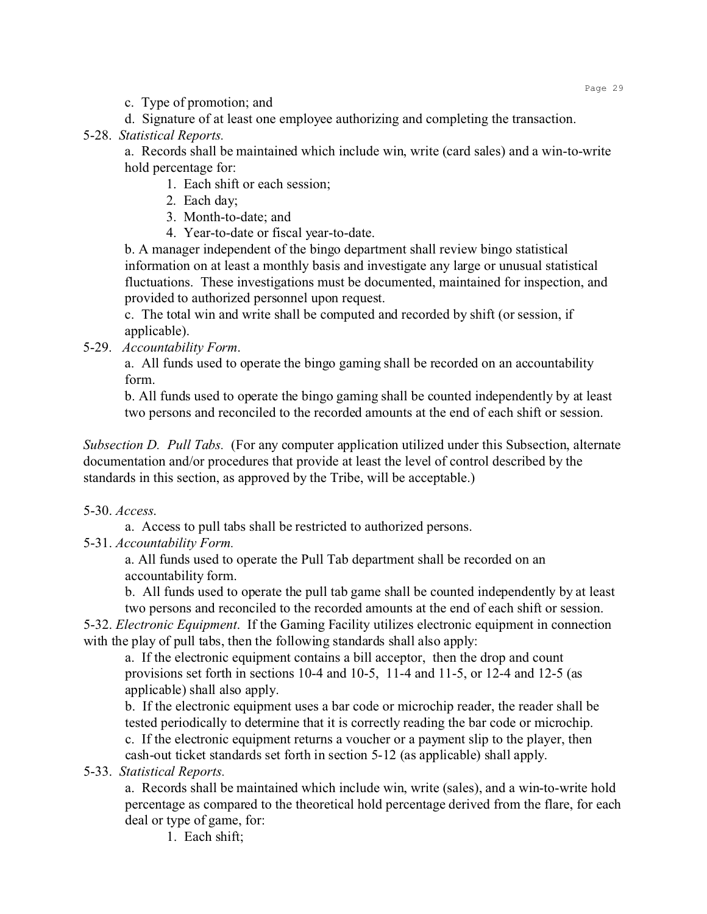c. Type of promotion; and

d. Signature of at least one employee authorizing and completing the transaction.

5-28. *Statistical Reports.*

a. Records shall be maintained which include win, write (card sales) and a win-to-write hold percentage for:

1. Each shift or each session;
2. Each day;
3. Month-to-date; and
4. Year-to-date or fiscal year-to-date.

b. A manager independent of the bingo department shall review bingo statistical information on at least a monthly basis and investigate any large or unusual statistical fluctuations. These investigations must be documented, maintained for inspection, and provided to authorized personnel upon request.

c. The total win and write shall be computed and recorded by shift (or session, if applicable).

5-29. *Accountability Form*.

a. All funds used to operate the bingo gaming shall be recorded on an accountability form.

b. All funds used to operate the bingo gaming shall be counted independently by at least two persons and reconciled to the recorded amounts at the end of each shift or session.

*Subsection D. Pull Tabs.* (For any computer application utilized under this Subsection, alternate documentation and/or procedures that provide at least the level of control described by the standards in this section, as approved by the Tribe, will be acceptable.)

5-30. *Access.*

a. Access to pull tabs shall be restricted to authorized persons.

5-31. *Accountability Form.*

a. All funds used to operate the Pull Tab department shall be recorded on an accountability form.

b. All funds used to operate the pull tab game shall be counted independently by at least two persons and reconciled to the recorded amounts at the end of each shift or session.

5-32. *Electronic Equipment*. If the Gaming Facility utilizes electronic equipment in connection with the play of pull tabs, then the following standards shall also apply:

a. If the electronic equipment contains a bill acceptor, then the drop and count provisions set forth in sections 10-4 and 10-5, 11-4 and 11-5, or 12-4 and 12-5 (as applicable) shall also apply.

b. If the electronic equipment uses a bar code or microchip reader, the reader shall be tested periodically to determine that it is correctly reading the bar code or microchip.

c. If the electronic equipment returns a voucher or a payment slip to the player, then cash-out ticket standards set forth in section 5-12 (as applicable) shall apply.

5-33. *Statistical Reports.*

a. Records shall be maintained which include win, write (sales), and a win-to-write hold percentage as compared to the theoretical hold percentage derived from the flare, for each deal or type of game, for:

1. Each shift;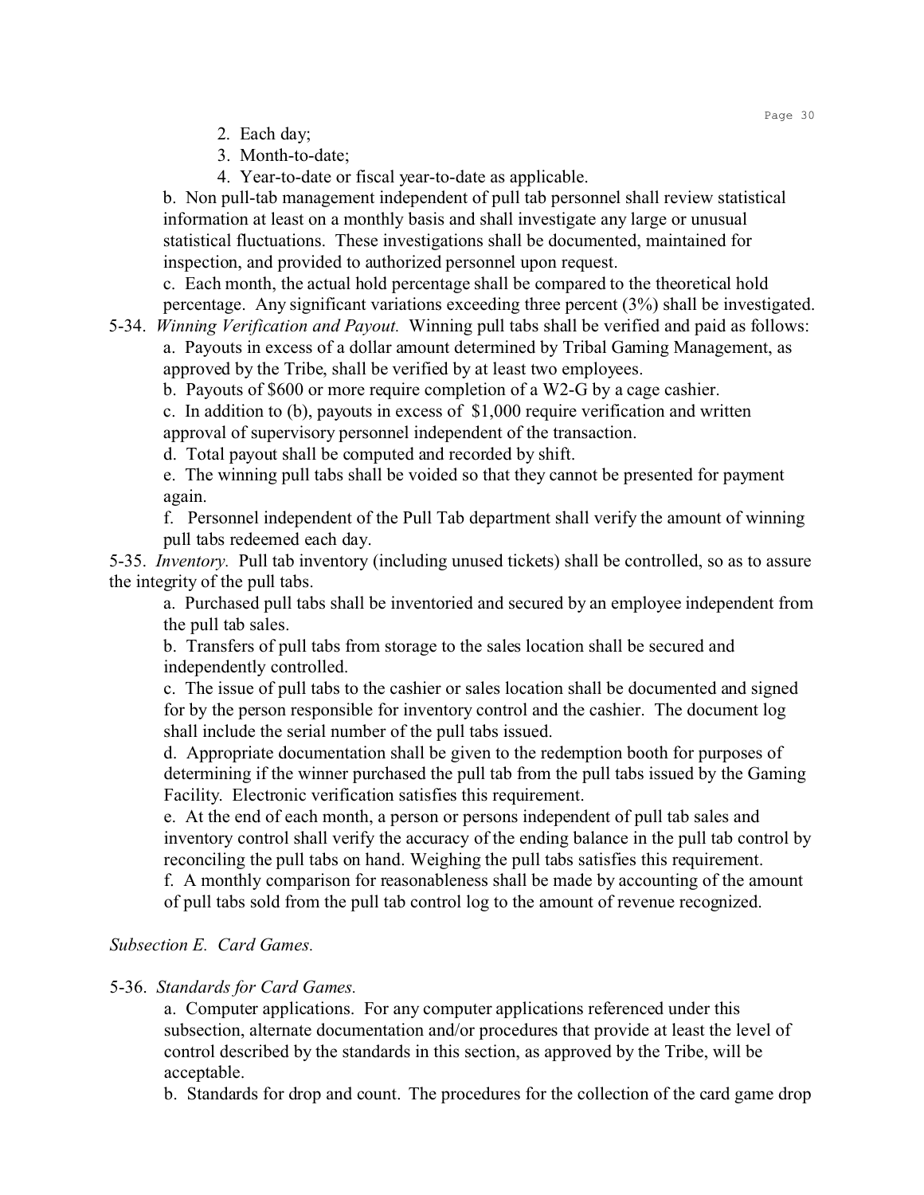2. Each day;
3. Month-to-date;
4. Year-to-date or fiscal year-to-date as applicable.

b. Non pull-tab management independent of pull tab personnel shall review statistical information at least on a monthly basis and shall investigate any large or unusual statistical fluctuations. These investigations shall be documented, maintained for inspection, and provided to authorized personnel upon request.

c. Each month, the actual hold percentage shall be compared to the theoretical hold percentage. Any significant variations exceeding three percent (3%) shall be investigated.

5-34. *Winning Verification and Payout.* Winning pull tabs shall be verified and paid as follows:

a. Payouts in excess of a dollar amount determined by Tribal Gaming Management, as approved by the Tribe, shall be verified by at least two employees.

b. Payouts of $600 or more require completion of a W2-G by a cage cashier.

c. In addition to (b), payouts in excess of $1,000 require verification and written approval of supervisory personnel independent of the transaction.

d. Total payout shall be computed and recorded by shift.

e. The winning pull tabs shall be voided so that they cannot be presented for payment again.

f. Personnel independent of the Pull Tab department shall verify the amount of winning pull tabs redeemed each day.

5-35. *Inventory.* Pull tab inventory (including unused tickets) shall be controlled, so as to assure the integrity of the pull tabs.

a. Purchased pull tabs shall be inventoried and secured by an employee independent from the pull tab sales.

b. Transfers of pull tabs from storage to the sales location shall be secured and independently controlled.

c. The issue of pull tabs to the cashier or sales location shall be documented and signed for by the person responsible for inventory control and the cashier. The document log shall include the serial number of the pull tabs issued.

d. Appropriate documentation shall be given to the redemption booth for purposes of determining if the winner purchased the pull tab from the pull tabs issued by the Gaming Facility. Electronic verification satisfies this requirement.

e. At the end of each month, a person or persons independent of pull tab sales and inventory control shall verify the accuracy of the ending balance in the pull tab control by reconciling the pull tabs on hand. Weighing the pull tabs satisfies this requirement.

f. A monthly comparison for reasonableness shall be made by accounting of the amount of pull tabs sold from the pull tab control log to the amount of revenue recognized.

*Subsection E. Card Games.*

5-36. *Standards for Card Games.*

a. Computer applications. For any computer applications referenced under this subsection, alternate documentation and/or procedures that provide at least the level of control described by the standards in this section, as approved by the Tribe, will be acceptable.

b. Standards for drop and count. The procedures for the collection of the card game drop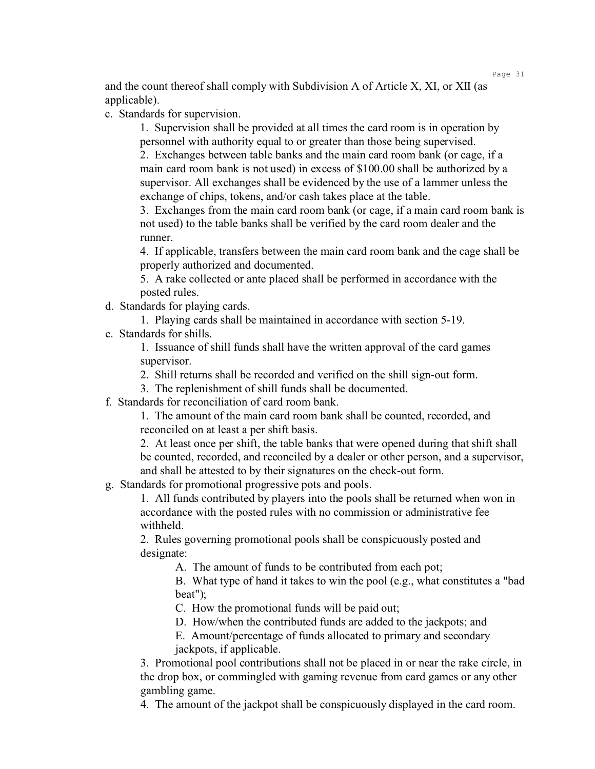and the count thereof shall comply with Subdivision A of Article X, XI, or XII (as applicable).

c. Standards for supervision.

1. Supervision shall be provided at all times the card room is in operation by personnel with authority equal to or greater than those being supervised.
2. Exchanges between table banks and the main card room bank (or cage, if a main card room bank is not used) in excess of $100.00 shall be authorized by a supervisor. All exchanges shall be evidenced by the use of a lammer unless the exchange of chips, tokens, and/or cash takes place at the table.
3. Exchanges from the main card room bank (or cage, if a main card room bank is not used) to the table banks shall be verified by the card room dealer and the runner.
4. If applicable, transfers between the main card room bank and the cage shall be properly authorized and documented.
5. A rake collected or ante placed shall be performed in accordance with the posted rules.

d. Standards for playing cards.

1. Playing cards shall be maintained in accordance with section 5-19.

e. Standards for shills.

1. Issuance of shill funds shall have the written approval of the card games supervisor.
2. Shill returns shall be recorded and verified on the shill sign-out form.
3. The replenishment of shill funds shall be documented.

f. Standards for reconciliation of card room bank.

1. The amount of the main card room bank shall be counted, recorded, and reconciled on at least a per shift basis.
2. At least once per shift, the table banks that were opened during that shift shall be counted, recorded, and reconciled by a dealer or other person, and a supervisor, and shall be attested to by their signatures on the check-out form.

g. Standards for promotional progressive pots and pools.

1. All funds contributed by players into the pools shall be returned when won in accordance with the posted rules with no commission or administrative fee withheld.
2. Rules governing promotional pools shall be conspicuously posted and designate:
   - A. The amount of funds to be contributed from each pot;
   - B. What type of hand it takes to win the pool (e.g., what constitutes a "bad beat");
   - C. How the promotional funds will be paid out;
   - D. How/when the contributed funds are added to the jackpots; and
   - E. Amount/percentage of funds allocated to primary and secondary jackpots, if applicable.
3. Promotional pool contributions shall not be placed in or near the rake circle, in the drop box, or commingled with gaming revenue from card games or any other gambling game.
4. The amount of the jackpot shall be conspicuously displayed in the card room.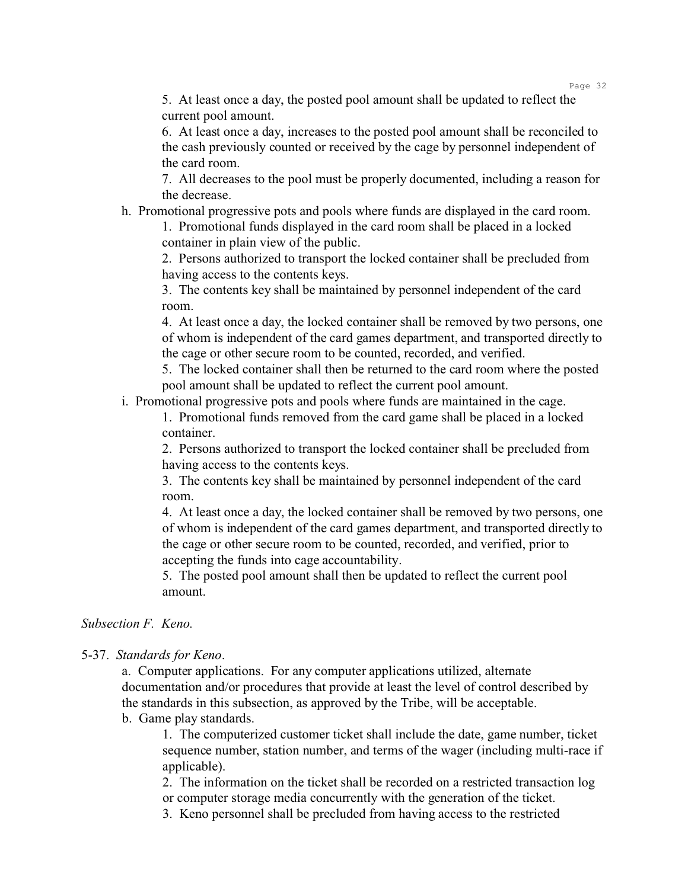5. At least once a day, the posted pool amount shall be updated to reflect the current pool amount.

6. At least once a day, increases to the posted pool amount shall be reconciled to the cash previously counted or received by the cage by personnel independent of the card room.

7. All decreases to the pool must be properly documented, including a reason for the decrease.

h. Promotional progressive pots and pools where funds are displayed in the card room.

1. Promotional funds displayed in the card room shall be placed in a locked container in plain view of the public.

2. Persons authorized to transport the locked container shall be precluded from having access to the contents keys.

3. The contents key shall be maintained by personnel independent of the card room.

4. At least once a day, the locked container shall be removed by two persons, one of whom is independent of the card games department, and transported directly to the cage or other secure room to be counted, recorded, and verified.

5. The locked container shall then be returned to the card room where the posted pool amount shall be updated to reflect the current pool amount.

i. Promotional progressive pots and pools where funds are maintained in the cage.

1. Promotional funds removed from the card game shall be placed in a locked container.

2. Persons authorized to transport the locked container shall be precluded from having access to the contents keys.

3. The contents key shall be maintained by personnel independent of the card room.

4. At least once a day, the locked container shall be removed by two persons, one of whom is independent of the card games department, and transported directly to the cage or other secure room to be counted, recorded, and verified, prior to accepting the funds into cage accountability.

5. The posted pool amount shall then be updated to reflect the current pool amount.

*Subsection F. Keno.*

5-37. *Standards for Keno*.

a. Computer applications. For any computer applications utilized, alternate documentation and/or procedures that provide at least the level of control described by the standards in this subsection, as approved by the Tribe, will be acceptable.

b. Game play standards.

1. The computerized customer ticket shall include the date, game number, ticket sequence number, station number, and terms of the wager (including multi-race if applicable).

2. The information on the ticket shall be recorded on a restricted transaction log or computer storage media concurrently with the generation of the ticket.

3. Keno personnel shall be precluded from having access to the restricted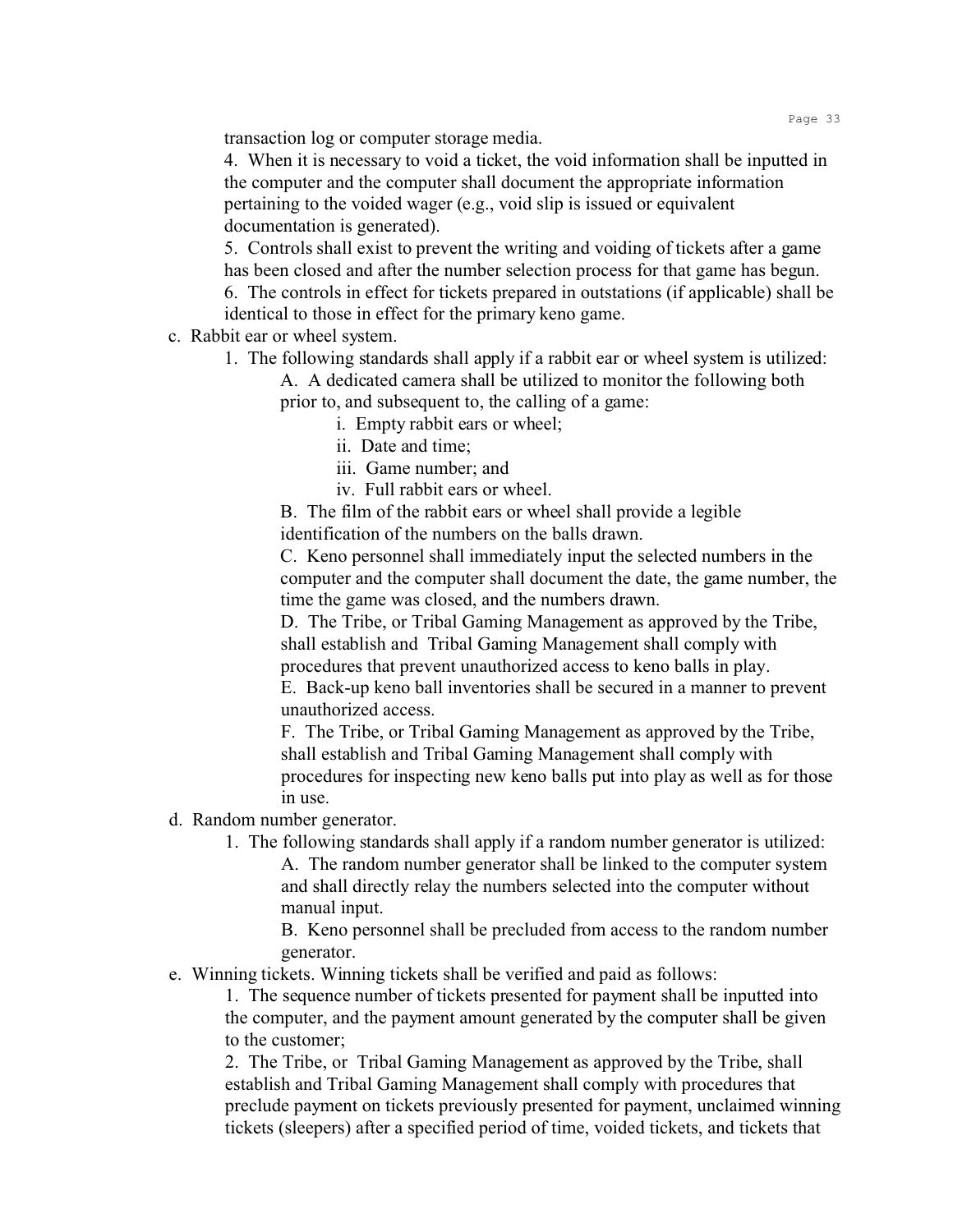transaction log or computer storage media.

4. When it is necessary to void a ticket, the void information shall be inputted in the computer and the computer shall document the appropriate information pertaining to the voided wager (e.g., void slip is issued or equivalent documentation is generated).

5. Controls shall exist to prevent the writing and voiding of tickets after a game has been closed and after the number selection process for that game has begun.

6. The controls in effect for tickets prepared in outstations (if applicable) shall be identical to those in effect for the primary keno game.

c. Rabbit ear or wheel system.

1. The following standards shall apply if a rabbit ear or wheel system is utilized:

A. A dedicated camera shall be utilized to monitor the following both prior to, and subsequent to, the calling of a game:

i. Empty rabbit ears or wheel;

ii. Date and time;

iii. Game number; and

iv. Full rabbit ears or wheel.

B. The film of the rabbit ears or wheel shall provide a legible identification of the numbers on the balls drawn.

C. Keno personnel shall immediately input the selected numbers in the computer and the computer shall document the date, the game number, the time the game was closed, and the numbers drawn.

D. The Tribe, or Tribal Gaming Management as approved by the Tribe, shall establish and Tribal Gaming Management shall comply with procedures that prevent unauthorized access to keno balls in play.

E. Back-up keno ball inventories shall be secured in a manner to prevent unauthorized access.

F. The Tribe, or Tribal Gaming Management as approved by the Tribe, shall establish and Tribal Gaming Management shall comply with procedures for inspecting new keno balls put into play as well as for those in use.

d. Random number generator.

1. The following standards shall apply if a random number generator is utilized:

A. The random number generator shall be linked to the computer system and shall directly relay the numbers selected into the computer without manual input.

B. Keno personnel shall be precluded from access to the random number generator.

e. Winning tickets. Winning tickets shall be verified and paid as follows:

1. The sequence number of tickets presented for payment shall be inputted into the computer, and the payment amount generated by the computer shall be given to the customer;

2. The Tribe, or Tribal Gaming Management as approved by the Tribe, shall establish and Tribal Gaming Management shall comply with procedures that preclude payment on tickets previously presented for payment, unclaimed winning tickets (sleepers) after a specified period of time, voided tickets, and tickets that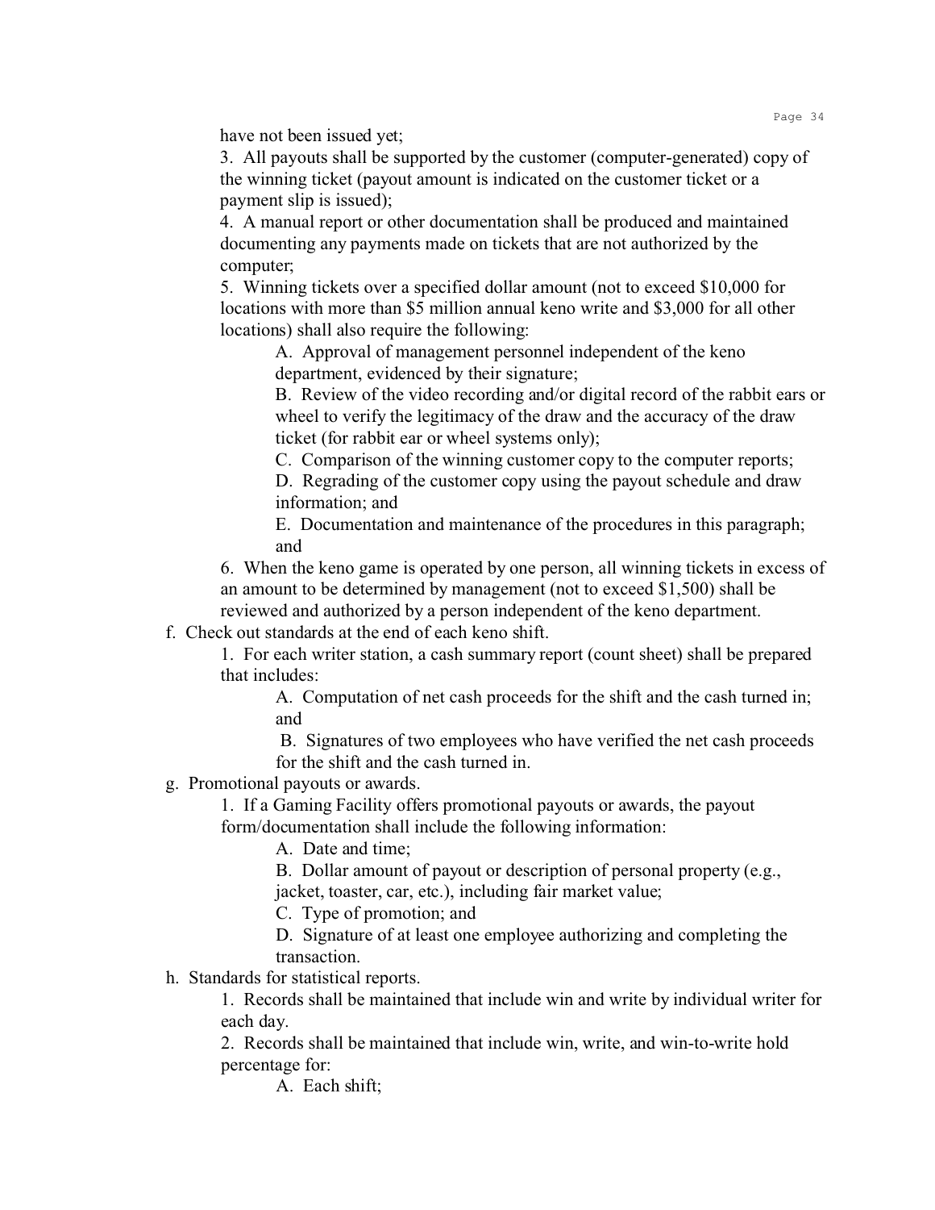have not been issued yet;

3. All payouts shall be supported by the customer (computer-generated) copy of the winning ticket (payout amount is indicated on the customer ticket or a payment slip is issued);

4. A manual report or other documentation shall be produced and maintained documenting any payments made on tickets that are not authorized by the computer;

5. Winning tickets over a specified dollar amount (not to exceed $10,000 for locations with more than $5 million annual keno write and $3,000 for all other locations) shall also require the following:

   A. Approval of management personnel independent of the keno department, evidenced by their signature;

   B. Review of the video recording and/or digital record of the rabbit ears or wheel to verify the legitimacy of the draw and the accuracy of the draw ticket (for rabbit ear or wheel systems only);

   C. Comparison of the winning customer copy to the computer reports;

   D. Regrading of the customer copy using the payout schedule and draw information; and

   E. Documentation and maintenance of the procedures in this paragraph; and

6. When the keno game is operated by one person, all winning tickets in excess of an amount to be determined by management (not to exceed $1,500) shall be reviewed and authorized by a person independent of the keno department.

f. Check out standards at the end of each keno shift.

1. For each writer station, a cash summary report (count sheet) shall be prepared that includes:

   A. Computation of net cash proceeds for the shift and the cash turned in; and

   B. Signatures of two employees who have verified the net cash proceeds for the shift and the cash turned in.

g. Promotional payouts or awards.

1. If a Gaming Facility offers promotional payouts or awards, the payout form/documentation shall include the following information:

   A. Date and time;

   B. Dollar amount of payout or description of personal property (e.g., jacket, toaster, car, etc.), including fair market value;

   C. Type of promotion; and

   D. Signature of at least one employee authorizing and completing the transaction.

h. Standards for statistical reports.

1. Records shall be maintained that include win and write by individual writer for each day.

2. Records shall be maintained that include win, write, and win-to-write hold percentage for:

   A. Each shift;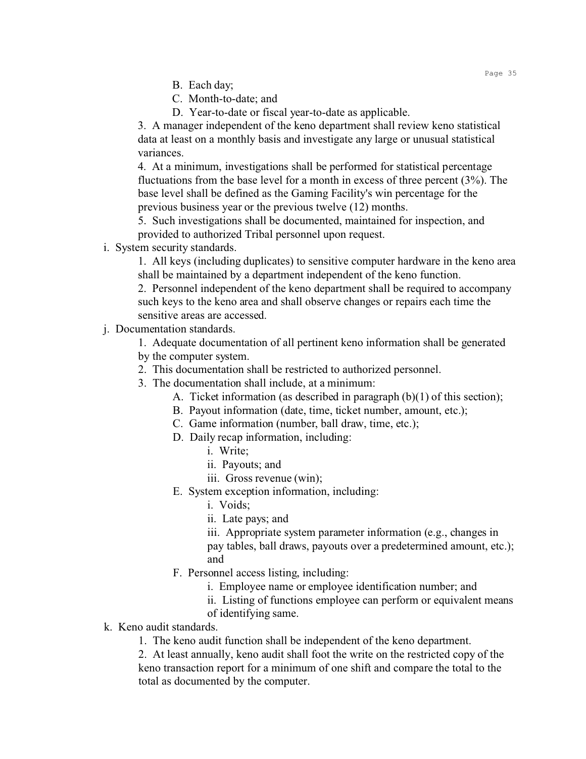B. Each day;

C. Month-to-date; and

D. Year-to-date or fiscal year-to-date as applicable.

3. A manager independent of the keno department shall review keno statistical data at least on a monthly basis and investigate any large or unusual statistical variances.

4. At a minimum, investigations shall be performed for statistical percentage fluctuations from the base level for a month in excess of three percent (3%). The base level shall be defined as the Gaming Facility's win percentage for the previous business year or the previous twelve (12) months.

5. Such investigations shall be documented, maintained for inspection, and provided to authorized Tribal personnel upon request.

i. System security standards.

1. All keys (including duplicates) to sensitive computer hardware in the keno area shall be maintained by a department independent of the keno function.

2. Personnel independent of the keno department shall be required to accompany such keys to the keno area and shall observe changes or repairs each time the sensitive areas are accessed.

j. Documentation standards.

1. Adequate documentation of all pertinent keno information shall be generated by the computer system.

2. This documentation shall be restricted to authorized personnel.

3. The documentation shall include, at a minimum:

A. Ticket information (as described in paragraph (b)(1) of this section);

B. Payout information (date, time, ticket number, amount, etc.);

C. Game information (number, ball draw, time, etc.);

D. Daily recap information, including:

i. Write;

ii. Payouts; and

iii. Gross revenue (win);

E. System exception information, including:

i. Voids;

ii. Late pays; and

iii. Appropriate system parameter information (e.g., changes in pay tables, ball draws, payouts over a predetermined amount, etc.); and

F. Personnel access listing, including:

i. Employee name or employee identification number; and

ii. Listing of functions employee can perform or equivalent means of identifying same.

k. Keno audit standards.

1. The keno audit function shall be independent of the keno department.

2. At least annually, keno audit shall foot the write on the restricted copy of the keno transaction report for a minimum of one shift and compare the total to the total as documented by the computer.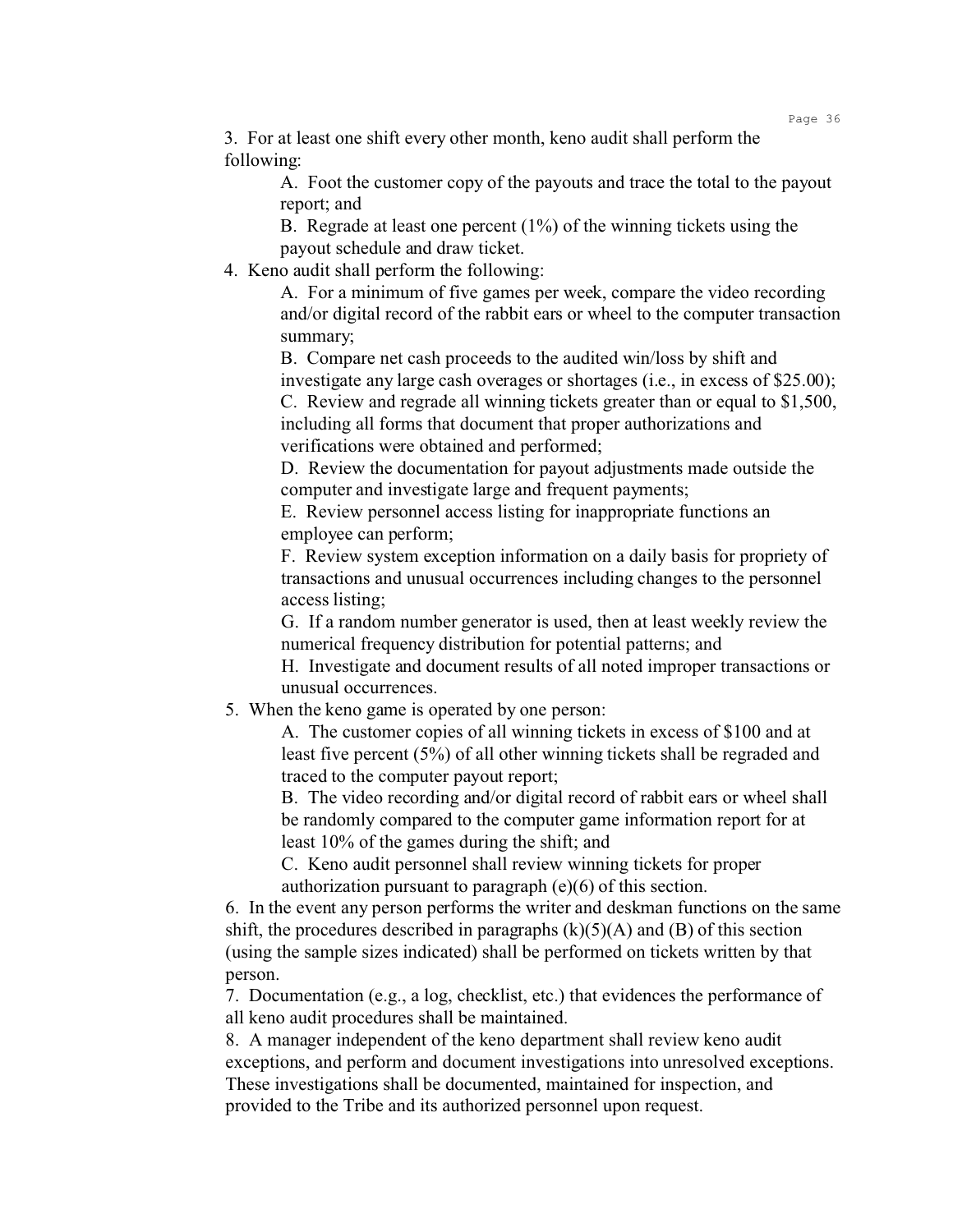3. For at least one shift every other month, keno audit shall perform the following:

    A. Foot the customer copy of the payouts and trace the total to the payout report; and

    B. Regrade at least one percent (1%) of the winning tickets using the payout schedule and draw ticket.

4. Keno audit shall perform the following:

    A. For a minimum of five games per week, compare the video recording and/or digital record of the rabbit ears or wheel to the computer transaction summary;

    B. Compare net cash proceeds to the audited win/loss by shift and investigate any large cash overages or shortages (i.e., in excess of $25.00);

    C. Review and regrade all winning tickets greater than or equal to $1,500, including all forms that document that proper authorizations and verifications were obtained and performed;

    D. Review the documentation for payout adjustments made outside the computer and investigate large and frequent payments;

    E. Review personnel access listing for inappropriate functions an employee can perform;

    F. Review system exception information on a daily basis for propriety of transactions and unusual occurrences including changes to the personnel access listing;

    G. If a random number generator is used, then at least weekly review the numerical frequency distribution for potential patterns; and

    H. Investigate and document results of all noted improper transactions or unusual occurrences.

5. When the keno game is operated by one person:

    A. The customer copies of all winning tickets in excess of $100 and at least five percent (5%) of all other winning tickets shall be regraded and traced to the computer payout report;

    B. The video recording and/or digital record of rabbit ears or wheel shall be randomly compared to the computer game information report for at least 10% of the games during the shift; and

    C. Keno audit personnel shall review winning tickets for proper authorization pursuant to paragraph (e)(6) of this section.

6. In the event any person performs the writer and deskman functions on the same shift, the procedures described in paragraphs (k)(5)(A) and (B) of this section (using the sample sizes indicated) shall be performed on tickets written by that person.

7. Documentation (e.g., a log, checklist, etc.) that evidences the performance of all keno audit procedures shall be maintained.

8. A manager independent of the keno department shall review keno audit exceptions, and perform and document investigations into unresolved exceptions. These investigations shall be documented, maintained for inspection, and provided to the Tribe and its authorized personnel upon request.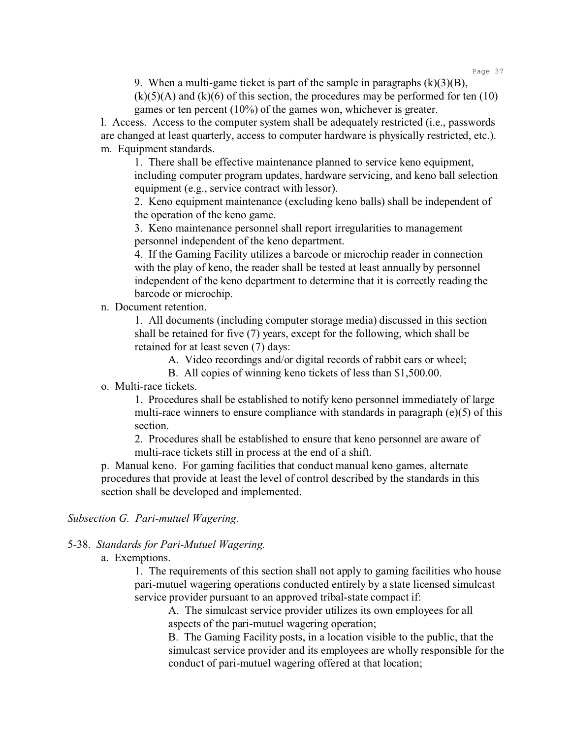9. When a multi-game ticket is part of the sample in paragraphs (k)(3)(B), (k)(5)(A) and (k)(6) of this section, the procedures may be performed for ten (10) games or ten percent (10%) of the games won, whichever is greater.

l. Access. Access to the computer system shall be adequately restricted (i.e., passwords are changed at least quarterly, access to computer hardware is physically restricted, etc.).

m. Equipment standards.

1. There shall be effective maintenance planned to service keno equipment, including computer program updates, hardware servicing, and keno ball selection equipment (e.g., service contract with lessor).
2. Keno equipment maintenance (excluding keno balls) shall be independent of the operation of the keno game.
3. Keno maintenance personnel shall report irregularities to management personnel independent of the keno department.
4. If the Gaming Facility utilizes a barcode or microchip reader in connection with the play of keno, the reader shall be tested at least annually by personnel independent of the keno department to determine that it is correctly reading the barcode or microchip.

n. Document retention.

1. All documents (including computer storage media) discussed in this section shall be retained for five (7) years, except for the following, which shall be retained for at least seven (7) days:
   - A. Video recordings and/or digital records of rabbit ears or wheel;
   - B. All copies of winning keno tickets of less than $1,500.00.

o. Multi-race tickets.

1. Procedures shall be established to notify keno personnel immediately of large multi-race winners to ensure compliance with standards in paragraph (e)(5) of this section.
2. Procedures shall be established to ensure that keno personnel are aware of multi-race tickets still in process at the end of a shift.

p. Manual keno. For gaming facilities that conduct manual keno games, alternate procedures that provide at least the level of control described by the standards in this section shall be developed and implemented.

*Subsection G. Pari-mutuel Wagering.*

5-38. *Standards for Pari-Mutuel Wagering.*

a. Exemptions.

1. The requirements of this section shall not apply to gaming facilities who house pari-mutuel wagering operations conducted entirely by a state licensed simulcast service provider pursuant to an approved tribal-state compact if:
   - A. The simulcast service provider utilizes its own employees for all aspects of the pari-mutuel wagering operation;
   - B. The Gaming Facility posts, in a location visible to the public, that the simulcast service provider and its employees are wholly responsible for the conduct of pari-mutuel wagering offered at that location;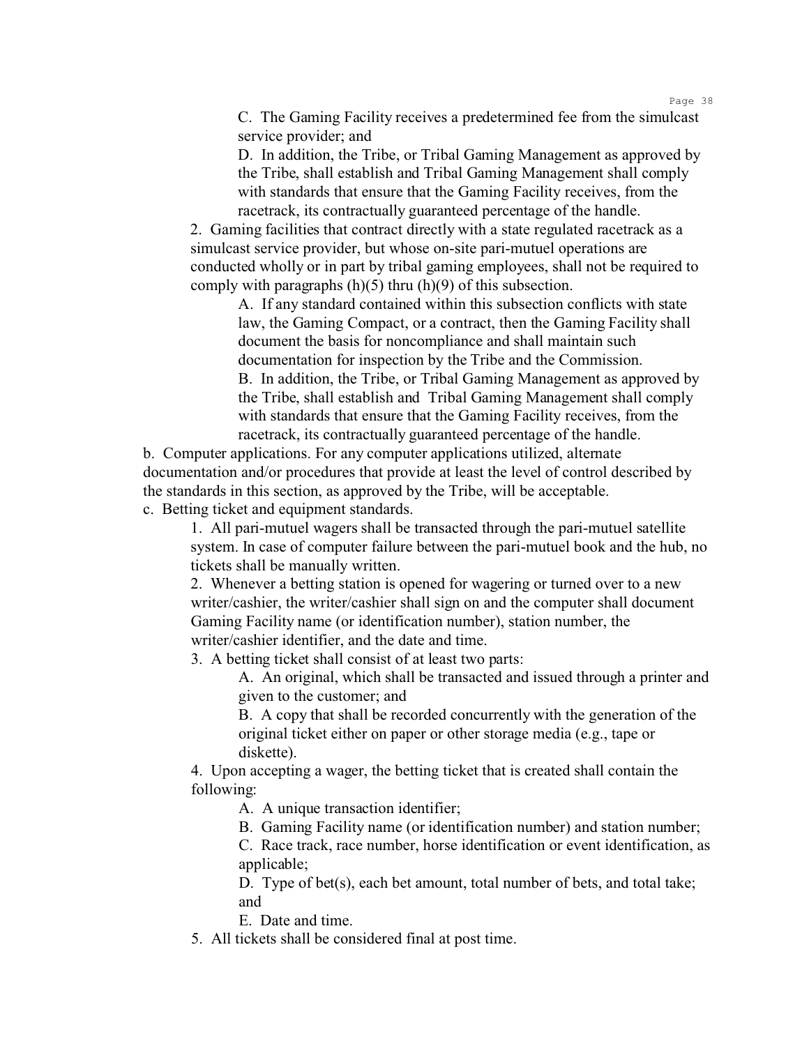C. The Gaming Facility receives a predetermined fee from the simulcast service provider; and

D. In addition, the Tribe, or Tribal Gaming Management as approved by the Tribe, shall establish and Tribal Gaming Management shall comply with standards that ensure that the Gaming Facility receives, from the racetrack, its contractually guaranteed percentage of the handle.

2. Gaming facilities that contract directly with a state regulated racetrack as a simulcast service provider, but whose on-site pari-mutuel operations are conducted wholly or in part by tribal gaming employees, shall not be required to comply with paragraphs (h)(5) thru (h)(9) of this subsection.

A. If any standard contained within this subsection conflicts with state law, the Gaming Compact, or a contract, then the Gaming Facility shall document the basis for noncompliance and shall maintain such documentation for inspection by the Tribe and the Commission.

B. In addition, the Tribe, or Tribal Gaming Management as approved by the Tribe, shall establish and Tribal Gaming Management shall comply with standards that ensure that the Gaming Facility receives, from the racetrack, its contractually guaranteed percentage of the handle.

b. Computer applications. For any computer applications utilized, alternate documentation and/or procedures that provide at least the level of control described by the standards in this section, as approved by the Tribe, will be acceptable.

c. Betting ticket and equipment standards.

1. All pari-mutuel wagers shall be transacted through the pari-mutuel satellite system. In case of computer failure between the pari-mutuel book and the hub, no tickets shall be manually written.

2. Whenever a betting station is opened for wagering or turned over to a new writer/cashier, the writer/cashier shall sign on and the computer shall document Gaming Facility name (or identification number), station number, the writer/cashier identifier, and the date and time.

3. A betting ticket shall consist of at least two parts:

A. An original, which shall be transacted and issued through a printer and given to the customer; and

B. A copy that shall be recorded concurrently with the generation of the original ticket either on paper or other storage media (e.g., tape or diskette).

4. Upon accepting a wager, the betting ticket that is created shall contain the following:

A. A unique transaction identifier;

B. Gaming Facility name (or identification number) and station number;

C. Race track, race number, horse identification or event identification, as applicable;

D. Type of bet(s), each bet amount, total number of bets, and total take; and

E. Date and time.

5. All tickets shall be considered final at post time.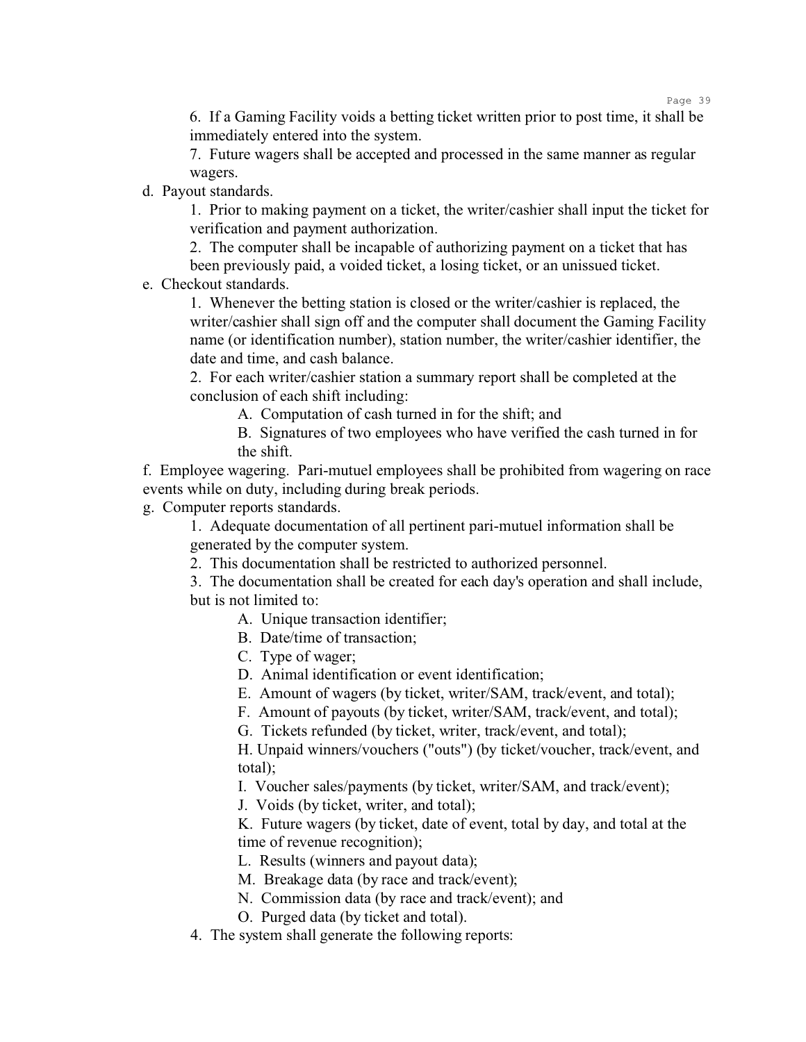6. If a Gaming Facility voids a betting ticket written prior to post time, it shall be immediately entered into the system.

7. Future wagers shall be accepted and processed in the same manner as regular wagers.

d. Payout standards.

1. Prior to making payment on a ticket, the writer/cashier shall input the ticket for verification and payment authorization.

2. The computer shall be incapable of authorizing payment on a ticket that has been previously paid, a voided ticket, a losing ticket, or an unissued ticket.

e. Checkout standards.

1. Whenever the betting station is closed or the writer/cashier is replaced, the writer/cashier shall sign off and the computer shall document the Gaming Facility name (or identification number), station number, the writer/cashier identifier, the date and time, and cash balance.

2. For each writer/cashier station a summary report shall be completed at the conclusion of each shift including:

A. Computation of cash turned in for the shift; and

B. Signatures of two employees who have verified the cash turned in for the shift.

f. Employee wagering. Pari-mutuel employees shall be prohibited from wagering on race events while on duty, including during break periods.

g. Computer reports standards.

1. Adequate documentation of all pertinent pari-mutuel information shall be generated by the computer system.

2. This documentation shall be restricted to authorized personnel.

3. The documentation shall be created for each day's operation and shall include, but is not limited to:

A. Unique transaction identifier;

B. Date/time of transaction;

C. Type of wager;

D. Animal identification or event identification;

E. Amount of wagers (by ticket, writer/SAM, track/event, and total);

F. Amount of payouts (by ticket, writer/SAM, track/event, and total);

G. Tickets refunded (by ticket, writer, track/event, and total);

H. Unpaid winners/vouchers ("outs") (by ticket/voucher, track/event, and total);

I. Voucher sales/payments (by ticket, writer/SAM, and track/event);

J. Voids (by ticket, writer, and total);

K. Future wagers (by ticket, date of event, total by day, and total at the time of revenue recognition);

L. Results (winners and payout data);

M. Breakage data (by race and track/event);

N. Commission data (by race and track/event); and

O. Purged data (by ticket and total).

4. The system shall generate the following reports: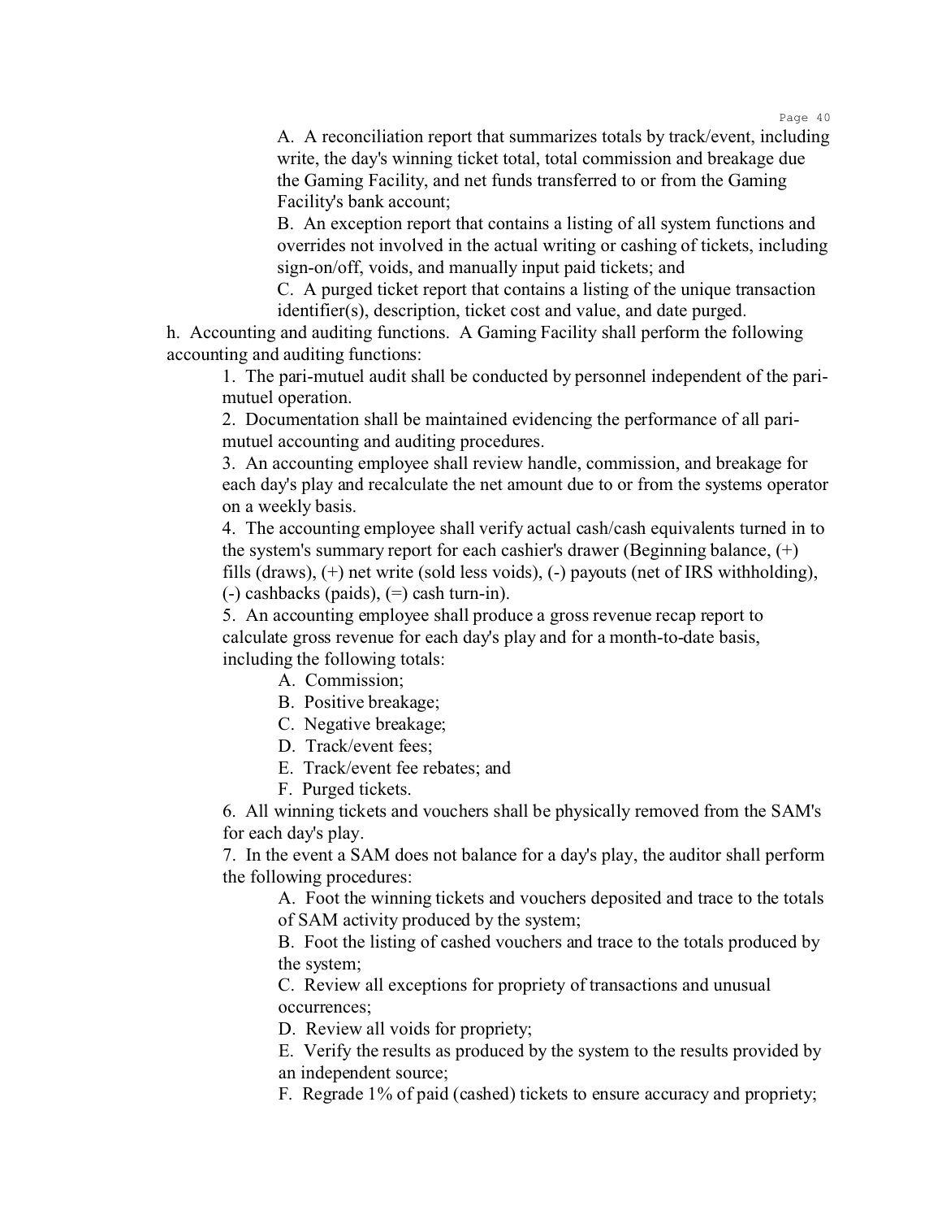A. A reconciliation report that summarizes totals by track/event, including write, the day's winning ticket total, total commission and breakage due the Gaming Facility, and net funds transferred to or from the Gaming Facility's bank account;

B. An exception report that contains a listing of all system functions and overrides not involved in the actual writing or cashing of tickets, including sign-on/off, voids, and manually input paid tickets; and

C. A purged ticket report that contains a listing of the unique transaction identifier(s), description, ticket cost and value, and date purged.

h. Accounting and auditing functions. A Gaming Facility shall perform the following accounting and auditing functions:

1. The pari-mutuel audit shall be conducted by personnel independent of the pari-mutuel operation.

2. Documentation shall be maintained evidencing the performance of all pari-mutuel accounting and auditing procedures.

3. An accounting employee shall review handle, commission, and breakage for each day's play and recalculate the net amount due to or from the systems operator on a weekly basis.

4. The accounting employee shall verify actual cash/cash equivalents turned in to the system's summary report for each cashier's drawer (Beginning balance, (+) fills (draws), (+) net write (sold less voids), (-) payouts (net of IRS withholding), (-) cashbacks (paids), (=) cash turn-in).

5. An accounting employee shall produce a gross revenue recap report to calculate gross revenue for each day's play and for a month-to-date basis, including the following totals:

A. Commission;

B. Positive breakage;

C. Negative breakage;

D. Track/event fees;

E. Track/event fee rebates; and

F. Purged tickets.

6. All winning tickets and vouchers shall be physically removed from the SAM's for each day's play.

7. In the event a SAM does not balance for a day's play, the auditor shall perform the following procedures:

A. Foot the winning tickets and vouchers deposited and trace to the totals of SAM activity produced by the system;

B. Foot the listing of cashed vouchers and trace to the totals produced by the system;

C. Review all exceptions for propriety of transactions and unusual occurrences;

D. Review all voids for propriety;

E. Verify the results as produced by the system to the results provided by an independent source;

F. Regrade 1% of paid (cashed) tickets to ensure accuracy and propriety;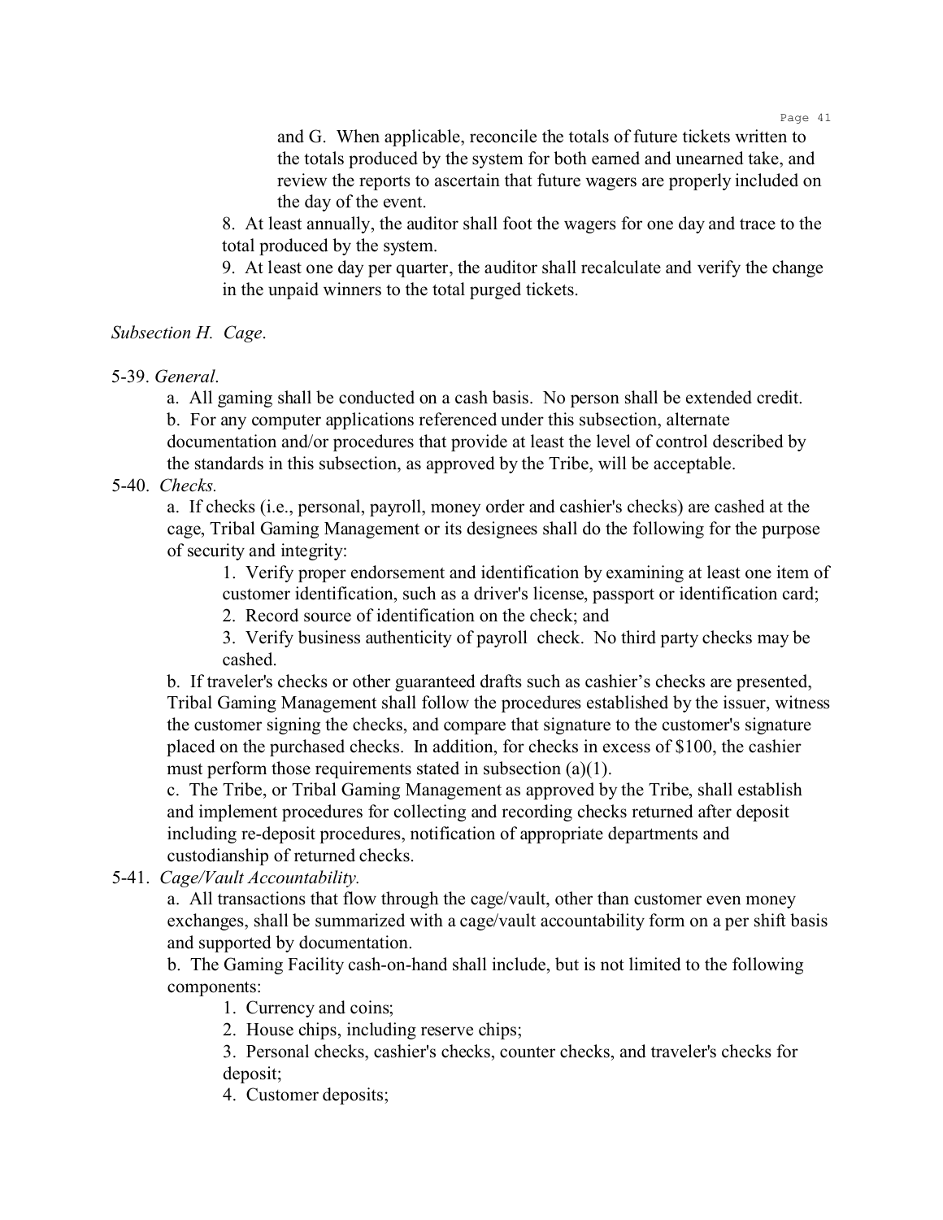and G. When applicable, reconcile the totals of future tickets written to the totals produced by the system for both earned and unearned take, and review the reports to ascertain that future wagers are properly included on the day of the event.

8. At least annually, the auditor shall foot the wagers for one day and trace to the total produced by the system.

9. At least one day per quarter, the auditor shall recalculate and verify the change in the unpaid winners to the total purged tickets.

*Subsection H. Cage*.

5-39. *General*.

a. All gaming shall be conducted on a cash basis. No person shall be extended credit.

b. For any computer applications referenced under this subsection, alternate documentation and/or procedures that provide at least the level of control described by the standards in this subsection, as approved by the Tribe, will be acceptable.

5-40. *Checks.*

a. If checks (i.e., personal, payroll, money order and cashier's checks) are cashed at the cage, Tribal Gaming Management or its designees shall do the following for the purpose of security and integrity:

1. Verify proper endorsement and identification by examining at least one item of customer identification, such as a driver's license, passport or identification card;
2. Record source of identification on the check; and
3. Verify business authenticity of payroll check. No third party checks may be cashed.

b. If traveler's checks or other guaranteed drafts such as cashier's checks are presented, Tribal Gaming Management shall follow the procedures established by the issuer, witness the customer signing the checks, and compare that signature to the customer's signature placed on the purchased checks. In addition, for checks in excess of $100, the cashier must perform those requirements stated in subsection (a)(1).

c. The Tribe, or Tribal Gaming Management as approved by the Tribe, shall establish and implement procedures for collecting and recording checks returned after deposit including re-deposit procedures, notification of appropriate departments and custodianship of returned checks.

5-41. *Cage/Vault Accountability.*

a. All transactions that flow through the cage/vault, other than customer even money exchanges, shall be summarized with a cage/vault accountability form on a per shift basis and supported by documentation.

b. The Gaming Facility cash-on-hand shall include, but is not limited to the following components:

1. Currency and coins;
2. House chips, including reserve chips;
3. Personal checks, cashier's checks, counter checks, and traveler's checks for deposit;
4. Customer deposits;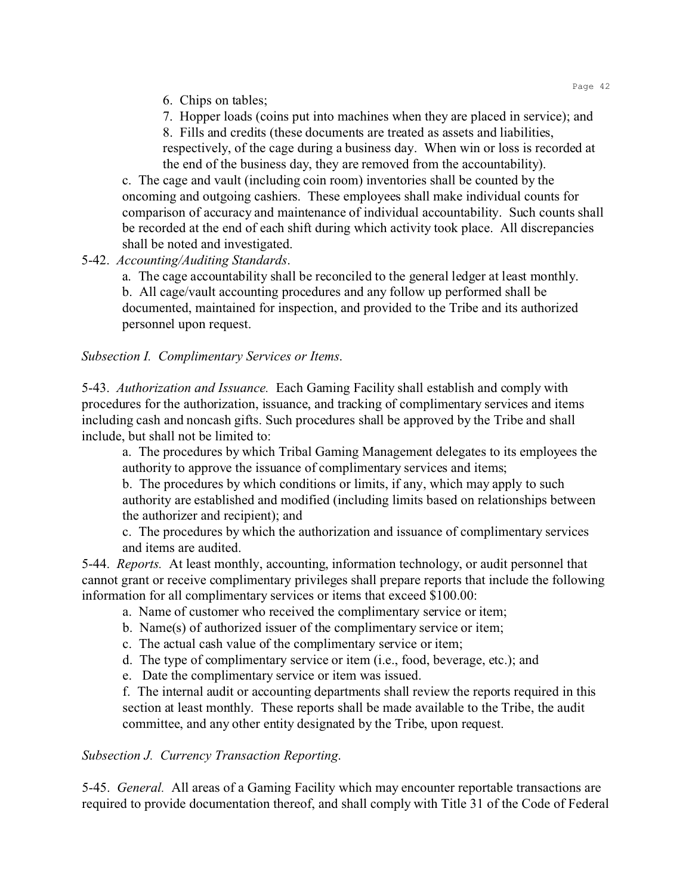6. Chips on tables;

7. Hopper loads (coins put into machines when they are placed in service); and

8. Fills and credits (these documents are treated as assets and liabilities, respectively, of the cage during a business day. When win or loss is recorded at the end of the business day, they are removed from the accountability).

c. The cage and vault (including coin room) inventories shall be counted by the oncoming and outgoing cashiers. These employees shall make individual counts for comparison of accuracy and maintenance of individual accountability. Such counts shall be recorded at the end of each shift during which activity took place. All discrepancies shall be noted and investigated.

5-42. *Accounting/Auditing Standards*.

a. The cage accountability shall be reconciled to the general ledger at least monthly.

b. All cage/vault accounting procedures and any follow up performed shall be documented, maintained for inspection, and provided to the Tribe and its authorized personnel upon request.

*Subsection I. Complimentary Services or Items.*

5-43. *Authorization and Issuance.* Each Gaming Facility shall establish and comply with procedures for the authorization, issuance, and tracking of complimentary services and items including cash and noncash gifts. Such procedures shall be approved by the Tribe and shall include, but shall not be limited to:

a. The procedures by which Tribal Gaming Management delegates to its employees the authority to approve the issuance of complimentary services and items;

b. The procedures by which conditions or limits, if any, which may apply to such authority are established and modified (including limits based on relationships between the authorizer and recipient); and

c. The procedures by which the authorization and issuance of complimentary services and items are audited.

5-44. *Reports.* At least monthly, accounting, information technology, or audit personnel that cannot grant or receive complimentary privileges shall prepare reports that include the following information for all complimentary services or items that exceed $100.00:

a. Name of customer who received the complimentary service or item;

b. Name(s) of authorized issuer of the complimentary service or item;

c. The actual cash value of the complimentary service or item;

d. The type of complimentary service or item (i.e., food, beverage, etc.); and

e. Date the complimentary service or item was issued.

f. The internal audit or accounting departments shall review the reports required in this section at least monthly. These reports shall be made available to the Tribe, the audit committee, and any other entity designated by the Tribe, upon request.

*Subsection J. Currency Transaction Reporting.*

5-45. *General.* All areas of a Gaming Facility which may encounter reportable transactions are required to provide documentation thereof, and shall comply with Title 31 of the Code of Federal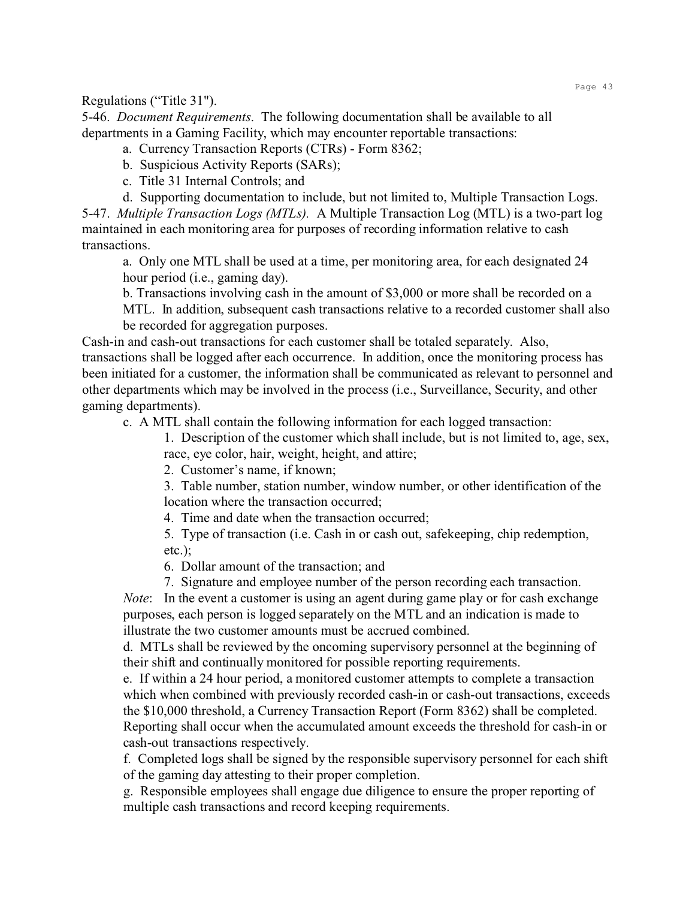Regulations (“Title 31").

5-46. *Document Requirements*. The following documentation shall be available to all departments in a Gaming Facility, which may encounter reportable transactions:

a. Currency Transaction Reports (CTRs) - Form 8362;

b. Suspicious Activity Reports (SARs);

c. Title 31 Internal Controls; and

d. Supporting documentation to include, but not limited to, Multiple Transaction Logs.

5-47. *Multiple Transaction Logs (MTLs).* A Multiple Transaction Log (MTL) is a two-part log maintained in each monitoring area for purposes of recording information relative to cash transactions.

a. Only one MTL shall be used at a time, per monitoring area, for each designated 24 hour period (i.e., gaming day).

b. Transactions involving cash in the amount of $3,000 or more shall be recorded on a MTL. In addition, subsequent cash transactions relative to a recorded customer shall also be recorded for aggregation purposes.

Cash-in and cash-out transactions for each customer shall be totaled separately. Also, transactions shall be logged after each occurrence. In addition, once the monitoring process has been initiated for a customer, the information shall be communicated as relevant to personnel and other departments which may be involved in the process (i.e., Surveillance, Security, and other gaming departments).

c. A MTL shall contain the following information for each logged transaction:

1. Description of the customer which shall include, but is not limited to, age, sex, race, eye color, hair, weight, height, and attire;

2. Customer’s name, if known;

3. Table number, station number, window number, or other identification of the location where the transaction occurred;

4. Time and date when the transaction occurred;

5. Type of transaction (i.e. Cash in or cash out, safekeeping, chip redemption, etc.);

6. Dollar amount of the transaction; and

7. Signature and employee number of the person recording each transaction.

*Note*: In the event a customer is using an agent during game play or for cash exchange purposes, each person is logged separately on the MTL and an indication is made to illustrate the two customer amounts must be accrued combined.

d. MTLs shall be reviewed by the oncoming supervisory personnel at the beginning of their shift and continually monitored for possible reporting requirements.

e. If within a 24 hour period, a monitored customer attempts to complete a transaction which when combined with previously recorded cash-in or cash-out transactions, exceeds the $10,000 threshold, a Currency Transaction Report (Form 8362) shall be completed. Reporting shall occur when the accumulated amount exceeds the threshold for cash-in or cash-out transactions respectively.

f. Completed logs shall be signed by the responsible supervisory personnel for each shift of the gaming day attesting to their proper completion.

g. Responsible employees shall engage due diligence to ensure the proper reporting of multiple cash transactions and record keeping requirements.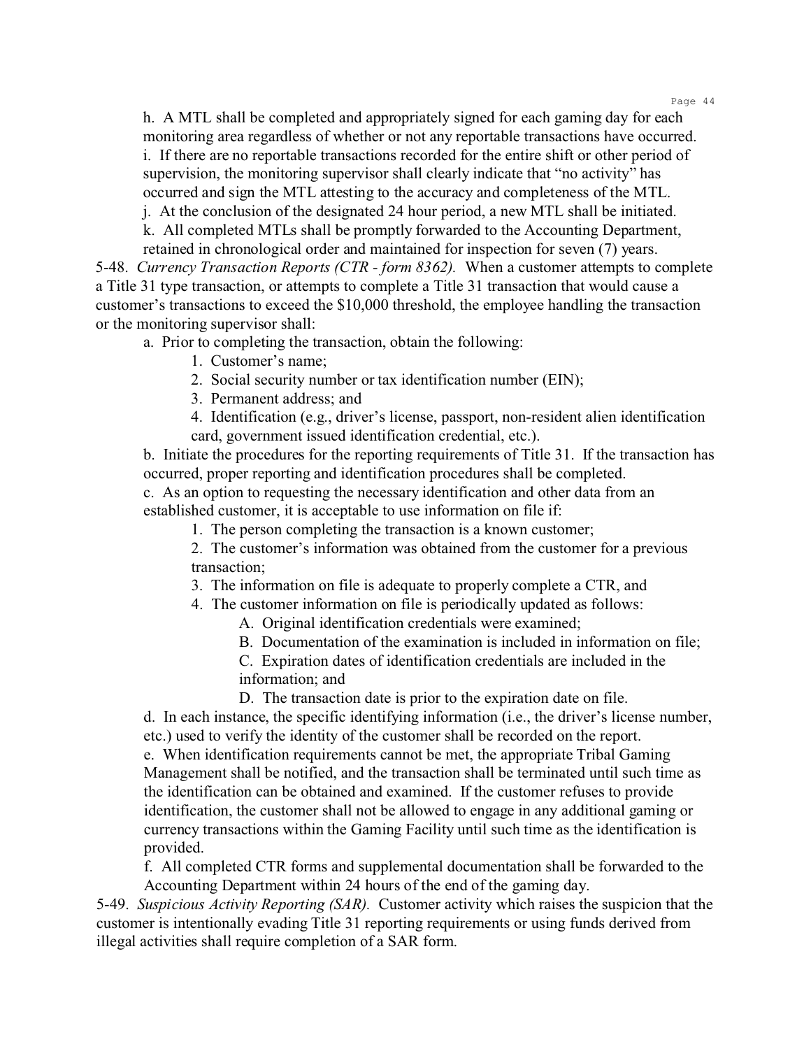h. A MTL shall be completed and appropriately signed for each gaming day for each monitoring area regardless of whether or not any reportable transactions have occurred.

i. If there are no reportable transactions recorded for the entire shift or other period of supervision, the monitoring supervisor shall clearly indicate that "no activity" has occurred and sign the MTL attesting to the accuracy and completeness of the MTL.

j. At the conclusion of the designated 24 hour period, a new MTL shall be initiated.

k. All completed MTLs shall be promptly forwarded to the Accounting Department, retained in chronological order and maintained for inspection for seven (7) years.

5-48. *Currency Transaction Reports (CTR - form 8362).* When a customer attempts to complete a Title 31 type transaction, or attempts to complete a Title 31 transaction that would cause a customer's transactions to exceed the $10,000 threshold, the employee handling the transaction or the monitoring supervisor shall:

a. Prior to completing the transaction, obtain the following:

1. Customer's name;
2. Social security number or tax identification number (EIN);
3. Permanent address; and
4. Identification (e.g., driver's license, passport, non-resident alien identification card, government issued identification credential, etc.).

b. Initiate the procedures for the reporting requirements of Title 31. If the transaction has occurred, proper reporting and identification procedures shall be completed.

c. As an option to requesting the necessary identification and other data from an established customer, it is acceptable to use information on file if:

1. The person completing the transaction is a known customer;
2. The customer's information was obtained from the customer for a previous transaction;
3. The information on file is adequate to properly complete a CTR, and
4. The customer information on file is periodically updated as follows:
   - A. Original identification credentials were examined;
   - B. Documentation of the examination is included in information on file;
   - C. Expiration dates of identification credentials are included in the information; and
   - D. The transaction date is prior to the expiration date on file.

d. In each instance, the specific identifying information (i.e., the driver's license number, etc.) used to verify the identity of the customer shall be recorded on the report.

e. When identification requirements cannot be met, the appropriate Tribal Gaming Management shall be notified, and the transaction shall be terminated until such time as the identification can be obtained and examined. If the customer refuses to provide identification, the customer shall not be allowed to engage in any additional gaming or currency transactions within the Gaming Facility until such time as the identification is provided.

f. All completed CTR forms and supplemental documentation shall be forwarded to the Accounting Department within 24 hours of the end of the gaming day.

5-49. *Suspicious Activity Reporting (SAR).* Customer activity which raises the suspicion that the customer is intentionally evading Title 31 reporting requirements or using funds derived from illegal activities shall require completion of a SAR form.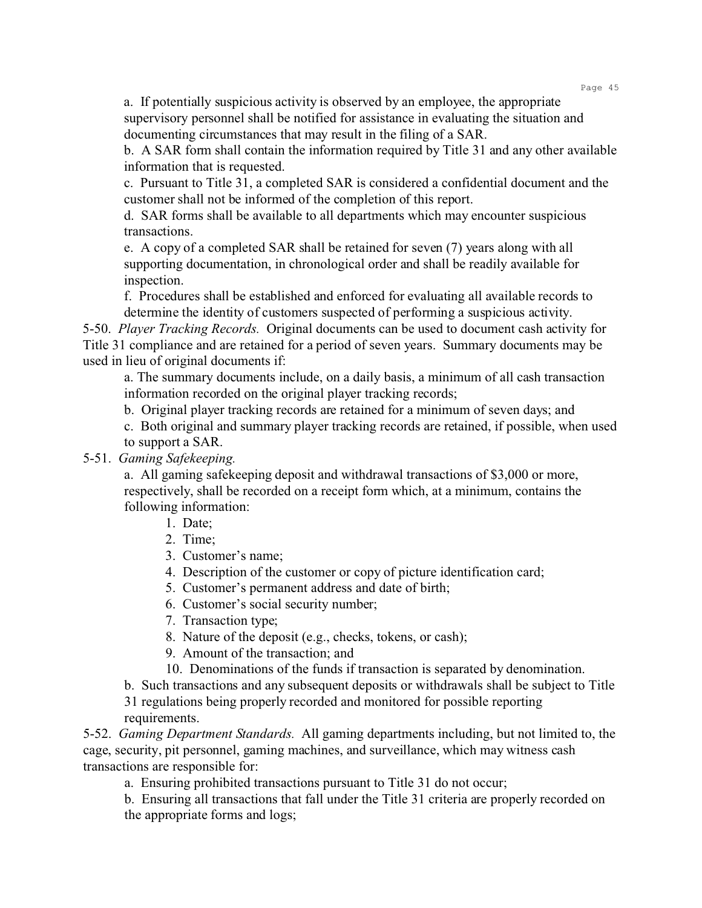a. If potentially suspicious activity is observed by an employee, the appropriate supervisory personnel shall be notified for assistance in evaluating the situation and documenting circumstances that may result in the filing of a SAR.

b. A SAR form shall contain the information required by Title 31 and any other available information that is requested.

c. Pursuant to Title 31, a completed SAR is considered a confidential document and the customer shall not be informed of the completion of this report.

d. SAR forms shall be available to all departments which may encounter suspicious transactions.

e. A copy of a completed SAR shall be retained for seven (7) years along with all supporting documentation, in chronological order and shall be readily available for inspection.

f. Procedures shall be established and enforced for evaluating all available records to determine the identity of customers suspected of performing a suspicious activity.

5-50. *Player Tracking Records.* Original documents can be used to document cash activity for Title 31 compliance and are retained for a period of seven years. Summary documents may be used in lieu of original documents if:

a. The summary documents include, on a daily basis, a minimum of all cash transaction information recorded on the original player tracking records;

b. Original player tracking records are retained for a minimum of seven days; and

c. Both original and summary player tracking records are retained, if possible, when used to support a SAR.

5-51. *Gaming Safekeeping.*

a. All gaming safekeeping deposit and withdrawal transactions of $3,000 or more, respectively, shall be recorded on a receipt form which, at a minimum, contains the following information:

1. Date;
2. Time;
3. Customer's name;
4. Description of the customer or copy of picture identification card;
5. Customer's permanent address and date of birth;
6. Customer's social security number;
7. Transaction type;
8. Nature of the deposit (e.g., checks, tokens, or cash);
9. Amount of the transaction; and
10. Denominations of the funds if transaction is separated by denomination.

b. Such transactions and any subsequent deposits or withdrawals shall be subject to Title 31 regulations being properly recorded and monitored for possible reporting requirements.

5-52. *Gaming Department Standards.* All gaming departments including, but not limited to, the cage, security, pit personnel, gaming machines, and surveillance, which may witness cash transactions are responsible for:

a. Ensuring prohibited transactions pursuant to Title 31 do not occur;

b. Ensuring all transactions that fall under the Title 31 criteria are properly recorded on the appropriate forms and logs;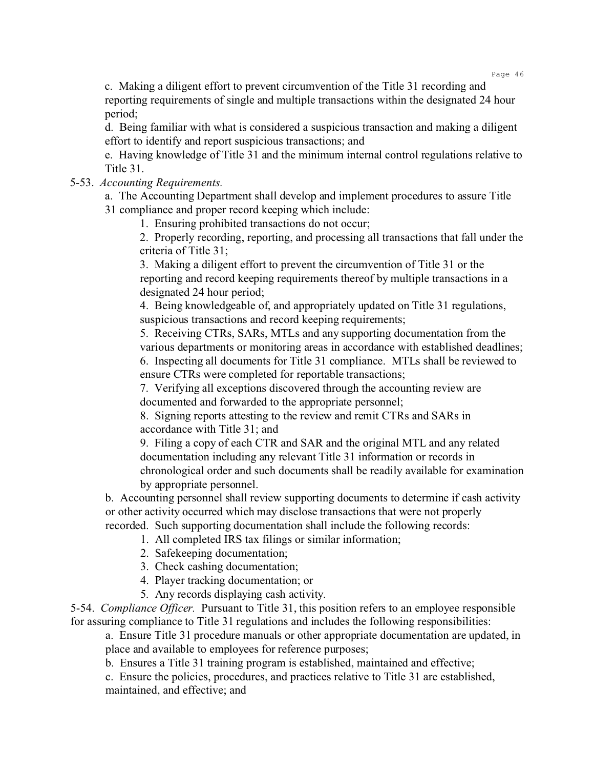c. Making a diligent effort to prevent circumvention of the Title 31 recording and reporting requirements of single and multiple transactions within the designated 24 hour period;

d. Being familiar with what is considered a suspicious transaction and making a diligent effort to identify and report suspicious transactions; and

e. Having knowledge of Title 31 and the minimum internal control regulations relative to Title 31.

5-53. *Accounting Requirements.*

a. The Accounting Department shall develop and implement procedures to assure Title 31 compliance and proper record keeping which include:

1. Ensuring prohibited transactions do not occur;
2. Properly recording, reporting, and processing all transactions that fall under the criteria of Title 31;
3. Making a diligent effort to prevent the circumvention of Title 31 or the reporting and record keeping requirements thereof by multiple transactions in a designated 24 hour period;
4. Being knowledgeable of, and appropriately updated on Title 31 regulations, suspicious transactions and record keeping requirements;
5. Receiving CTRs, SARs, MTLs and any supporting documentation from the various departments or monitoring areas in accordance with established deadlines;
6. Inspecting all documents for Title 31 compliance. MTLs shall be reviewed to ensure CTRs were completed for reportable transactions;
7. Verifying all exceptions discovered through the accounting review are documented and forwarded to the appropriate personnel;
8. Signing reports attesting to the review and remit CTRs and SARs in accordance with Title 31; and
9. Filing a copy of each CTR and SAR and the original MTL and any related documentation including any relevant Title 31 information or records in chronological order and such documents shall be readily available for examination by appropriate personnel.

b. Accounting personnel shall review supporting documents to determine if cash activity or other activity occurred which may disclose transactions that were not properly recorded. Such supporting documentation shall include the following records:

1. All completed IRS tax filings or similar information;
2. Safekeeping documentation;
3. Check cashing documentation;
4. Player tracking documentation; or
5. Any records displaying cash activity.

5-54. *Compliance Officer.* Pursuant to Title 31, this position refers to an employee responsible for assuring compliance to Title 31 regulations and includes the following responsibilities:

a. Ensure Title 31 procedure manuals or other appropriate documentation are updated, in place and available to employees for reference purposes;

b. Ensures a Title 31 training program is established, maintained and effective;

c. Ensure the policies, procedures, and practices relative to Title 31 are established, maintained, and effective; and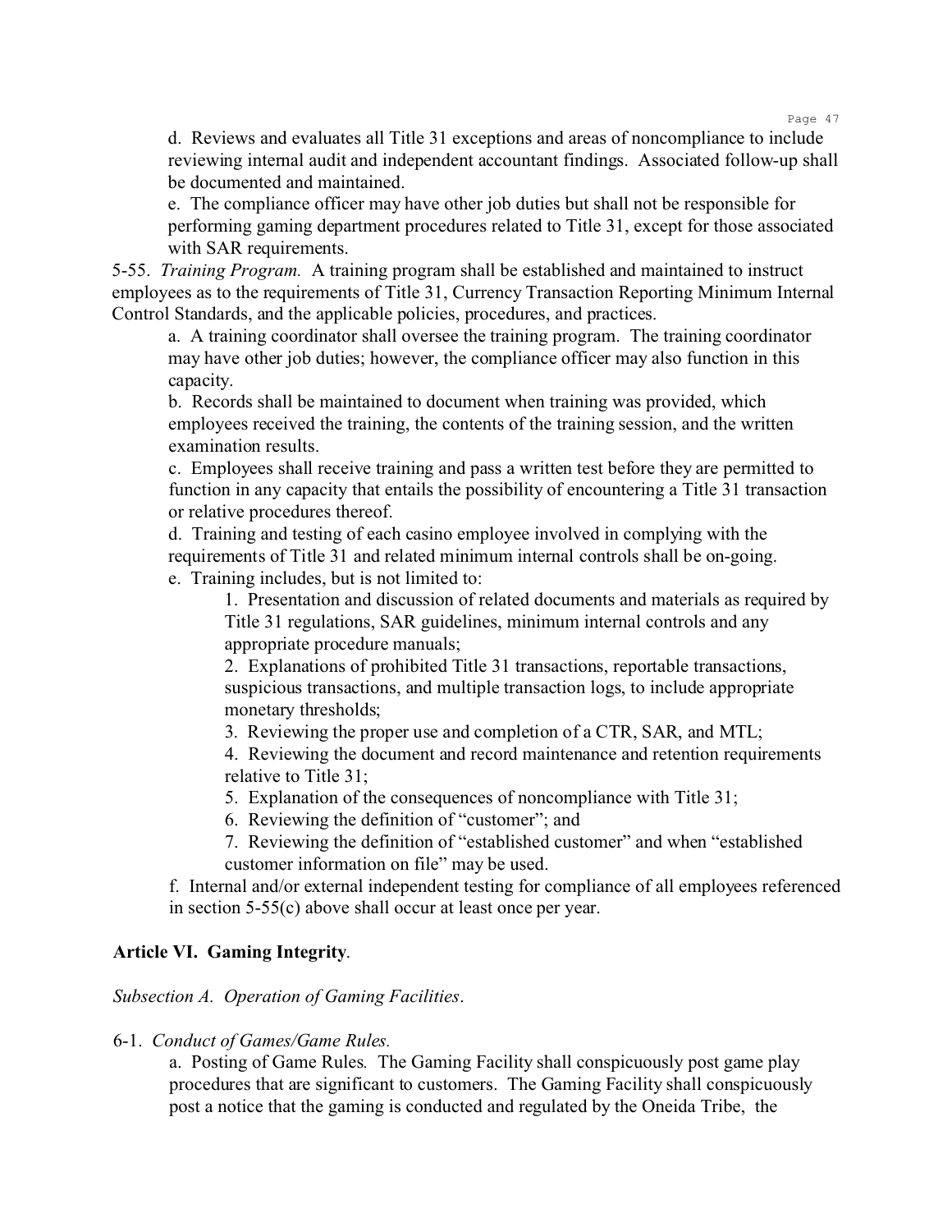d. Reviews and evaluates all Title 31 exceptions and areas of noncompliance to include reviewing internal audit and independent accountant findings. Associated follow-up shall be documented and maintained.

e. The compliance officer may have other job duties but shall not be responsible for performing gaming department procedures related to Title 31, except for those associated with SAR requirements.

5-55. *Training Program.* A training program shall be established and maintained to instruct employees as to the requirements of Title 31, Currency Transaction Reporting Minimum Internal Control Standards, and the applicable policies, procedures, and practices.

a. A training coordinator shall oversee the training program. The training coordinator may have other job duties; however, the compliance officer may also function in this capacity.

b. Records shall be maintained to document when training was provided, which employees received the training, the contents of the training session, and the written examination results.

c. Employees shall receive training and pass a written test before they are permitted to function in any capacity that entails the possibility of encountering a Title 31 transaction or relative procedures thereof.

d. Training and testing of each casino employee involved in complying with the requirements of Title 31 and related minimum internal controls shall be on-going.

e. Training includes, but is not limited to:

1. Presentation and discussion of related documents and materials as required by Title 31 regulations, SAR guidelines, minimum internal controls and any appropriate procedure manuals;
2. Explanations of prohibited Title 31 transactions, reportable transactions, suspicious transactions, and multiple transaction logs, to include appropriate monetary thresholds;
3. Reviewing the proper use and completion of a CTR, SAR, and MTL;
4. Reviewing the document and record maintenance and retention requirements relative to Title 31;
5. Explanation of the consequences of noncompliance with Title 31;
6. Reviewing the definition of "customer"; and
7. Reviewing the definition of "established customer" and when "established customer information on file" may be used.

f. Internal and/or external independent testing for compliance of all employees referenced in section 5-55(c) above shall occur at least once per year.

## Article VI. Gaming Integrity.

*Subsection A. Operation of Gaming Facilities.*

6-1. *Conduct of Games/Game Rules.*

a. Posting of Game Rules. The Gaming Facility shall conspicuously post game play procedures that are significant to customers. The Gaming Facility shall conspicuously post a notice that the gaming is conducted and regulated by the Oneida Tribe, the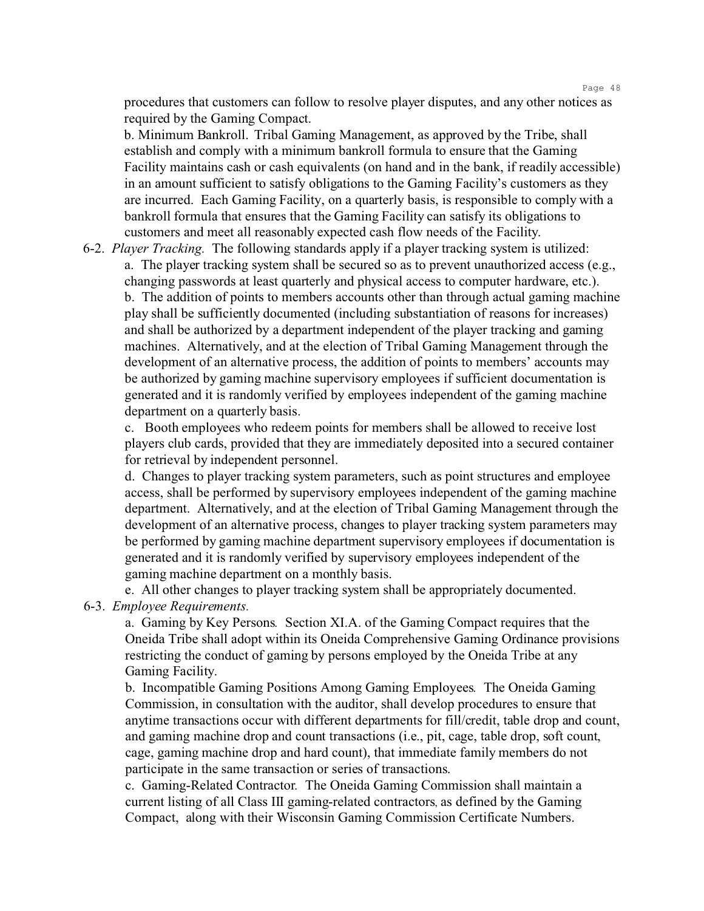procedures that customers can follow to resolve player disputes, and any other notices as required by the Gaming Compact.

b. Minimum Bankroll. Tribal Gaming Management, as approved by the Tribe, shall establish and comply with a minimum bankroll formula to ensure that the Gaming Facility maintains cash or cash equivalents (on hand and in the bank, if readily accessible) in an amount sufficient to satisfy obligations to the Gaming Facility's customers as they are incurred. Each Gaming Facility, on a quarterly basis, is responsible to comply with a bankroll formula that ensures that the Gaming Facility can satisfy its obligations to customers and meet all reasonably expected cash flow needs of the Facility.

6-2. *Player Tracking.* The following standards apply if a player tracking system is utilized:

a. The player tracking system shall be secured so as to prevent unauthorized access (e.g., changing passwords at least quarterly and physical access to computer hardware, etc.).

b. The addition of points to members accounts other than through actual gaming machine play shall be sufficiently documented (including substantiation of reasons for increases) and shall be authorized by a department independent of the player tracking and gaming machines. Alternatively, and at the election of Tribal Gaming Management through the development of an alternative process, the addition of points to members' accounts may be authorized by gaming machine supervisory employees if sufficient documentation is generated and it is randomly verified by employees independent of the gaming machine department on a quarterly basis.

c. Booth employees who redeem points for members shall be allowed to receive lost players club cards, provided that they are immediately deposited into a secured container for retrieval by independent personnel.

d. Changes to player tracking system parameters, such as point structures and employee access, shall be performed by supervisory employees independent of the gaming machine department. Alternatively, and at the election of Tribal Gaming Management through the development of an alternative process, changes to player tracking system parameters may be performed by gaming machine department supervisory employees if documentation is generated and it is randomly verified by supervisory employees independent of the gaming machine department on a monthly basis.

e. All other changes to player tracking system shall be appropriately documented.

6-3. *Employee Requirements.*

a. Gaming by Key Persons. Section XI.A. of the Gaming Compact requires that the Oneida Tribe shall adopt within its Oneida Comprehensive Gaming Ordinance provisions restricting the conduct of gaming by persons employed by the Oneida Tribe at any Gaming Facility.

b. Incompatible Gaming Positions Among Gaming Employees. The Oneida Gaming Commission, in consultation with the auditor, shall develop procedures to ensure that anytime transactions occur with different departments for fill/credit, table drop and count, and gaming machine drop and count transactions (i.e., pit, cage, table drop, soft count, cage, gaming machine drop and hard count), that immediate family members do not participate in the same transaction or series of transactions.

c. Gaming-Related Contractor. The Oneida Gaming Commission shall maintain a current listing of all Class III gaming-related contractors, as defined by the Gaming Compact, along with their Wisconsin Gaming Commission Certificate Numbers.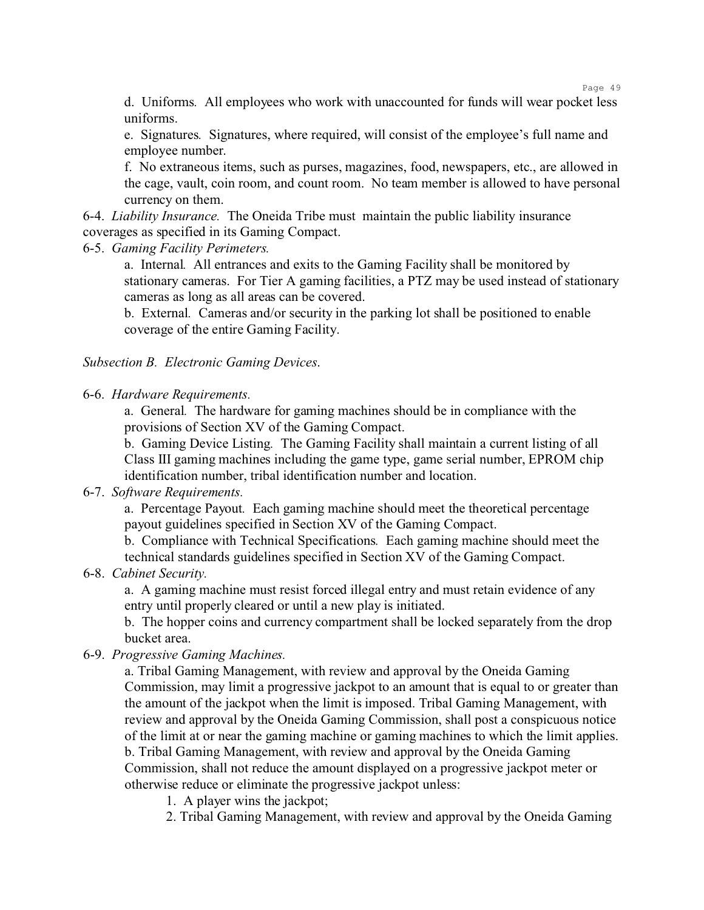d. Uniforms. All employees who work with unaccounted for funds will wear pocket less uniforms.

e. Signatures. Signatures, where required, will consist of the employee's full name and employee number.

f. No extraneous items, such as purses, magazines, food, newspapers, etc., are allowed in the cage, vault, coin room, and count room. No team member is allowed to have personal currency on them.

6-4. *Liability Insurance.* The Oneida Tribe must maintain the public liability insurance coverages as specified in its Gaming Compact.

6-5. *Gaming Facility Perimeters.*

a. Internal. All entrances and exits to the Gaming Facility shall be monitored by stationary cameras. For Tier A gaming facilities, a PTZ may be used instead of stationary cameras as long as all areas can be covered.

b. External. Cameras and/or security in the parking lot shall be positioned to enable coverage of the entire Gaming Facility.

*Subsection B. Electronic Gaming Devices.*

6-6. *Hardware Requirements.*

a. General. The hardware for gaming machines should be in compliance with the provisions of Section XV of the Gaming Compact.

b. Gaming Device Listing. The Gaming Facility shall maintain a current listing of all Class III gaming machines including the game type, game serial number, EPROM chip identification number, tribal identification number and location.

6-7. *Software Requirements.*

a. Percentage Payout. Each gaming machine should meet the theoretical percentage payout guidelines specified in Section XV of the Gaming Compact.

b. Compliance with Technical Specifications. Each gaming machine should meet the technical standards guidelines specified in Section XV of the Gaming Compact.

6-8. *Cabinet Security.*

a. A gaming machine must resist forced illegal entry and must retain evidence of any entry until properly cleared or until a new play is initiated.

b. The hopper coins and currency compartment shall be locked separately from the drop bucket area.

6-9. *Progressive Gaming Machines.*

a. Tribal Gaming Management, with review and approval by the Oneida Gaming Commission, may limit a progressive jackpot to an amount that is equal to or greater than the amount of the jackpot when the limit is imposed. Tribal Gaming Management, with review and approval by the Oneida Gaming Commission, shall post a conspicuous notice of the limit at or near the gaming machine or gaming machines to which the limit applies.

b. Tribal Gaming Management, with review and approval by the Oneida Gaming Commission, shall not reduce the amount displayed on a progressive jackpot meter or otherwise reduce or eliminate the progressive jackpot unless:

1. A player wins the jackpot;
2. Tribal Gaming Management, with review and approval by the Oneida Gaming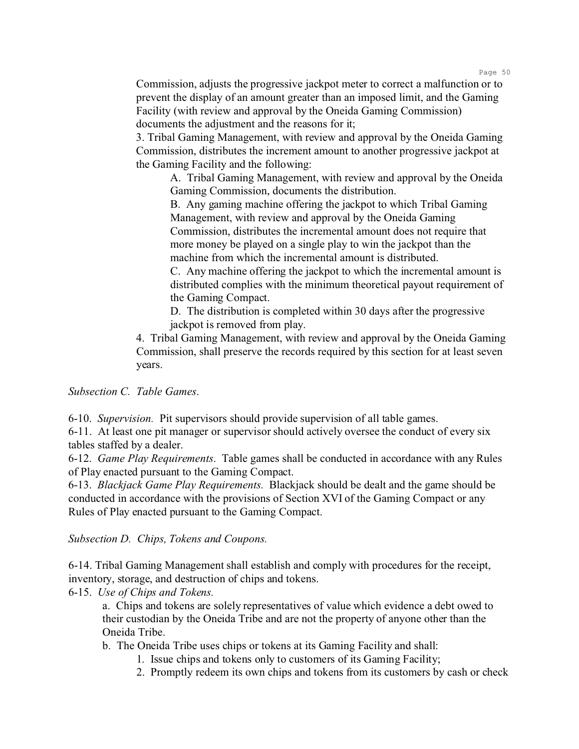Commission, adjusts the progressive jackpot meter to correct a malfunction or to prevent the display of an amount greater than an imposed limit, and the Gaming Facility (with review and approval by the Oneida Gaming Commission) documents the adjustment and the reasons for it;

3. Tribal Gaming Management, with review and approval by the Oneida Gaming Commission, distributes the increment amount to another progressive jackpot at the Gaming Facility and the following:

   A. Tribal Gaming Management, with review and approval by the Oneida Gaming Commission, documents the distribution.

   B. Any gaming machine offering the jackpot to which Tribal Gaming Management, with review and approval by the Oneida Gaming Commission, distributes the incremental amount does not require that more money be played on a single play to win the jackpot than the machine from which the incremental amount is distributed.

   C. Any machine offering the jackpot to which the incremental amount is distributed complies with the minimum theoretical payout requirement of the Gaming Compact.

   D. The distribution is completed within 30 days after the progressive jackpot is removed from play.

4. Tribal Gaming Management, with review and approval by the Oneida Gaming Commission, shall preserve the records required by this section for at least seven years.

*Subsection C. Table Games*.

6-10. *Supervision.* Pit supervisors should provide supervision of all table games.

6-11. At least one pit manager or supervisor should actively oversee the conduct of every six tables staffed by a dealer.

6-12. *Game Play Requirements*. Table games shall be conducted in accordance with any Rules of Play enacted pursuant to the Gaming Compact.

6-13. *Blackjack Game Play Requirements.* Blackjack should be dealt and the game should be conducted in accordance with the provisions of Section XVI of the Gaming Compact or any Rules of Play enacted pursuant to the Gaming Compact.

*Subsection D. Chips, Tokens and Coupons.*

6-14. Tribal Gaming Management shall establish and comply with procedures for the receipt, inventory, storage, and destruction of chips and tokens.

6-15. *Use of Chips and Tokens.*

a. Chips and tokens are solely representatives of value which evidence a debt owed to their custodian by the Oneida Tribe and are not the property of anyone other than the Oneida Tribe.

b. The Oneida Tribe uses chips or tokens at its Gaming Facility and shall:

   1. Issue chips and tokens only to customers of its Gaming Facility;

   2. Promptly redeem its own chips and tokens from its customers by cash or check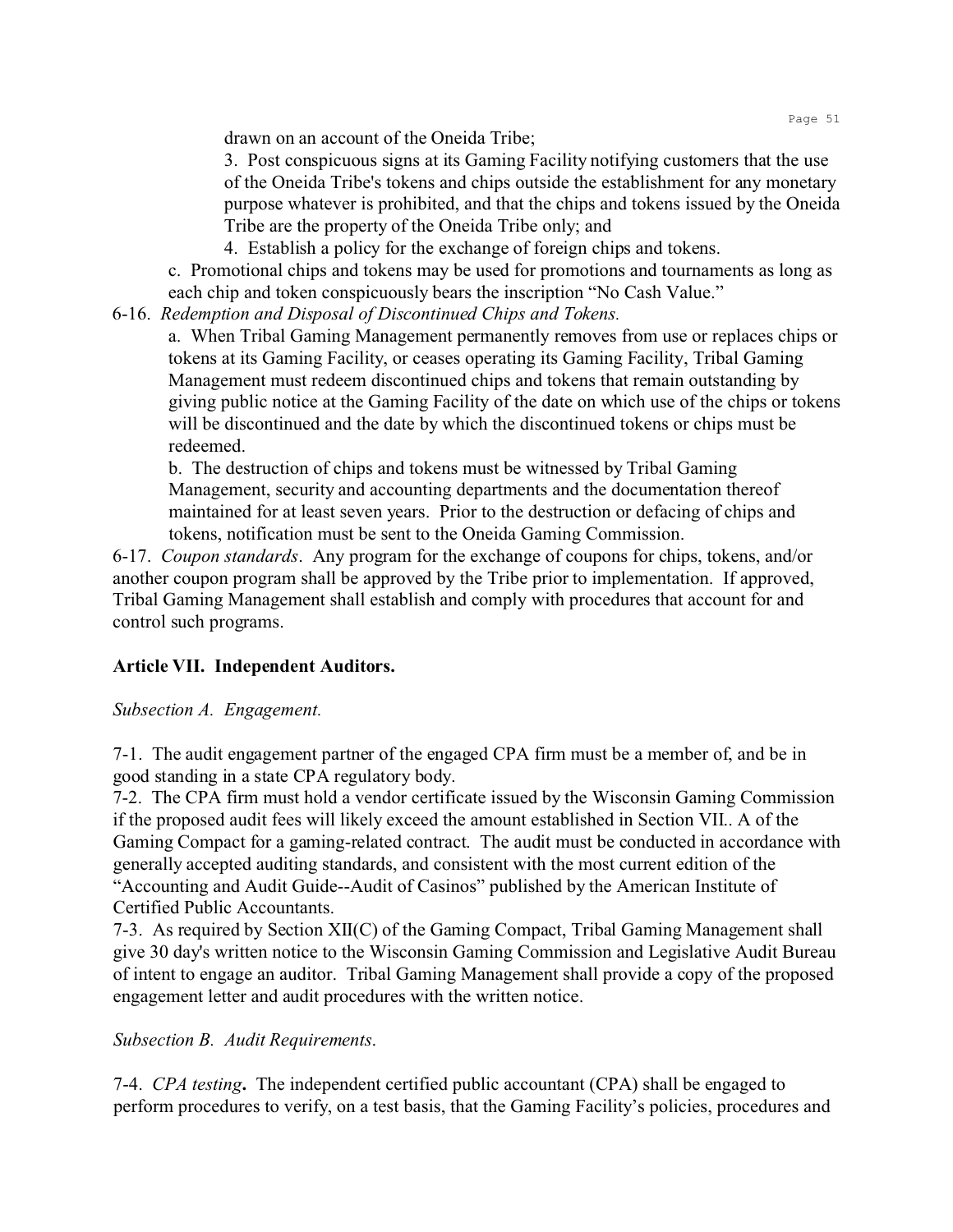drawn on an account of the Oneida Tribe;

3. Post conspicuous signs at its Gaming Facility notifying customers that the use of the Oneida Tribe's tokens and chips outside the establishment for any monetary purpose whatever is prohibited, and that the chips and tokens issued by the Oneida Tribe are the property of the Oneida Tribe only; and

4. Establish a policy for the exchange of foreign chips and tokens.

c. Promotional chips and tokens may be used for promotions and tournaments as long as each chip and token conspicuously bears the inscription "No Cash Value."

6-16. *Redemption and Disposal of Discontinued Chips and Tokens.*

a. When Tribal Gaming Management permanently removes from use or replaces chips or tokens at its Gaming Facility, or ceases operating its Gaming Facility, Tribal Gaming Management must redeem discontinued chips and tokens that remain outstanding by giving public notice at the Gaming Facility of the date on which use of the chips or tokens will be discontinued and the date by which the discontinued tokens or chips must be redeemed.

b. The destruction of chips and tokens must be witnessed by Tribal Gaming Management, security and accounting departments and the documentation thereof maintained for at least seven years. Prior to the destruction or defacing of chips and tokens, notification must be sent to the Oneida Gaming Commission.

6-17. *Coupon standards*. Any program for the exchange of coupons for chips, tokens, and/or another coupon program shall be approved by the Tribe prior to implementation. If approved, Tribal Gaming Management shall establish and comply with procedures that account for and control such programs.

## Article VII. Independent Auditors.

*Subsection A. Engagement.*

7-1. The audit engagement partner of the engaged CPA firm must be a member of, and be in good standing in a state CPA regulatory body.

7-2. The CPA firm must hold a vendor certificate issued by the Wisconsin Gaming Commission if the proposed audit fees will likely exceed the amount established in Section VII.. A of the Gaming Compact for a gaming-related contract. The audit must be conducted in accordance with generally accepted auditing standards, and consistent with the most current edition of the "Accounting and Audit Guide--Audit of Casinos" published by the American Institute of Certified Public Accountants.

7-3. As required by Section XII(C) of the Gaming Compact, Tribal Gaming Management shall give 30 day's written notice to the Wisconsin Gaming Commission and Legislative Audit Bureau of intent to engage an auditor. Tribal Gaming Management shall provide a copy of the proposed engagement letter and audit procedures with the written notice.

*Subsection B. Audit Requirements.*

7-4. *CPA testing***.** The independent certified public accountant (CPA) shall be engaged to perform procedures to verify, on a test basis, that the Gaming Facility's policies, procedures and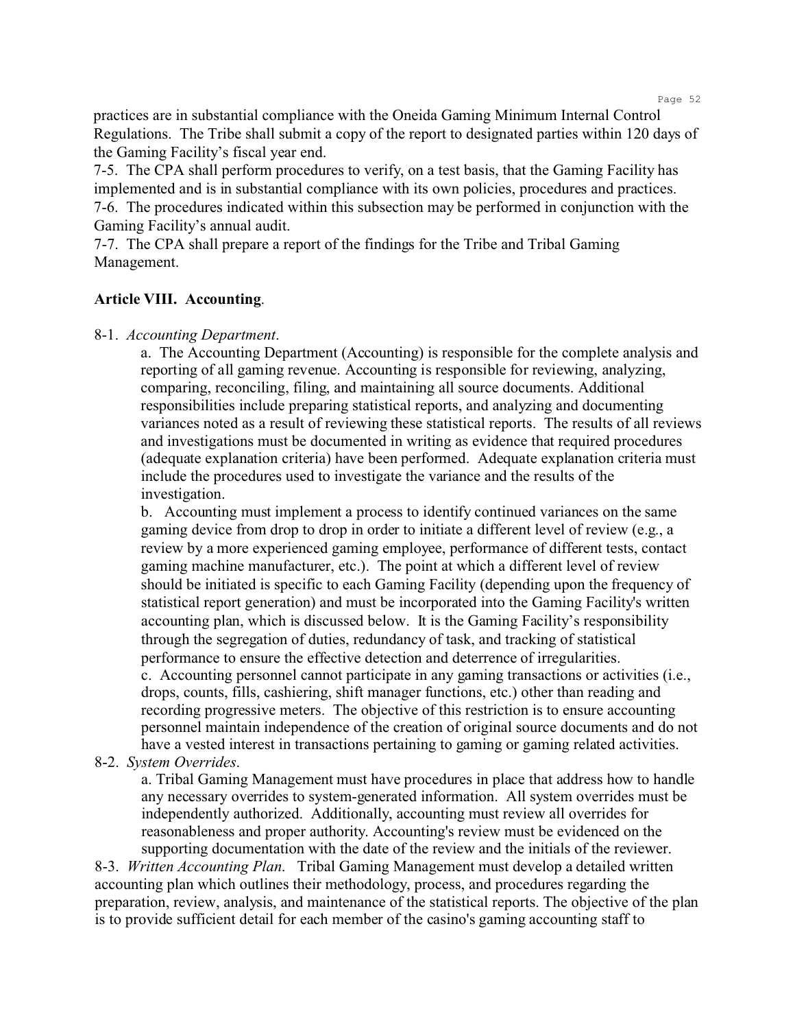practices are in substantial compliance with the Oneida Gaming Minimum Internal Control Regulations. The Tribe shall submit a copy of the report to designated parties within 120 days of the Gaming Facility's fiscal year end.

7-5. The CPA shall perform procedures to verify, on a test basis, that the Gaming Facility has implemented and is in substantial compliance with its own policies, procedures and practices.

7-6. The procedures indicated within this subsection may be performed in conjunction with the Gaming Facility's annual audit.

7-7. The CPA shall prepare a report of the findings for the Tribe and Tribal Gaming Management.

## Article VIII. Accounting.

8-1. *Accounting Department*.

a. The Accounting Department (Accounting) is responsible for the complete analysis and reporting of all gaming revenue. Accounting is responsible for reviewing, analyzing, comparing, reconciling, filing, and maintaining all source documents. Additional responsibilities include preparing statistical reports, and analyzing and documenting variances noted as a result of reviewing these statistical reports. The results of all reviews and investigations must be documented in writing as evidence that required procedures (adequate explanation criteria) have been performed. Adequate explanation criteria must include the procedures used to investigate the variance and the results of the investigation.

b. Accounting must implement a process to identify continued variances on the same gaming device from drop to drop in order to initiate a different level of review (e.g., a review by a more experienced gaming employee, performance of different tests, contact gaming machine manufacturer, etc.). The point at which a different level of review should be initiated is specific to each Gaming Facility (depending upon the frequency of statistical report generation) and must be incorporated into the Gaming Facility's written accounting plan, which is discussed below. It is the Gaming Facility's responsibility through the segregation of duties, redundancy of task, and tracking of statistical performance to ensure the effective detection and deterrence of irregularities.

c. Accounting personnel cannot participate in any gaming transactions or activities (i.e., drops, counts, fills, cashiering, shift manager functions, etc.) other than reading and recording progressive meters. The objective of this restriction is to ensure accounting personnel maintain independence of the creation of original source documents and do not have a vested interest in transactions pertaining to gaming or gaming related activities.

8-2. *System Overrides*.

a. Tribal Gaming Management must have procedures in place that address how to handle any necessary overrides to system-generated information. All system overrides must be independently authorized. Additionally, accounting must review all overrides for reasonableness and proper authority. Accounting's review must be evidenced on the supporting documentation with the date of the review and the initials of the reviewer.

8-3. *Written Accounting Plan*. Tribal Gaming Management must develop a detailed written accounting plan which outlines their methodology, process, and procedures regarding the preparation, review, analysis, and maintenance of the statistical reports. The objective of the plan is to provide sufficient detail for each member of the casino's gaming accounting staff to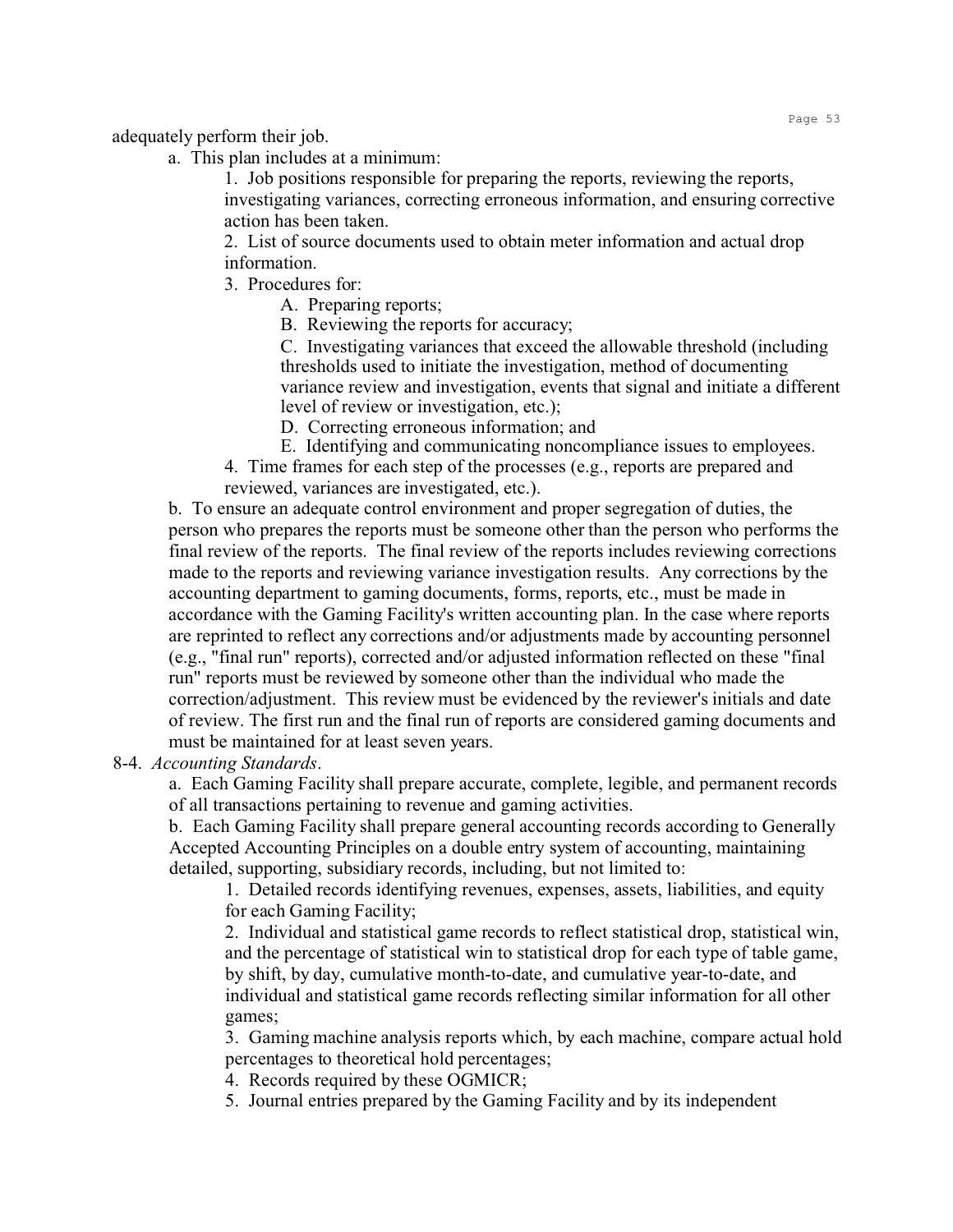adequately perform their job.

a. This plan includes at a minimum:

1. Job positions responsible for preparing the reports, reviewing the reports, investigating variances, correcting erroneous information, and ensuring corrective action has been taken.

2. List of source documents used to obtain meter information and actual drop information.

3. Procedures for:

A. Preparing reports;

B. Reviewing the reports for accuracy;

C. Investigating variances that exceed the allowable threshold (including thresholds used to initiate the investigation, method of documenting variance review and investigation, events that signal and initiate a different level of review or investigation, etc.);

D. Correcting erroneous information; and

E. Identifying and communicating noncompliance issues to employees.

4. Time frames for each step of the processes (e.g., reports are prepared and reviewed, variances are investigated, etc.).

b. To ensure an adequate control environment and proper segregation of duties, the person who prepares the reports must be someone other than the person who performs the final review of the reports. The final review of the reports includes reviewing corrections made to the reports and reviewing variance investigation results. Any corrections by the accounting department to gaming documents, forms, reports, etc., must be made in accordance with the Gaming Facility's written accounting plan. In the case where reports are reprinted to reflect any corrections and/or adjustments made by accounting personnel (e.g., "final run" reports), corrected and/or adjusted information reflected on these "final run" reports must be reviewed by someone other than the individual who made the correction/adjustment. This review must be evidenced by the reviewer's initials and date of review. The first run and the final run of reports are considered gaming documents and must be maintained for at least seven years.

8-4. *Accounting Standards*.

a. Each Gaming Facility shall prepare accurate, complete, legible, and permanent records of all transactions pertaining to revenue and gaming activities.

b. Each Gaming Facility shall prepare general accounting records according to Generally Accepted Accounting Principles on a double entry system of accounting, maintaining detailed, supporting, subsidiary records, including, but not limited to:

1. Detailed records identifying revenues, expenses, assets, liabilities, and equity for each Gaming Facility;

2. Individual and statistical game records to reflect statistical drop, statistical win, and the percentage of statistical win to statistical drop for each type of table game, by shift, by day, cumulative month-to-date, and cumulative year-to-date, and individual and statistical game records reflecting similar information for all other games;

3. Gaming machine analysis reports which, by each machine, compare actual hold percentages to theoretical hold percentages;

4. Records required by these OGMICR;

5. Journal entries prepared by the Gaming Facility and by its independent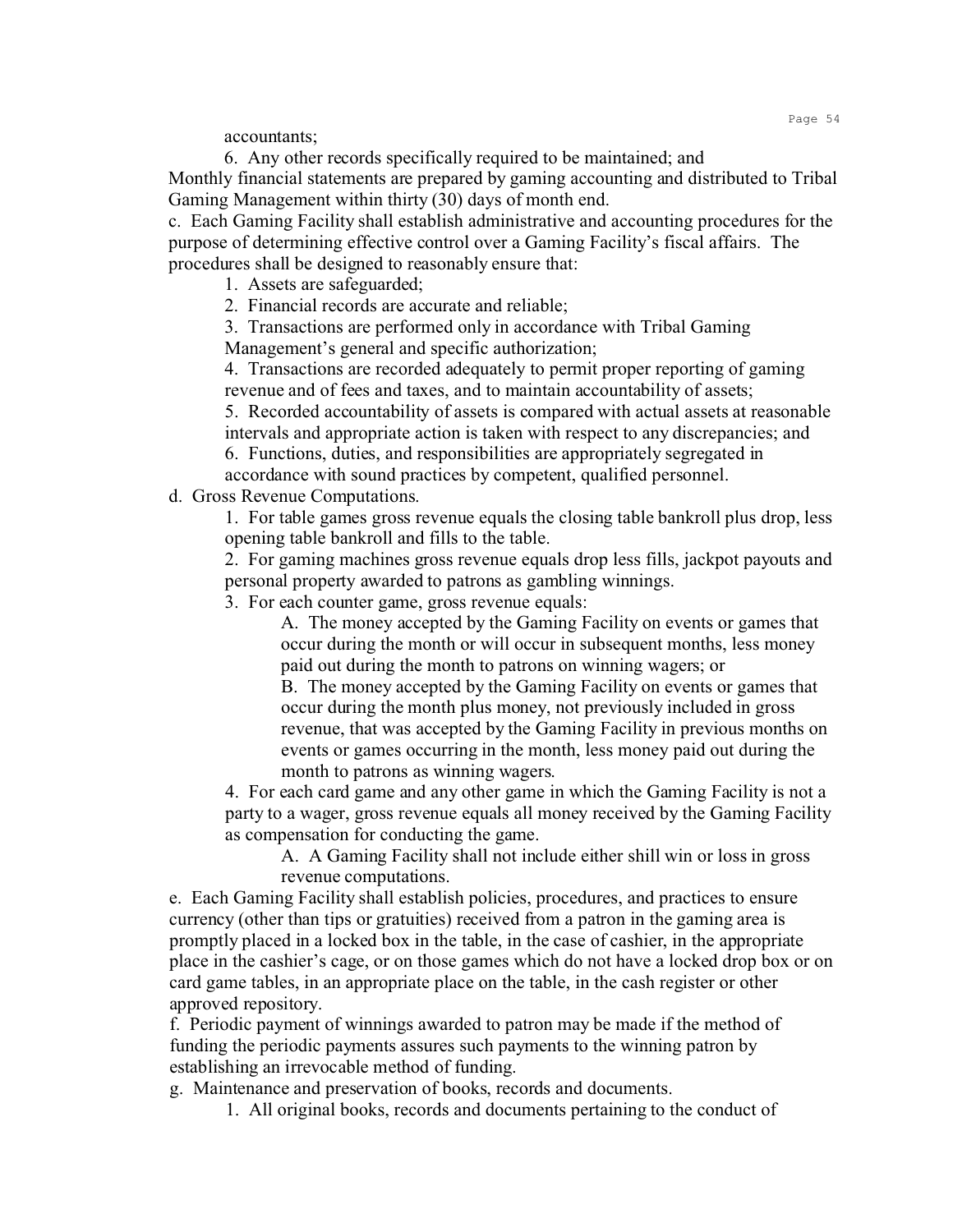accountants;

6. Any other records specifically required to be maintained; and

Monthly financial statements are prepared by gaming accounting and distributed to Tribal Gaming Management within thirty (30) days of month end.

c. Each Gaming Facility shall establish administrative and accounting procedures for the purpose of determining effective control over a Gaming Facility's fiscal affairs. The procedures shall be designed to reasonably ensure that:

1. Assets are safeguarded;
2. Financial records are accurate and reliable;
3. Transactions are performed only in accordance with Tribal Gaming Management's general and specific authorization;
4. Transactions are recorded adequately to permit proper reporting of gaming revenue and of fees and taxes, and to maintain accountability of assets;
5. Recorded accountability of assets is compared with actual assets at reasonable intervals and appropriate action is taken with respect to any discrepancies; and
6. Functions, duties, and responsibilities are appropriately segregated in accordance with sound practices by competent, qualified personnel.

d. Gross Revenue Computations.

1. For table games gross revenue equals the closing table bankroll plus drop, less opening table bankroll and fills to the table.
2. For gaming machines gross revenue equals drop less fills, jackpot payouts and personal property awarded to patrons as gambling winnings.
3. For each counter game, gross revenue equals:
   A. The money accepted by the Gaming Facility on events or games that occur during the month or will occur in subsequent months, less money paid out during the month to patrons on winning wagers; or
   B. The money accepted by the Gaming Facility on events or games that occur during the month plus money, not previously included in gross revenue, that was accepted by the Gaming Facility in previous months on events or games occurring in the month, less money paid out during the month to patrons as winning wagers.
4. For each card game and any other game in which the Gaming Facility is not a party to a wager, gross revenue equals all money received by the Gaming Facility as compensation for conducting the game.
   A. A Gaming Facility shall not include either shill win or loss in gross revenue computations.

e. Each Gaming Facility shall establish policies, procedures, and practices to ensure currency (other than tips or gratuities) received from a patron in the gaming area is promptly placed in a locked box in the table, in the case of cashier, in the appropriate place in the cashier's cage, or on those games which do not have a locked drop box or on card game tables, in an appropriate place on the table, in the cash register or other approved repository.

f. Periodic payment of winnings awarded to patron may be made if the method of funding the periodic payments assures such payments to the winning patron by establishing an irrevocable method of funding.

g. Maintenance and preservation of books, records and documents.

1. All original books, records and documents pertaining to the conduct of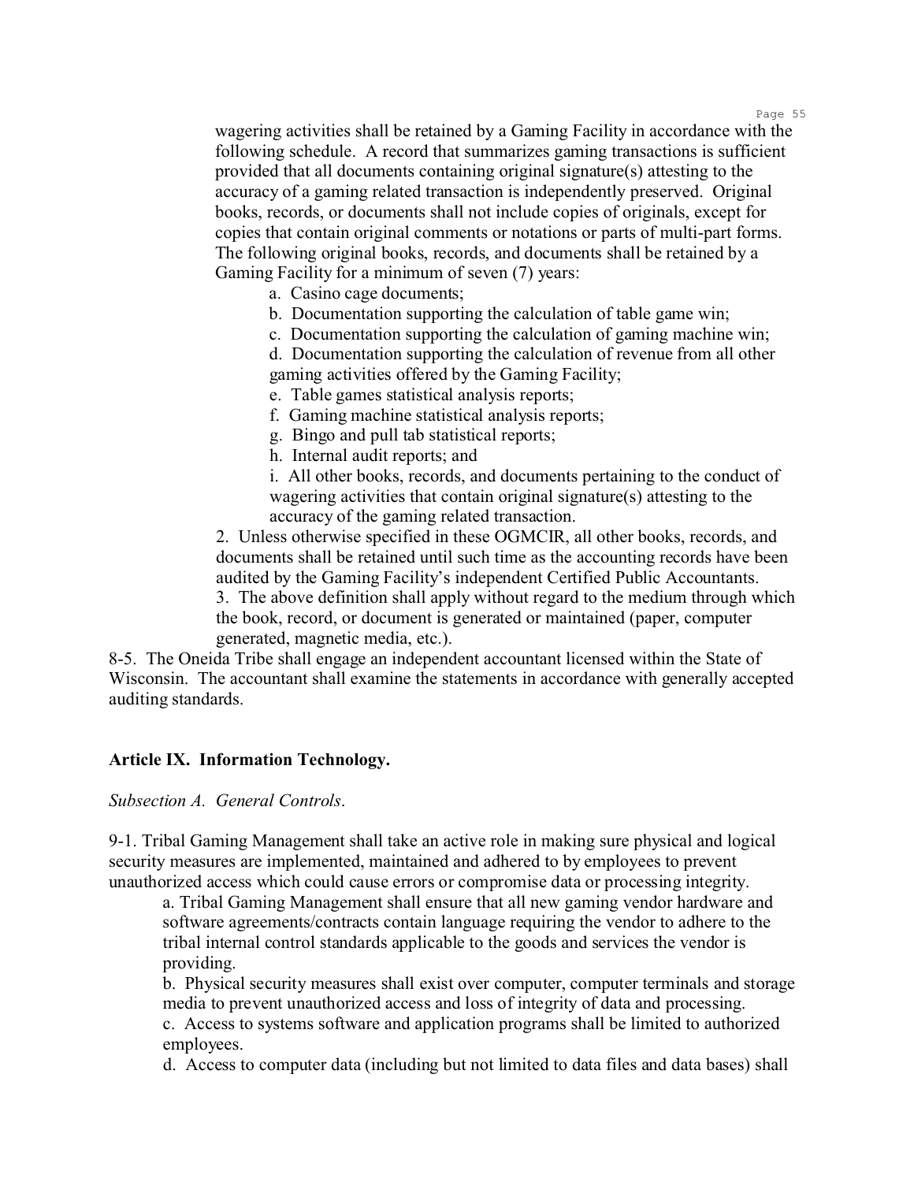wagering activities shall be retained by a Gaming Facility in accordance with the following schedule. A record that summarizes gaming transactions is sufficient provided that all documents containing original signature(s) attesting to the accuracy of a gaming related transaction is independently preserved. Original books, records, or documents shall not include copies of originals, except for copies that contain original comments or notations or parts of multi-part forms. The following original books, records, and documents shall be retained by a Gaming Facility for a minimum of seven (7) years:

a. Casino cage documents;
b. Documentation supporting the calculation of table game win;
c. Documentation supporting the calculation of gaming machine win;
d. Documentation supporting the calculation of revenue from all other gaming activities offered by the Gaming Facility;
e. Table games statistical analysis reports;
f. Gaming machine statistical analysis reports;
g. Bingo and pull tab statistical reports;
h. Internal audit reports; and
i. All other books, records, and documents pertaining to the conduct of wagering activities that contain original signature(s) attesting to the accuracy of the gaming related transaction.

2. Unless otherwise specified in these OGMCIR, all other books, records, and documents shall be retained until such time as the accounting records have been audited by the Gaming Facility's independent Certified Public Accountants.
3. The above definition shall apply without regard to the medium through which the book, record, or document is generated or maintained (paper, computer generated, magnetic media, etc.).

8-5. The Oneida Tribe shall engage an independent accountant licensed within the State of Wisconsin. The accountant shall examine the statements in accordance with generally accepted auditing standards.

## Article IX. Information Technology.

*Subsection A. General Controls.*

9-1. Tribal Gaming Management shall take an active role in making sure physical and logical security measures are implemented, maintained and adhered to by employees to prevent unauthorized access which could cause errors or compromise data or processing integrity.

a. Tribal Gaming Management shall ensure that all new gaming vendor hardware and software agreements/contracts contain language requiring the vendor to adhere to the tribal internal control standards applicable to the goods and services the vendor is providing.
b. Physical security measures shall exist over computer, computer terminals and storage media to prevent unauthorized access and loss of integrity of data and processing.
c. Access to systems software and application programs shall be limited to authorized employees.
d. Access to computer data (including but not limited to data files and data bases) shall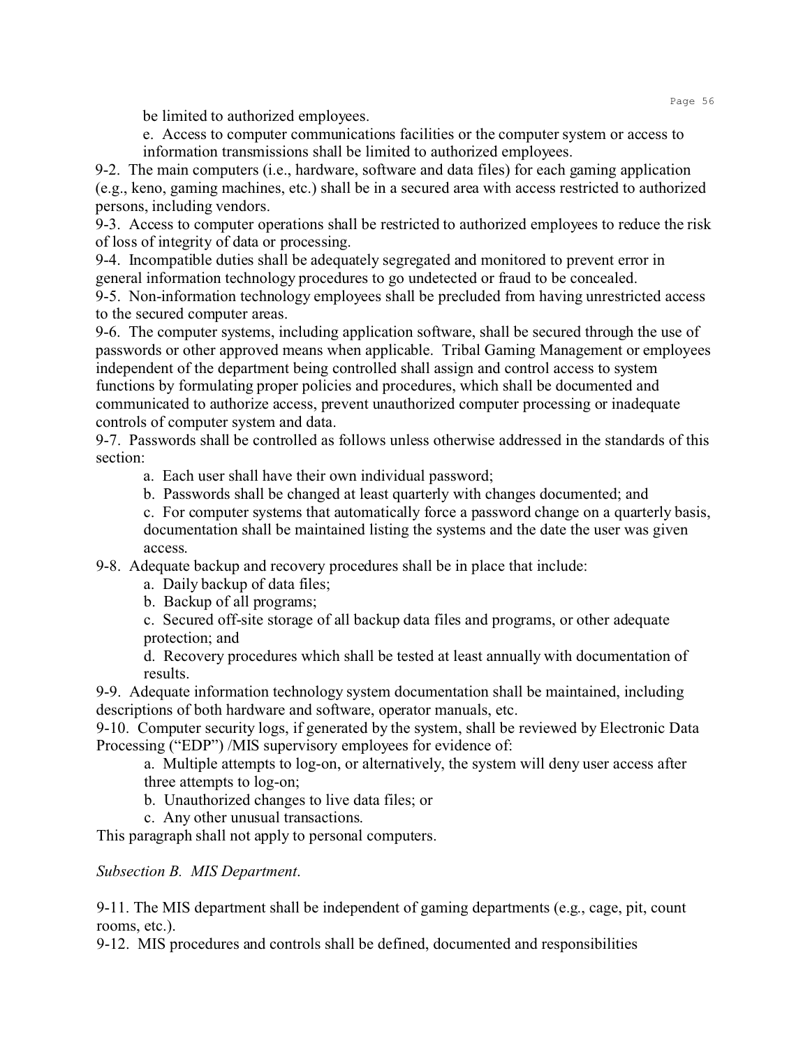be limited to authorized employees.

e. Access to computer communications facilities or the computer system or access to information transmissions shall be limited to authorized employees.

9-2. The main computers (i.e., hardware, software and data files) for each gaming application (e.g., keno, gaming machines, etc.) shall be in a secured area with access restricted to authorized persons, including vendors.

9-3. Access to computer operations shall be restricted to authorized employees to reduce the risk of loss of integrity of data or processing.

9-4. Incompatible duties shall be adequately segregated and monitored to prevent error in general information technology procedures to go undetected or fraud to be concealed.

9-5. Non-information technology employees shall be precluded from having unrestricted access to the secured computer areas.

9-6. The computer systems, including application software, shall be secured through the use of passwords or other approved means when applicable. Tribal Gaming Management or employees independent of the department being controlled shall assign and control access to system functions by formulating proper policies and procedures, which shall be documented and communicated to authorize access, prevent unauthorized computer processing or inadequate controls of computer system and data.

9-7. Passwords shall be controlled as follows unless otherwise addressed in the standards of this section:

a. Each user shall have their own individual password;

b. Passwords shall be changed at least quarterly with changes documented; and

c. For computer systems that automatically force a password change on a quarterly basis, documentation shall be maintained listing the systems and the date the user was given access.

9-8. Adequate backup and recovery procedures shall be in place that include:

a. Daily backup of data files;

b. Backup of all programs;

c. Secured off-site storage of all backup data files and programs, or other adequate protection; and

d. Recovery procedures which shall be tested at least annually with documentation of results.

9-9. Adequate information technology system documentation shall be maintained, including descriptions of both hardware and software, operator manuals, etc.

9-10. Computer security logs, if generated by the system, shall be reviewed by Electronic Data Processing ("EDP") /MIS supervisory employees for evidence of:

a. Multiple attempts to log-on, or alternatively, the system will deny user access after three attempts to log-on;

b. Unauthorized changes to live data files; or

c. Any other unusual transactions.

This paragraph shall not apply to personal computers.

*Subsection B. MIS Department.*

9-11. The MIS department shall be independent of gaming departments (e.g., cage, pit, count rooms, etc.).

9-12. MIS procedures and controls shall be defined, documented and responsibilities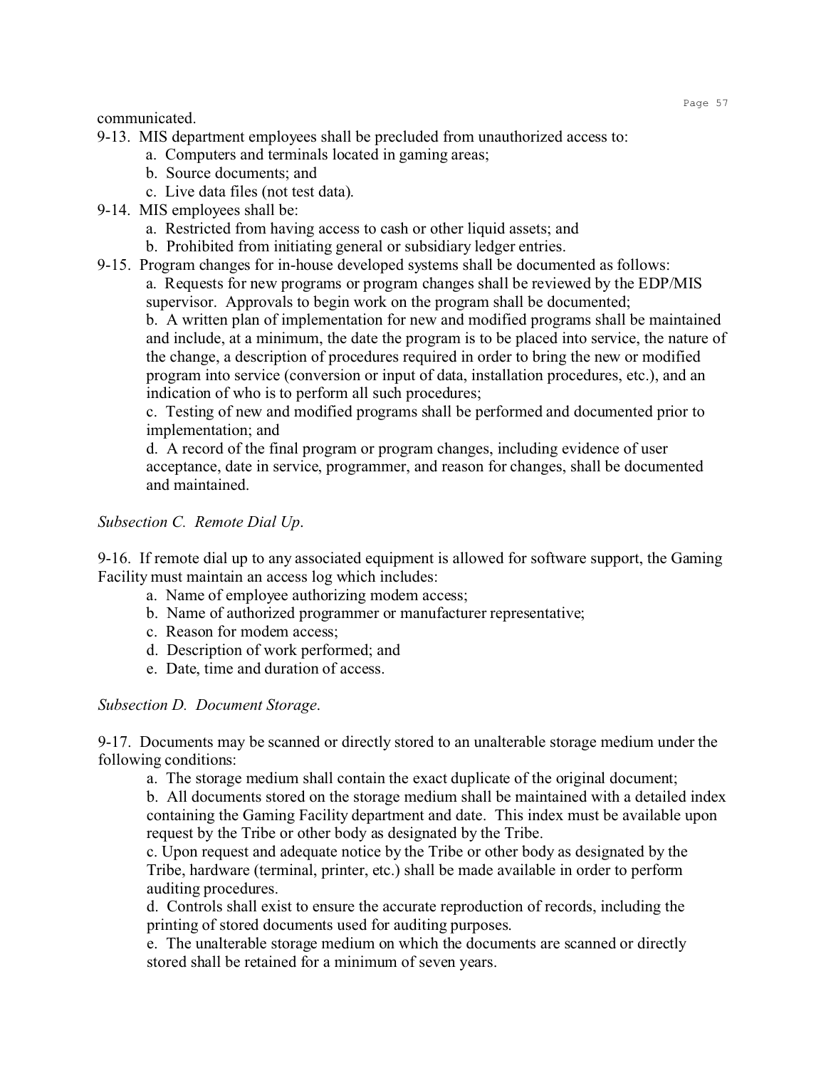communicated.

9-13. MIS department employees shall be precluded from unauthorized access to:

a. Computers and terminals located in gaming areas;

b. Source documents; and

c. Live data files (not test data).

9-14. MIS employees shall be:

a. Restricted from having access to cash or other liquid assets; and

b. Prohibited from initiating general or subsidiary ledger entries.

9-15. Program changes for in-house developed systems shall be documented as follows:

a. Requests for new programs or program changes shall be reviewed by the EDP/MIS supervisor. Approvals to begin work on the program shall be documented;

b. A written plan of implementation for new and modified programs shall be maintained and include, at a minimum, the date the program is to be placed into service, the nature of the change, a description of procedures required in order to bring the new or modified program into service (conversion or input of data, installation procedures, etc.), and an indication of who is to perform all such procedures;

c. Testing of new and modified programs shall be performed and documented prior to implementation; and

d. A record of the final program or program changes, including evidence of user acceptance, date in service, programmer, and reason for changes, shall be documented and maintained.

*Subsection C. Remote Dial Up.*

9-16. If remote dial up to any associated equipment is allowed for software support, the Gaming Facility must maintain an access log which includes:

a. Name of employee authorizing modem access;

b. Name of authorized programmer or manufacturer representative;

c. Reason for modem access;

d. Description of work performed; and

e. Date, time and duration of access.

*Subsection D. Document Storage.*

9-17. Documents may be scanned or directly stored to an unalterable storage medium under the following conditions:

a. The storage medium shall contain the exact duplicate of the original document;

b. All documents stored on the storage medium shall be maintained with a detailed index containing the Gaming Facility department and date. This index must be available upon request by the Tribe or other body as designated by the Tribe.

c. Upon request and adequate notice by the Tribe or other body as designated by the Tribe, hardware (terminal, printer, etc.) shall be made available in order to perform auditing procedures.

d. Controls shall exist to ensure the accurate reproduction of records, including the printing of stored documents used for auditing purposes.

e. The unalterable storage medium on which the documents are scanned or directly stored shall be retained for a minimum of seven years.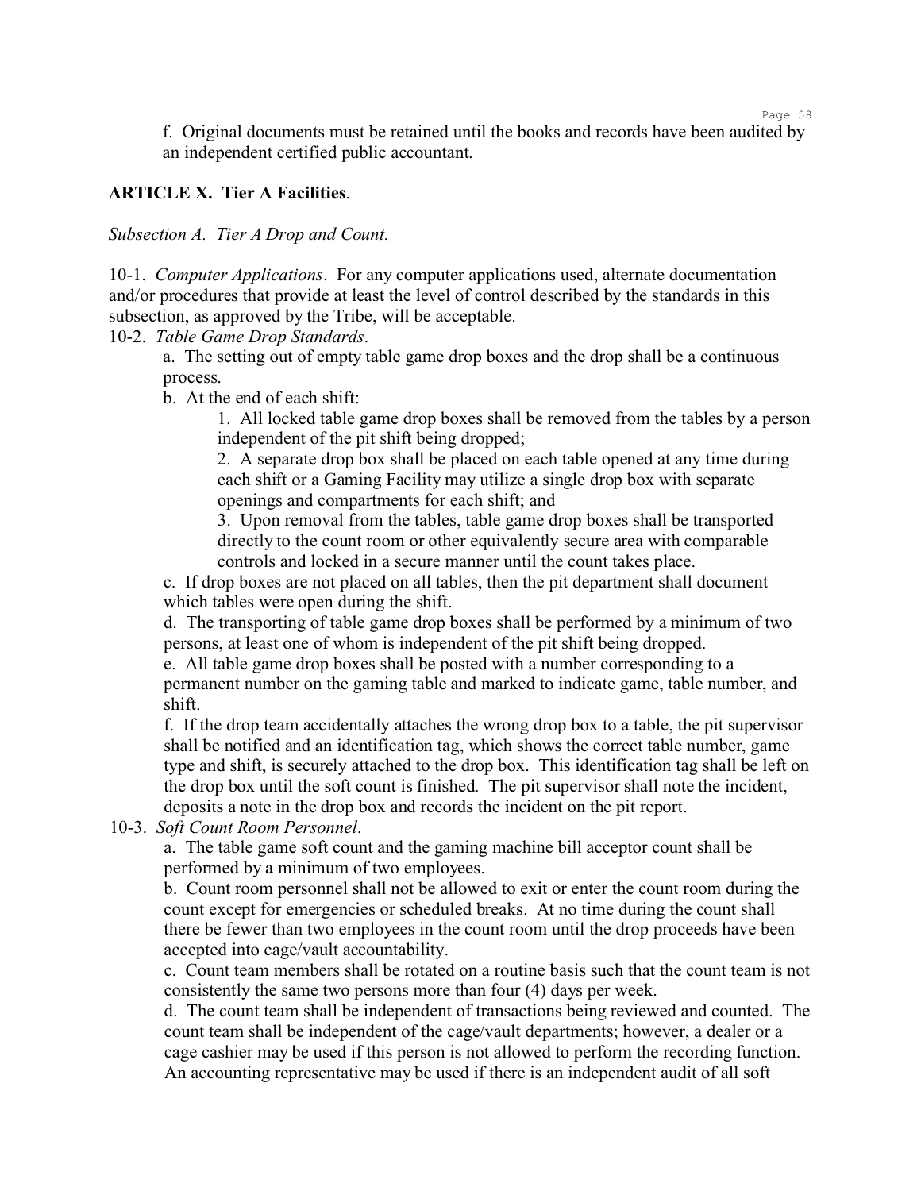f. Original documents must be retained until the books and records have been audited by an independent certified public accountant.

## ARTICLE X. Tier A Facilities.

*Subsection A. Tier A Drop and Count.*

10-1. *Computer Applications*. For any computer applications used, alternate documentation and/or procedures that provide at least the level of control described by the standards in this subsection, as approved by the Tribe, will be acceptable.

10-2. *Table Game Drop Standards*.

a. The setting out of empty table game drop boxes and the drop shall be a continuous process.

b. At the end of each shift:

1. All locked table game drop boxes shall be removed from the tables by a person independent of the pit shift being dropped;

2. A separate drop box shall be placed on each table opened at any time during each shift or a Gaming Facility may utilize a single drop box with separate openings and compartments for each shift; and

3. Upon removal from the tables, table game drop boxes shall be transported directly to the count room or other equivalently secure area with comparable controls and locked in a secure manner until the count takes place.

c. If drop boxes are not placed on all tables, then the pit department shall document which tables were open during the shift.

d. The transporting of table game drop boxes shall be performed by a minimum of two persons, at least one of whom is independent of the pit shift being dropped.

e. All table game drop boxes shall be posted with a number corresponding to a permanent number on the gaming table and marked to indicate game, table number, and shift.

f. If the drop team accidentally attaches the wrong drop box to a table, the pit supervisor shall be notified and an identification tag, which shows the correct table number, game type and shift, is securely attached to the drop box. This identification tag shall be left on the drop box until the soft count is finished. The pit supervisor shall note the incident, deposits a note in the drop box and records the incident on the pit report.

10-3. *Soft Count Room Personnel*.

a. The table game soft count and the gaming machine bill acceptor count shall be performed by a minimum of two employees.

b. Count room personnel shall not be allowed to exit or enter the count room during the count except for emergencies or scheduled breaks. At no time during the count shall there be fewer than two employees in the count room until the drop proceeds have been accepted into cage/vault accountability.

c. Count team members shall be rotated on a routine basis such that the count team is not consistently the same two persons more than four (4) days per week.

d. The count team shall be independent of transactions being reviewed and counted. The count team shall be independent of the cage/vault departments; however, a dealer or a cage cashier may be used if this person is not allowed to perform the recording function. An accounting representative may be used if there is an independent audit of all soft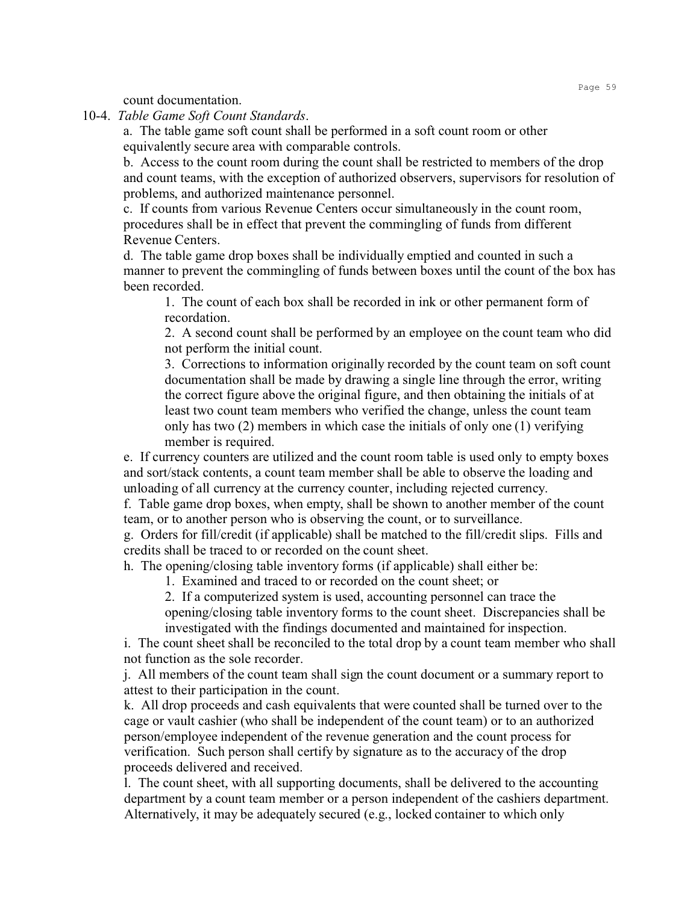count documentation.

10-4. *Table Game Soft Count Standards*.

a. The table game soft count shall be performed in a soft count room or other equivalently secure area with comparable controls.

b. Access to the count room during the count shall be restricted to members of the drop and count teams, with the exception of authorized observers, supervisors for resolution of problems, and authorized maintenance personnel.

c. If counts from various Revenue Centers occur simultaneously in the count room, procedures shall be in effect that prevent the commingling of funds from different Revenue Centers.

d. The table game drop boxes shall be individually emptied and counted in such a manner to prevent the commingling of funds between boxes until the count of the box has been recorded.

1. The count of each box shall be recorded in ink or other permanent form of recordation.
2. A second count shall be performed by an employee on the count team who did not perform the initial count.
3. Corrections to information originally recorded by the count team on soft count documentation shall be made by drawing a single line through the error, writing the correct figure above the original figure, and then obtaining the initials of at least two count team members who verified the change, unless the count team only has two (2) members in which case the initials of only one (1) verifying member is required.

e. If currency counters are utilized and the count room table is used only to empty boxes and sort/stack contents, a count team member shall be able to observe the loading and unloading of all currency at the currency counter, including rejected currency.

f. Table game drop boxes, when empty, shall be shown to another member of the count team, or to another person who is observing the count, or to surveillance.

g. Orders for fill/credit (if applicable) shall be matched to the fill/credit slips. Fills and credits shall be traced to or recorded on the count sheet.

h. The opening/closing table inventory forms (if applicable) shall either be:

1. Examined and traced to or recorded on the count sheet; or
2. If a computerized system is used, accounting personnel can trace the opening/closing table inventory forms to the count sheet. Discrepancies shall be investigated with the findings documented and maintained for inspection.

i. The count sheet shall be reconciled to the total drop by a count team member who shall not function as the sole recorder.

j. All members of the count team shall sign the count document or a summary report to attest to their participation in the count.

k. All drop proceeds and cash equivalents that were counted shall be turned over to the cage or vault cashier (who shall be independent of the count team) or to an authorized person/employee independent of the revenue generation and the count process for verification. Such person shall certify by signature as to the accuracy of the drop proceeds delivered and received.

l. The count sheet, with all supporting documents, shall be delivered to the accounting department by a count team member or a person independent of the cashiers department. Alternatively, it may be adequately secured (e.g., locked container to which only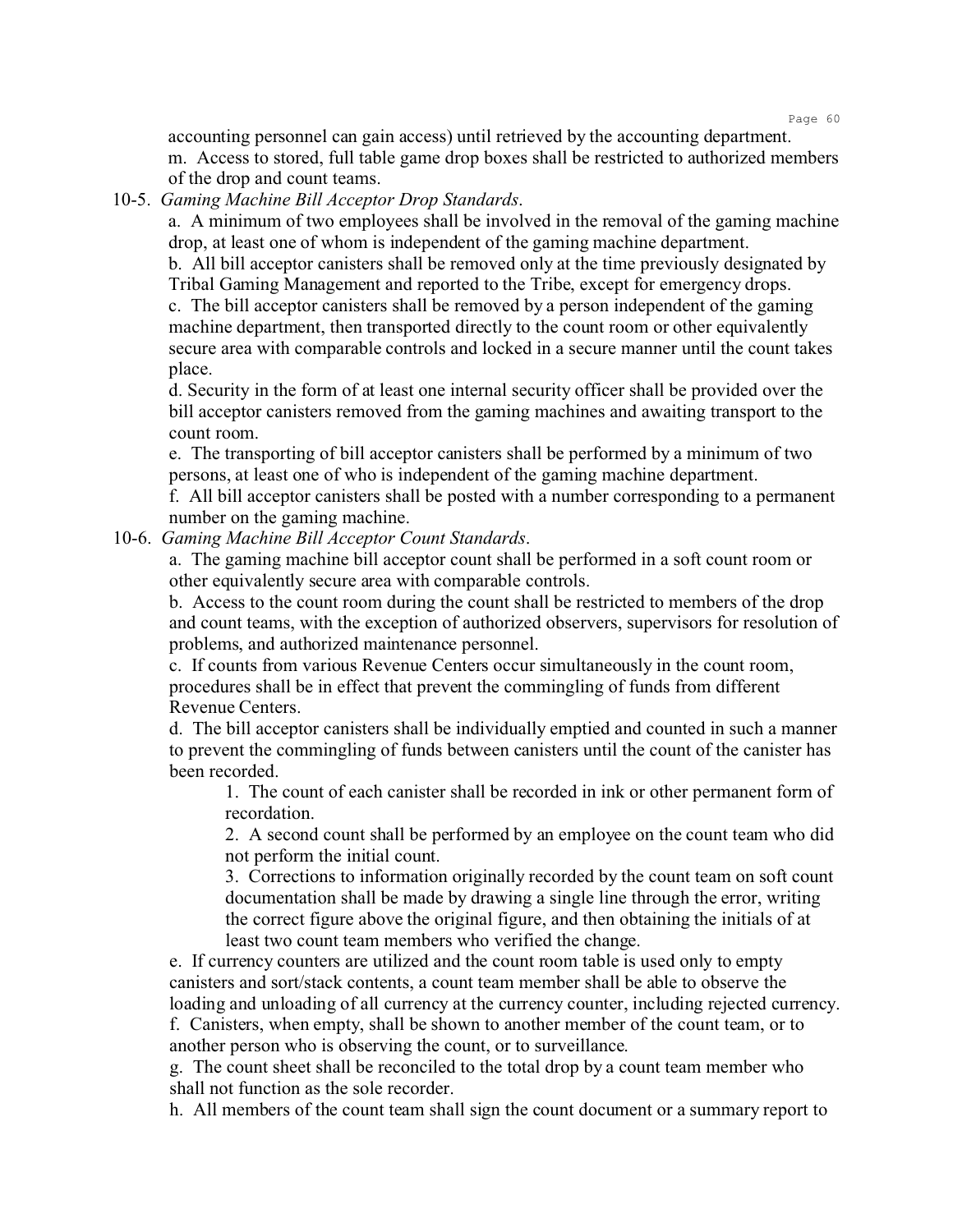accounting personnel can gain access) until retrieved by the accounting department.

m. Access to stored, full table game drop boxes shall be restricted to authorized members of the drop and count teams.

10-5. *Gaming Machine Bill Acceptor Drop Standards*.

a. A minimum of two employees shall be involved in the removal of the gaming machine drop, at least one of whom is independent of the gaming machine department.

b. All bill acceptor canisters shall be removed only at the time previously designated by Tribal Gaming Management and reported to the Tribe, except for emergency drops.

c. The bill acceptor canisters shall be removed by a person independent of the gaming machine department, then transported directly to the count room or other equivalently secure area with comparable controls and locked in a secure manner until the count takes place.

d. Security in the form of at least one internal security officer shall be provided over the bill acceptor canisters removed from the gaming machines and awaiting transport to the count room.

e. The transporting of bill acceptor canisters shall be performed by a minimum of two persons, at least one of who is independent of the gaming machine department.

f. All bill acceptor canisters shall be posted with a number corresponding to a permanent number on the gaming machine.

10-6. *Gaming Machine Bill Acceptor Count Standards*.

a. The gaming machine bill acceptor count shall be performed in a soft count room or other equivalently secure area with comparable controls.

b. Access to the count room during the count shall be restricted to members of the drop and count teams, with the exception of authorized observers, supervisors for resolution of problems, and authorized maintenance personnel.

c. If counts from various Revenue Centers occur simultaneously in the count room, procedures shall be in effect that prevent the commingling of funds from different Revenue Centers.

d. The bill acceptor canisters shall be individually emptied and counted in such a manner to prevent the commingling of funds between canisters until the count of the canister has been recorded.

1. The count of each canister shall be recorded in ink or other permanent form of recordation.
2. A second count shall be performed by an employee on the count team who did not perform the initial count.
3. Corrections to information originally recorded by the count team on soft count documentation shall be made by drawing a single line through the error, writing the correct figure above the original figure, and then obtaining the initials of at least two count team members who verified the change.

e. If currency counters are utilized and the count room table is used only to empty canisters and sort/stack contents, a count team member shall be able to observe the loading and unloading of all currency at the currency counter, including rejected currency.

f. Canisters, when empty, shall be shown to another member of the count team, or to another person who is observing the count, or to surveillance.

g. The count sheet shall be reconciled to the total drop by a count team member who shall not function as the sole recorder.

h. All members of the count team shall sign the count document or a summary report to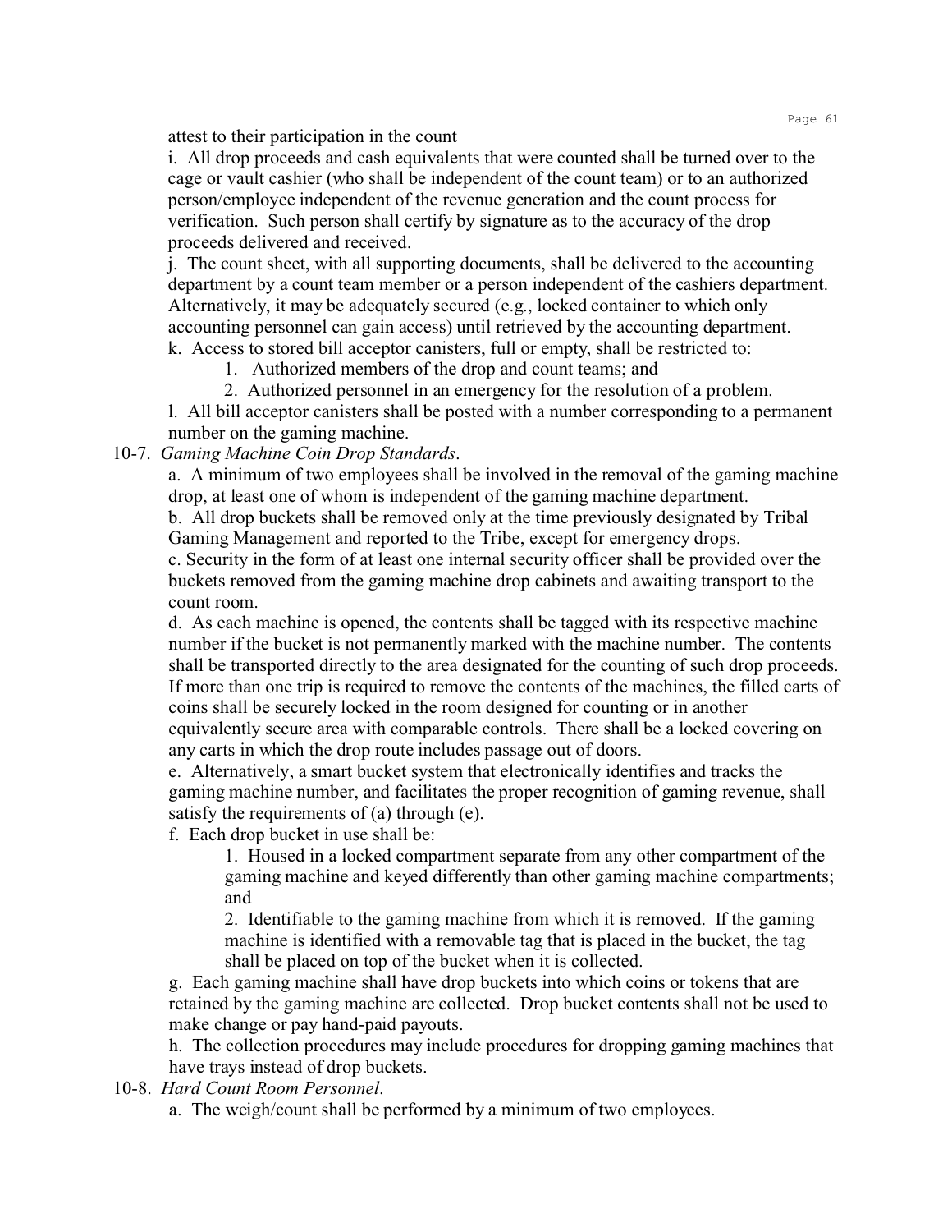attest to their participation in the count

i. All drop proceeds and cash equivalents that were counted shall be turned over to the cage or vault cashier (who shall be independent of the count team) or to an authorized person/employee independent of the revenue generation and the count process for verification. Such person shall certify by signature as to the accuracy of the drop proceeds delivered and received.

j. The count sheet, with all supporting documents, shall be delivered to the accounting department by a count team member or a person independent of the cashiers department. Alternatively, it may be adequately secured (e.g., locked container to which only accounting personnel can gain access) until retrieved by the accounting department.

k. Access to stored bill acceptor canisters, full or empty, shall be restricted to:

1. Authorized members of the drop and count teams; and
2. Authorized personnel in an emergency for the resolution of a problem.

l. All bill acceptor canisters shall be posted with a number corresponding to a permanent number on the gaming machine.

10-7. *Gaming Machine Coin Drop Standards*.

a. A minimum of two employees shall be involved in the removal of the gaming machine drop, at least one of whom is independent of the gaming machine department.

b. All drop buckets shall be removed only at the time previously designated by Tribal Gaming Management and reported to the Tribe, except for emergency drops.

c. Security in the form of at least one internal security officer shall be provided over the buckets removed from the gaming machine drop cabinets and awaiting transport to the count room.

d. As each machine is opened, the contents shall be tagged with its respective machine number if the bucket is not permanently marked with the machine number. The contents shall be transported directly to the area designated for the counting of such drop proceeds. If more than one trip is required to remove the contents of the machines, the filled carts of coins shall be securely locked in the room designed for counting or in another equivalently secure area with comparable controls. There shall be a locked covering on any carts in which the drop route includes passage out of doors.

e. Alternatively, a smart bucket system that electronically identifies and tracks the gaming machine number, and facilitates the proper recognition of gaming revenue, shall satisfy the requirements of (a) through (e).

f. Each drop bucket in use shall be:

1. Housed in a locked compartment separate from any other compartment of the gaming machine and keyed differently than other gaming machine compartments; and
2. Identifiable to the gaming machine from which it is removed. If the gaming machine is identified with a removable tag that is placed in the bucket, the tag shall be placed on top of the bucket when it is collected.

g. Each gaming machine shall have drop buckets into which coins or tokens that are retained by the gaming machine are collected. Drop bucket contents shall not be used to make change or pay hand-paid payouts.

h. The collection procedures may include procedures for dropping gaming machines that have trays instead of drop buckets.

10-8. *Hard Count Room Personnel*.

a. The weigh/count shall be performed by a minimum of two employees.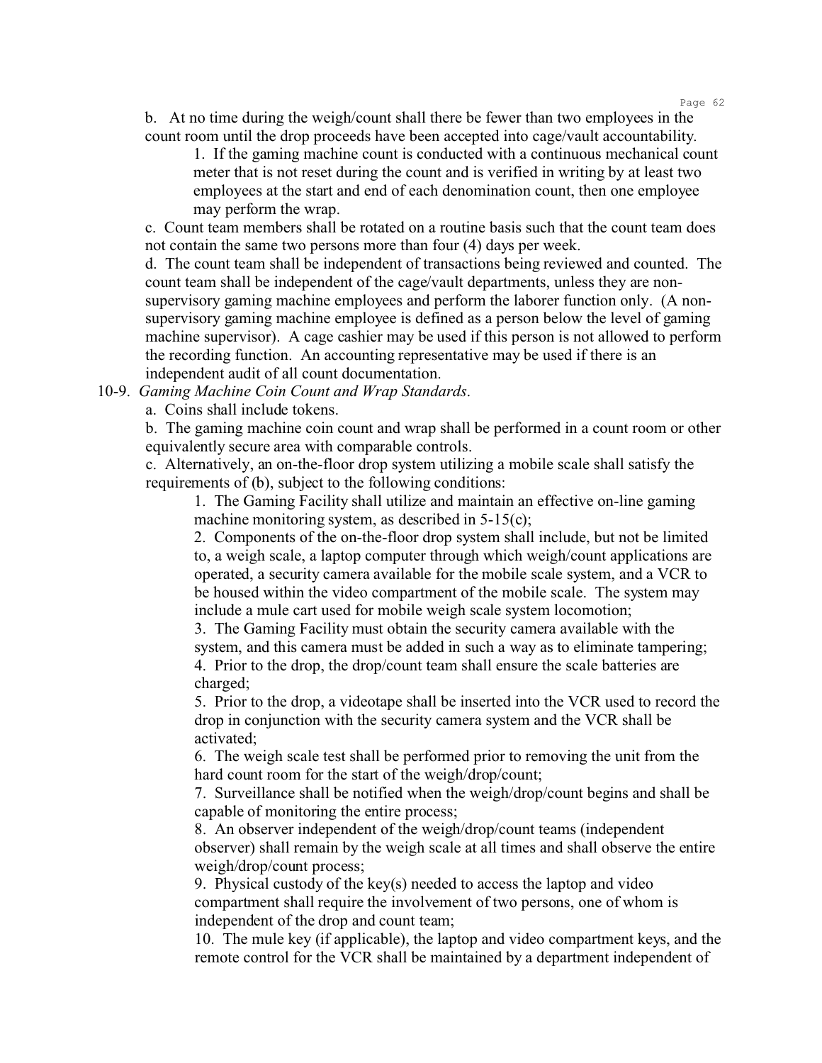b. At no time during the weigh/count shall there be fewer than two employees in the count room until the drop proceeds have been accepted into cage/vault accountability.

1. If the gaming machine count is conducted with a continuous mechanical count meter that is not reset during the count and is verified in writing by at least two employees at the start and end of each denomination count, then one employee may perform the wrap.

c. Count team members shall be rotated on a routine basis such that the count team does not contain the same two persons more than four (4) days per week.

d. The count team shall be independent of transactions being reviewed and counted. The count team shall be independent of the cage/vault departments, unless they are non-supervisory gaming machine employees and perform the laborer function only. (A non-supervisory gaming machine employee is defined as a person below the level of gaming machine supervisor). A cage cashier may be used if this person is not allowed to perform the recording function. An accounting representative may be used if there is an independent audit of all count documentation.

10-9. *Gaming Machine Coin Count and Wrap Standards*.

a. Coins shall include tokens.

b. The gaming machine coin count and wrap shall be performed in a count room or other equivalently secure area with comparable controls.

c. Alternatively, an on-the-floor drop system utilizing a mobile scale shall satisfy the requirements of (b), subject to the following conditions:

1. The Gaming Facility shall utilize and maintain an effective on-line gaming machine monitoring system, as described in 5-15(c);

2. Components of the on-the-floor drop system shall include, but not be limited to, a weigh scale, a laptop computer through which weigh/count applications are operated, a security camera available for the mobile scale system, and a VCR to be housed within the video compartment of the mobile scale. The system may include a mule cart used for mobile weigh scale system locomotion;

3. The Gaming Facility must obtain the security camera available with the system, and this camera must be added in such a way as to eliminate tampering;

4. Prior to the drop, the drop/count team shall ensure the scale batteries are charged;

5. Prior to the drop, a videotape shall be inserted into the VCR used to record the drop in conjunction with the security camera system and the VCR shall be activated;

6. The weigh scale test shall be performed prior to removing the unit from the hard count room for the start of the weigh/drop/count;

7. Surveillance shall be notified when the weigh/drop/count begins and shall be capable of monitoring the entire process;

8. An observer independent of the weigh/drop/count teams (independent observer) shall remain by the weigh scale at all times and shall observe the entire weigh/drop/count process;

9. Physical custody of the key(s) needed to access the laptop and video compartment shall require the involvement of two persons, one of whom is independent of the drop and count team;

10. The mule key (if applicable), the laptop and video compartment keys, and the remote control for the VCR shall be maintained by a department independent of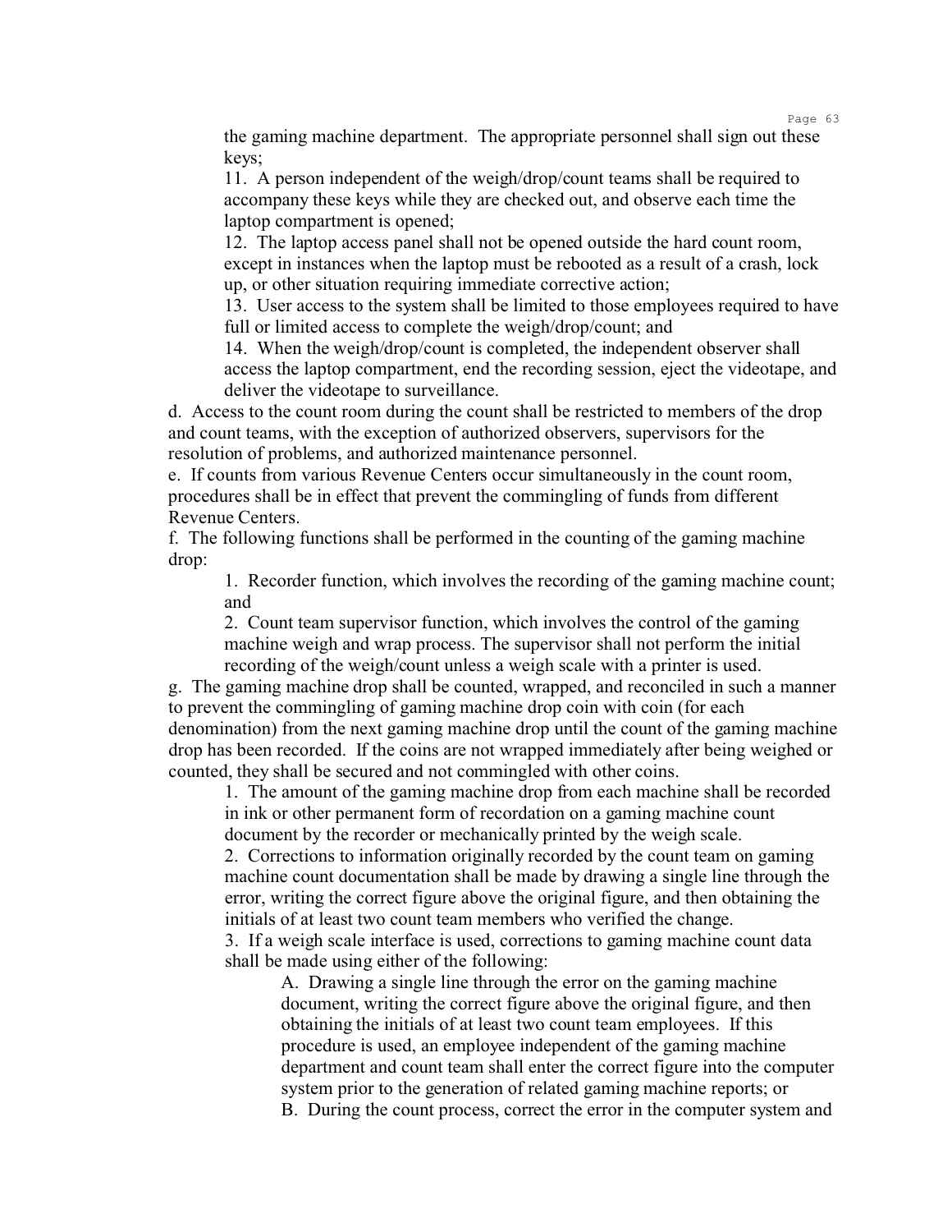the gaming machine department. The appropriate personnel shall sign out these keys;

11. A person independent of the weigh/drop/count teams shall be required to accompany these keys while they are checked out, and observe each time the laptop compartment is opened;

12. The laptop access panel shall not be opened outside the hard count room, except in instances when the laptop must be rebooted as a result of a crash, lock up, or other situation requiring immediate corrective action;

13. User access to the system shall be limited to those employees required to have full or limited access to complete the weigh/drop/count; and

14. When the weigh/drop/count is completed, the independent observer shall access the laptop compartment, end the recording session, eject the videotape, and deliver the videotape to surveillance.

d. Access to the count room during the count shall be restricted to members of the drop and count teams, with the exception of authorized observers, supervisors for the resolution of problems, and authorized maintenance personnel.

e. If counts from various Revenue Centers occur simultaneously in the count room, procedures shall be in effect that prevent the commingling of funds from different Revenue Centers.

f. The following functions shall be performed in the counting of the gaming machine drop:

1. Recorder function, which involves the recording of the gaming machine count; and

2. Count team supervisor function, which involves the control of the gaming machine weigh and wrap process. The supervisor shall not perform the initial recording of the weigh/count unless a weigh scale with a printer is used.

g. The gaming machine drop shall be counted, wrapped, and reconciled in such a manner to prevent the commingling of gaming machine drop coin with coin (for each denomination) from the next gaming machine drop until the count of the gaming machine drop has been recorded. If the coins are not wrapped immediately after being weighed or counted, they shall be secured and not commingled with other coins.

1. The amount of the gaming machine drop from each machine shall be recorded in ink or other permanent form of recordation on a gaming machine count document by the recorder or mechanically printed by the weigh scale.

2. Corrections to information originally recorded by the count team on gaming machine count documentation shall be made by drawing a single line through the error, writing the correct figure above the original figure, and then obtaining the initials of at least two count team members who verified the change.

3. If a weigh scale interface is used, corrections to gaming machine count data shall be made using either of the following:

A. Drawing a single line through the error on the gaming machine document, writing the correct figure above the original figure, and then obtaining the initials of at least two count team employees. If this procedure is used, an employee independent of the gaming machine department and count team shall enter the correct figure into the computer system prior to the generation of related gaming machine reports; or

B. During the count process, correct the error in the computer system and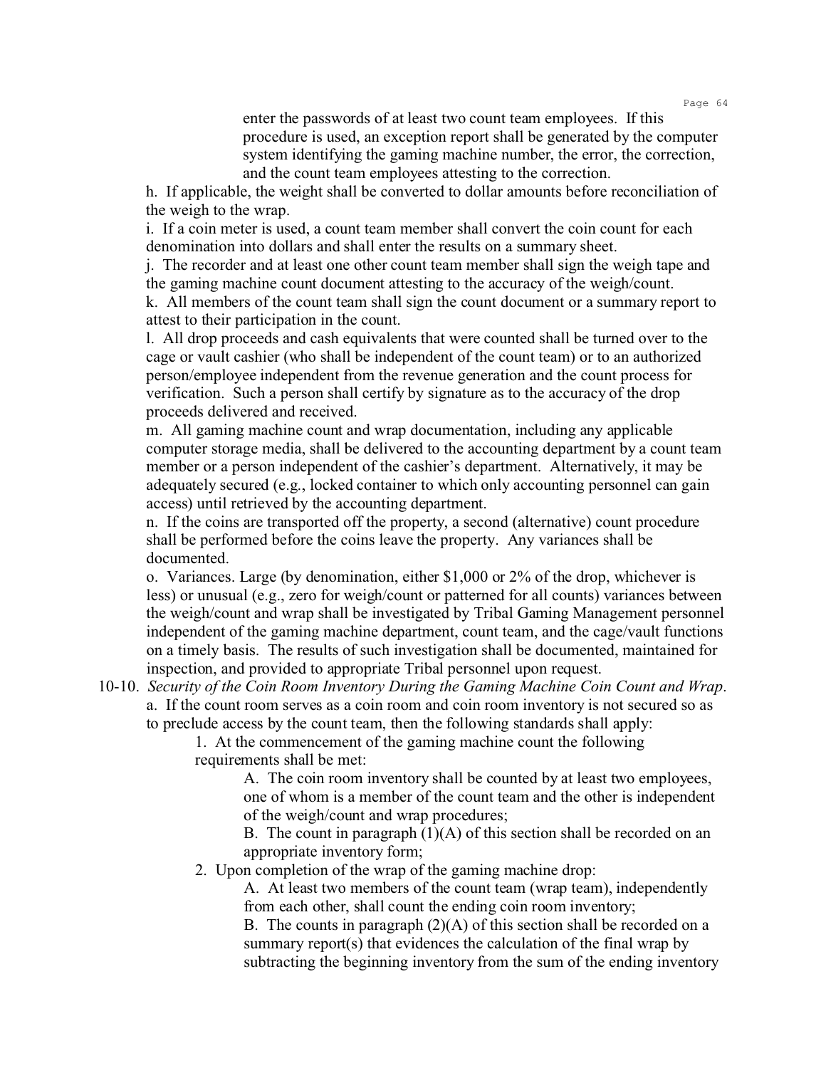enter the passwords of at least two count team employees. If this procedure is used, an exception report shall be generated by the computer system identifying the gaming machine number, the error, the correction, and the count team employees attesting to the correction.

h. If applicable, the weight shall be converted to dollar amounts before reconciliation of the weigh to the wrap.

i. If a coin meter is used, a count team member shall convert the coin count for each denomination into dollars and shall enter the results on a summary sheet.

j. The recorder and at least one other count team member shall sign the weigh tape and the gaming machine count document attesting to the accuracy of the weigh/count.

k. All members of the count team shall sign the count document or a summary report to attest to their participation in the count.

l. All drop proceeds and cash equivalents that were counted shall be turned over to the cage or vault cashier (who shall be independent of the count team) or to an authorized person/employee independent from the revenue generation and the count process for verification. Such a person shall certify by signature as to the accuracy of the drop proceeds delivered and received.

m. All gaming machine count and wrap documentation, including any applicable computer storage media, shall be delivered to the accounting department by a count team member or a person independent of the cashier's department. Alternatively, it may be adequately secured (e.g., locked container to which only accounting personnel can gain access) until retrieved by the accounting department.

n. If the coins are transported off the property, a second (alternative) count procedure shall be performed before the coins leave the property. Any variances shall be documented.

o. Variances. Large (by denomination, either $1,000 or 2% of the drop, whichever is less) or unusual (e.g., zero for weigh/count or patterned for all counts) variances between the weigh/count and wrap shall be investigated by Tribal Gaming Management personnel independent of the gaming machine department, count team, and the cage/vault functions on a timely basis. The results of such investigation shall be documented, maintained for inspection, and provided to appropriate Tribal personnel upon request.

10-10. *Security of the Coin Room Inventory During the Gaming Machine Coin Count and Wrap*.

a. If the count room serves as a coin room and coin room inventory is not secured so as to preclude access by the count team, then the following standards shall apply:

1. At the commencement of the gaming machine count the following requirements shall be met:

A. The coin room inventory shall be counted by at least two employees, one of whom is a member of the count team and the other is independent of the weigh/count and wrap procedures;

B. The count in paragraph (1)(A) of this section shall be recorded on an appropriate inventory form;

2. Upon completion of the wrap of the gaming machine drop:

A. At least two members of the count team (wrap team), independently from each other, shall count the ending coin room inventory;

B. The counts in paragraph (2)(A) of this section shall be recorded on a summary report(s) that evidences the calculation of the final wrap by subtracting the beginning inventory from the sum of the ending inventory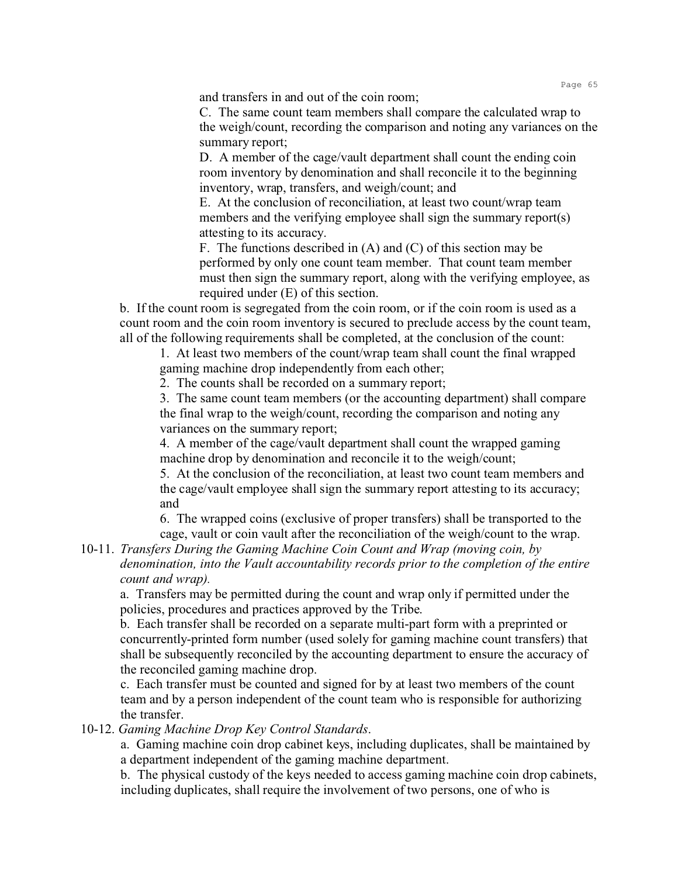and transfers in and out of the coin room;

C. The same count team members shall compare the calculated wrap to the weigh/count, recording the comparison and noting any variances on the summary report;

D. A member of the cage/vault department shall count the ending coin room inventory by denomination and shall reconcile it to the beginning inventory, wrap, transfers, and weigh/count; and

E. At the conclusion of reconciliation, at least two count/wrap team members and the verifying employee shall sign the summary report(s) attesting to its accuracy.

F. The functions described in (A) and (C) of this section may be performed by only one count team member. That count team member must then sign the summary report, along with the verifying employee, as required under (E) of this section.

b. If the count room is segregated from the coin room, or if the coin room is used as a count room and the coin room inventory is secured to preclude access by the count team, all of the following requirements shall be completed, at the conclusion of the count:

1. At least two members of the count/wrap team shall count the final wrapped gaming machine drop independently from each other;
2. The counts shall be recorded on a summary report;
3. The same count team members (or the accounting department) shall compare the final wrap to the weigh/count, recording the comparison and noting any variances on the summary report;
4. A member of the cage/vault department shall count the wrapped gaming machine drop by denomination and reconcile it to the weigh/count;
5. At the conclusion of the reconciliation, at least two count team members and the cage/vault employee shall sign the summary report attesting to its accuracy; and
6. The wrapped coins (exclusive of proper transfers) shall be transported to the cage, vault or coin vault after the reconciliation of the weigh/count to the wrap.

10-11. *Transfers During the Gaming Machine Coin Count and Wrap (moving coin, by denomination, into the Vault accountability records prior to the completion of the entire count and wrap).*

a. Transfers may be permitted during the count and wrap only if permitted under the policies, procedures and practices approved by the Tribe.

b. Each transfer shall be recorded on a separate multi-part form with a preprinted or concurrently-printed form number (used solely for gaming machine count transfers) that shall be subsequently reconciled by the accounting department to ensure the accuracy of the reconciled gaming machine drop.

c. Each transfer must be counted and signed for by at least two members of the count team and by a person independent of the count team who is responsible for authorizing the transfer.

10-12. *Gaming Machine Drop Key Control Standards*.

a. Gaming machine coin drop cabinet keys, including duplicates, shall be maintained by a department independent of the gaming machine department.

b. The physical custody of the keys needed to access gaming machine coin drop cabinets, including duplicates, shall require the involvement of two persons, one of who is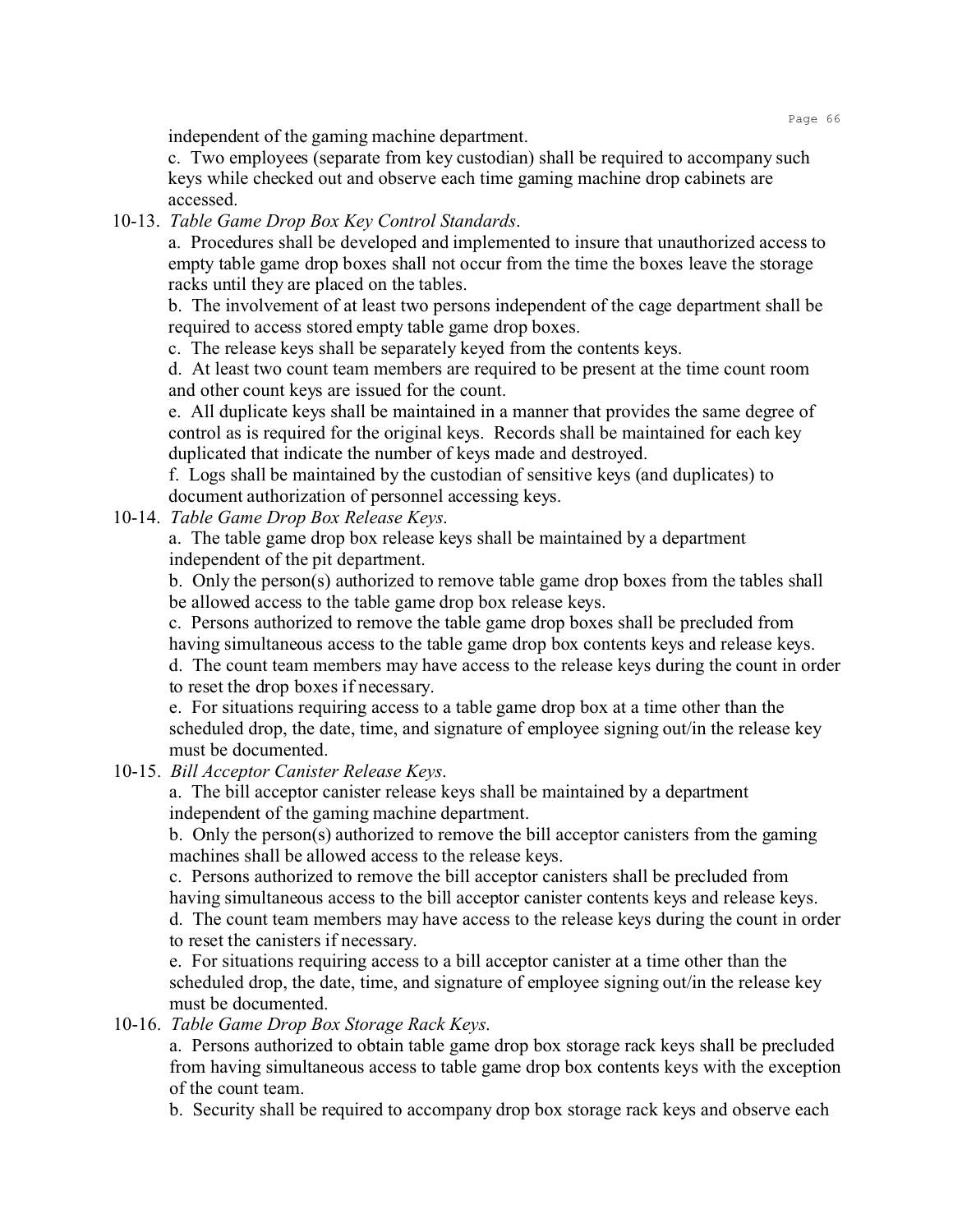independent of the gaming machine department.

c. Two employees (separate from key custodian) shall be required to accompany such keys while checked out and observe each time gaming machine drop cabinets are accessed.

10-13. *Table Game Drop Box Key Control Standards*.

a. Procedures shall be developed and implemented to insure that unauthorized access to empty table game drop boxes shall not occur from the time the boxes leave the storage racks until they are placed on the tables.

b. The involvement of at least two persons independent of the cage department shall be required to access stored empty table game drop boxes.

c. The release keys shall be separately keyed from the contents keys.

d. At least two count team members are required to be present at the time count room and other count keys are issued for the count.

e. All duplicate keys shall be maintained in a manner that provides the same degree of control as is required for the original keys. Records shall be maintained for each key duplicated that indicate the number of keys made and destroyed.

f. Logs shall be maintained by the custodian of sensitive keys (and duplicates) to document authorization of personnel accessing keys.

10-14. *Table Game Drop Box Release Keys*.

a. The table game drop box release keys shall be maintained by a department independent of the pit department.

b. Only the person(s) authorized to remove table game drop boxes from the tables shall be allowed access to the table game drop box release keys.

c. Persons authorized to remove the table game drop boxes shall be precluded from having simultaneous access to the table game drop box contents keys and release keys.

d. The count team members may have access to the release keys during the count in order to reset the drop boxes if necessary.

e. For situations requiring access to a table game drop box at a time other than the scheduled drop, the date, time, and signature of employee signing out/in the release key must be documented.

10-15. *Bill Acceptor Canister Release Keys*.

a. The bill acceptor canister release keys shall be maintained by a department independent of the gaming machine department.

b. Only the person(s) authorized to remove the bill acceptor canisters from the gaming machines shall be allowed access to the release keys.

c. Persons authorized to remove the bill acceptor canisters shall be precluded from having simultaneous access to the bill acceptor canister contents keys and release keys.

d. The count team members may have access to the release keys during the count in order to reset the canisters if necessary.

e. For situations requiring access to a bill acceptor canister at a time other than the scheduled drop, the date, time, and signature of employee signing out/in the release key must be documented.

10-16. *Table Game Drop Box Storage Rack Keys*.

a. Persons authorized to obtain table game drop box storage rack keys shall be precluded from having simultaneous access to table game drop box contents keys with the exception of the count team.

b. Security shall be required to accompany drop box storage rack keys and observe each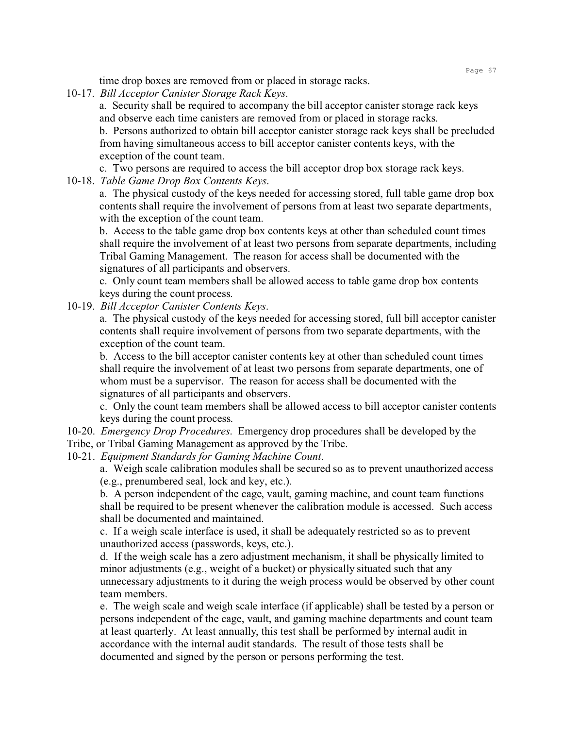time drop boxes are removed from or placed in storage racks.

10-17. *Bill Acceptor Canister Storage Rack Keys*.

a. Security shall be required to accompany the bill acceptor canister storage rack keys and observe each time canisters are removed from or placed in storage racks.

b. Persons authorized to obtain bill acceptor canister storage rack keys shall be precluded from having simultaneous access to bill acceptor canister contents keys, with the exception of the count team.

c. Two persons are required to access the bill acceptor drop box storage rack keys.

10-18. *Table Game Drop Box Contents Keys*.

a. The physical custody of the keys needed for accessing stored, full table game drop box contents shall require the involvement of persons from at least two separate departments, with the exception of the count team.

b. Access to the table game drop box contents keys at other than scheduled count times shall require the involvement of at least two persons from separate departments, including Tribal Gaming Management. The reason for access shall be documented with the signatures of all participants and observers.

c. Only count team members shall be allowed access to table game drop box contents keys during the count process.

10-19. *Bill Acceptor Canister Contents Keys*.

a. The physical custody of the keys needed for accessing stored, full bill acceptor canister contents shall require involvement of persons from two separate departments, with the exception of the count team.

b. Access to the bill acceptor canister contents key at other than scheduled count times shall require the involvement of at least two persons from separate departments, one of whom must be a supervisor. The reason for access shall be documented with the signatures of all participants and observers.

c. Only the count team members shall be allowed access to bill acceptor canister contents keys during the count process.

10-20. *Emergency Drop Procedures*. Emergency drop procedures shall be developed by the Tribe, or Tribal Gaming Management as approved by the Tribe.

10-21. *Equipment Standards for Gaming Machine Count*.

a. Weigh scale calibration modules shall be secured so as to prevent unauthorized access (e.g., prenumbered seal, lock and key, etc.).

b. A person independent of the cage, vault, gaming machine, and count team functions shall be required to be present whenever the calibration module is accessed. Such access shall be documented and maintained.

c. If a weigh scale interface is used, it shall be adequately restricted so as to prevent unauthorized access (passwords, keys, etc.).

d. If the weigh scale has a zero adjustment mechanism, it shall be physically limited to minor adjustments (e.g., weight of a bucket) or physically situated such that any unnecessary adjustments to it during the weigh process would be observed by other count team members.

e. The weigh scale and weigh scale interface (if applicable) shall be tested by a person or persons independent of the cage, vault, and gaming machine departments and count team at least quarterly. At least annually, this test shall be performed by internal audit in accordance with the internal audit standards. The result of those tests shall be documented and signed by the person or persons performing the test.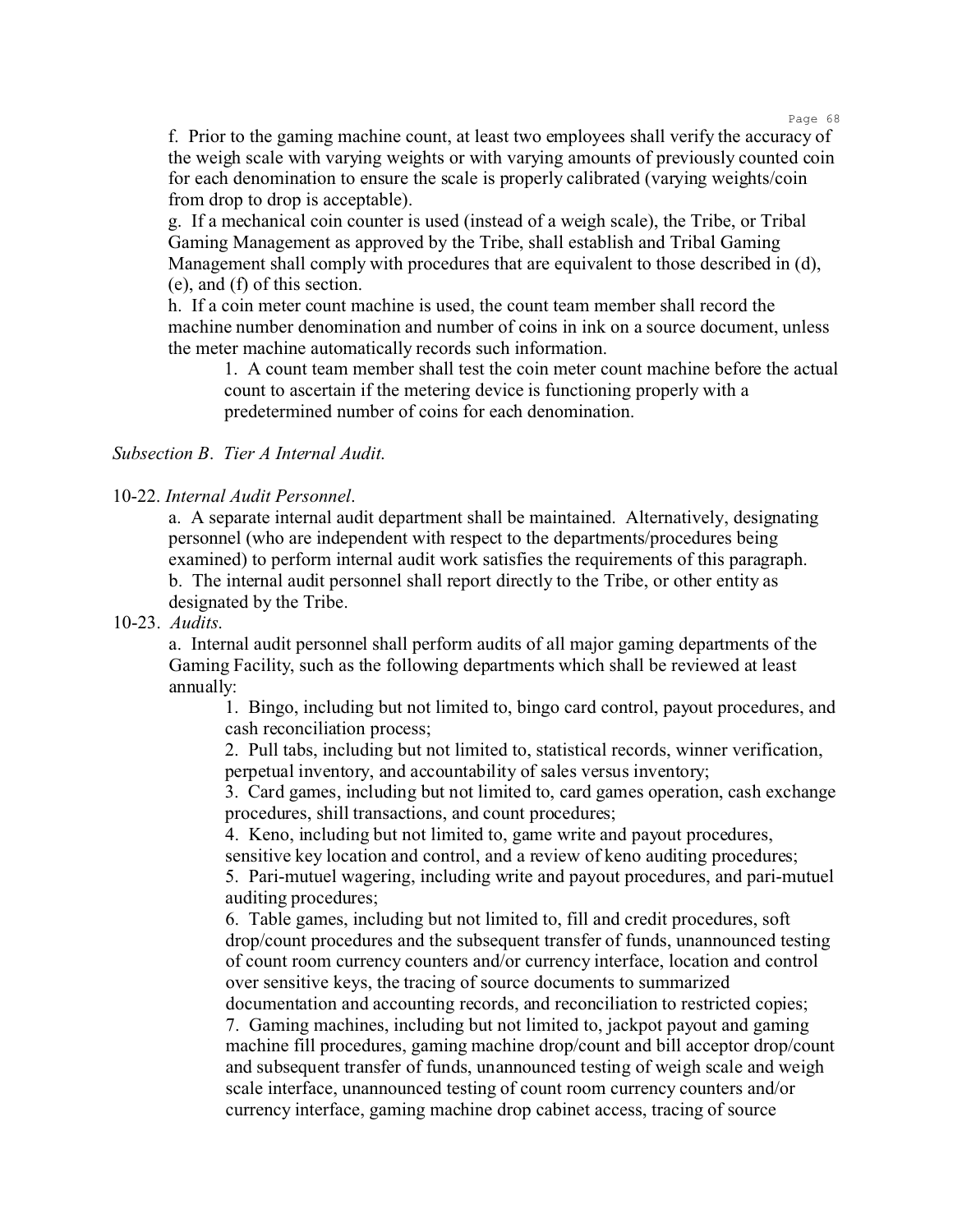f. Prior to the gaming machine count, at least two employees shall verify the accuracy of the weigh scale with varying weights or with varying amounts of previously counted coin for each denomination to ensure the scale is properly calibrated (varying weights/coin from drop to drop is acceptable).

g. If a mechanical coin counter is used (instead of a weigh scale), the Tribe, or Tribal Gaming Management as approved by the Tribe, shall establish and Tribal Gaming Management shall comply with procedures that are equivalent to those described in (d), (e), and (f) of this section.

h. If a coin meter count machine is used, the count team member shall record the machine number denomination and number of coins in ink on a source document, unless the meter machine automatically records such information.

1. A count team member shall test the coin meter count machine before the actual count to ascertain if the metering device is functioning properly with a predetermined number of coins for each denomination.

*Subsection B. Tier A Internal Audit.*

10-22. *Internal Audit Personnel.*

a. A separate internal audit department shall be maintained. Alternatively, designating personnel (who are independent with respect to the departments/procedures being examined) to perform internal audit work satisfies the requirements of this paragraph.

b. The internal audit personnel shall report directly to the Tribe, or other entity as designated by the Tribe.

10-23. *Audits.*

a. Internal audit personnel shall perform audits of all major gaming departments of the Gaming Facility, such as the following departments which shall be reviewed at least annually:

1. Bingo, including but not limited to, bingo card control, payout procedures, and cash reconciliation process;
2. Pull tabs, including but not limited to, statistical records, winner verification, perpetual inventory, and accountability of sales versus inventory;
3. Card games, including but not limited to, card games operation, cash exchange procedures, shill transactions, and count procedures;
4. Keno, including but not limited to, game write and payout procedures, sensitive key location and control, and a review of keno auditing procedures;
5. Pari-mutuel wagering, including write and payout procedures, and pari-mutuel auditing procedures;
6. Table games, including but not limited to, fill and credit procedures, soft drop/count procedures and the subsequent transfer of funds, unannounced testing of count room currency counters and/or currency interface, location and control over sensitive keys, the tracing of source documents to summarized documentation and accounting records, and reconciliation to restricted copies;
7. Gaming machines, including but not limited to, jackpot payout and gaming machine fill procedures, gaming machine drop/count and bill acceptor drop/count and subsequent transfer of funds, unannounced testing of weigh scale and weigh scale interface, unannounced testing of count room currency counters and/or currency interface, gaming machine drop cabinet access, tracing of source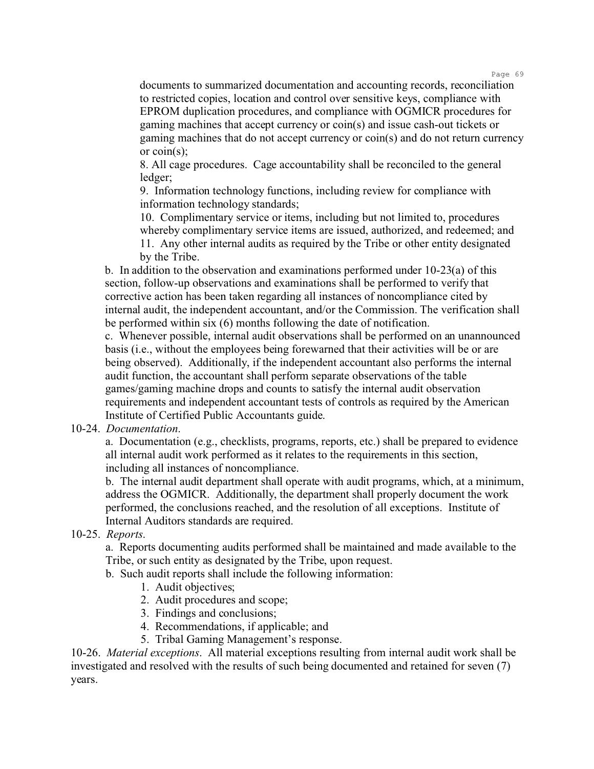documents to summarized documentation and accounting records, reconciliation to restricted copies, location and control over sensitive keys, compliance with EPROM duplication procedures, and compliance with OGMICR procedures for gaming machines that accept currency or coin(s) and issue cash-out tickets or gaming machines that do not accept currency or coin(s) and do not return currency or coin(s);

8. All cage procedures. Cage accountability shall be reconciled to the general ledger;

9. Information technology functions, including review for compliance with information technology standards;

10. Complimentary service or items, including but not limited to, procedures whereby complimentary service items are issued, authorized, and redeemed; and

11. Any other internal audits as required by the Tribe or other entity designated by the Tribe.

b. In addition to the observation and examinations performed under 10-23(a) of this section, follow-up observations and examinations shall be performed to verify that corrective action has been taken regarding all instances of noncompliance cited by internal audit, the independent accountant, and/or the Commission. The verification shall be performed within six (6) months following the date of notification.

c. Whenever possible, internal audit observations shall be performed on an unannounced basis (i.e., without the employees being forewarned that their activities will be or are being observed). Additionally, if the independent accountant also performs the internal audit function, the accountant shall perform separate observations of the table games/gaming machine drops and counts to satisfy the internal audit observation requirements and independent accountant tests of controls as required by the American Institute of Certified Public Accountants guide.

10-24. *Documentation*.

a. Documentation (e.g., checklists, programs, reports, etc.) shall be prepared to evidence all internal audit work performed as it relates to the requirements in this section, including all instances of noncompliance.

b. The internal audit department shall operate with audit programs, which, at a minimum, address the OGMICR. Additionally, the department shall properly document the work performed, the conclusions reached, and the resolution of all exceptions. Institute of Internal Auditors standards are required.

10-25. *Reports*.

a. Reports documenting audits performed shall be maintained and made available to the Tribe, or such entity as designated by the Tribe, upon request.

b. Such audit reports shall include the following information:

1. Audit objectives;
2. Audit procedures and scope;
3. Findings and conclusions;
4. Recommendations, if applicable; and
5. Tribal Gaming Management's response.

10-26. *Material exceptions*. All material exceptions resulting from internal audit work shall be investigated and resolved with the results of such being documented and retained for seven (7) years.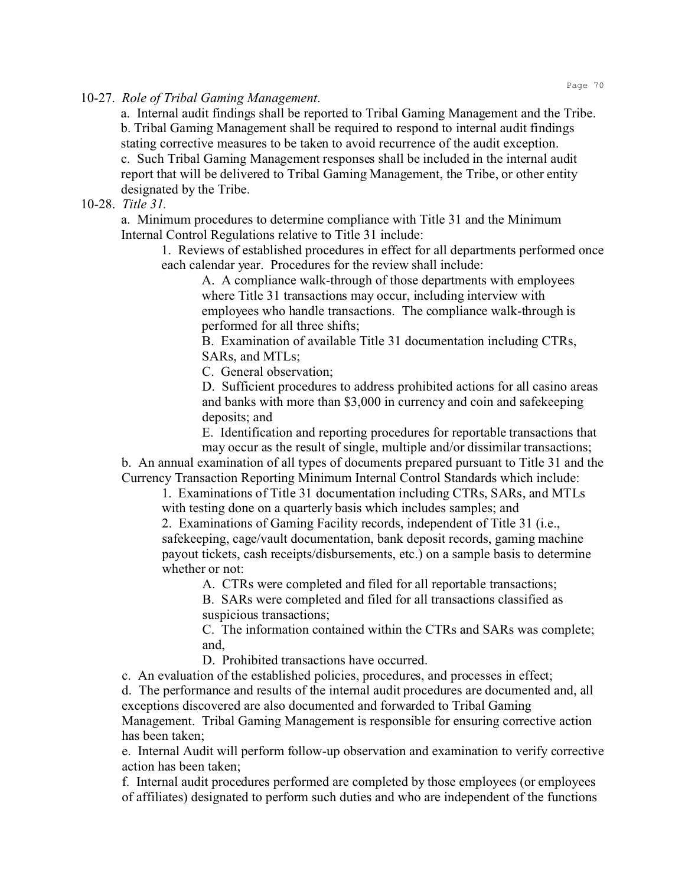10-27. *Role of Tribal Gaming Management*.

a. Internal audit findings shall be reported to Tribal Gaming Management and the Tribe.

b. Tribal Gaming Management shall be required to respond to internal audit findings stating corrective measures to be taken to avoid recurrence of the audit exception.

c. Such Tribal Gaming Management responses shall be included in the internal audit report that will be delivered to Tribal Gaming Management, the Tribe, or other entity designated by the Tribe.

10-28. *Title 31.*

a. Minimum procedures to determine compliance with Title 31 and the Minimum Internal Control Regulations relative to Title 31 include:

1. Reviews of established procedures in effect for all departments performed once each calendar year. Procedures for the review shall include:

A. A compliance walk-through of those departments with employees where Title 31 transactions may occur, including interview with employees who handle transactions. The compliance walk-through is performed for all three shifts;

B. Examination of available Title 31 documentation including CTRs, SARs, and MTLs;

C. General observation;

D. Sufficient procedures to address prohibited actions for all casino areas and banks with more than $3,000 in currency and coin and safekeeping deposits; and

E. Identification and reporting procedures for reportable transactions that may occur as the result of single, multiple and/or dissimilar transactions;

b. An annual examination of all types of documents prepared pursuant to Title 31 and the Currency Transaction Reporting Minimum Internal Control Standards which include:

1. Examinations of Title 31 documentation including CTRs, SARs, and MTLs with testing done on a quarterly basis which includes samples; and

2. Examinations of Gaming Facility records, independent of Title 31 (i.e., safekeeping, cage/vault documentation, bank deposit records, gaming machine payout tickets, cash receipts/disbursements, etc.) on a sample basis to determine whether or not:

A. CTRs were completed and filed for all reportable transactions;

B. SARs were completed and filed for all transactions classified as suspicious transactions;

C. The information contained within the CTRs and SARs was complete; and,

D. Prohibited transactions have occurred.

c. An evaluation of the established policies, procedures, and processes in effect;

d. The performance and results of the internal audit procedures are documented and, all exceptions discovered are also documented and forwarded to Tribal Gaming Management. Tribal Gaming Management is responsible for ensuring corrective action has been taken;

e. Internal Audit will perform follow-up observation and examination to verify corrective action has been taken;

f. Internal audit procedures performed are completed by those employees (or employees of affiliates) designated to perform such duties and who are independent of the functions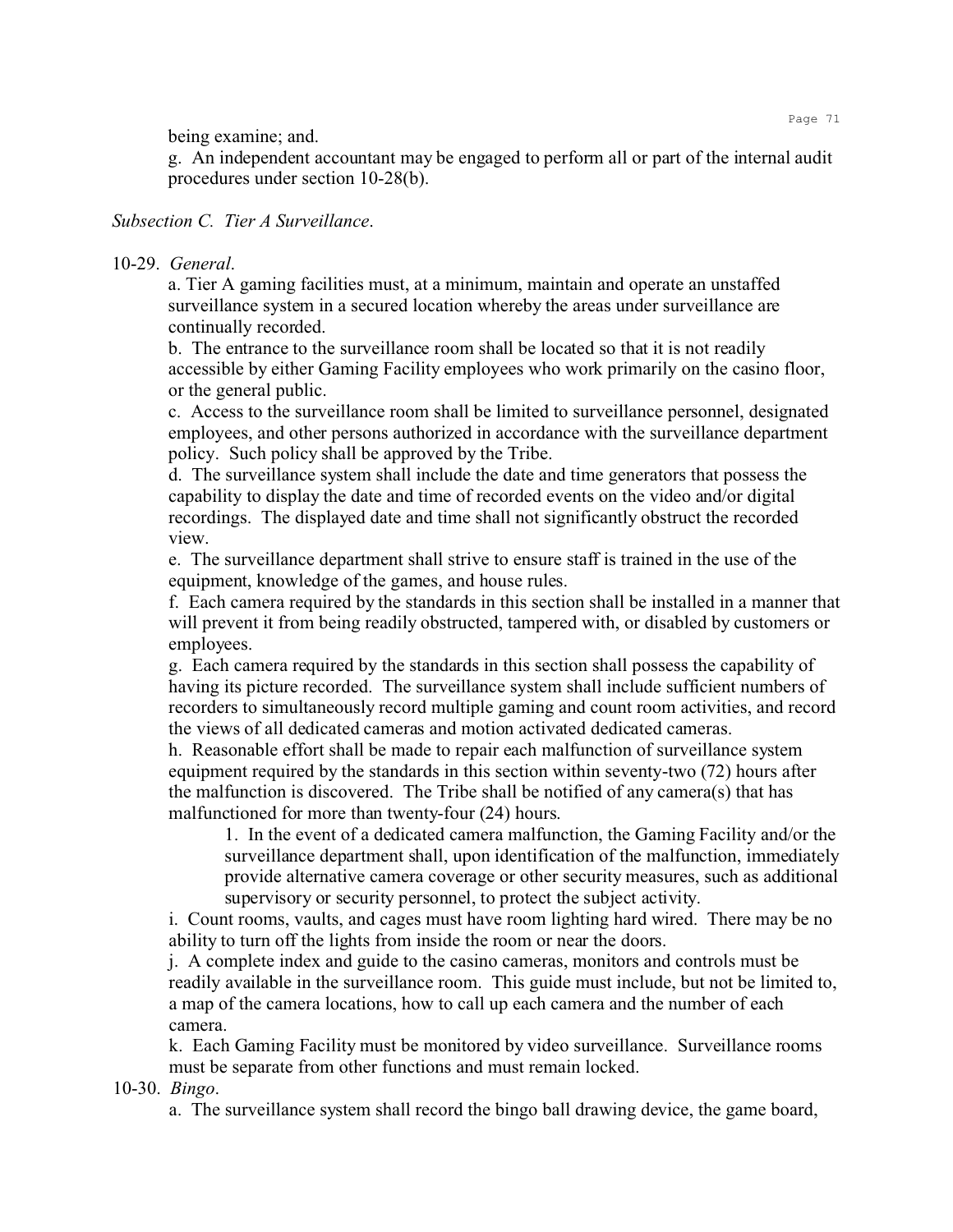being examine; and.

g. An independent accountant may be engaged to perform all or part of the internal audit procedures under section 10-28(b).

*Subsection C. Tier A Surveillance*.

10-29. *General*.

a. Tier A gaming facilities must, at a minimum, maintain and operate an unstaffed surveillance system in a secured location whereby the areas under surveillance are continually recorded.

b. The entrance to the surveillance room shall be located so that it is not readily accessible by either Gaming Facility employees who work primarily on the casino floor, or the general public.

c. Access to the surveillance room shall be limited to surveillance personnel, designated employees, and other persons authorized in accordance with the surveillance department policy. Such policy shall be approved by the Tribe.

d. The surveillance system shall include the date and time generators that possess the capability to display the date and time of recorded events on the video and/or digital recordings. The displayed date and time shall not significantly obstruct the recorded view.

e. The surveillance department shall strive to ensure staff is trained in the use of the equipment, knowledge of the games, and house rules.

f. Each camera required by the standards in this section shall be installed in a manner that will prevent it from being readily obstructed, tampered with, or disabled by customers or employees.

g. Each camera required by the standards in this section shall possess the capability of having its picture recorded. The surveillance system shall include sufficient numbers of recorders to simultaneously record multiple gaming and count room activities, and record the views of all dedicated cameras and motion activated dedicated cameras.

h. Reasonable effort shall be made to repair each malfunction of surveillance system equipment required by the standards in this section within seventy-two (72) hours after the malfunction is discovered. The Tribe shall be notified of any camera(s) that has malfunctioned for more than twenty-four (24) hours.

1. In the event of a dedicated camera malfunction, the Gaming Facility and/or the surveillance department shall, upon identification of the malfunction, immediately provide alternative camera coverage or other security measures, such as additional supervisory or security personnel, to protect the subject activity.

i. Count rooms, vaults, and cages must have room lighting hard wired. There may be no ability to turn off the lights from inside the room or near the doors.

j. A complete index and guide to the casino cameras, monitors and controls must be readily available in the surveillance room. This guide must include, but not be limited to, a map of the camera locations, how to call up each camera and the number of each camera.

k. Each Gaming Facility must be monitored by video surveillance. Surveillance rooms must be separate from other functions and must remain locked.

10-30. *Bingo*.

a. The surveillance system shall record the bingo ball drawing device, the game board,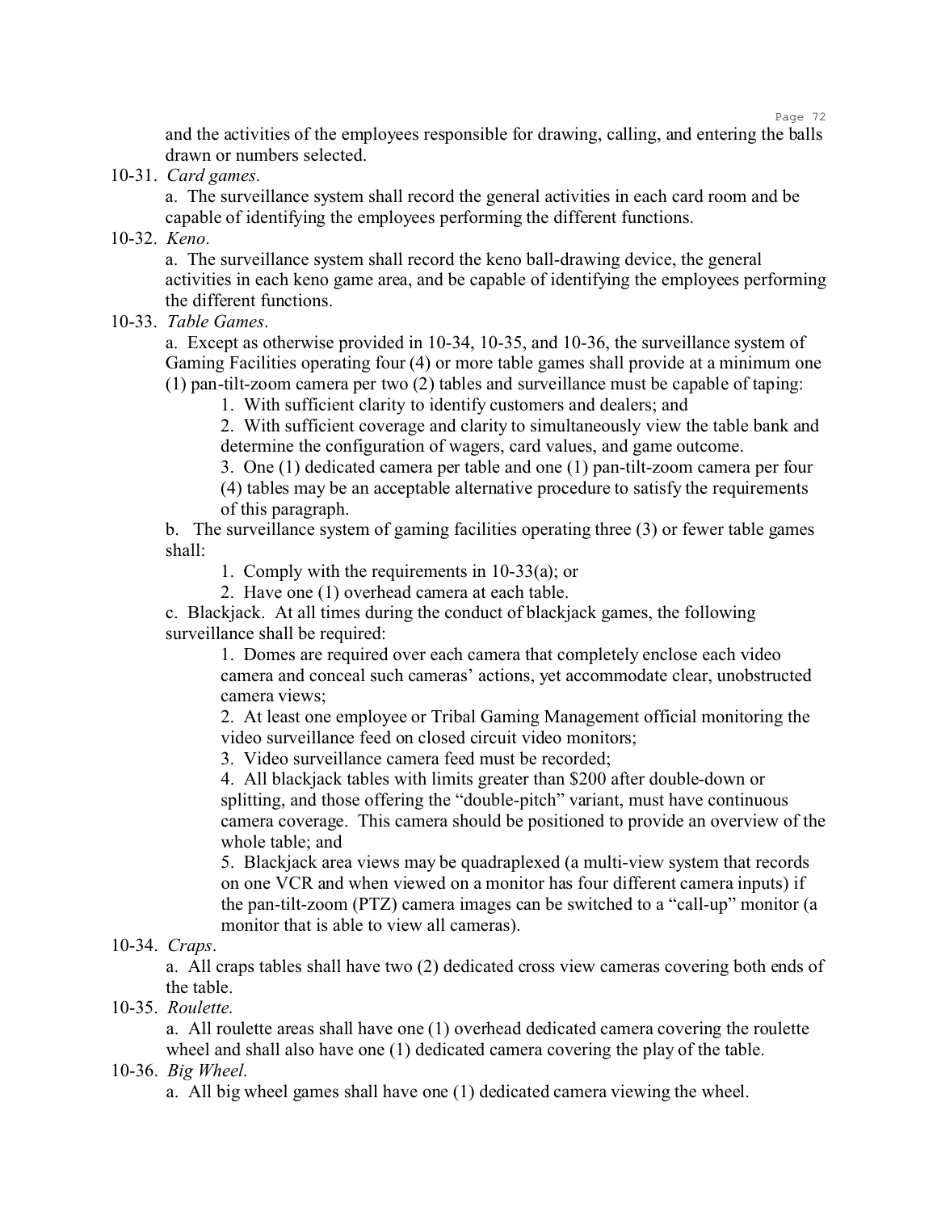and the activities of the employees responsible for drawing, calling, and entering the balls drawn or numbers selected.

10-31. *Card games*.

a. The surveillance system shall record the general activities in each card room and be capable of identifying the employees performing the different functions.

10-32. *Keno*.

a. The surveillance system shall record the keno ball-drawing device, the general activities in each keno game area, and be capable of identifying the employees performing the different functions.

10-33. *Table Games*.

a. Except as otherwise provided in 10-34, 10-35, and 10-36, the surveillance system of Gaming Facilities operating four (4) or more table games shall provide at a minimum one (1) pan-tilt-zoom camera per two (2) tables and surveillance must be capable of taping:

1. With sufficient clarity to identify customers and dealers; and
2. With sufficient coverage and clarity to simultaneously view the table bank and determine the configuration of wagers, card values, and game outcome.
3. One (1) dedicated camera per table and one (1) pan-tilt-zoom camera per four (4) tables may be an acceptable alternative procedure to satisfy the requirements of this paragraph.

b. The surveillance system of gaming facilities operating three (3) or fewer table games shall:

1. Comply with the requirements in 10-33(a); or
2. Have one (1) overhead camera at each table.

c. Blackjack. At all times during the conduct of blackjack games, the following surveillance shall be required:

1. Domes are required over each camera that completely enclose each video camera and conceal such cameras' actions, yet accommodate clear, unobstructed camera views;
2. At least one employee or Tribal Gaming Management official monitoring the video surveillance feed on closed circuit video monitors;
3. Video surveillance camera feed must be recorded;
4. All blackjack tables with limits greater than $200 after double-down or splitting, and those offering the "double-pitch" variant, must have continuous camera coverage. This camera should be positioned to provide an overview of the whole table; and
5. Blackjack area views may be quadraplexed (a multi-view system that records on one VCR and when viewed on a monitor has four different camera inputs) if the pan-tilt-zoom (PTZ) camera images can be switched to a "call-up" monitor (a monitor that is able to view all cameras).

10-34. *Craps*.

a. All craps tables shall have two (2) dedicated cross view cameras covering both ends of the table.

10-35. *Roulette*.

a. All roulette areas shall have one (1) overhead dedicated camera covering the roulette wheel and shall also have one (1) dedicated camera covering the play of the table.

10-36. *Big Wheel*.

a. All big wheel games shall have one (1) dedicated camera viewing the wheel.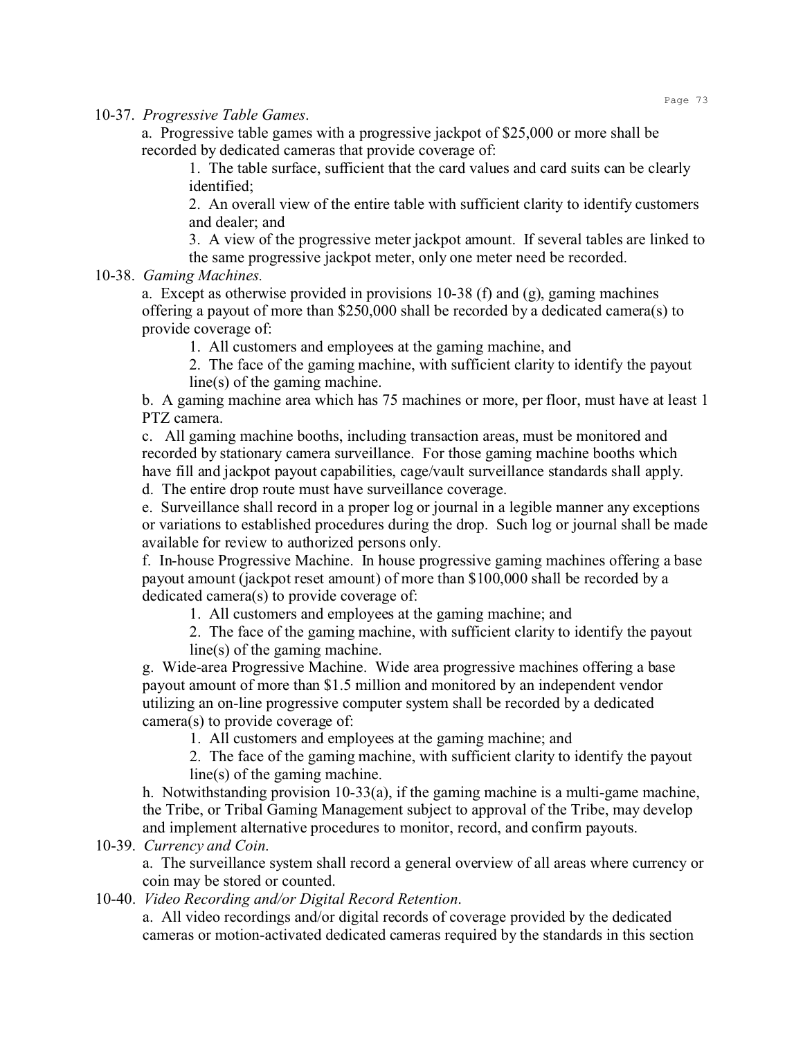10-37. *Progressive Table Games*.

a. Progressive table games with a progressive jackpot of $25,000 or more shall be recorded by dedicated cameras that provide coverage of:

1. The table surface, sufficient that the card values and card suits can be clearly identified;
2. An overall view of the entire table with sufficient clarity to identify customers and dealer; and
3. A view of the progressive meter jackpot amount. If several tables are linked to the same progressive jackpot meter, only one meter need be recorded.

10-38. *Gaming Machines.*

a. Except as otherwise provided in provisions 10-38 (f) and (g), gaming machines offering a payout of more than $250,000 shall be recorded by a dedicated camera(s) to provide coverage of:

1. All customers and employees at the gaming machine, and
2. The face of the gaming machine, with sufficient clarity to identify the payout line(s) of the gaming machine.

b. A gaming machine area which has 75 machines or more, per floor, must have at least 1 PTZ camera.

c. All gaming machine booths, including transaction areas, must be monitored and recorded by stationary camera surveillance. For those gaming machine booths which have fill and jackpot payout capabilities, cage/vault surveillance standards shall apply.

d. The entire drop route must have surveillance coverage.

e. Surveillance shall record in a proper log or journal in a legible manner any exceptions or variations to established procedures during the drop. Such log or journal shall be made available for review to authorized persons only.

f. In-house Progressive Machine. In house progressive gaming machines offering a base payout amount (jackpot reset amount) of more than $100,000 shall be recorded by a dedicated camera(s) to provide coverage of:

1. All customers and employees at the gaming machine; and
2. The face of the gaming machine, with sufficient clarity to identify the payout line(s) of the gaming machine.

g. Wide-area Progressive Machine. Wide area progressive machines offering a base payout amount of more than $1.5 million and monitored by an independent vendor utilizing an on-line progressive computer system shall be recorded by a dedicated camera(s) to provide coverage of:

1. All customers and employees at the gaming machine; and
2. The face of the gaming machine, with sufficient clarity to identify the payout line(s) of the gaming machine.

h. Notwithstanding provision 10-33(a), if the gaming machine is a multi-game machine, the Tribe, or Tribal Gaming Management subject to approval of the Tribe, may develop and implement alternative procedures to monitor, record, and confirm payouts.

10-39. *Currency and Coin.*

a. The surveillance system shall record a general overview of all areas where currency or coin may be stored or counted.

10-40. *Video Recording and/or Digital Record Retention*.

a. All video recordings and/or digital records of coverage provided by the dedicated cameras or motion-activated dedicated cameras required by the standards in this section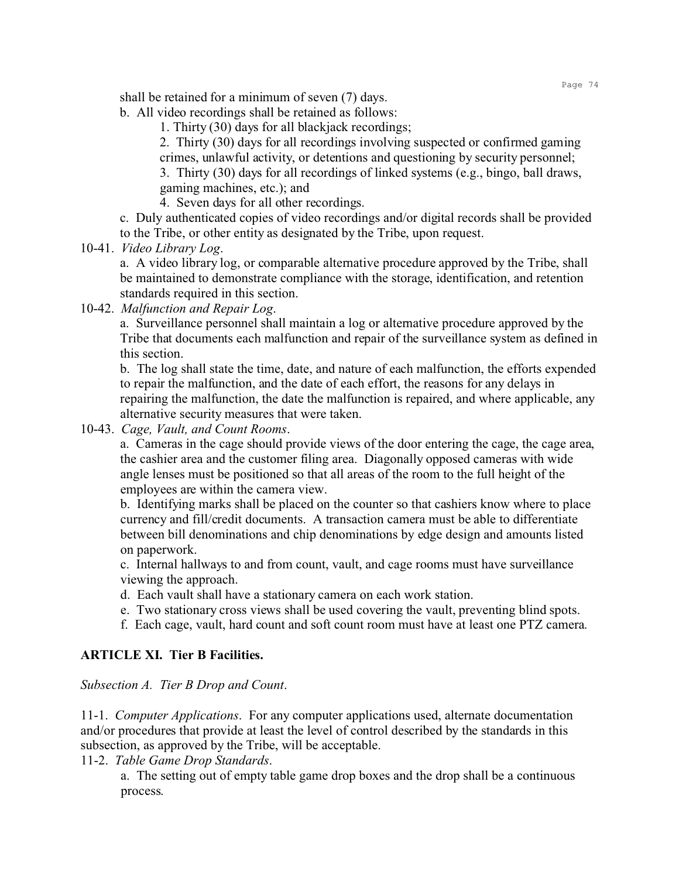shall be retained for a minimum of seven (7) days.

b. All video recordings shall be retained as follows:

1. Thirty (30) days for all blackjack recordings;
2. Thirty (30) days for all recordings involving suspected or confirmed gaming crimes, unlawful activity, or detentions and questioning by security personnel;
3. Thirty (30) days for all recordings of linked systems (e.g., bingo, ball draws, gaming machines, etc.); and
4. Seven days for all other recordings.

c. Duly authenticated copies of video recordings and/or digital records shall be provided to the Tribe, or other entity as designated by the Tribe, upon request.

10-41. *Video Library Log*.

a. A video library log, or comparable alternative procedure approved by the Tribe, shall be maintained to demonstrate compliance with the storage, identification, and retention standards required in this section.

10-42. *Malfunction and Repair Log*.

a. Surveillance personnel shall maintain a log or alternative procedure approved by the Tribe that documents each malfunction and repair of the surveillance system as defined in this section.

b. The log shall state the time, date, and nature of each malfunction, the efforts expended to repair the malfunction, and the date of each effort, the reasons for any delays in repairing the malfunction, the date the malfunction is repaired, and where applicable, any alternative security measures that were taken.

10-43. *Cage, Vault, and Count Rooms*.

a. Cameras in the cage should provide views of the door entering the cage, the cage area, the cashier area and the customer filing area. Diagonally opposed cameras with wide angle lenses must be positioned so that all areas of the room to the full height of the employees are within the camera view.

b. Identifying marks shall be placed on the counter so that cashiers know where to place currency and fill/credit documents. A transaction camera must be able to differentiate between bill denominations and chip denominations by edge design and amounts listed on paperwork.

c. Internal hallways to and from count, vault, and cage rooms must have surveillance viewing the approach.

d. Each vault shall have a stationary camera on each work station.

e. Two stationary cross views shall be used covering the vault, preventing blind spots.

f. Each cage, vault, hard count and soft count room must have at least one PTZ camera.

## ARTICLE XI. Tier B Facilities.

*Subsection A. Tier B Drop and Count*.

11-1. *Computer Applications*. For any computer applications used, alternate documentation and/or procedures that provide at least the level of control described by the standards in this subsection, as approved by the Tribe, will be acceptable.

11-2. *Table Game Drop Standards*.

a. The setting out of empty table game drop boxes and the drop shall be a continuous process.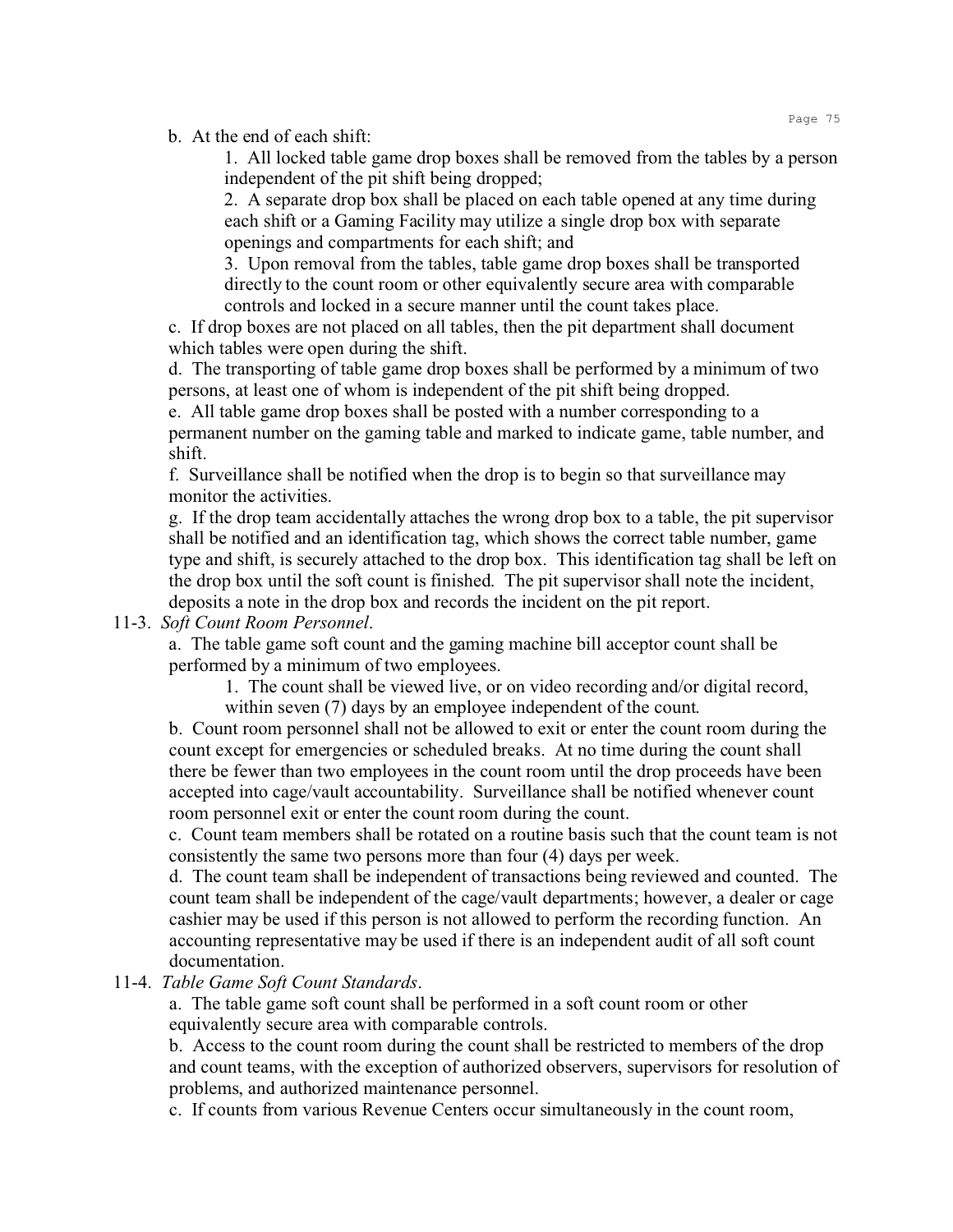b. At the end of each shift:

1. All locked table game drop boxes shall be removed from the tables by a person independent of the pit shift being dropped;

2. A separate drop box shall be placed on each table opened at any time during each shift or a Gaming Facility may utilize a single drop box with separate openings and compartments for each shift; and

3. Upon removal from the tables, table game drop boxes shall be transported directly to the count room or other equivalently secure area with comparable controls and locked in a secure manner until the count takes place.

c. If drop boxes are not placed on all tables, then the pit department shall document which tables were open during the shift.

d. The transporting of table game drop boxes shall be performed by a minimum of two persons, at least one of whom is independent of the pit shift being dropped.

e. All table game drop boxes shall be posted with a number corresponding to a permanent number on the gaming table and marked to indicate game, table number, and shift.

f. Surveillance shall be notified when the drop is to begin so that surveillance may monitor the activities.

g. If the drop team accidentally attaches the wrong drop box to a table, the pit supervisor shall be notified and an identification tag, which shows the correct table number, game type and shift, is securely attached to the drop box. This identification tag shall be left on the drop box until the soft count is finished. The pit supervisor shall note the incident, deposits a note in the drop box and records the incident on the pit report.

11-3. *Soft Count Room Personnel*.

a. The table game soft count and the gaming machine bill acceptor count shall be performed by a minimum of two employees.

1. The count shall be viewed live, or on video recording and/or digital record, within seven (7) days by an employee independent of the count.

b. Count room personnel shall not be allowed to exit or enter the count room during the count except for emergencies or scheduled breaks. At no time during the count shall there be fewer than two employees in the count room until the drop proceeds have been accepted into cage/vault accountability. Surveillance shall be notified whenever count room personnel exit or enter the count room during the count.

c. Count team members shall be rotated on a routine basis such that the count team is not consistently the same two persons more than four (4) days per week.

d. The count team shall be independent of transactions being reviewed and counted. The count team shall be independent of the cage/vault departments; however, a dealer or cage cashier may be used if this person is not allowed to perform the recording function. An accounting representative may be used if there is an independent audit of all soft count documentation.

11-4. *Table Game Soft Count Standards*.

a. The table game soft count shall be performed in a soft count room or other equivalently secure area with comparable controls.

b. Access to the count room during the count shall be restricted to members of the drop and count teams, with the exception of authorized observers, supervisors for resolution of problems, and authorized maintenance personnel.

c. If counts from various Revenue Centers occur simultaneously in the count room,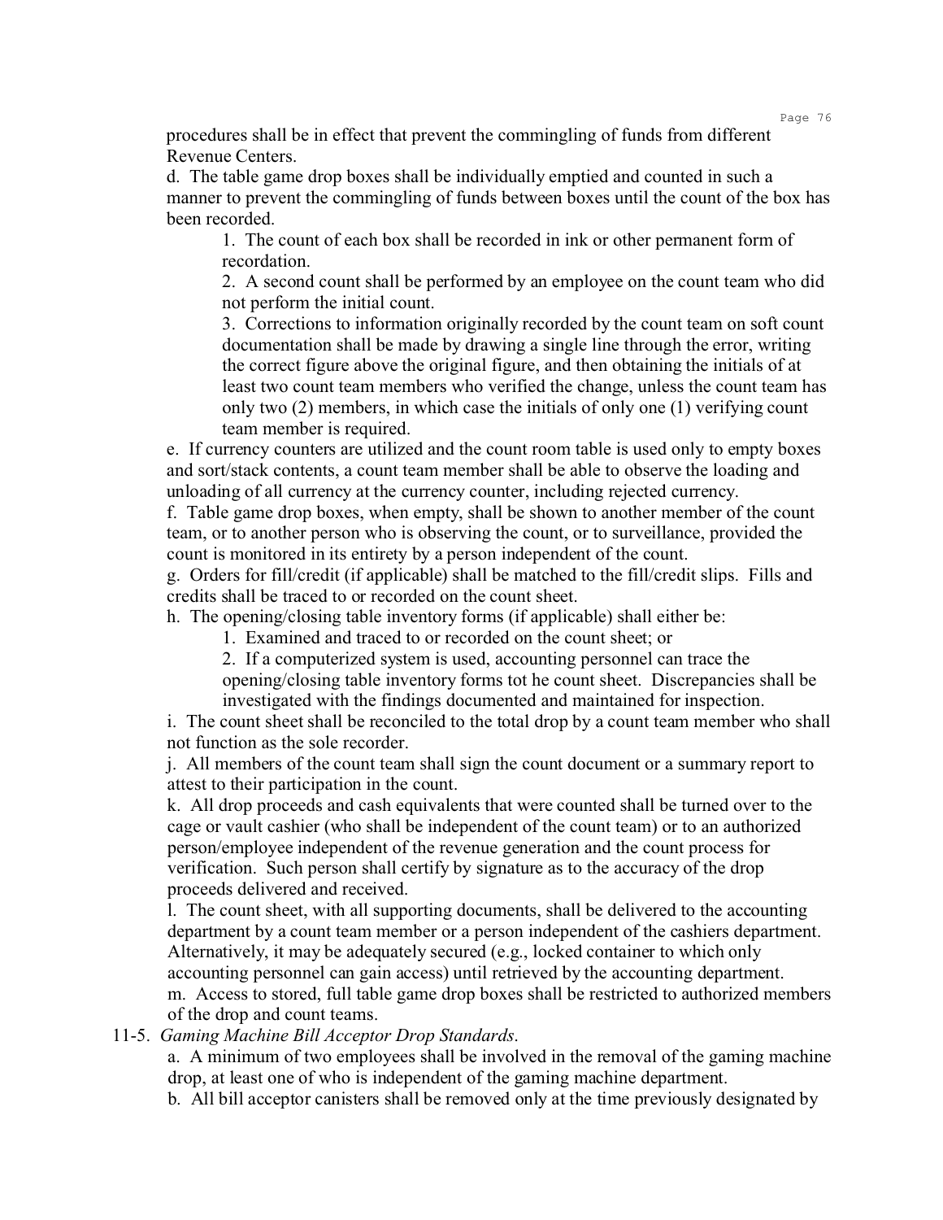procedures shall be in effect that prevent the commingling of funds from different Revenue Centers.

d. The table game drop boxes shall be individually emptied and counted in such a manner to prevent the commingling of funds between boxes until the count of the box has been recorded.

1. The count of each box shall be recorded in ink or other permanent form of recordation.
2. A second count shall be performed by an employee on the count team who did not perform the initial count.
3. Corrections to information originally recorded by the count team on soft count documentation shall be made by drawing a single line through the error, writing the correct figure above the original figure, and then obtaining the initials of at least two count team members who verified the change, unless the count team has only two (2) members, in which case the initials of only one (1) verifying count team member is required.

e. If currency counters are utilized and the count room table is used only to empty boxes and sort/stack contents, a count team member shall be able to observe the loading and unloading of all currency at the currency counter, including rejected currency.

f. Table game drop boxes, when empty, shall be shown to another member of the count team, or to another person who is observing the count, or to surveillance, provided the count is monitored in its entirety by a person independent of the count.

g. Orders for fill/credit (if applicable) shall be matched to the fill/credit slips. Fills and credits shall be traced to or recorded on the count sheet.

h. The opening/closing table inventory forms (if applicable) shall either be:

1. Examined and traced to or recorded on the count sheet; or
2. If a computerized system is used, accounting personnel can trace the opening/closing table inventory forms tot he count sheet. Discrepancies shall be investigated with the findings documented and maintained for inspection.

i. The count sheet shall be reconciled to the total drop by a count team member who shall not function as the sole recorder.

j. All members of the count team shall sign the count document or a summary report to attest to their participation in the count.

k. All drop proceeds and cash equivalents that were counted shall be turned over to the cage or vault cashier (who shall be independent of the count team) or to an authorized person/employee independent of the revenue generation and the count process for verification. Such person shall certify by signature as to the accuracy of the drop proceeds delivered and received.

l. The count sheet, with all supporting documents, shall be delivered to the accounting department by a count team member or a person independent of the cashiers department. Alternatively, it may be adequately secured (e.g., locked container to which only accounting personnel can gain access) until retrieved by the accounting department.

m. Access to stored, full table game drop boxes shall be restricted to authorized members of the drop and count teams.

11-5. *Gaming Machine Bill Acceptor Drop Standards*.

a. A minimum of two employees shall be involved in the removal of the gaming machine drop, at least one of who is independent of the gaming machine department.

b. All bill acceptor canisters shall be removed only at the time previously designated by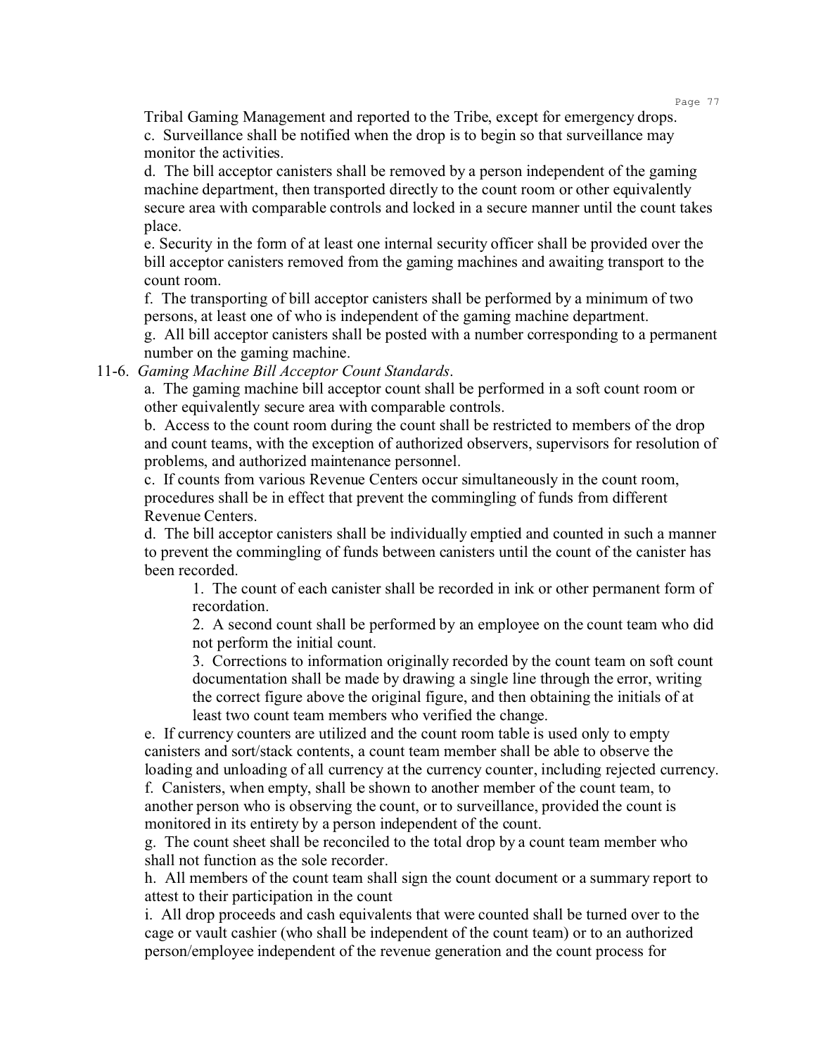Tribal Gaming Management and reported to the Tribe, except for emergency drops.

c. Surveillance shall be notified when the drop is to begin so that surveillance may monitor the activities.

d. The bill acceptor canisters shall be removed by a person independent of the gaming machine department, then transported directly to the count room or other equivalently secure area with comparable controls and locked in a secure manner until the count takes place.

e. Security in the form of at least one internal security officer shall be provided over the bill acceptor canisters removed from the gaming machines and awaiting transport to the count room.

f. The transporting of bill acceptor canisters shall be performed by a minimum of two persons, at least one of who is independent of the gaming machine department.

g. All bill acceptor canisters shall be posted with a number corresponding to a permanent number on the gaming machine.

11-6. *Gaming Machine Bill Acceptor Count Standards*.

a. The gaming machine bill acceptor count shall be performed in a soft count room or other equivalently secure area with comparable controls.

b. Access to the count room during the count shall be restricted to members of the drop and count teams, with the exception of authorized observers, supervisors for resolution of problems, and authorized maintenance personnel.

c. If counts from various Revenue Centers occur simultaneously in the count room, procedures shall be in effect that prevent the commingling of funds from different Revenue Centers.

d. The bill acceptor canisters shall be individually emptied and counted in such a manner to prevent the commingling of funds between canisters until the count of the canister has been recorded.

1. The count of each canister shall be recorded in ink or other permanent form of recordation.
2. A second count shall be performed by an employee on the count team who did not perform the initial count.
3. Corrections to information originally recorded by the count team on soft count documentation shall be made by drawing a single line through the error, writing the correct figure above the original figure, and then obtaining the initials of at least two count team members who verified the change.

e. If currency counters are utilized and the count room table is used only to empty canisters and sort/stack contents, a count team member shall be able to observe the loading and unloading of all currency at the currency counter, including rejected currency.

f. Canisters, when empty, shall be shown to another member of the count team, to another person who is observing the count, or to surveillance, provided the count is monitored in its entirety by a person independent of the count.

g. The count sheet shall be reconciled to the total drop by a count team member who shall not function as the sole recorder.

h. All members of the count team shall sign the count document or a summary report to attest to their participation in the count

i. All drop proceeds and cash equivalents that were counted shall be turned over to the cage or vault cashier (who shall be independent of the count team) or to an authorized person/employee independent of the revenue generation and the count process for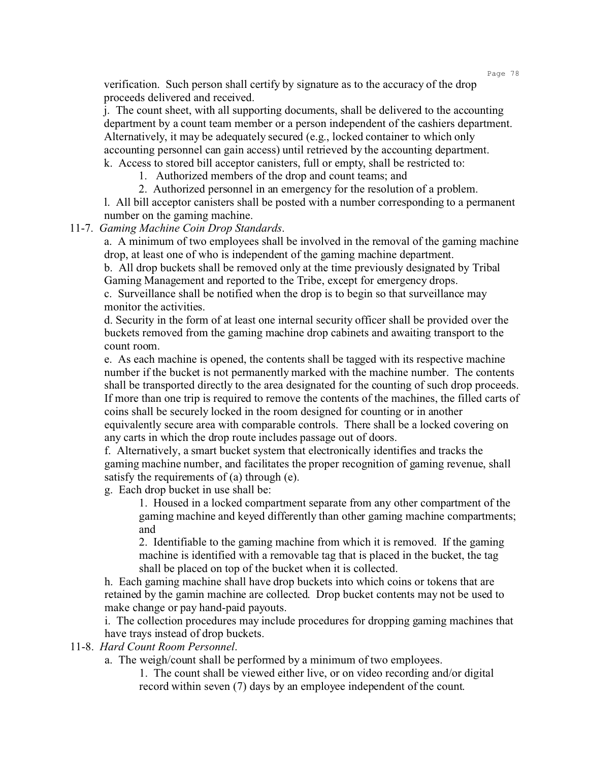verification. Such person shall certify by signature as to the accuracy of the drop proceeds delivered and received.

j. The count sheet, with all supporting documents, shall be delivered to the accounting department by a count team member or a person independent of the cashiers department. Alternatively, it may be adequately secured (e.g., locked container to which only accounting personnel can gain access) until retrieved by the accounting department.

k. Access to stored bill acceptor canisters, full or empty, shall be restricted to:

1. Authorized members of the drop and count teams; and
2. Authorized personnel in an emergency for the resolution of a problem.

l. All bill acceptor canisters shall be posted with a number corresponding to a permanent number on the gaming machine.

11-7. *Gaming Machine Coin Drop Standards*.

a. A minimum of two employees shall be involved in the removal of the gaming machine drop, at least one of who is independent of the gaming machine department.

b. All drop buckets shall be removed only at the time previously designated by Tribal Gaming Management and reported to the Tribe, except for emergency drops.

c. Surveillance shall be notified when the drop is to begin so that surveillance may monitor the activities.

d. Security in the form of at least one internal security officer shall be provided over the buckets removed from the gaming machine drop cabinets and awaiting transport to the count room.

e. As each machine is opened, the contents shall be tagged with its respective machine number if the bucket is not permanently marked with the machine number. The contents shall be transported directly to the area designated for the counting of such drop proceeds. If more than one trip is required to remove the contents of the machines, the filled carts of coins shall be securely locked in the room designed for counting or in another equivalently secure area with comparable controls. There shall be a locked covering on any carts in which the drop route includes passage out of doors.

f. Alternatively, a smart bucket system that electronically identifies and tracks the gaming machine number, and facilitates the proper recognition of gaming revenue, shall satisfy the requirements of (a) through (e).

g. Each drop bucket in use shall be:

1. Housed in a locked compartment separate from any other compartment of the gaming machine and keyed differently than other gaming machine compartments; and
2. Identifiable to the gaming machine from which it is removed. If the gaming machine is identified with a removable tag that is placed in the bucket, the tag shall be placed on top of the bucket when it is collected.

h. Each gaming machine shall have drop buckets into which coins or tokens that are retained by the gamin machine are collected. Drop bucket contents may not be used to make change or pay hand-paid payouts.

i. The collection procedures may include procedures for dropping gaming machines that have trays instead of drop buckets.

11-8. *Hard Count Room Personnel*.

a. The weigh/count shall be performed by a minimum of two employees.

1. The count shall be viewed either live, or on video recording and/or digital record within seven (7) days by an employee independent of the count.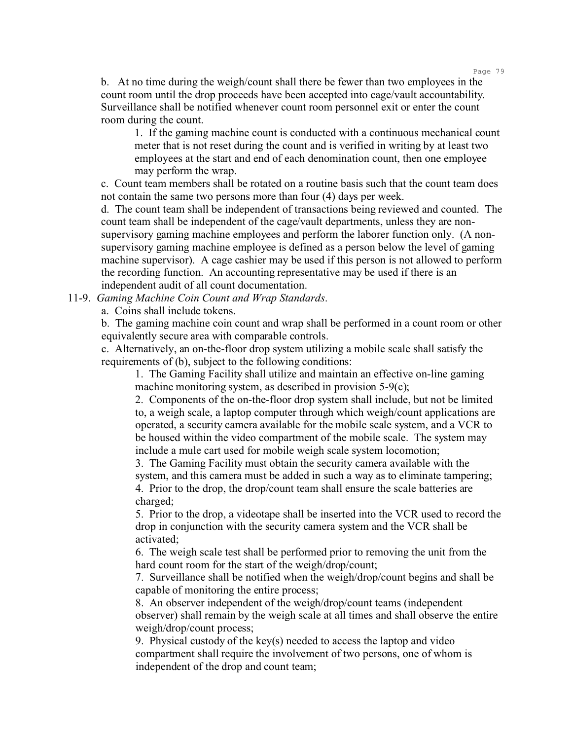b. At no time during the weigh/count shall there be fewer than two employees in the count room until the drop proceeds have been accepted into cage/vault accountability. Surveillance shall be notified whenever count room personnel exit or enter the count room during the count.

1. If the gaming machine count is conducted with a continuous mechanical count meter that is not reset during the count and is verified in writing by at least two employees at the start and end of each denomination count, then one employee may perform the wrap.

c. Count team members shall be rotated on a routine basis such that the count team does not contain the same two persons more than four (4) days per week.

d. The count team shall be independent of transactions being reviewed and counted. The count team shall be independent of the cage/vault departments, unless they are non-supervisory gaming machine employees and perform the laborer function only. (A non-supervisory gaming machine employee is defined as a person below the level of gaming machine supervisor). A cage cashier may be used if this person is not allowed to perform the recording function. An accounting representative may be used if there is an independent audit of all count documentation.

11-9. *Gaming Machine Coin Count and Wrap Standards*.

a. Coins shall include tokens.

b. The gaming machine coin count and wrap shall be performed in a count room or other equivalently secure area with comparable controls.

c. Alternatively, an on-the-floor drop system utilizing a mobile scale shall satisfy the requirements of (b), subject to the following conditions:

1. The Gaming Facility shall utilize and maintain an effective on-line gaming machine monitoring system, as described in provision 5-9(c);
2. Components of the on-the-floor drop system shall include, but not be limited to, a weigh scale, a laptop computer through which weigh/count applications are operated, a security camera available for the mobile scale system, and a VCR to be housed within the video compartment of the mobile scale. The system may include a mule cart used for mobile weigh scale system locomotion;
3. The Gaming Facility must obtain the security camera available with the system, and this camera must be added in such a way as to eliminate tampering;
4. Prior to the drop, the drop/count team shall ensure the scale batteries are charged;
5. Prior to the drop, a videotape shall be inserted into the VCR used to record the drop in conjunction with the security camera system and the VCR shall be activated;
6. The weigh scale test shall be performed prior to removing the unit from the hard count room for the start of the weigh/drop/count;
7. Surveillance shall be notified when the weigh/drop/count begins and shall be capable of monitoring the entire process;
8. An observer independent of the weigh/drop/count teams (independent observer) shall remain by the weigh scale at all times and shall observe the entire weigh/drop/count process;
9. Physical custody of the key(s) needed to access the laptop and video compartment shall require the involvement of two persons, one of whom is independent of the drop and count team;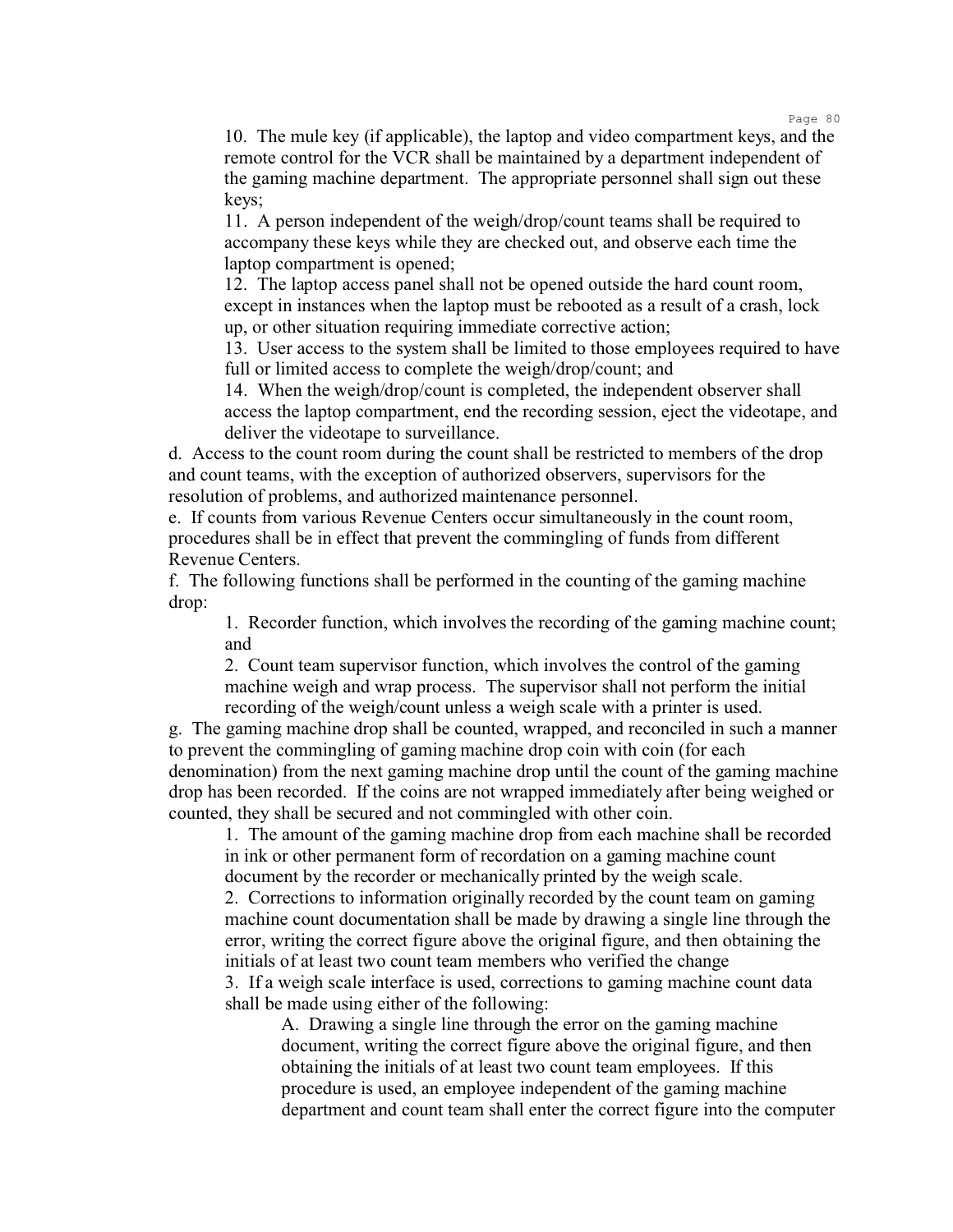10. The mule key (if applicable), the laptop and video compartment keys, and the remote control for the VCR shall be maintained by a department independent of the gaming machine department. The appropriate personnel shall sign out these keys;

11. A person independent of the weigh/drop/count teams shall be required to accompany these keys while they are checked out, and observe each time the laptop compartment is opened;

12. The laptop access panel shall not be opened outside the hard count room, except in instances when the laptop must be rebooted as a result of a crash, lock up, or other situation requiring immediate corrective action;

13. User access to the system shall be limited to those employees required to have full or limited access to complete the weigh/drop/count; and

14. When the weigh/drop/count is completed, the independent observer shall access the laptop compartment, end the recording session, eject the videotape, and deliver the videotape to surveillance.

d. Access to the count room during the count shall be restricted to members of the drop and count teams, with the exception of authorized observers, supervisors for the resolution of problems, and authorized maintenance personnel.

e. If counts from various Revenue Centers occur simultaneously in the count room, procedures shall be in effect that prevent the commingling of funds from different Revenue Centers.

f. The following functions shall be performed in the counting of the gaming machine drop:

1. Recorder function, which involves the recording of the gaming machine count; and

2. Count team supervisor function, which involves the control of the gaming machine weigh and wrap process. The supervisor shall not perform the initial recording of the weigh/count unless a weigh scale with a printer is used.

g. The gaming machine drop shall be counted, wrapped, and reconciled in such a manner to prevent the commingling of gaming machine drop coin with coin (for each denomination) from the next gaming machine drop until the count of the gaming machine drop has been recorded. If the coins are not wrapped immediately after being weighed or counted, they shall be secured and not commingled with other coin.

1. The amount of the gaming machine drop from each machine shall be recorded in ink or other permanent form of recordation on a gaming machine count document by the recorder or mechanically printed by the weigh scale.

2. Corrections to information originally recorded by the count team on gaming machine count documentation shall be made by drawing a single line through the error, writing the correct figure above the original figure, and then obtaining the initials of at least two count team members who verified the change

3. If a weigh scale interface is used, corrections to gaming machine count data shall be made using either of the following:

A. Drawing a single line through the error on the gaming machine document, writing the correct figure above the original figure, and then obtaining the initials of at least two count team employees. If this procedure is used, an employee independent of the gaming machine department and count team shall enter the correct figure into the computer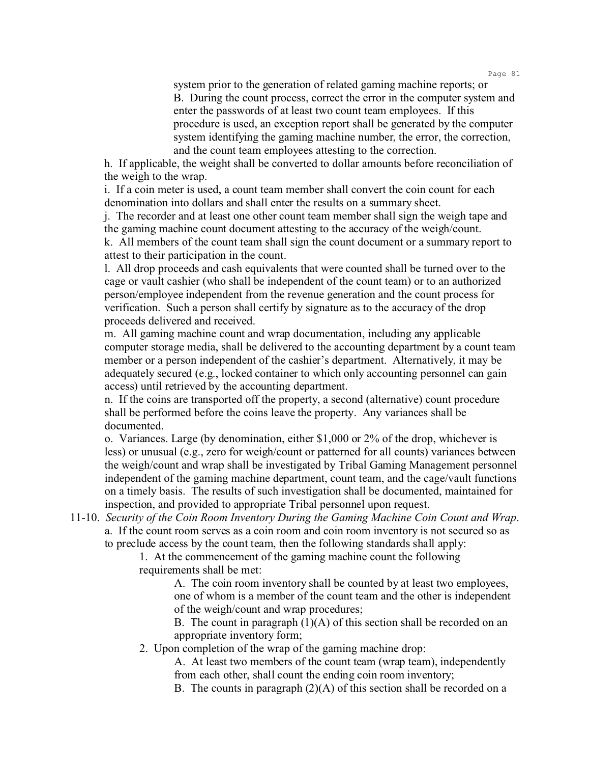system prior to the generation of related gaming machine reports; or

B. During the count process, correct the error in the computer system and enter the passwords of at least two count team employees. If this procedure is used, an exception report shall be generated by the computer system identifying the gaming machine number, the error, the correction, and the count team employees attesting to the correction.

h. If applicable, the weight shall be converted to dollar amounts before reconciliation of the weigh to the wrap.

i. If a coin meter is used, a count team member shall convert the coin count for each denomination into dollars and shall enter the results on a summary sheet.

j. The recorder and at least one other count team member shall sign the weigh tape and the gaming machine count document attesting to the accuracy of the weigh/count.

k. All members of the count team shall sign the count document or a summary report to attest to their participation in the count.

l. All drop proceeds and cash equivalents that were counted shall be turned over to the cage or vault cashier (who shall be independent of the count team) or to an authorized person/employee independent from the revenue generation and the count process for verification. Such a person shall certify by signature as to the accuracy of the drop proceeds delivered and received.

m. All gaming machine count and wrap documentation, including any applicable computer storage media, shall be delivered to the accounting department by a count team member or a person independent of the cashier's department. Alternatively, it may be adequately secured (e.g., locked container to which only accounting personnel can gain access) until retrieved by the accounting department.

n. If the coins are transported off the property, a second (alternative) count procedure shall be performed before the coins leave the property. Any variances shall be documented.

o. Variances. Large (by denomination, either $1,000 or 2% of the drop, whichever is less) or unusual (e.g., zero for weigh/count or patterned for all counts) variances between the weigh/count and wrap shall be investigated by Tribal Gaming Management personnel independent of the gaming machine department, count team, and the cage/vault functions on a timely basis. The results of such investigation shall be documented, maintained for inspection, and provided to appropriate Tribal personnel upon request.

11-10. *Security of the Coin Room Inventory During the Gaming Machine Coin Count and Wrap*.

a. If the count room serves as a coin room and coin room inventory is not secured so as to preclude access by the count team, then the following standards shall apply:

1. At the commencement of the gaming machine count the following requirements shall be met:

A. The coin room inventory shall be counted by at least two employees, one of whom is a member of the count team and the other is independent of the weigh/count and wrap procedures;

B. The count in paragraph (1)(A) of this section shall be recorded on an appropriate inventory form;

2. Upon completion of the wrap of the gaming machine drop:

A. At least two members of the count team (wrap team), independently from each other, shall count the ending coin room inventory;

B. The counts in paragraph (2)(A) of this section shall be recorded on a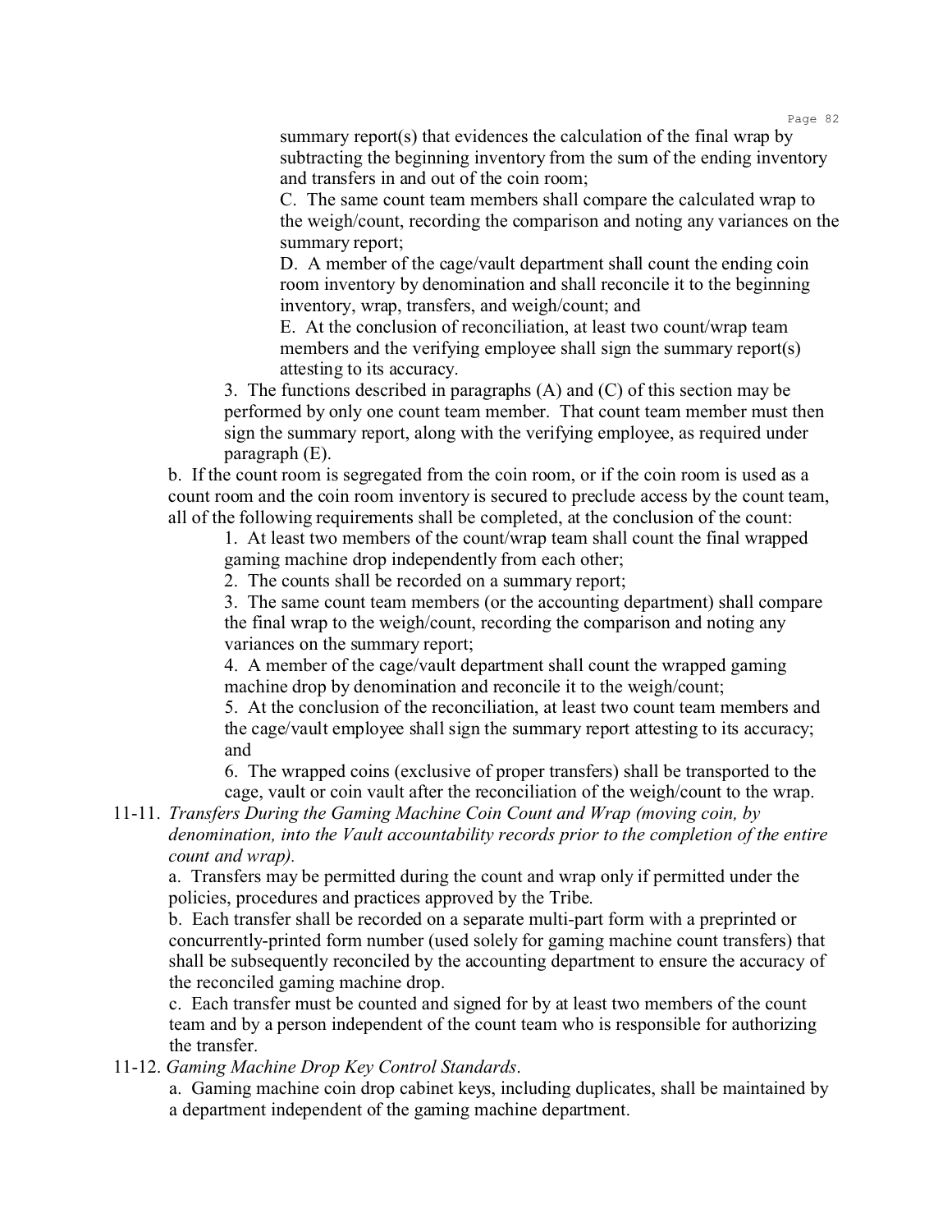summary report(s) that evidences the calculation of the final wrap by subtracting the beginning inventory from the sum of the ending inventory and transfers in and out of the coin room;

C. The same count team members shall compare the calculated wrap to the weigh/count, recording the comparison and noting any variances on the summary report;

D. A member of the cage/vault department shall count the ending coin room inventory by denomination and shall reconcile it to the beginning inventory, wrap, transfers, and weigh/count; and

E. At the conclusion of reconciliation, at least two count/wrap team members and the verifying employee shall sign the summary report(s) attesting to its accuracy.

3. The functions described in paragraphs (A) and (C) of this section may be performed by only one count team member. That count team member must then sign the summary report, along with the verifying employee, as required under paragraph (E).

b. If the count room is segregated from the coin room, or if the coin room is used as a count room and the coin room inventory is secured to preclude access by the count team, all of the following requirements shall be completed, at the conclusion of the count:

1. At least two members of the count/wrap team shall count the final wrapped gaming machine drop independently from each other;

2. The counts shall be recorded on a summary report;

3. The same count team members (or the accounting department) shall compare the final wrap to the weigh/count, recording the comparison and noting any variances on the summary report;

4. A member of the cage/vault department shall count the wrapped gaming machine drop by denomination and reconcile it to the weigh/count;

5. At the conclusion of the reconciliation, at least two count team members and the cage/vault employee shall sign the summary report attesting to its accuracy; and

6. The wrapped coins (exclusive of proper transfers) shall be transported to the cage, vault or coin vault after the reconciliation of the weigh/count to the wrap.

11-11. *Transfers During the Gaming Machine Coin Count and Wrap (moving coin, by denomination, into the Vault accountability records prior to the completion of the entire count and wrap).*

a. Transfers may be permitted during the count and wrap only if permitted under the policies, procedures and practices approved by the Tribe.

b. Each transfer shall be recorded on a separate multi-part form with a preprinted or concurrently-printed form number (used solely for gaming machine count transfers) that shall be subsequently reconciled by the accounting department to ensure the accuracy of the reconciled gaming machine drop.

c. Each transfer must be counted and signed for by at least two members of the count team and by a person independent of the count team who is responsible for authorizing the transfer.

11-12. *Gaming Machine Drop Key Control Standards*.

a. Gaming machine coin drop cabinet keys, including duplicates, shall be maintained by a department independent of the gaming machine department.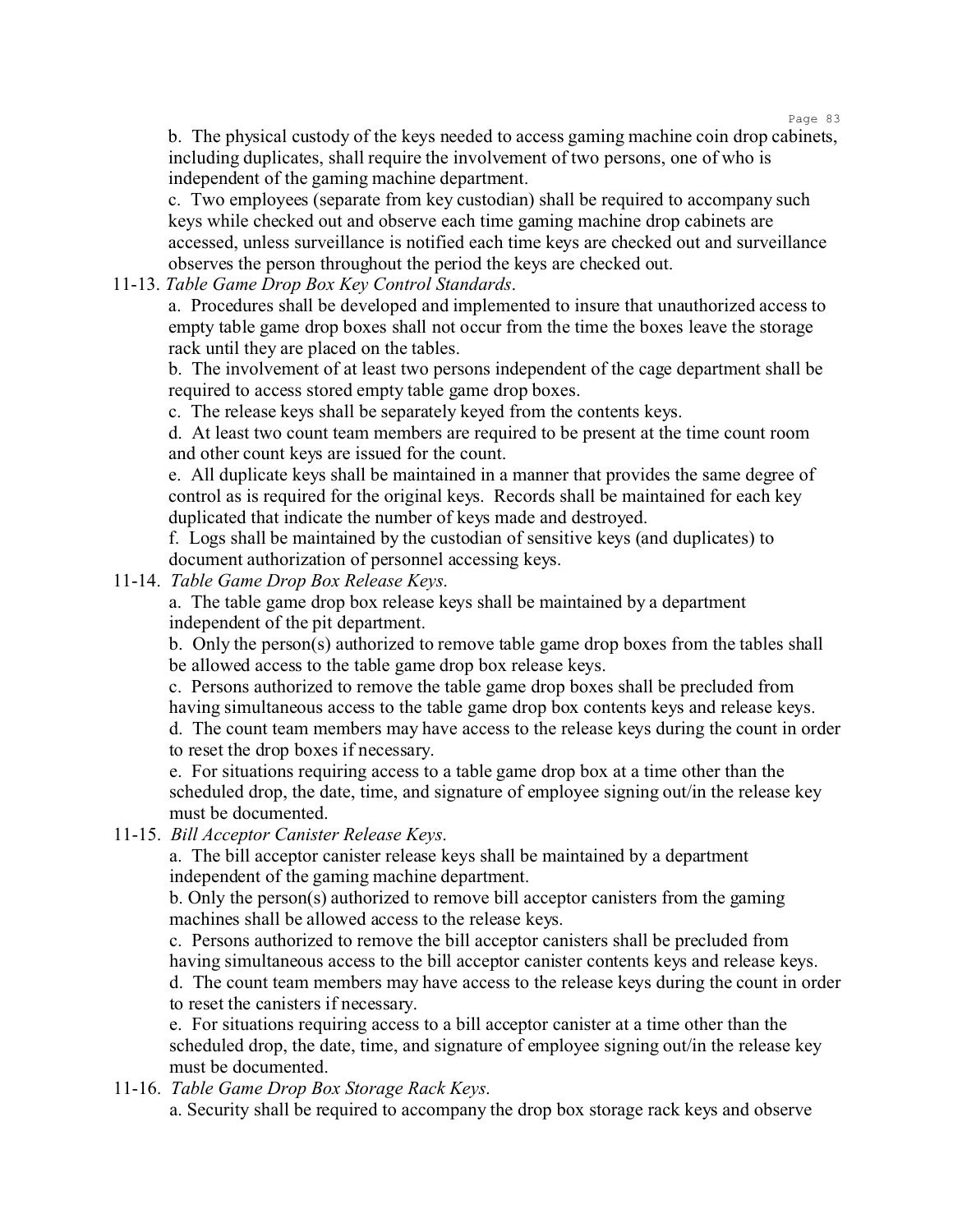b. The physical custody of the keys needed to access gaming machine coin drop cabinets, including duplicates, shall require the involvement of two persons, one of who is independent of the gaming machine department.

c. Two employees (separate from key custodian) shall be required to accompany such keys while checked out and observe each time gaming machine drop cabinets are accessed, unless surveillance is notified each time keys are checked out and surveillance observes the person throughout the period the keys are checked out.

11-13. *Table Game Drop Box Key Control Standards*.

a. Procedures shall be developed and implemented to insure that unauthorized access to empty table game drop boxes shall not occur from the time the boxes leave the storage rack until they are placed on the tables.

b. The involvement of at least two persons independent of the cage department shall be required to access stored empty table game drop boxes.

c. The release keys shall be separately keyed from the contents keys.

d. At least two count team members are required to be present at the time count room and other count keys are issued for the count.

e. All duplicate keys shall be maintained in a manner that provides the same degree of control as is required for the original keys. Records shall be maintained for each key duplicated that indicate the number of keys made and destroyed.

f. Logs shall be maintained by the custodian of sensitive keys (and duplicates) to document authorization of personnel accessing keys.

11-14. *Table Game Drop Box Release Keys*.

a. The table game drop box release keys shall be maintained by a department independent of the pit department.

b. Only the person(s) authorized to remove table game drop boxes from the tables shall be allowed access to the table game drop box release keys.

c. Persons authorized to remove the table game drop boxes shall be precluded from having simultaneous access to the table game drop box contents keys and release keys.

d. The count team members may have access to the release keys during the count in order to reset the drop boxes if necessary.

e. For situations requiring access to a table game drop box at a time other than the scheduled drop, the date, time, and signature of employee signing out/in the release key must be documented.

11-15. *Bill Acceptor Canister Release Keys*.

a. The bill acceptor canister release keys shall be maintained by a department independent of the gaming machine department.

b. Only the person(s) authorized to remove bill acceptor canisters from the gaming machines shall be allowed access to the release keys.

c. Persons authorized to remove the bill acceptor canisters shall be precluded from having simultaneous access to the bill acceptor canister contents keys and release keys.

d. The count team members may have access to the release keys during the count in order to reset the canisters if necessary.

e. For situations requiring access to a bill acceptor canister at a time other than the scheduled drop, the date, time, and signature of employee signing out/in the release key must be documented.

11-16. *Table Game Drop Box Storage Rack Keys*.

a. Security shall be required to accompany the drop box storage rack keys and observe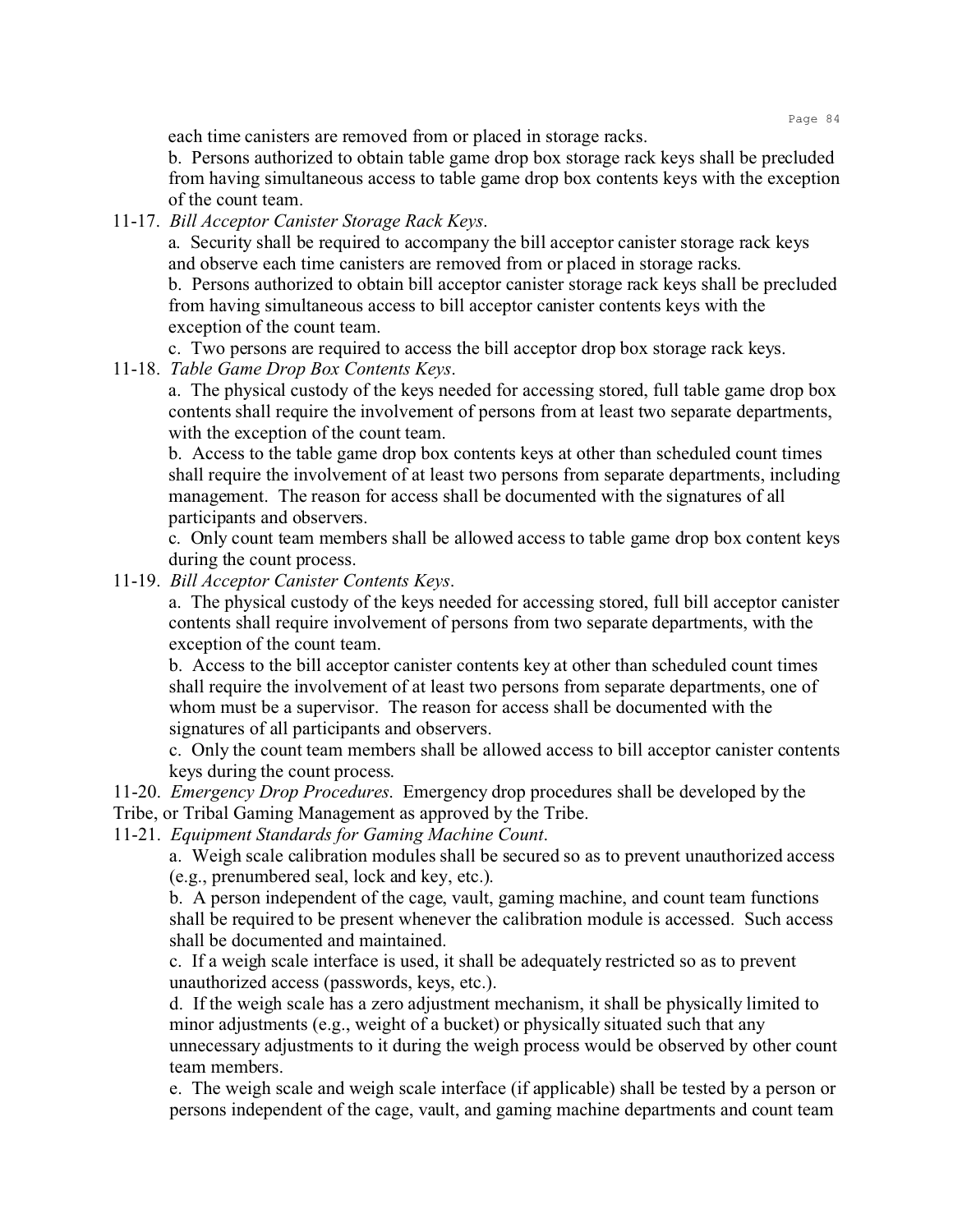each time canisters are removed from or placed in storage racks.

b. Persons authorized to obtain table game drop box storage rack keys shall be precluded from having simultaneous access to table game drop box contents keys with the exception of the count team.

11-17. *Bill Acceptor Canister Storage Rack Keys*.

a. Security shall be required to accompany the bill acceptor canister storage rack keys and observe each time canisters are removed from or placed in storage racks.

b. Persons authorized to obtain bill acceptor canister storage rack keys shall be precluded from having simultaneous access to bill acceptor canister contents keys with the exception of the count team.

c. Two persons are required to access the bill acceptor drop box storage rack keys.

11-18. *Table Game Drop Box Contents Keys*.

a. The physical custody of the keys needed for accessing stored, full table game drop box contents shall require the involvement of persons from at least two separate departments, with the exception of the count team.

b. Access to the table game drop box contents keys at other than scheduled count times shall require the involvement of at least two persons from separate departments, including management. The reason for access shall be documented with the signatures of all participants and observers.

c. Only count team members shall be allowed access to table game drop box content keys during the count process.

11-19. *Bill Acceptor Canister Contents Keys*.

a. The physical custody of the keys needed for accessing stored, full bill acceptor canister contents shall require involvement of persons from two separate departments, with the exception of the count team.

b. Access to the bill acceptor canister contents key at other than scheduled count times shall require the involvement of at least two persons from separate departments, one of whom must be a supervisor. The reason for access shall be documented with the signatures of all participants and observers.

c. Only the count team members shall be allowed access to bill acceptor canister contents keys during the count process.

11-20. *Emergency Drop Procedures*. Emergency drop procedures shall be developed by the Tribe, or Tribal Gaming Management as approved by the Tribe.

11-21. *Equipment Standards for Gaming Machine Count*.

a. Weigh scale calibration modules shall be secured so as to prevent unauthorized access (e.g., prenumbered seal, lock and key, etc.).

b. A person independent of the cage, vault, gaming machine, and count team functions shall be required to be present whenever the calibration module is accessed. Such access shall be documented and maintained.

c. If a weigh scale interface is used, it shall be adequately restricted so as to prevent unauthorized access (passwords, keys, etc.).

d. If the weigh scale has a zero adjustment mechanism, it shall be physically limited to minor adjustments (e.g., weight of a bucket) or physically situated such that any unnecessary adjustments to it during the weigh process would be observed by other count team members.

e. The weigh scale and weigh scale interface (if applicable) shall be tested by a person or persons independent of the cage, vault, and gaming machine departments and count team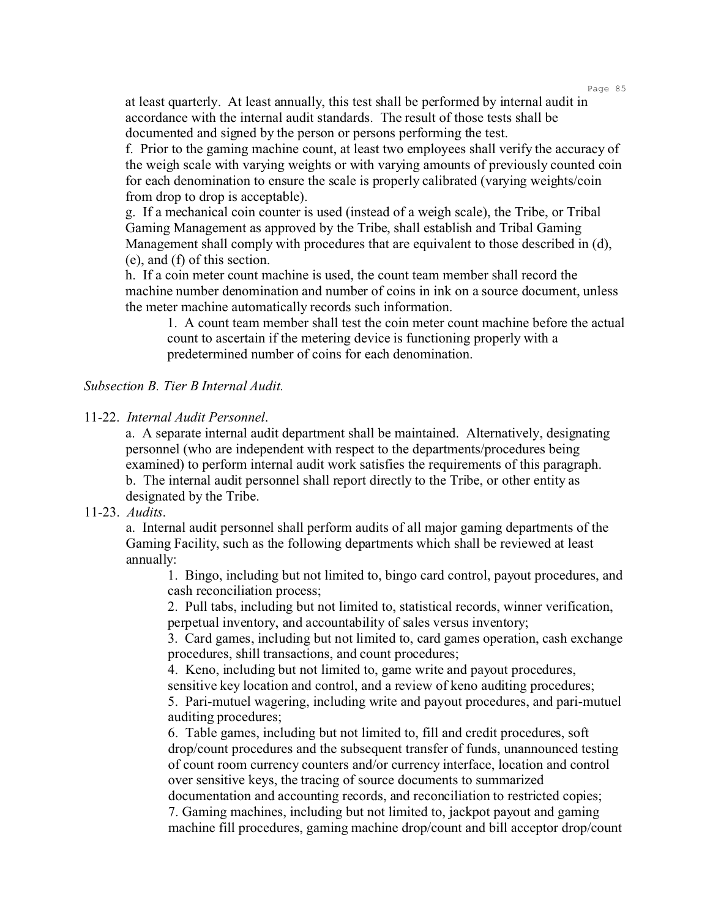at least quarterly. At least annually, this test shall be performed by internal audit in accordance with the internal audit standards. The result of those tests shall be documented and signed by the person or persons performing the test.

f. Prior to the gaming machine count, at least two employees shall verify the accuracy of the weigh scale with varying weights or with varying amounts of previously counted coin for each denomination to ensure the scale is properly calibrated (varying weights/coin from drop to drop is acceptable).

g. If a mechanical coin counter is used (instead of a weigh scale), the Tribe, or Tribal Gaming Management as approved by the Tribe, shall establish and Tribal Gaming Management shall comply with procedures that are equivalent to those described in (d), (e), and (f) of this section.

h. If a coin meter count machine is used, the count team member shall record the machine number denomination and number of coins in ink on a source document, unless the meter machine automatically records such information.

1. A count team member shall test the coin meter count machine before the actual count to ascertain if the metering device is functioning properly with a predetermined number of coins for each denomination.

*Subsection B. Tier B Internal Audit.*

11-22. *Internal Audit Personnel*.

a. A separate internal audit department shall be maintained. Alternatively, designating personnel (who are independent with respect to the departments/procedures being examined) to perform internal audit work satisfies the requirements of this paragraph.

b. The internal audit personnel shall report directly to the Tribe, or other entity as designated by the Tribe.

11-23. *Audits*.

a. Internal audit personnel shall perform audits of all major gaming departments of the Gaming Facility, such as the following departments which shall be reviewed at least annually:

1. Bingo, including but not limited to, bingo card control, payout procedures, and cash reconciliation process;
2. Pull tabs, including but not limited to, statistical records, winner verification, perpetual inventory, and accountability of sales versus inventory;
3. Card games, including but not limited to, card games operation, cash exchange procedures, shill transactions, and count procedures;
4. Keno, including but not limited to, game write and payout procedures, sensitive key location and control, and a review of keno auditing procedures;
5. Pari-mutuel wagering, including write and payout procedures, and pari-mutuel auditing procedures;
6. Table games, including but not limited to, fill and credit procedures, soft drop/count procedures and the subsequent transfer of funds, unannounced testing of count room currency counters and/or currency interface, location and control over sensitive keys, the tracing of source documents to summarized documentation and accounting records, and reconciliation to restricted copies;
7. Gaming machines, including but not limited to, jackpot payout and gaming machine fill procedures, gaming machine drop/count and bill acceptor drop/count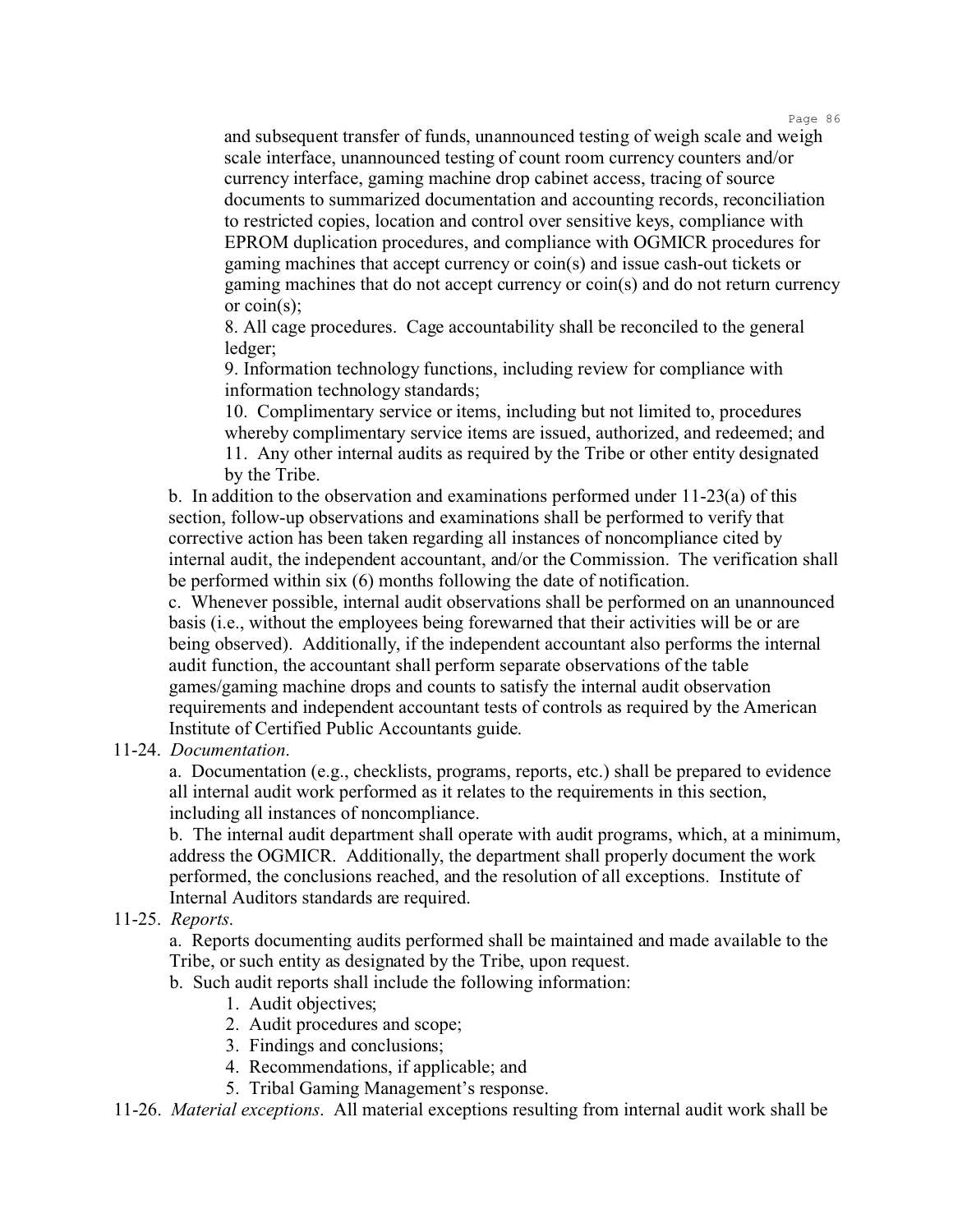and subsequent transfer of funds, unannounced testing of weigh scale and weigh scale interface, unannounced testing of count room currency counters and/or currency interface, gaming machine drop cabinet access, tracing of source documents to summarized documentation and accounting records, reconciliation to restricted copies, location and control over sensitive keys, compliance with EPROM duplication procedures, and compliance with OGMICR procedures for gaming machines that accept currency or coin(s) and issue cash-out tickets or gaming machines that do not accept currency or coin(s) and do not return currency or coin(s);

8. All cage procedures. Cage accountability shall be reconciled to the general ledger;

9. Information technology functions, including review for compliance with information technology standards;

10. Complimentary service or items, including but not limited to, procedures whereby complimentary service items are issued, authorized, and redeemed; and

11. Any other internal audits as required by the Tribe or other entity designated by the Tribe.

b. In addition to the observation and examinations performed under 11-23(a) of this section, follow-up observations and examinations shall be performed to verify that corrective action has been taken regarding all instances of noncompliance cited by internal audit, the independent accountant, and/or the Commission. The verification shall be performed within six (6) months following the date of notification.

c. Whenever possible, internal audit observations shall be performed on an unannounced basis (i.e., without the employees being forewarned that their activities will be or are being observed). Additionally, if the independent accountant also performs the internal audit function, the accountant shall perform separate observations of the table games/gaming machine drops and counts to satisfy the internal audit observation requirements and independent accountant tests of controls as required by the American Institute of Certified Public Accountants guide.

11-24. *Documentation*.

a. Documentation (e.g., checklists, programs, reports, etc.) shall be prepared to evidence all internal audit work performed as it relates to the requirements in this section, including all instances of noncompliance.

b. The internal audit department shall operate with audit programs, which, at a minimum, address the OGMICR. Additionally, the department shall properly document the work performed, the conclusions reached, and the resolution of all exceptions. Institute of Internal Auditors standards are required.

11-25. *Reports*.

a. Reports documenting audits performed shall be maintained and made available to the Tribe, or such entity as designated by the Tribe, upon request.

b. Such audit reports shall include the following information:

1. Audit objectives;
2. Audit procedures and scope;
3. Findings and conclusions;
4. Recommendations, if applicable; and
5. Tribal Gaming Management's response.

11-26. *Material exceptions*. All material exceptions resulting from internal audit work shall be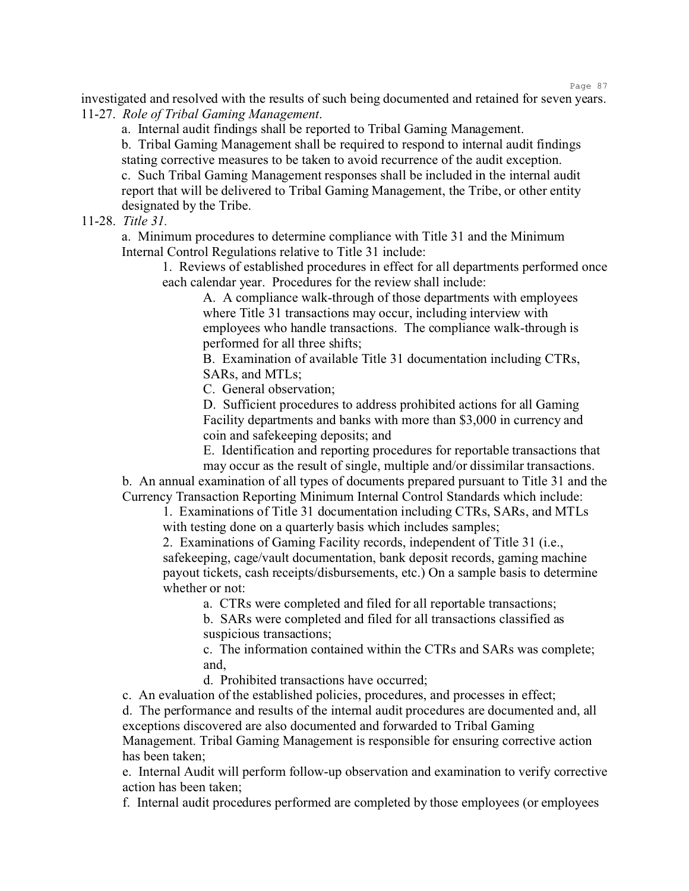investigated and resolved with the results of such being documented and retained for seven years.

11-27. *Role of Tribal Gaming Management*.

a. Internal audit findings shall be reported to Tribal Gaming Management.

b. Tribal Gaming Management shall be required to respond to internal audit findings stating corrective measures to be taken to avoid recurrence of the audit exception.

c. Such Tribal Gaming Management responses shall be included in the internal audit report that will be delivered to Tribal Gaming Management, the Tribe, or other entity designated by the Tribe.

11-28. *Title 31*.

a. Minimum procedures to determine compliance with Title 31 and the Minimum Internal Control Regulations relative to Title 31 include:

1. Reviews of established procedures in effect for all departments performed once each calendar year. Procedures for the review shall include:

A. A compliance walk-through of those departments with employees where Title 31 transactions may occur, including interview with employees who handle transactions. The compliance walk-through is performed for all three shifts;

B. Examination of available Title 31 documentation including CTRs, SARs, and MTLs;

C. General observation;

D. Sufficient procedures to address prohibited actions for all Gaming Facility departments and banks with more than $3,000 in currency and coin and safekeeping deposits; and

E. Identification and reporting procedures for reportable transactions that may occur as the result of single, multiple and/or dissimilar transactions.

b. An annual examination of all types of documents prepared pursuant to Title 31 and the Currency Transaction Reporting Minimum Internal Control Standards which include:

1. Examinations of Title 31 documentation including CTRs, SARs, and MTLs with testing done on a quarterly basis which includes samples;

2. Examinations of Gaming Facility records, independent of Title 31 (i.e., safekeeping, cage/vault documentation, bank deposit records, gaming machine payout tickets, cash receipts/disbursements, etc.) On a sample basis to determine whether or not:

a. CTRs were completed and filed for all reportable transactions;

b. SARs were completed and filed for all transactions classified as suspicious transactions;

c. The information contained within the CTRs and SARs was complete; and,

d. Prohibited transactions have occurred;

c. An evaluation of the established policies, procedures, and processes in effect;

d. The performance and results of the internal audit procedures are documented and, all exceptions discovered are also documented and forwarded to Tribal Gaming Management. Tribal Gaming Management is responsible for ensuring corrective action has been taken;

e. Internal Audit will perform follow-up observation and examination to verify corrective action has been taken;

f. Internal audit procedures performed are completed by those employees (or employees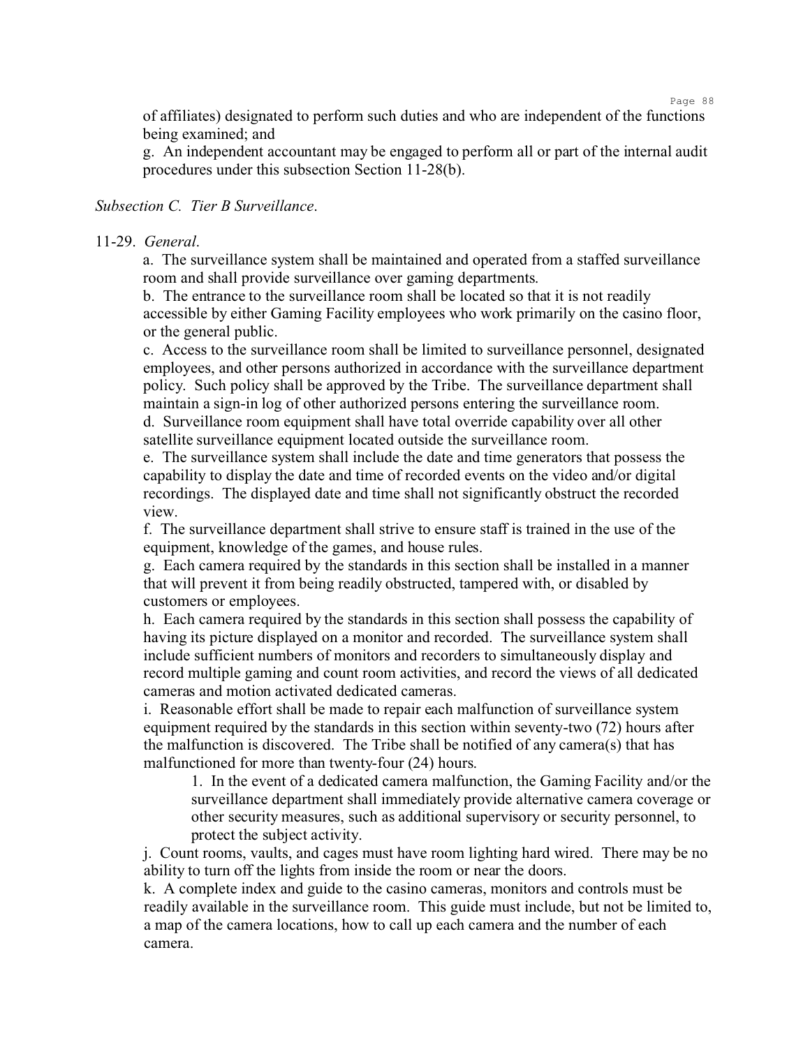of affiliates) designated to perform such duties and who are independent of the functions being examined; and

g. An independent accountant may be engaged to perform all or part of the internal audit procedures under this subsection Section 11-28(b).

*Subsection C. Tier B Surveillance*.

11-29. *General*.

a. The surveillance system shall be maintained and operated from a staffed surveillance room and shall provide surveillance over gaming departments.

b. The entrance to the surveillance room shall be located so that it is not readily accessible by either Gaming Facility employees who work primarily on the casino floor, or the general public.

c. Access to the surveillance room shall be limited to surveillance personnel, designated employees, and other persons authorized in accordance with the surveillance department policy. Such policy shall be approved by the Tribe. The surveillance department shall maintain a sign-in log of other authorized persons entering the surveillance room.

d. Surveillance room equipment shall have total override capability over all other satellite surveillance equipment located outside the surveillance room.

e. The surveillance system shall include the date and time generators that possess the capability to display the date and time of recorded events on the video and/or digital recordings. The displayed date and time shall not significantly obstruct the recorded view.

f. The surveillance department shall strive to ensure staff is trained in the use of the equipment, knowledge of the games, and house rules.

g. Each camera required by the standards in this section shall be installed in a manner that will prevent it from being readily obstructed, tampered with, or disabled by customers or employees.

h. Each camera required by the standards in this section shall possess the capability of having its picture displayed on a monitor and recorded. The surveillance system shall include sufficient numbers of monitors and recorders to simultaneously display and record multiple gaming and count room activities, and record the views of all dedicated cameras and motion activated dedicated cameras.

i. Reasonable effort shall be made to repair each malfunction of surveillance system equipment required by the standards in this section within seventy-two (72) hours after the malfunction is discovered. The Tribe shall be notified of any camera(s) that has malfunctioned for more than twenty-four (24) hours.

1. In the event of a dedicated camera malfunction, the Gaming Facility and/or the surveillance department shall immediately provide alternative camera coverage or other security measures, such as additional supervisory or security personnel, to protect the subject activity.

j. Count rooms, vaults, and cages must have room lighting hard wired. There may be no ability to turn off the lights from inside the room or near the doors.

k. A complete index and guide to the casino cameras, monitors and controls must be readily available in the surveillance room. This guide must include, but not be limited to, a map of the camera locations, how to call up each camera and the number of each camera.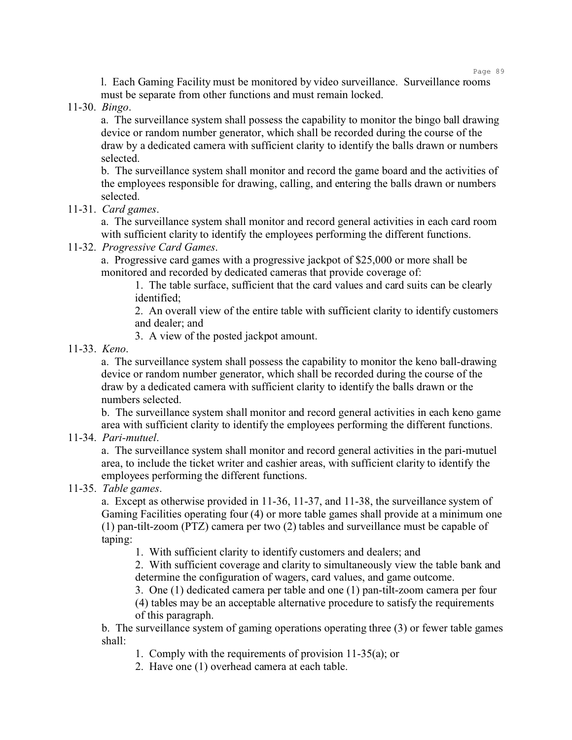l. Each Gaming Facility must be monitored by video surveillance. Surveillance rooms must be separate from other functions and must remain locked.

11-30. *Bingo*.

a. The surveillance system shall possess the capability to monitor the bingo ball drawing device or random number generator, which shall be recorded during the course of the draw by a dedicated camera with sufficient clarity to identify the balls drawn or numbers selected.

b. The surveillance system shall monitor and record the game board and the activities of the employees responsible for drawing, calling, and entering the balls drawn or numbers selected.

11-31. *Card games*.

a. The surveillance system shall monitor and record general activities in each card room with sufficient clarity to identify the employees performing the different functions.

11-32. *Progressive Card Games*.

a. Progressive card games with a progressive jackpot of $25,000 or more shall be monitored and recorded by dedicated cameras that provide coverage of:

1. The table surface, sufficient that the card values and card suits can be clearly identified;
2. An overall view of the entire table with sufficient clarity to identify customers and dealer; and
3. A view of the posted jackpot amount.

11-33. *Keno*.

a. The surveillance system shall possess the capability to monitor the keno ball-drawing device or random number generator, which shall be recorded during the course of the draw by a dedicated camera with sufficient clarity to identify the balls drawn or the numbers selected.

b. The surveillance system shall monitor and record general activities in each keno game area with sufficient clarity to identify the employees performing the different functions.

11-34. *Pari-mutuel*.

a. The surveillance system shall monitor and record general activities in the pari-mutuel area, to include the ticket writer and cashier areas, with sufficient clarity to identify the employees performing the different functions.

11-35. *Table games*.

a. Except as otherwise provided in 11-36, 11-37, and 11-38, the surveillance system of Gaming Facilities operating four (4) or more table games shall provide at a minimum one (1) pan-tilt-zoom (PTZ) camera per two (2) tables and surveillance must be capable of taping:

1. With sufficient clarity to identify customers and dealers; and
2. With sufficient coverage and clarity to simultaneously view the table bank and determine the configuration of wagers, card values, and game outcome.
3. One (1) dedicated camera per table and one (1) pan-tilt-zoom camera per four (4) tables may be an acceptable alternative procedure to satisfy the requirements of this paragraph.

b. The surveillance system of gaming operations operating three (3) or fewer table games shall:

1. Comply with the requirements of provision 11-35(a); or
2. Have one (1) overhead camera at each table.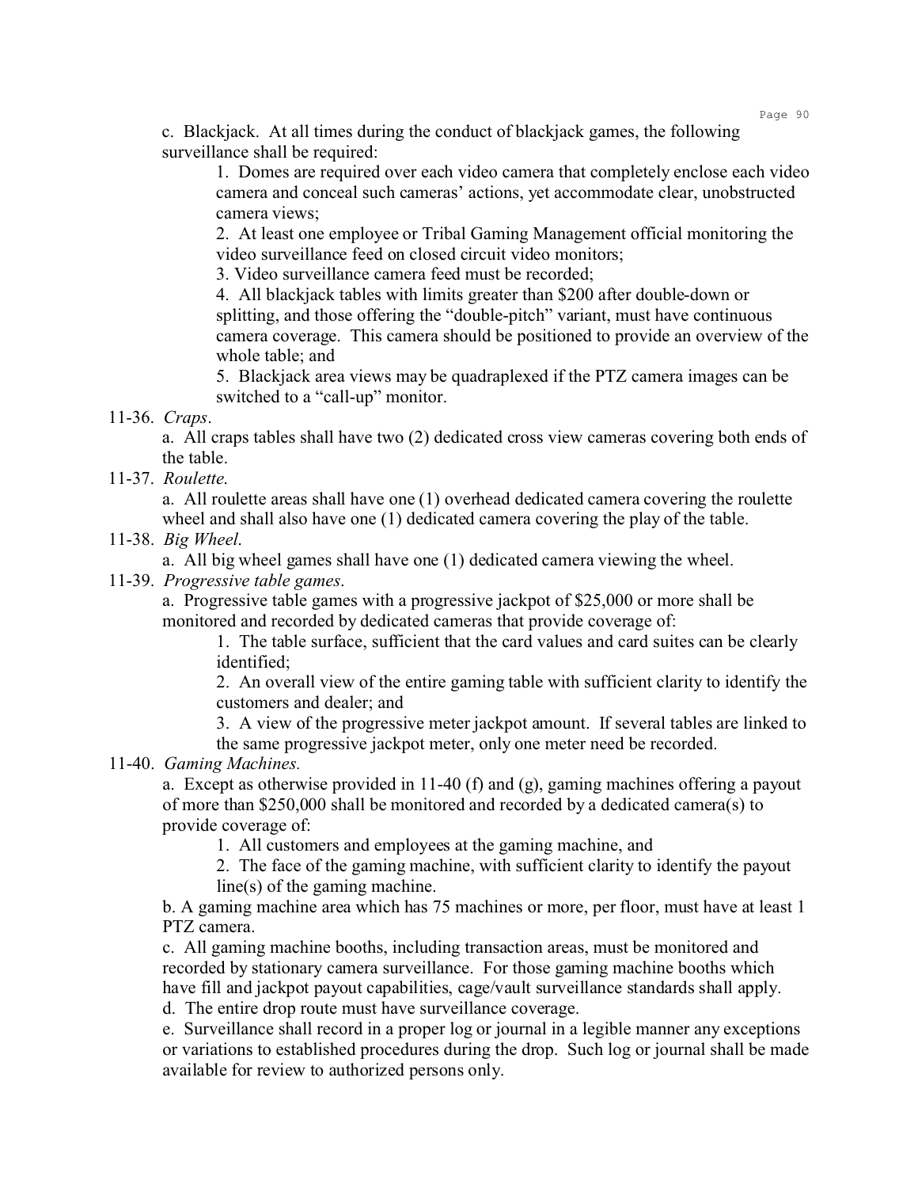c. Blackjack. At all times during the conduct of blackjack games, the following surveillance shall be required:

1. Domes are required over each video camera that completely enclose each video camera and conceal such cameras' actions, yet accommodate clear, unobstructed camera views;
2. At least one employee or Tribal Gaming Management official monitoring the video surveillance feed on closed circuit video monitors;
3. Video surveillance camera feed must be recorded;
4. All blackjack tables with limits greater than $200 after double-down or splitting, and those offering the "double-pitch" variant, must have continuous camera coverage. This camera should be positioned to provide an overview of the whole table; and
5. Blackjack area views may be quadraplexed if the PTZ camera images can be switched to a "call-up" monitor.

11-36. *Craps*.

a. All craps tables shall have two (2) dedicated cross view cameras covering both ends of the table.

11-37. *Roulette*.

a. All roulette areas shall have one (1) overhead dedicated camera covering the roulette wheel and shall also have one (1) dedicated camera covering the play of the table.

11-38. *Big Wheel*.

a. All big wheel games shall have one (1) dedicated camera viewing the wheel.

11-39. *Progressive table games*.

a. Progressive table games with a progressive jackpot of $25,000 or more shall be monitored and recorded by dedicated cameras that provide coverage of:

1. The table surface, sufficient that the card values and card suites can be clearly identified;
2. An overall view of the entire gaming table with sufficient clarity to identify the customers and dealer; and
3. A view of the progressive meter jackpot amount. If several tables are linked to the same progressive jackpot meter, only one meter need be recorded.

11-40. *Gaming Machines.*

a. Except as otherwise provided in 11-40 (f) and (g), gaming machines offering a payout of more than $250,000 shall be monitored and recorded by a dedicated camera(s) to provide coverage of:

1. All customers and employees at the gaming machine, and
2. The face of the gaming machine, with sufficient clarity to identify the payout line(s) of the gaming machine.

b. A gaming machine area which has 75 machines or more, per floor, must have at least 1 PTZ camera.

c. All gaming machine booths, including transaction areas, must be monitored and recorded by stationary camera surveillance. For those gaming machine booths which have fill and jackpot payout capabilities, cage/vault surveillance standards shall apply.

d. The entire drop route must have surveillance coverage.

e. Surveillance shall record in a proper log or journal in a legible manner any exceptions or variations to established procedures during the drop. Such log or journal shall be made available for review to authorized persons only.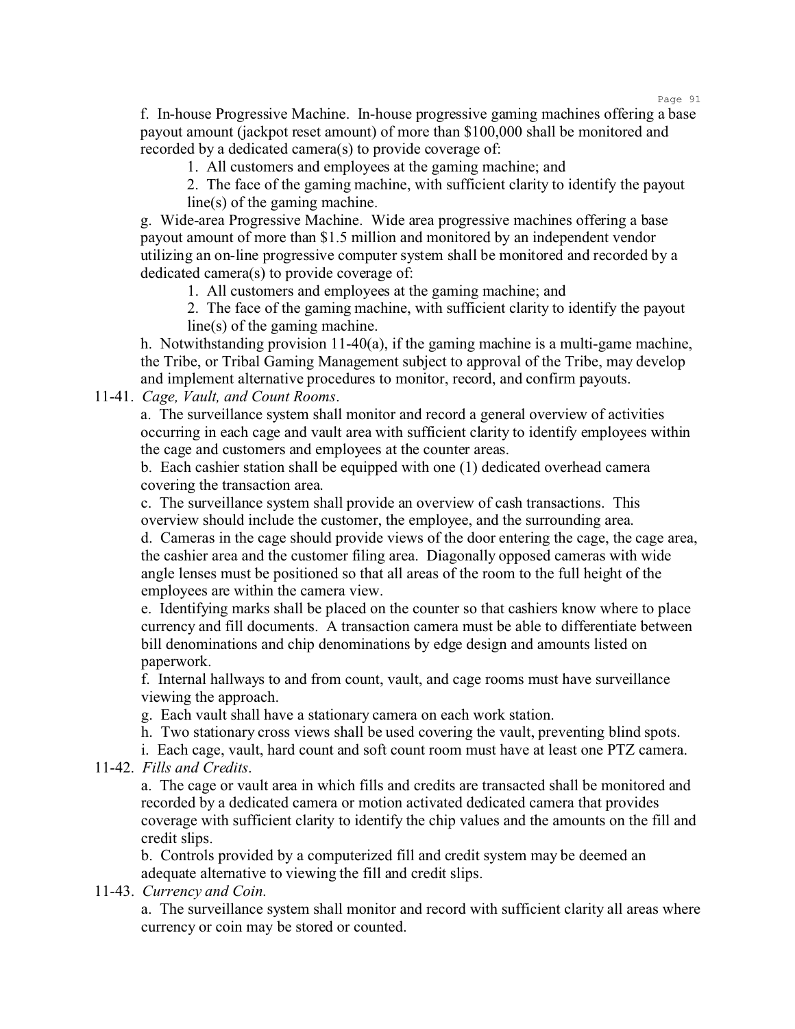f. In-house Progressive Machine. In-house progressive gaming machines offering a base payout amount (jackpot reset amount) of more than $100,000 shall be monitored and recorded by a dedicated camera(s) to provide coverage of:

1. All customers and employees at the gaming machine; and
2. The face of the gaming machine, with sufficient clarity to identify the payout line(s) of the gaming machine.

g. Wide-area Progressive Machine. Wide area progressive machines offering a base payout amount of more than $1.5 million and monitored by an independent vendor utilizing an on-line progressive computer system shall be monitored and recorded by a dedicated camera(s) to provide coverage of:

1. All customers and employees at the gaming machine; and
2. The face of the gaming machine, with sufficient clarity to identify the payout line(s) of the gaming machine.

h. Notwithstanding provision 11-40(a), if the gaming machine is a multi-game machine, the Tribe, or Tribal Gaming Management subject to approval of the Tribe, may develop and implement alternative procedures to monitor, record, and confirm payouts.

11-41. *Cage, Vault, and Count Rooms*.

a. The surveillance system shall monitor and record a general overview of activities occurring in each cage and vault area with sufficient clarity to identify employees within the cage and customers and employees at the counter areas.

b. Each cashier station shall be equipped with one (1) dedicated overhead camera covering the transaction area.

c. The surveillance system shall provide an overview of cash transactions. This overview should include the customer, the employee, and the surrounding area.

d. Cameras in the cage should provide views of the door entering the cage, the cage area, the cashier area and the customer filing area. Diagonally opposed cameras with wide angle lenses must be positioned so that all areas of the room to the full height of the employees are within the camera view.

e. Identifying marks shall be placed on the counter so that cashiers know where to place currency and fill documents. A transaction camera must be able to differentiate between bill denominations and chip denominations by edge design and amounts listed on paperwork.

f. Internal hallways to and from count, vault, and cage rooms must have surveillance viewing the approach.

g. Each vault shall have a stationary camera on each work station.

h. Two stationary cross views shall be used covering the vault, preventing blind spots.

i. Each cage, vault, hard count and soft count room must have at least one PTZ camera.

11-42. *Fills and Credits*.

a. The cage or vault area in which fills and credits are transacted shall be monitored and recorded by a dedicated camera or motion activated dedicated camera that provides coverage with sufficient clarity to identify the chip values and the amounts on the fill and credit slips.

b. Controls provided by a computerized fill and credit system may be deemed an adequate alternative to viewing the fill and credit slips.

11-43. *Currency and Coin*.

a. The surveillance system shall monitor and record with sufficient clarity all areas where currency or coin may be stored or counted.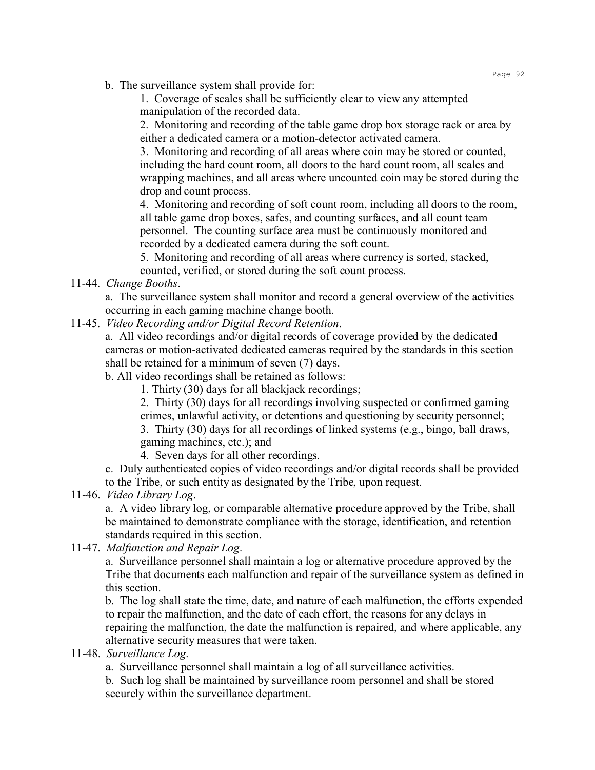b. The surveillance system shall provide for:

1. Coverage of scales shall be sufficiently clear to view any attempted manipulation of the recorded data.

2. Monitoring and recording of the table game drop box storage rack or area by either a dedicated camera or a motion-detector activated camera.

3. Monitoring and recording of all areas where coin may be stored or counted, including the hard count room, all doors to the hard count room, all scales and wrapping machines, and all areas where uncounted coin may be stored during the drop and count process.

4. Monitoring and recording of soft count room, including all doors to the room, all table game drop boxes, safes, and counting surfaces, and all count team personnel. The counting surface area must be continuously monitored and recorded by a dedicated camera during the soft count.

5. Monitoring and recording of all areas where currency is sorted, stacked, counted, verified, or stored during the soft count process.

11-44. *Change Booths*.

a. The surveillance system shall monitor and record a general overview of the activities occurring in each gaming machine change booth.

11-45. *Video Recording and/or Digital Record Retention*.

a. All video recordings and/or digital records of coverage provided by the dedicated cameras or motion-activated dedicated cameras required by the standards in this section shall be retained for a minimum of seven (7) days.

b. All video recordings shall be retained as follows:

1. Thirty (30) days for all blackjack recordings;

2. Thirty (30) days for all recordings involving suspected or confirmed gaming crimes, unlawful activity, or detentions and questioning by security personnel;

3. Thirty (30) days for all recordings of linked systems (e.g., bingo, ball draws, gaming machines, etc.); and

4. Seven days for all other recordings.

c. Duly authenticated copies of video recordings and/or digital records shall be provided to the Tribe, or such entity as designated by the Tribe, upon request.

11-46. *Video Library Log*.

a. A video library log, or comparable alternative procedure approved by the Tribe, shall be maintained to demonstrate compliance with the storage, identification, and retention standards required in this section.

11-47. *Malfunction and Repair Log*.

a. Surveillance personnel shall maintain a log or alternative procedure approved by the Tribe that documents each malfunction and repair of the surveillance system as defined in this section.

b. The log shall state the time, date, and nature of each malfunction, the efforts expended to repair the malfunction, and the date of each effort, the reasons for any delays in repairing the malfunction, the date the malfunction is repaired, and where applicable, any alternative security measures that were taken.

11-48. *Surveillance Log*.

a. Surveillance personnel shall maintain a log of all surveillance activities.

b. Such log shall be maintained by surveillance room personnel and shall be stored securely within the surveillance department.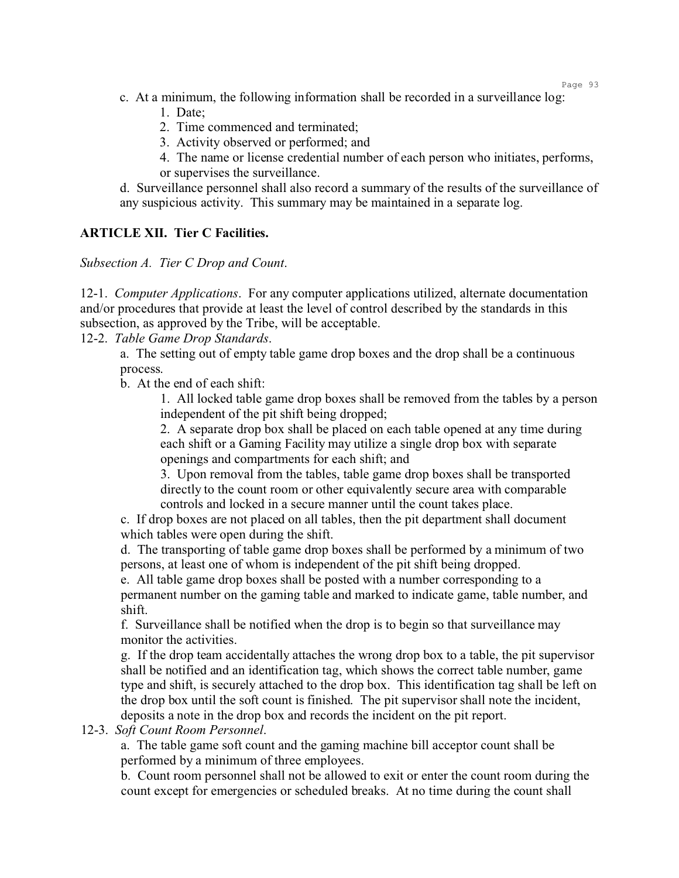c. At a minimum, the following information shall be recorded in a surveillance log:

1. Date;
2. Time commenced and terminated;
3. Activity observed or performed; and
4. The name or license credential number of each person who initiates, performs, or supervises the surveillance.

d. Surveillance personnel shall also record a summary of the results of the surveillance of any suspicious activity. This summary may be maintained in a separate log.

**ARTICLE XII. Tier C Facilities.**

*Subsection A. Tier C Drop and Count.*

12-1. *Computer Applications*. For any computer applications utilized, alternate documentation and/or procedures that provide at least the level of control described by the standards in this subsection, as approved by the Tribe, will be acceptable.

12-2. *Table Game Drop Standards*.

a. The setting out of empty table game drop boxes and the drop shall be a continuous process.

b. At the end of each shift:

1. All locked table game drop boxes shall be removed from the tables by a person independent of the pit shift being dropped;
2. A separate drop box shall be placed on each table opened at any time during each shift or a Gaming Facility may utilize a single drop box with separate openings and compartments for each shift; and
3. Upon removal from the tables, table game drop boxes shall be transported directly to the count room or other equivalently secure area with comparable controls and locked in a secure manner until the count takes place.

c. If drop boxes are not placed on all tables, then the pit department shall document which tables were open during the shift.

d. The transporting of table game drop boxes shall be performed by a minimum of two persons, at least one of whom is independent of the pit shift being dropped.

e. All table game drop boxes shall be posted with a number corresponding to a permanent number on the gaming table and marked to indicate game, table number, and shift.

f. Surveillance shall be notified when the drop is to begin so that surveillance may monitor the activities.

g. If the drop team accidentally attaches the wrong drop box to a table, the pit supervisor shall be notified and an identification tag, which shows the correct table number, game type and shift, is securely attached to the drop box. This identification tag shall be left on the drop box until the soft count is finished. The pit supervisor shall note the incident, deposits a note in the drop box and records the incident on the pit report.

12-3. *Soft Count Room Personnel*.

a. The table game soft count and the gaming machine bill acceptor count shall be performed by a minimum of three employees.

b. Count room personnel shall not be allowed to exit or enter the count room during the count except for emergencies or scheduled breaks. At no time during the count shall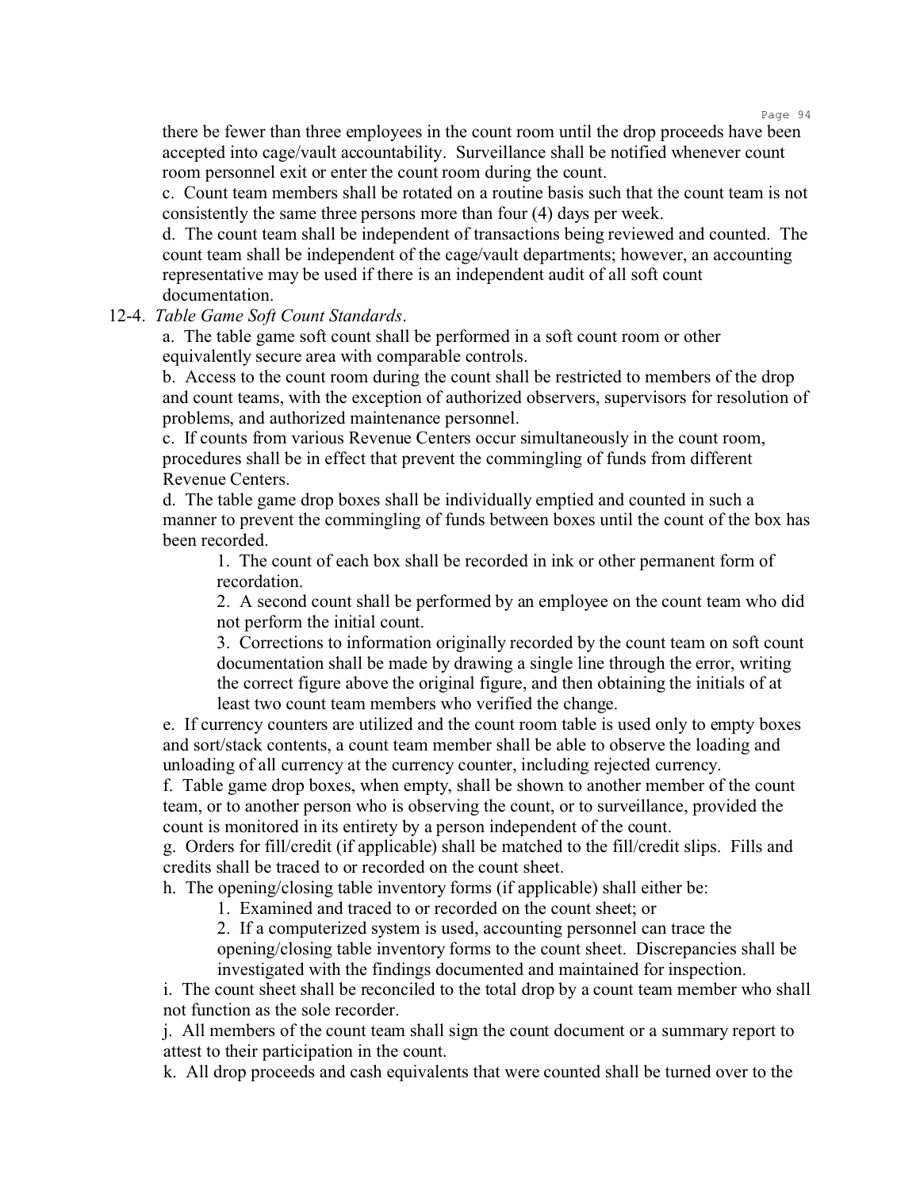there be fewer than three employees in the count room until the drop proceeds have been accepted into cage/vault accountability. Surveillance shall be notified whenever count room personnel exit or enter the count room during the count.

c. Count team members shall be rotated on a routine basis such that the count team is not consistently the same three persons more than four (4) days per week.

d. The count team shall be independent of transactions being reviewed and counted. The count team shall be independent of the cage/vault departments; however, an accounting representative may be used if there is an independent audit of all soft count documentation.

12-4. *Table Game Soft Count Standards*.

a. The table game soft count shall be performed in a soft count room or other equivalently secure area with comparable controls.

b. Access to the count room during the count shall be restricted to members of the drop and count teams, with the exception of authorized observers, supervisors for resolution of problems, and authorized maintenance personnel.

c. If counts from various Revenue Centers occur simultaneously in the count room, procedures shall be in effect that prevent the commingling of funds from different Revenue Centers.

d. The table game drop boxes shall be individually emptied and counted in such a manner to prevent the commingling of funds between boxes until the count of the box has been recorded.

1. The count of each box shall be recorded in ink or other permanent form of recordation.
2. A second count shall be performed by an employee on the count team who did not perform the initial count.
3. Corrections to information originally recorded by the count team on soft count documentation shall be made by drawing a single line through the error, writing the correct figure above the original figure, and then obtaining the initials of at least two count team members who verified the change.

e. If currency counters are utilized and the count room table is used only to empty boxes and sort/stack contents, a count team member shall be able to observe the loading and unloading of all currency at the currency counter, including rejected currency.

f. Table game drop boxes, when empty, shall be shown to another member of the count team, or to another person who is observing the count, or to surveillance, provided the count is monitored in its entirety by a person independent of the count.

g. Orders for fill/credit (if applicable) shall be matched to the fill/credit slips. Fills and credits shall be traced to or recorded on the count sheet.

h. The opening/closing table inventory forms (if applicable) shall either be:

1. Examined and traced to or recorded on the count sheet; or
2. If a computerized system is used, accounting personnel can trace the opening/closing table inventory forms to the count sheet. Discrepancies shall be investigated with the findings documented and maintained for inspection.

i. The count sheet shall be reconciled to the total drop by a count team member who shall not function as the sole recorder.

j. All members of the count team shall sign the count document or a summary report to attest to their participation in the count.

k. All drop proceeds and cash equivalents that were counted shall be turned over to the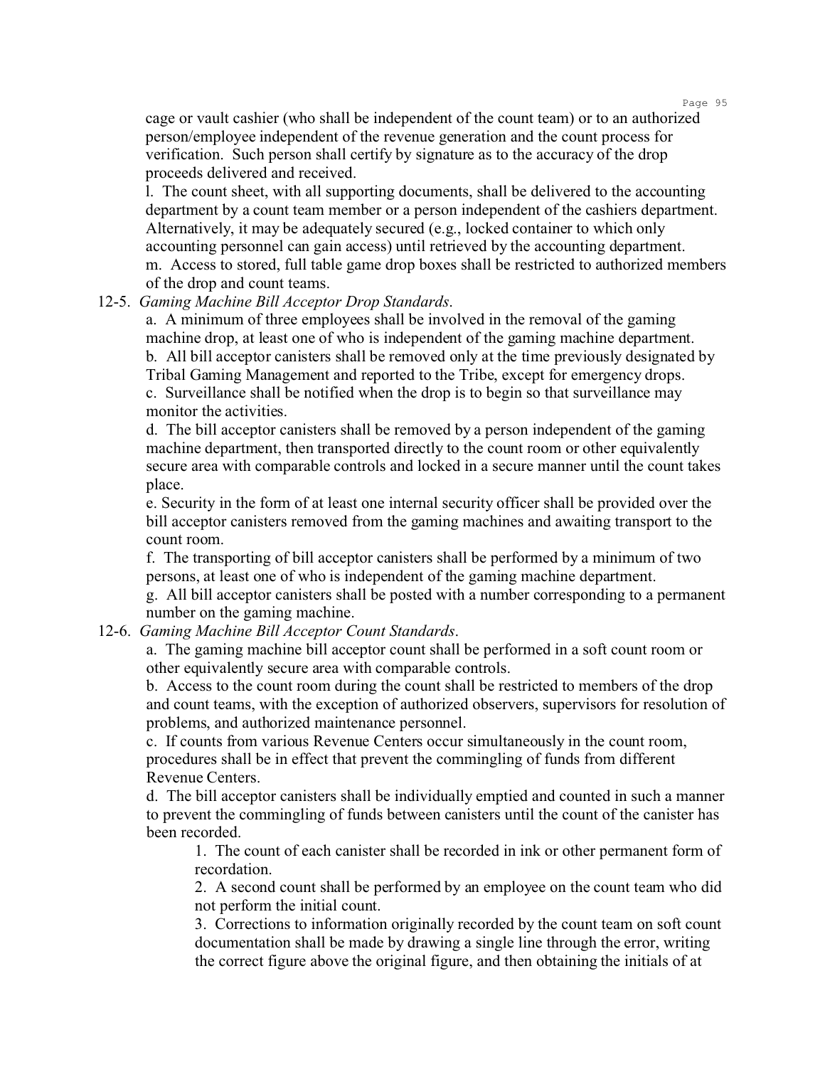cage or vault cashier (who shall be independent of the count team) or to an authorized person/employee independent of the revenue generation and the count process for verification. Such person shall certify by signature as to the accuracy of the drop proceeds delivered and received.

l. The count sheet, with all supporting documents, shall be delivered to the accounting department by a count team member or a person independent of the cashiers department. Alternatively, it may be adequately secured (e.g., locked container to which only accounting personnel can gain access) until retrieved by the accounting department.

m. Access to stored, full table game drop boxes shall be restricted to authorized members of the drop and count teams.

12-5. *Gaming Machine Bill Acceptor Drop Standards*.

a. A minimum of three employees shall be involved in the removal of the gaming machine drop, at least one of who is independent of the gaming machine department.

b. All bill acceptor canisters shall be removed only at the time previously designated by Tribal Gaming Management and reported to the Tribe, except for emergency drops.

c. Surveillance shall be notified when the drop is to begin so that surveillance may monitor the activities.

d. The bill acceptor canisters shall be removed by a person independent of the gaming machine department, then transported directly to the count room or other equivalently secure area with comparable controls and locked in a secure manner until the count takes place.

e. Security in the form of at least one internal security officer shall be provided over the bill acceptor canisters removed from the gaming machines and awaiting transport to the count room.

f. The transporting of bill acceptor canisters shall be performed by a minimum of two persons, at least one of who is independent of the gaming machine department.

g. All bill acceptor canisters shall be posted with a number corresponding to a permanent number on the gaming machine.

12-6. *Gaming Machine Bill Acceptor Count Standards*.

a. The gaming machine bill acceptor count shall be performed in a soft count room or other equivalently secure area with comparable controls.

b. Access to the count room during the count shall be restricted to members of the drop and count teams, with the exception of authorized observers, supervisors for resolution of problems, and authorized maintenance personnel.

c. If counts from various Revenue Centers occur simultaneously in the count room, procedures shall be in effect that prevent the commingling of funds from different Revenue Centers.

d. The bill acceptor canisters shall be individually emptied and counted in such a manner to prevent the commingling of funds between canisters until the count of the canister has been recorded.

1. The count of each canister shall be recorded in ink or other permanent form of recordation.

2. A second count shall be performed by an employee on the count team who did not perform the initial count.

3. Corrections to information originally recorded by the count team on soft count documentation shall be made by drawing a single line through the error, writing the correct figure above the original figure, and then obtaining the initials of at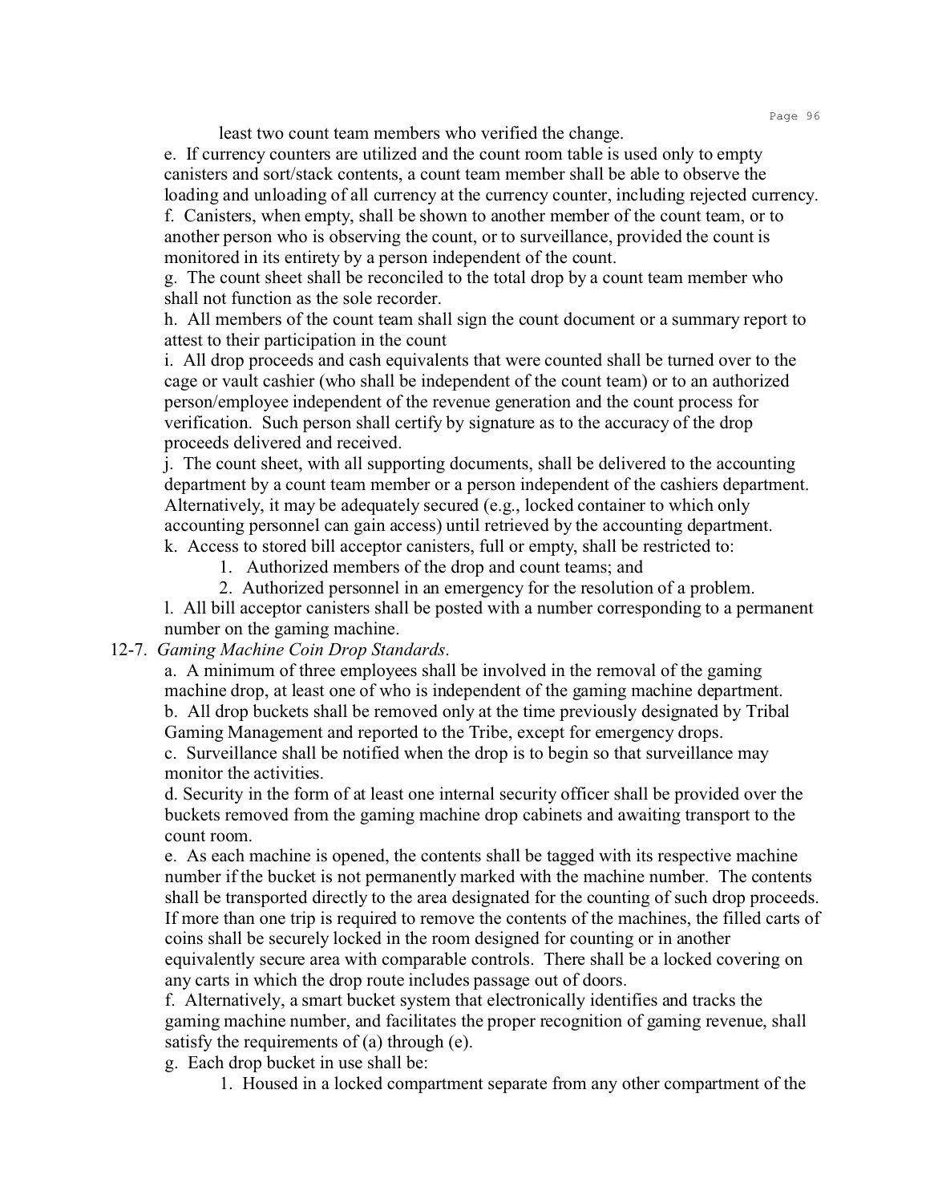least two count team members who verified the change.

e. If currency counters are utilized and the count room table is used only to empty canisters and sort/stack contents, a count team member shall be able to observe the loading and unloading of all currency at the currency counter, including rejected currency.

f. Canisters, when empty, shall be shown to another member of the count team, or to another person who is observing the count, or to surveillance, provided the count is monitored in its entirety by a person independent of the count.

g. The count sheet shall be reconciled to the total drop by a count team member who shall not function as the sole recorder.

h. All members of the count team shall sign the count document or a summary report to attest to their participation in the count

i. All drop proceeds and cash equivalents that were counted shall be turned over to the cage or vault cashier (who shall be independent of the count team) or to an authorized person/employee independent of the revenue generation and the count process for verification. Such person shall certify by signature as to the accuracy of the drop proceeds delivered and received.

j. The count sheet, with all supporting documents, shall be delivered to the accounting department by a count team member or a person independent of the cashiers department. Alternatively, it may be adequately secured (e.g., locked container to which only accounting personnel can gain access) until retrieved by the accounting department.

k. Access to stored bill acceptor canisters, full or empty, shall be restricted to:

1. Authorized members of the drop and count teams; and
2. Authorized personnel in an emergency for the resolution of a problem.

l. All bill acceptor canisters shall be posted with a number corresponding to a permanent number on the gaming machine.

12-7. *Gaming Machine Coin Drop Standards*.

a. A minimum of three employees shall be involved in the removal of the gaming machine drop, at least one of who is independent of the gaming machine department.

b. All drop buckets shall be removed only at the time previously designated by Tribal Gaming Management and reported to the Tribe, except for emergency drops.

c. Surveillance shall be notified when the drop is to begin so that surveillance may monitor the activities.

d. Security in the form of at least one internal security officer shall be provided over the buckets removed from the gaming machine drop cabinets and awaiting transport to the count room.

e. As each machine is opened, the contents shall be tagged with its respective machine number if the bucket is not permanently marked with the machine number. The contents shall be transported directly to the area designated for the counting of such drop proceeds. If more than one trip is required to remove the contents of the machines, the filled carts of coins shall be securely locked in the room designed for counting or in another equivalently secure area with comparable controls. There shall be a locked covering on any carts in which the drop route includes passage out of doors.

f. Alternatively, a smart bucket system that electronically identifies and tracks the gaming machine number, and facilitates the proper recognition of gaming revenue, shall satisfy the requirements of (a) through (e).

g. Each drop bucket in use shall be:

1. Housed in a locked compartment separate from any other compartment of the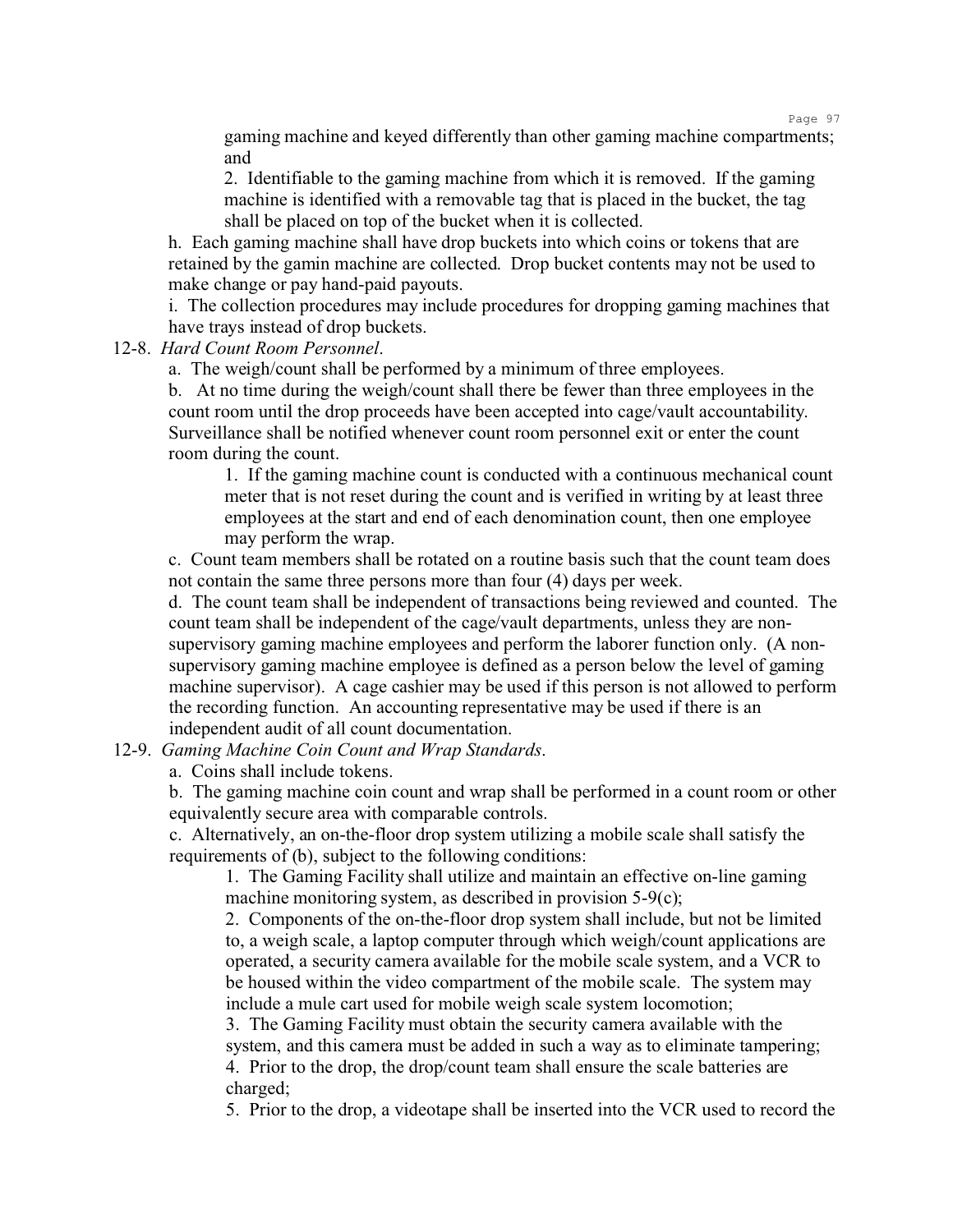gaming machine and keyed differently than other gaming machine compartments; and

2. Identifiable to the gaming machine from which it is removed. If the gaming machine is identified with a removable tag that is placed in the bucket, the tag shall be placed on top of the bucket when it is collected.

h. Each gaming machine shall have drop buckets into which coins or tokens that are retained by the gamin machine are collected. Drop bucket contents may not be used to make change or pay hand-paid payouts.

i. The collection procedures may include procedures for dropping gaming machines that have trays instead of drop buckets.

12-8. *Hard Count Room Personnel*.

a. The weigh/count shall be performed by a minimum of three employees.

b. At no time during the weigh/count shall there be fewer than three employees in the count room until the drop proceeds have been accepted into cage/vault accountability. Surveillance shall be notified whenever count room personnel exit or enter the count room during the count.

1. If the gaming machine count is conducted with a continuous mechanical count meter that is not reset during the count and is verified in writing by at least three employees at the start and end of each denomination count, then one employee may perform the wrap.

c. Count team members shall be rotated on a routine basis such that the count team does not contain the same three persons more than four (4) days per week.

d. The count team shall be independent of transactions being reviewed and counted. The count team shall be independent of the cage/vault departments, unless they are non-supervisory gaming machine employees and perform the laborer function only. (A non-supervisory gaming machine employee is defined as a person below the level of gaming machine supervisor). A cage cashier may be used if this person is not allowed to perform the recording function. An accounting representative may be used if there is an independent audit of all count documentation.

12-9. *Gaming Machine Coin Count and Wrap Standards*.

a. Coins shall include tokens.

b. The gaming machine coin count and wrap shall be performed in a count room or other equivalently secure area with comparable controls.

c. Alternatively, an on-the-floor drop system utilizing a mobile scale shall satisfy the requirements of (b), subject to the following conditions:

1. The Gaming Facility shall utilize and maintain an effective on-line gaming machine monitoring system, as described in provision 5-9(c);

2. Components of the on-the-floor drop system shall include, but not be limited to, a weigh scale, a laptop computer through which weigh/count applications are operated, a security camera available for the mobile scale system, and a VCR to be housed within the video compartment of the mobile scale. The system may include a mule cart used for mobile weigh scale system locomotion;

3. The Gaming Facility must obtain the security camera available with the system, and this camera must be added in such a way as to eliminate tampering;

4. Prior to the drop, the drop/count team shall ensure the scale batteries are charged;

5. Prior to the drop, a videotape shall be inserted into the VCR used to record the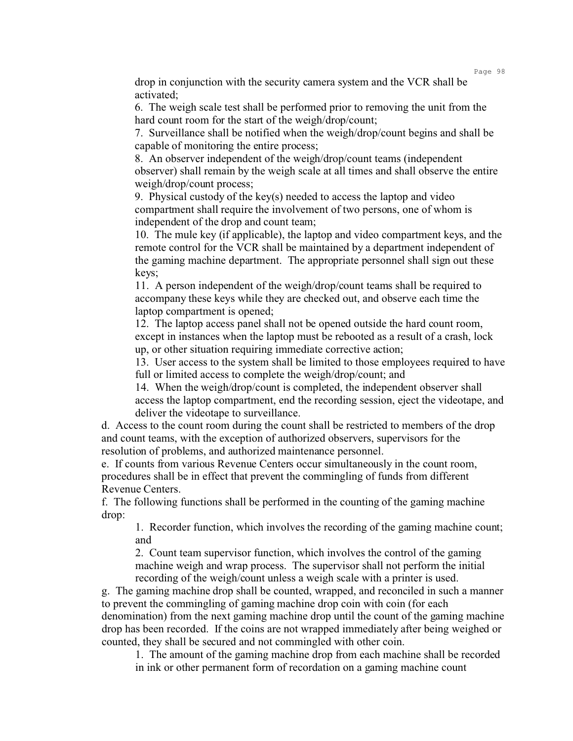drop in conjunction with the security camera system and the VCR shall be activated;

6. The weigh scale test shall be performed prior to removing the unit from the hard count room for the start of the weigh/drop/count;

7. Surveillance shall be notified when the weigh/drop/count begins and shall be capable of monitoring the entire process;

8. An observer independent of the weigh/drop/count teams (independent observer) shall remain by the weigh scale at all times and shall observe the entire weigh/drop/count process;

9. Physical custody of the key(s) needed to access the laptop and video compartment shall require the involvement of two persons, one of whom is independent of the drop and count team;

10. The mule key (if applicable), the laptop and video compartment keys, and the remote control for the VCR shall be maintained by a department independent of the gaming machine department. The appropriate personnel shall sign out these keys;

11. A person independent of the weigh/drop/count teams shall be required to accompany these keys while they are checked out, and observe each time the laptop compartment is opened;

12. The laptop access panel shall not be opened outside the hard count room, except in instances when the laptop must be rebooted as a result of a crash, lock up, or other situation requiring immediate corrective action;

13. User access to the system shall be limited to those employees required to have full or limited access to complete the weigh/drop/count; and

14. When the weigh/drop/count is completed, the independent observer shall access the laptop compartment, end the recording session, eject the videotape, and deliver the videotape to surveillance.

d. Access to the count room during the count shall be restricted to members of the drop and count teams, with the exception of authorized observers, supervisors for the resolution of problems, and authorized maintenance personnel.

e. If counts from various Revenue Centers occur simultaneously in the count room, procedures shall be in effect that prevent the commingling of funds from different Revenue Centers.

f. The following functions shall be performed in the counting of the gaming machine drop:

1. Recorder function, which involves the recording of the gaming machine count; and

2. Count team supervisor function, which involves the control of the gaming machine weigh and wrap process. The supervisor shall not perform the initial recording of the weigh/count unless a weigh scale with a printer is used.

g. The gaming machine drop shall be counted, wrapped, and reconciled in such a manner to prevent the commingling of gaming machine drop coin with coin (for each denomination) from the next gaming machine drop until the count of the gaming machine drop has been recorded. If the coins are not wrapped immediately after being weighed or counted, they shall be secured and not commingled with other coin.

1. The amount of the gaming machine drop from each machine shall be recorded in ink or other permanent form of recordation on a gaming machine count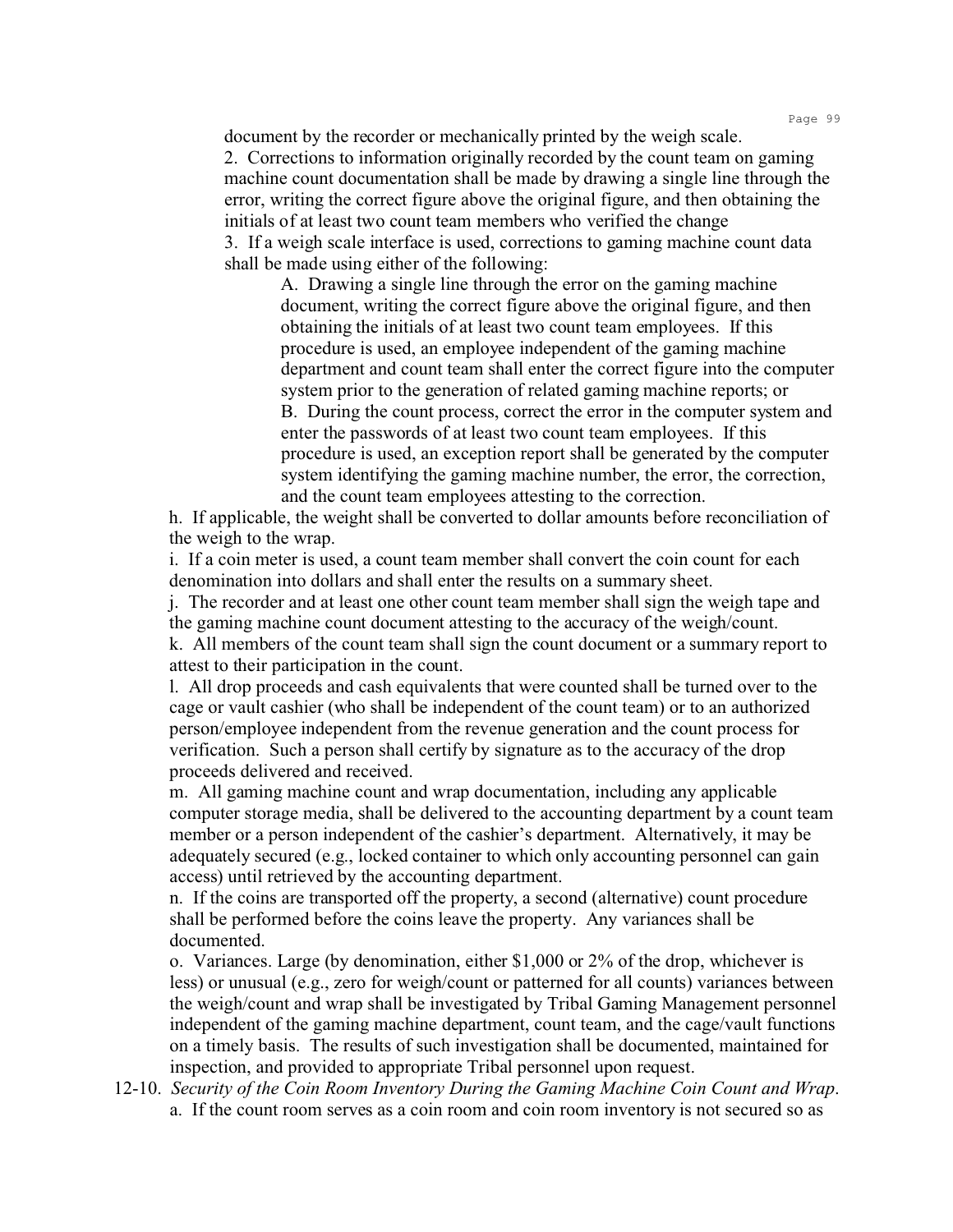document by the recorder or mechanically printed by the weigh scale.

2. Corrections to information originally recorded by the count team on gaming machine count documentation shall be made by drawing a single line through the error, writing the correct figure above the original figure, and then obtaining the initials of at least two count team members who verified the change

3. If a weigh scale interface is used, corrections to gaming machine count data shall be made using either of the following:

A. Drawing a single line through the error on the gaming machine document, writing the correct figure above the original figure, and then obtaining the initials of at least two count team employees. If this procedure is used, an employee independent of the gaming machine department and count team shall enter the correct figure into the computer system prior to the generation of related gaming machine reports; or

B. During the count process, correct the error in the computer system and enter the passwords of at least two count team employees. If this procedure is used, an exception report shall be generated by the computer system identifying the gaming machine number, the error, the correction, and the count team employees attesting to the correction.

h. If applicable, the weight shall be converted to dollar amounts before reconciliation of the weigh to the wrap.

i. If a coin meter is used, a count team member shall convert the coin count for each denomination into dollars and shall enter the results on a summary sheet.

j. The recorder and at least one other count team member shall sign the weigh tape and the gaming machine count document attesting to the accuracy of the weigh/count.

k. All members of the count team shall sign the count document or a summary report to attest to their participation in the count.

l. All drop proceeds and cash equivalents that were counted shall be turned over to the cage or vault cashier (who shall be independent of the count team) or to an authorized person/employee independent from the revenue generation and the count process for verification. Such a person shall certify by signature as to the accuracy of the drop proceeds delivered and received.

m. All gaming machine count and wrap documentation, including any applicable computer storage media, shall be delivered to the accounting department by a count team member or a person independent of the cashier's department. Alternatively, it may be adequately secured (e.g., locked container to which only accounting personnel can gain access) until retrieved by the accounting department.

n. If the coins are transported off the property, a second (alternative) count procedure shall be performed before the coins leave the property. Any variances shall be documented.

o. Variances. Large (by denomination, either $1,000 or 2% of the drop, whichever is less) or unusual (e.g., zero for weigh/count or patterned for all counts) variances between the weigh/count and wrap shall be investigated by Tribal Gaming Management personnel independent of the gaming machine department, count team, and the cage/vault functions on a timely basis. The results of such investigation shall be documented, maintained for inspection, and provided to appropriate Tribal personnel upon request.

12-10. *Security of the Coin Room Inventory During the Gaming Machine Coin Count and Wrap*.

a. If the count room serves as a coin room and coin room inventory is not secured so as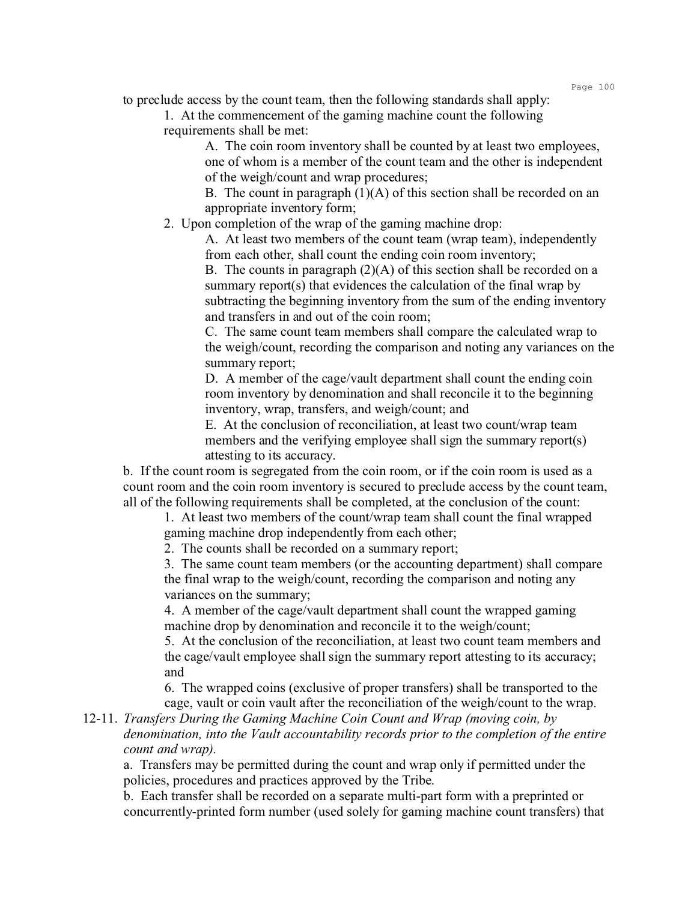to preclude access by the count team, then the following standards shall apply:

1. At the commencement of the gaming machine count the following requirements shall be met:

   A. The coin room inventory shall be counted by at least two employees, one of whom is a member of the count team and the other is independent of the weigh/count and wrap procedures;

   B. The count in paragraph (1)(A) of this section shall be recorded on an appropriate inventory form;

2. Upon completion of the wrap of the gaming machine drop:

   A. At least two members of the count team (wrap team), independently from each other, shall count the ending coin room inventory;

   B. The counts in paragraph (2)(A) of this section shall be recorded on a summary report(s) that evidences the calculation of the final wrap by subtracting the beginning inventory from the sum of the ending inventory and transfers in and out of the coin room;

   C. The same count team members shall compare the calculated wrap to the weigh/count, recording the comparison and noting any variances on the summary report;

   D. A member of the cage/vault department shall count the ending coin room inventory by denomination and shall reconcile it to the beginning inventory, wrap, transfers, and weigh/count; and

   E. At the conclusion of reconciliation, at least two count/wrap team members and the verifying employee shall sign the summary report(s) attesting to its accuracy.

b. If the count room is segregated from the coin room, or if the coin room is used as a count room and the coin room inventory is secured to preclude access by the count team, all of the following requirements shall be completed, at the conclusion of the count:

1. At least two members of the count/wrap team shall count the final wrapped gaming machine drop independently from each other;
2. The counts shall be recorded on a summary report;
3. The same count team members (or the accounting department) shall compare the final wrap to the weigh/count, recording the comparison and noting any variances on the summary;
4. A member of the cage/vault department shall count the wrapped gaming machine drop by denomination and reconcile it to the weigh/count;
5. At the conclusion of the reconciliation, at least two count team members and the cage/vault employee shall sign the summary report attesting to its accuracy; and
6. The wrapped coins (exclusive of proper transfers) shall be transported to the cage, vault or coin vault after the reconciliation of the weigh/count to the wrap.

12-11. *Transfers During the Gaming Machine Coin Count and Wrap (moving coin, by denomination, into the Vault accountability records prior to the completion of the entire count and wrap).*

a. Transfers may be permitted during the count and wrap only if permitted under the policies, procedures and practices approved by the Tribe.

b. Each transfer shall be recorded on a separate multi-part form with a preprinted or concurrently-printed form number (used solely for gaming machine count transfers) that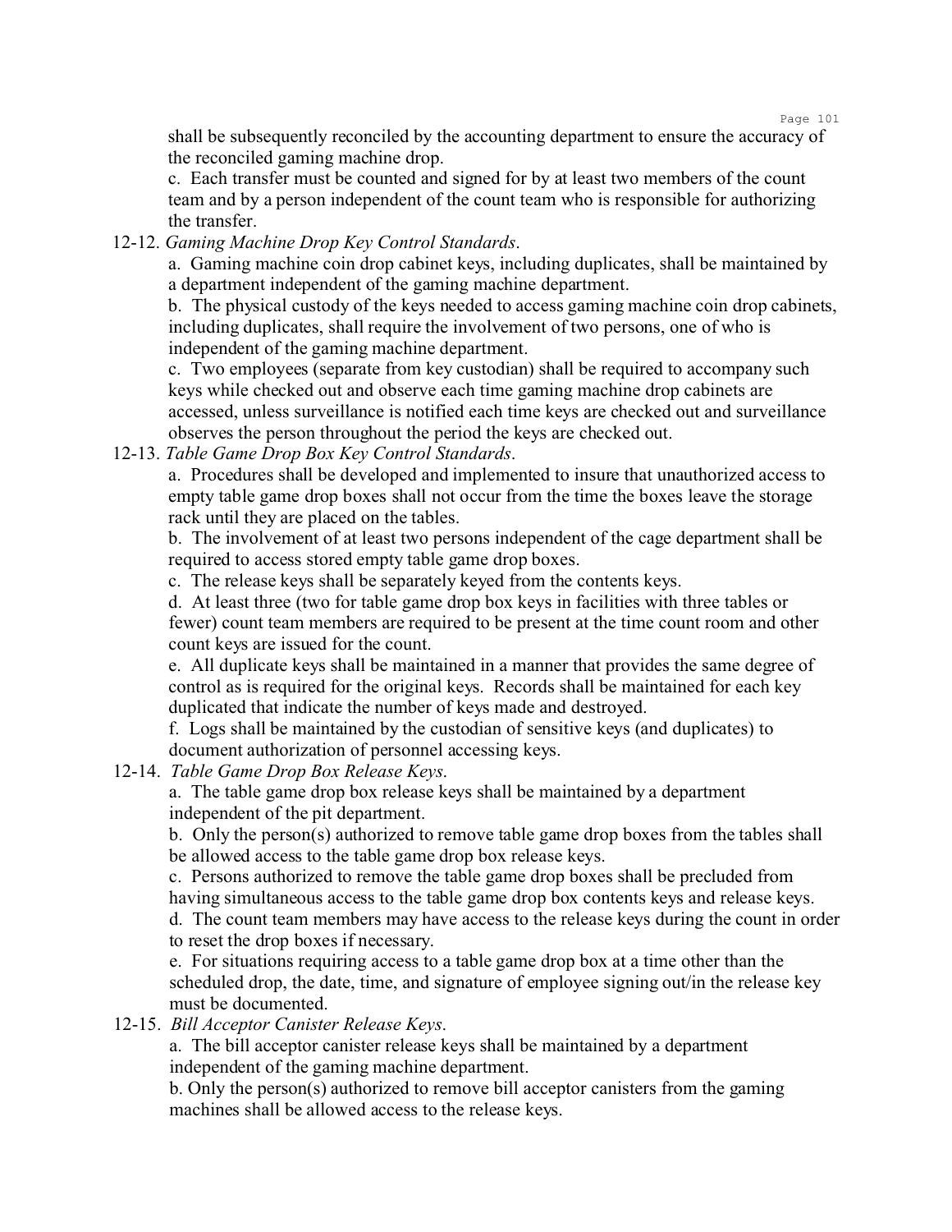shall be subsequently reconciled by the accounting department to ensure the accuracy of the reconciled gaming machine drop.

c. Each transfer must be counted and signed for by at least two members of the count team and by a person independent of the count team who is responsible for authorizing the transfer.

12-12. *Gaming Machine Drop Key Control Standards*.

a. Gaming machine coin drop cabinet keys, including duplicates, shall be maintained by a department independent of the gaming machine department.

b. The physical custody of the keys needed to access gaming machine coin drop cabinets, including duplicates, shall require the involvement of two persons, one of who is independent of the gaming machine department.

c. Two employees (separate from key custodian) shall be required to accompany such keys while checked out and observe each time gaming machine drop cabinets are accessed, unless surveillance is notified each time keys are checked out and surveillance observes the person throughout the period the keys are checked out.

12-13. *Table Game Drop Box Key Control Standards*.

a. Procedures shall be developed and implemented to insure that unauthorized access to empty table game drop boxes shall not occur from the time the boxes leave the storage rack until they are placed on the tables.

b. The involvement of at least two persons independent of the cage department shall be required to access stored empty table game drop boxes.

c. The release keys shall be separately keyed from the contents keys.

d. At least three (two for table game drop box keys in facilities with three tables or fewer) count team members are required to be present at the time count room and other count keys are issued for the count.

e. All duplicate keys shall be maintained in a manner that provides the same degree of control as is required for the original keys. Records shall be maintained for each key duplicated that indicate the number of keys made and destroyed.

f. Logs shall be maintained by the custodian of sensitive keys (and duplicates) to document authorization of personnel accessing keys.

12-14. *Table Game Drop Box Release Keys*.

a. The table game drop box release keys shall be maintained by a department independent of the pit department.

b. Only the person(s) authorized to remove table game drop boxes from the tables shall be allowed access to the table game drop box release keys.

c. Persons authorized to remove the table game drop boxes shall be precluded from having simultaneous access to the table game drop box contents keys and release keys.

d. The count team members may have access to the release keys during the count in order to reset the drop boxes if necessary.

e. For situations requiring access to a table game drop box at a time other than the scheduled drop, the date, time, and signature of employee signing out/in the release key must be documented.

12-15. *Bill Acceptor Canister Release Keys*.

a. The bill acceptor canister release keys shall be maintained by a department independent of the gaming machine department.

b. Only the person(s) authorized to remove bill acceptor canisters from the gaming machines shall be allowed access to the release keys.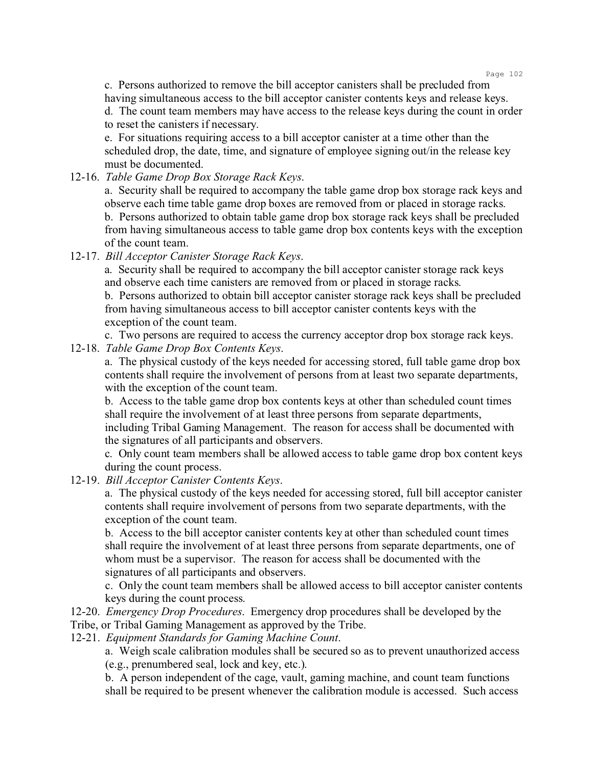c. Persons authorized to remove the bill acceptor canisters shall be precluded from having simultaneous access to the bill acceptor canister contents keys and release keys.

d. The count team members may have access to the release keys during the count in order to reset the canisters if necessary.

e. For situations requiring access to a bill acceptor canister at a time other than the scheduled drop, the date, time, and signature of employee signing out/in the release key must be documented.

12-16. *Table Game Drop Box Storage Rack Keys*.

a. Security shall be required to accompany the table game drop box storage rack keys and observe each time table game drop boxes are removed from or placed in storage racks.

b. Persons authorized to obtain table game drop box storage rack keys shall be precluded from having simultaneous access to table game drop box contents keys with the exception of the count team.

12-17. *Bill Acceptor Canister Storage Rack Keys*.

a. Security shall be required to accompany the bill acceptor canister storage rack keys and observe each time canisters are removed from or placed in storage racks.

b. Persons authorized to obtain bill acceptor canister storage rack keys shall be precluded from having simultaneous access to bill acceptor canister contents keys with the exception of the count team.

c. Two persons are required to access the currency acceptor drop box storage rack keys.

12-18. *Table Game Drop Box Contents Keys*.

a. The physical custody of the keys needed for accessing stored, full table game drop box contents shall require the involvement of persons from at least two separate departments, with the exception of the count team.

b. Access to the table game drop box contents keys at other than scheduled count times shall require the involvement of at least three persons from separate departments, including Tribal Gaming Management. The reason for access shall be documented with the signatures of all participants and observers.

c. Only count team members shall be allowed access to table game drop box content keys during the count process.

12-19. *Bill Acceptor Canister Contents Keys*.

a. The physical custody of the keys needed for accessing stored, full bill acceptor canister contents shall require involvement of persons from two separate departments, with the exception of the count team.

b. Access to the bill acceptor canister contents key at other than scheduled count times shall require the involvement of at least three persons from separate departments, one of whom must be a supervisor. The reason for access shall be documented with the signatures of all participants and observers.

c. Only the count team members shall be allowed access to bill acceptor canister contents keys during the count process.

12-20. *Emergency Drop Procedures*. Emergency drop procedures shall be developed by the Tribe, or Tribal Gaming Management as approved by the Tribe.

12-21. *Equipment Standards for Gaming Machine Count*.

a. Weigh scale calibration modules shall be secured so as to prevent unauthorized access (e.g., prenumbered seal, lock and key, etc.).

b. A person independent of the cage, vault, gaming machine, and count team functions shall be required to be present whenever the calibration module is accessed. Such access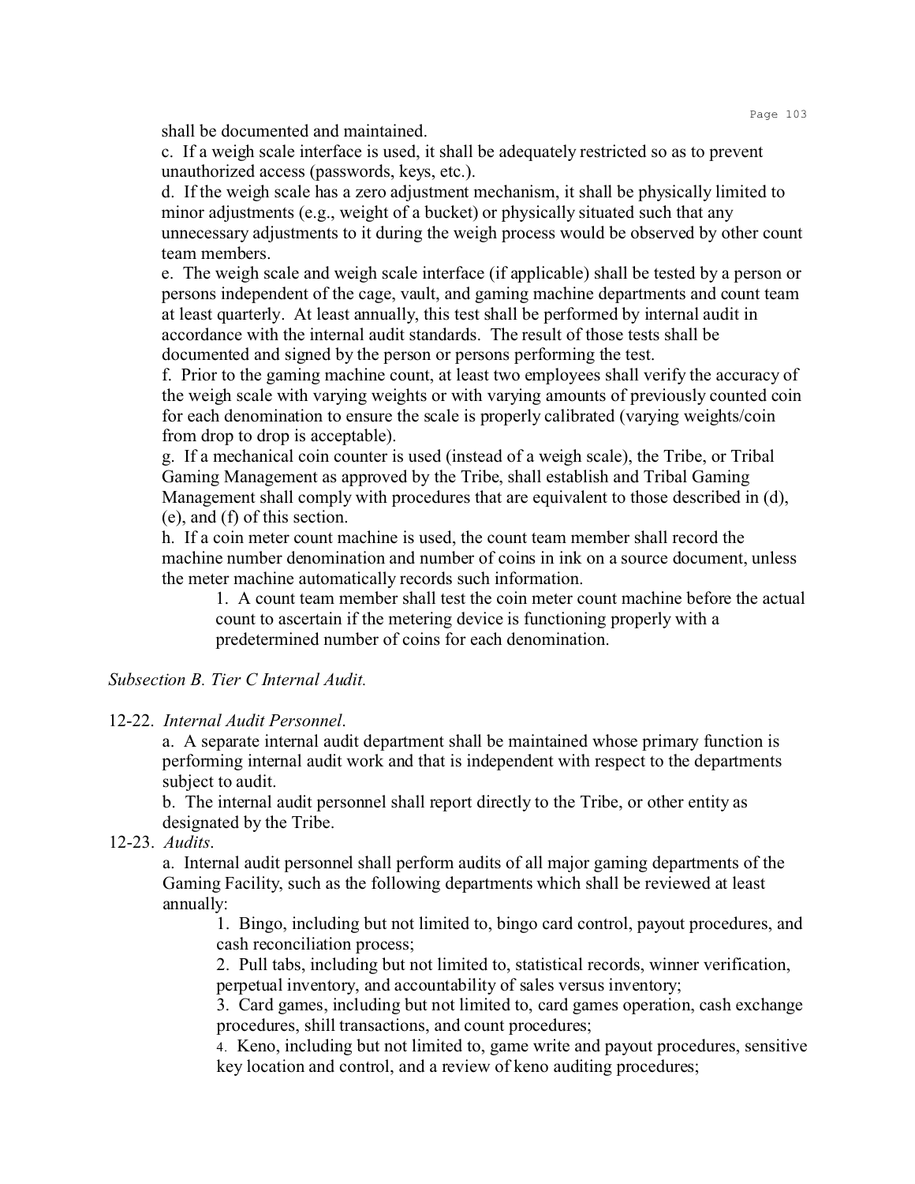shall be documented and maintained.

c. If a weigh scale interface is used, it shall be adequately restricted so as to prevent unauthorized access (passwords, keys, etc.).

d. If the weigh scale has a zero adjustment mechanism, it shall be physically limited to minor adjustments (e.g., weight of a bucket) or physically situated such that any unnecessary adjustments to it during the weigh process would be observed by other count team members.

e. The weigh scale and weigh scale interface (if applicable) shall be tested by a person or persons independent of the cage, vault, and gaming machine departments and count team at least quarterly. At least annually, this test shall be performed by internal audit in accordance with the internal audit standards. The result of those tests shall be documented and signed by the person or persons performing the test.

f. Prior to the gaming machine count, at least two employees shall verify the accuracy of the weigh scale with varying weights or with varying amounts of previously counted coin for each denomination to ensure the scale is properly calibrated (varying weights/coin from drop to drop is acceptable).

g. If a mechanical coin counter is used (instead of a weigh scale), the Tribe, or Tribal Gaming Management as approved by the Tribe, shall establish and Tribal Gaming Management shall comply with procedures that are equivalent to those described in (d), (e), and (f) of this section.

h. If a coin meter count machine is used, the count team member shall record the machine number denomination and number of coins in ink on a source document, unless the meter machine automatically records such information.

1. A count team member shall test the coin meter count machine before the actual count to ascertain if the metering device is functioning properly with a predetermined number of coins for each denomination.

*Subsection B. Tier C Internal Audit.*

12-22. *Internal Audit Personnel*.

a. A separate internal audit department shall be maintained whose primary function is performing internal audit work and that is independent with respect to the departments subject to audit.

b. The internal audit personnel shall report directly to the Tribe, or other entity as designated by the Tribe.

12-23. *Audits*.

a. Internal audit personnel shall perform audits of all major gaming departments of the Gaming Facility, such as the following departments which shall be reviewed at least annually:

1. Bingo, including but not limited to, bingo card control, payout procedures, and cash reconciliation process;
2. Pull tabs, including but not limited to, statistical records, winner verification, perpetual inventory, and accountability of sales versus inventory;
3. Card games, including but not limited to, card games operation, cash exchange procedures, shill transactions, and count procedures;
4. Keno, including but not limited to, game write and payout procedures, sensitive key location and control, and a review of keno auditing procedures;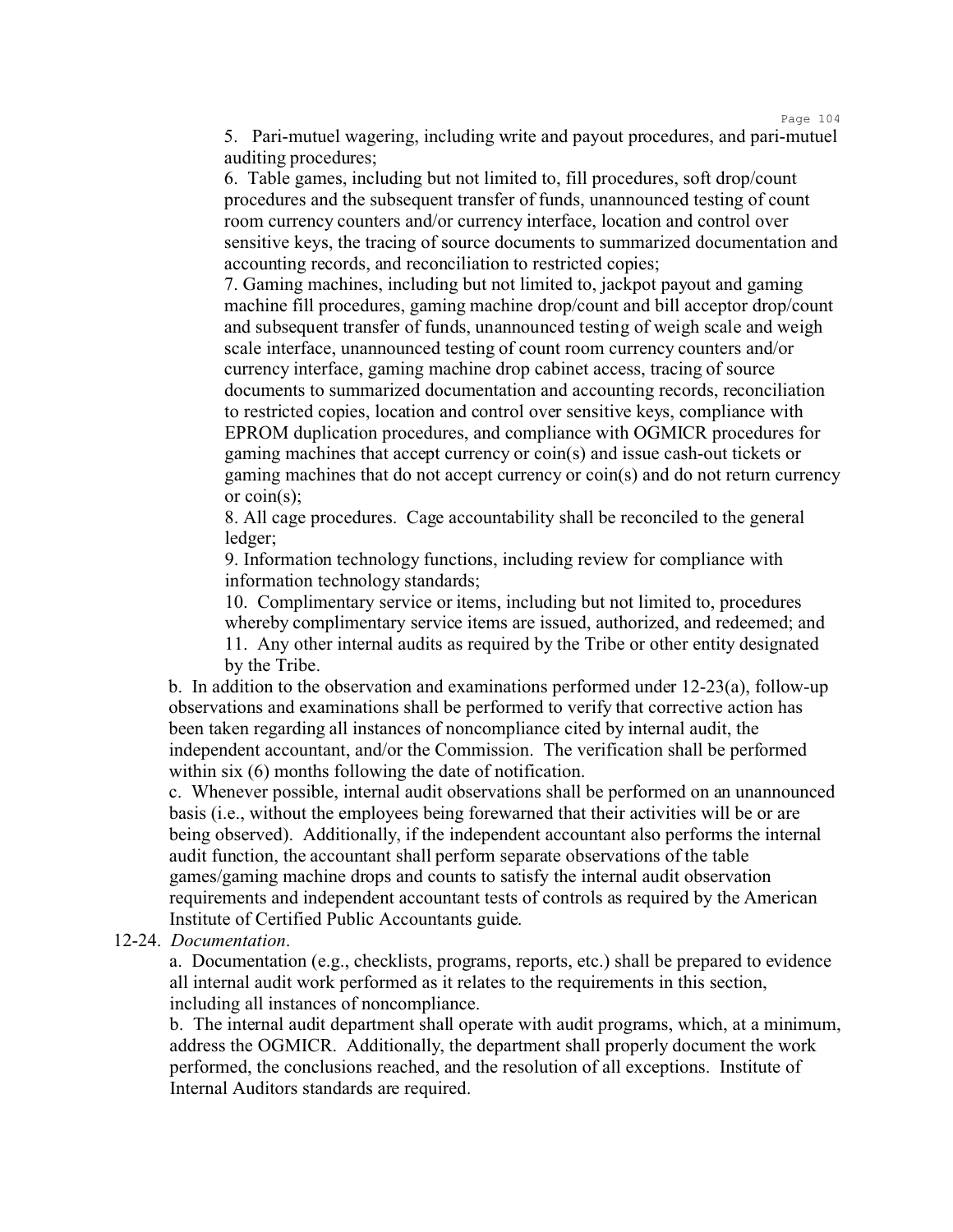5. Pari-mutuel wagering, including write and payout procedures, and pari-mutuel auditing procedures;

6. Table games, including but not limited to, fill procedures, soft drop/count procedures and the subsequent transfer of funds, unannounced testing of count room currency counters and/or currency interface, location and control over sensitive keys, the tracing of source documents to summarized documentation and accounting records, and reconciliation to restricted copies;

7. Gaming machines, including but not limited to, jackpot payout and gaming machine fill procedures, gaming machine drop/count and bill acceptor drop/count and subsequent transfer of funds, unannounced testing of weigh scale and weigh scale interface, unannounced testing of count room currency counters and/or currency interface, gaming machine drop cabinet access, tracing of source documents to summarized documentation and accounting records, reconciliation to restricted copies, location and control over sensitive keys, compliance with EPROM duplication procedures, and compliance with OGMICR procedures for gaming machines that accept currency or coin(s) and issue cash-out tickets or gaming machines that do not accept currency or coin(s) and do not return currency or coin(s);

8. All cage procedures. Cage accountability shall be reconciled to the general ledger;

9. Information technology functions, including review for compliance with information technology standards;

10. Complimentary service or items, including but not limited to, procedures whereby complimentary service items are issued, authorized, and redeemed; and

11. Any other internal audits as required by the Tribe or other entity designated by the Tribe.

b. In addition to the observation and examinations performed under 12-23(a), follow-up observations and examinations shall be performed to verify that corrective action has been taken regarding all instances of noncompliance cited by internal audit, the independent accountant, and/or the Commission. The verification shall be performed within six (6) months following the date of notification.

c. Whenever possible, internal audit observations shall be performed on an unannounced basis (i.e., without the employees being forewarned that their activities will be or are being observed). Additionally, if the independent accountant also performs the internal audit function, the accountant shall perform separate observations of the table games/gaming machine drops and counts to satisfy the internal audit observation requirements and independent accountant tests of controls as required by the American Institute of Certified Public Accountants guide.

12-24. *Documentation*.

a. Documentation (e.g., checklists, programs, reports, etc.) shall be prepared to evidence all internal audit work performed as it relates to the requirements in this section, including all instances of noncompliance.

b. The internal audit department shall operate with audit programs, which, at a minimum, address the OGMICR. Additionally, the department shall properly document the work performed, the conclusions reached, and the resolution of all exceptions. Institute of Internal Auditors standards are required.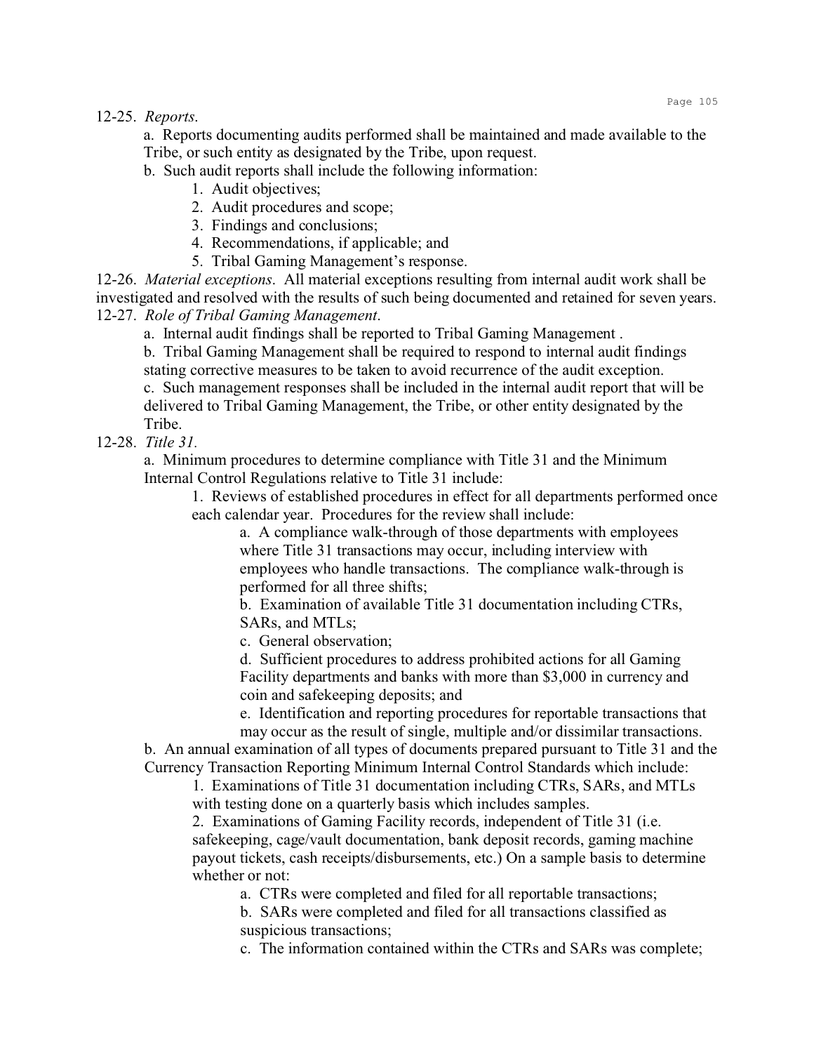12-25. *Reports.*

a. Reports documenting audits performed shall be maintained and made available to the Tribe, or such entity as designated by the Tribe, upon request.

b. Such audit reports shall include the following information:

1. Audit objectives;
2. Audit procedures and scope;
3. Findings and conclusions;
4. Recommendations, if applicable; and
5. Tribal Gaming Management's response.

12-26. *Material exceptions.* All material exceptions resulting from internal audit work shall be investigated and resolved with the results of such being documented and retained for seven years.

12-27. *Role of Tribal Gaming Management.*

a. Internal audit findings shall be reported to Tribal Gaming Management .

b. Tribal Gaming Management shall be required to respond to internal audit findings stating corrective measures to be taken to avoid recurrence of the audit exception.

c. Such management responses shall be included in the internal audit report that will be delivered to Tribal Gaming Management, the Tribe, or other entity designated by the Tribe.

12-28. *Title 31.*

a. Minimum procedures to determine compliance with Title 31 and the Minimum Internal Control Regulations relative to Title 31 include:

1. Reviews of established procedures in effect for all departments performed once each calendar year. Procedures for the review shall include:

   a. A compliance walk-through of those departments with employees where Title 31 transactions may occur, including interview with employees who handle transactions. The compliance walk-through is performed for all three shifts;

   b. Examination of available Title 31 documentation including CTRs, SARs, and MTLs;

   c. General observation;

   d. Sufficient procedures to address prohibited actions for all Gaming Facility departments and banks with more than $3,000 in currency and coin and safekeeping deposits; and

   e. Identification and reporting procedures for reportable transactions that may occur as the result of single, multiple and/or dissimilar transactions.

b. An annual examination of all types of documents prepared pursuant to Title 31 and the Currency Transaction Reporting Minimum Internal Control Standards which include:

1. Examinations of Title 31 documentation including CTRs, SARs, and MTLs with testing done on a quarterly basis which includes samples.

2. Examinations of Gaming Facility records, independent of Title 31 (i.e. safekeeping, cage/vault documentation, bank deposit records, gaming machine payout tickets, cash receipts/disbursements, etc.) On a sample basis to determine whether or not:

   a. CTRs were completed and filed for all reportable transactions;

   b. SARs were completed and filed for all transactions classified as suspicious transactions;

   c. The information contained within the CTRs and SARs was complete;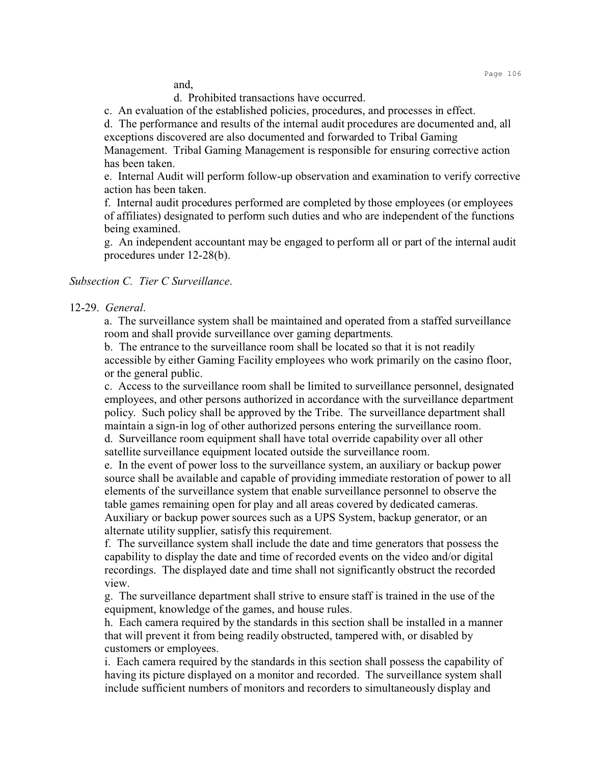and,

d. Prohibited transactions have occurred.

c. An evaluation of the established policies, procedures, and processes in effect.

d. The performance and results of the internal audit procedures are documented and, all exceptions discovered are also documented and forwarded to Tribal Gaming Management. Tribal Gaming Management is responsible for ensuring corrective action has been taken.

e. Internal Audit will perform follow-up observation and examination to verify corrective action has been taken.

f. Internal audit procedures performed are completed by those employees (or employees of affiliates) designated to perform such duties and who are independent of the functions being examined.

g. An independent accountant may be engaged to perform all or part of the internal audit procedures under 12-28(b).

*Subsection C. Tier C Surveillance*.

12-29. *General*.

a. The surveillance system shall be maintained and operated from a staffed surveillance room and shall provide surveillance over gaming departments.

b. The entrance to the surveillance room shall be located so that it is not readily accessible by either Gaming Facility employees who work primarily on the casino floor, or the general public.

c. Access to the surveillance room shall be limited to surveillance personnel, designated employees, and other persons authorized in accordance with the surveillance department policy. Such policy shall be approved by the Tribe. The surveillance department shall maintain a sign-in log of other authorized persons entering the surveillance room.

d. Surveillance room equipment shall have total override capability over all other satellite surveillance equipment located outside the surveillance room.

e. In the event of power loss to the surveillance system, an auxiliary or backup power source shall be available and capable of providing immediate restoration of power to all elements of the surveillance system that enable surveillance personnel to observe the table games remaining open for play and all areas covered by dedicated cameras. Auxiliary or backup power sources such as a UPS System, backup generator, or an alternate utility supplier, satisfy this requirement.

f. The surveillance system shall include the date and time generators that possess the capability to display the date and time of recorded events on the video and/or digital recordings. The displayed date and time shall not significantly obstruct the recorded view.

g. The surveillance department shall strive to ensure staff is trained in the use of the equipment, knowledge of the games, and house rules.

h. Each camera required by the standards in this section shall be installed in a manner that will prevent it from being readily obstructed, tampered with, or disabled by customers or employees.

i. Each camera required by the standards in this section shall possess the capability of having its picture displayed on a monitor and recorded. The surveillance system shall include sufficient numbers of monitors and recorders to simultaneously display and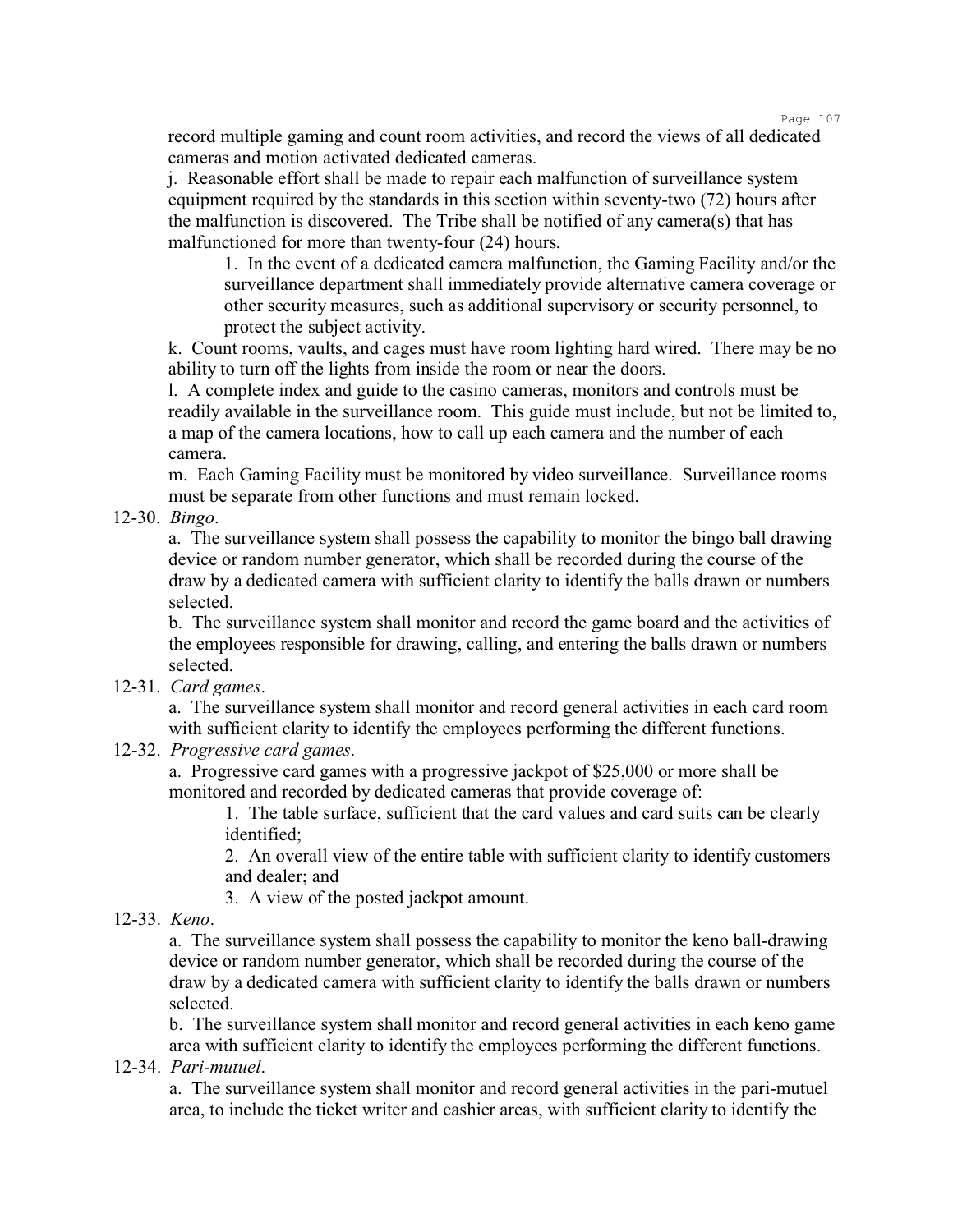record multiple gaming and count room activities, and record the views of all dedicated cameras and motion activated dedicated cameras.

j. Reasonable effort shall be made to repair each malfunction of surveillance system equipment required by the standards in this section within seventy-two (72) hours after the malfunction is discovered. The Tribe shall be notified of any camera(s) that has malfunctioned for more than twenty-four (24) hours.

1. In the event of a dedicated camera malfunction, the Gaming Facility and/or the surveillance department shall immediately provide alternative camera coverage or other security measures, such as additional supervisory or security personnel, to protect the subject activity.

k. Count rooms, vaults, and cages must have room lighting hard wired. There may be no ability to turn off the lights from inside the room or near the doors.

l. A complete index and guide to the casino cameras, monitors and controls must be readily available in the surveillance room. This guide must include, but not be limited to, a map of the camera locations, how to call up each camera and the number of each camera.

m. Each Gaming Facility must be monitored by video surveillance. Surveillance rooms must be separate from other functions and must remain locked.

12-30. *Bingo*.

a. The surveillance system shall possess the capability to monitor the bingo ball drawing device or random number generator, which shall be recorded during the course of the draw by a dedicated camera with sufficient clarity to identify the balls drawn or numbers selected.

b. The surveillance system shall monitor and record the game board and the activities of the employees responsible for drawing, calling, and entering the balls drawn or numbers selected.

12-31. *Card games*.

a. The surveillance system shall monitor and record general activities in each card room with sufficient clarity to identify the employees performing the different functions.

12-32. *Progressive card games*.

a. Progressive card games with a progressive jackpot of $25,000 or more shall be monitored and recorded by dedicated cameras that provide coverage of:

1. The table surface, sufficient that the card values and card suits can be clearly identified;

2. An overall view of the entire table with sufficient clarity to identify customers and dealer; and

3. A view of the posted jackpot amount.

12-33. *Keno*.

a. The surveillance system shall possess the capability to monitor the keno ball-drawing device or random number generator, which shall be recorded during the course of the draw by a dedicated camera with sufficient clarity to identify the balls drawn or numbers selected.

b. The surveillance system shall monitor and record general activities in each keno game area with sufficient clarity to identify the employees performing the different functions.

12-34. *Pari-mutuel*.

a. The surveillance system shall monitor and record general activities in the pari-mutuel area, to include the ticket writer and cashier areas, with sufficient clarity to identify the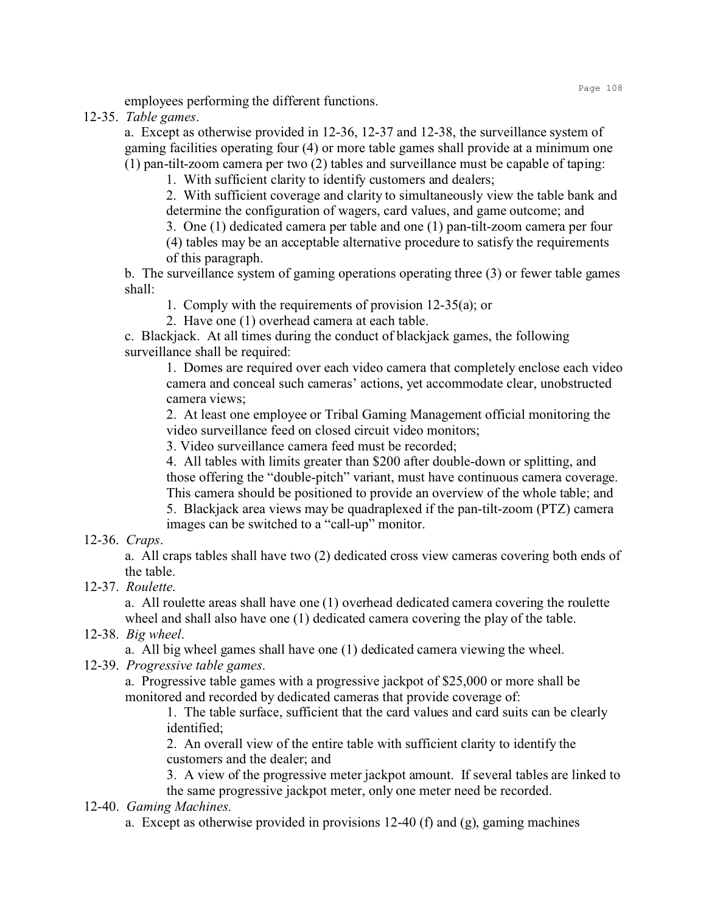employees performing the different functions.

12-35. *Table games*.

a. Except as otherwise provided in 12-36, 12-37 and 12-38, the surveillance system of gaming facilities operating four (4) or more table games shall provide at a minimum one (1) pan-tilt-zoom camera per two (2) tables and surveillance must be capable of taping:

1. With sufficient clarity to identify customers and dealers;
2. With sufficient coverage and clarity to simultaneously view the table bank and determine the configuration of wagers, card values, and game outcome; and
3. One (1) dedicated camera per table and one (1) pan-tilt-zoom camera per four (4) tables may be an acceptable alternative procedure to satisfy the requirements of this paragraph.

b. The surveillance system of gaming operations operating three (3) or fewer table games shall:

1. Comply with the requirements of provision 12-35(a); or
2. Have one (1) overhead camera at each table.

c. Blackjack. At all times during the conduct of blackjack games, the following surveillance shall be required:

1. Domes are required over each video camera that completely enclose each video camera and conceal such cameras' actions, yet accommodate clear, unobstructed camera views;
2. At least one employee or Tribal Gaming Management official monitoring the video surveillance feed on closed circuit video monitors;
3. Video surveillance camera feed must be recorded;
4. All tables with limits greater than $200 after double-down or splitting, and those offering the "double-pitch" variant, must have continuous camera coverage. This camera should be positioned to provide an overview of the whole table; and
5. Blackjack area views may be quadraplexed if the pan-tilt-zoom (PTZ) camera images can be switched to a "call-up" monitor.

12-36. *Craps*.

a. All craps tables shall have two (2) dedicated cross view cameras covering both ends of the table.

12-37. *Roulette*.

a. All roulette areas shall have one (1) overhead dedicated camera covering the roulette wheel and shall also have one (1) dedicated camera covering the play of the table.

12-38. *Big wheel*.

a. All big wheel games shall have one (1) dedicated camera viewing the wheel.

12-39. *Progressive table games*.

a. Progressive table games with a progressive jackpot of $25,000 or more shall be monitored and recorded by dedicated cameras that provide coverage of:

1. The table surface, sufficient that the card values and card suits can be clearly identified;
2. An overall view of the entire table with sufficient clarity to identify the customers and the dealer; and
3. A view of the progressive meter jackpot amount. If several tables are linked to the same progressive jackpot meter, only one meter need be recorded.

12-40. *Gaming Machines.*

a. Except as otherwise provided in provisions 12-40 (f) and (g), gaming machines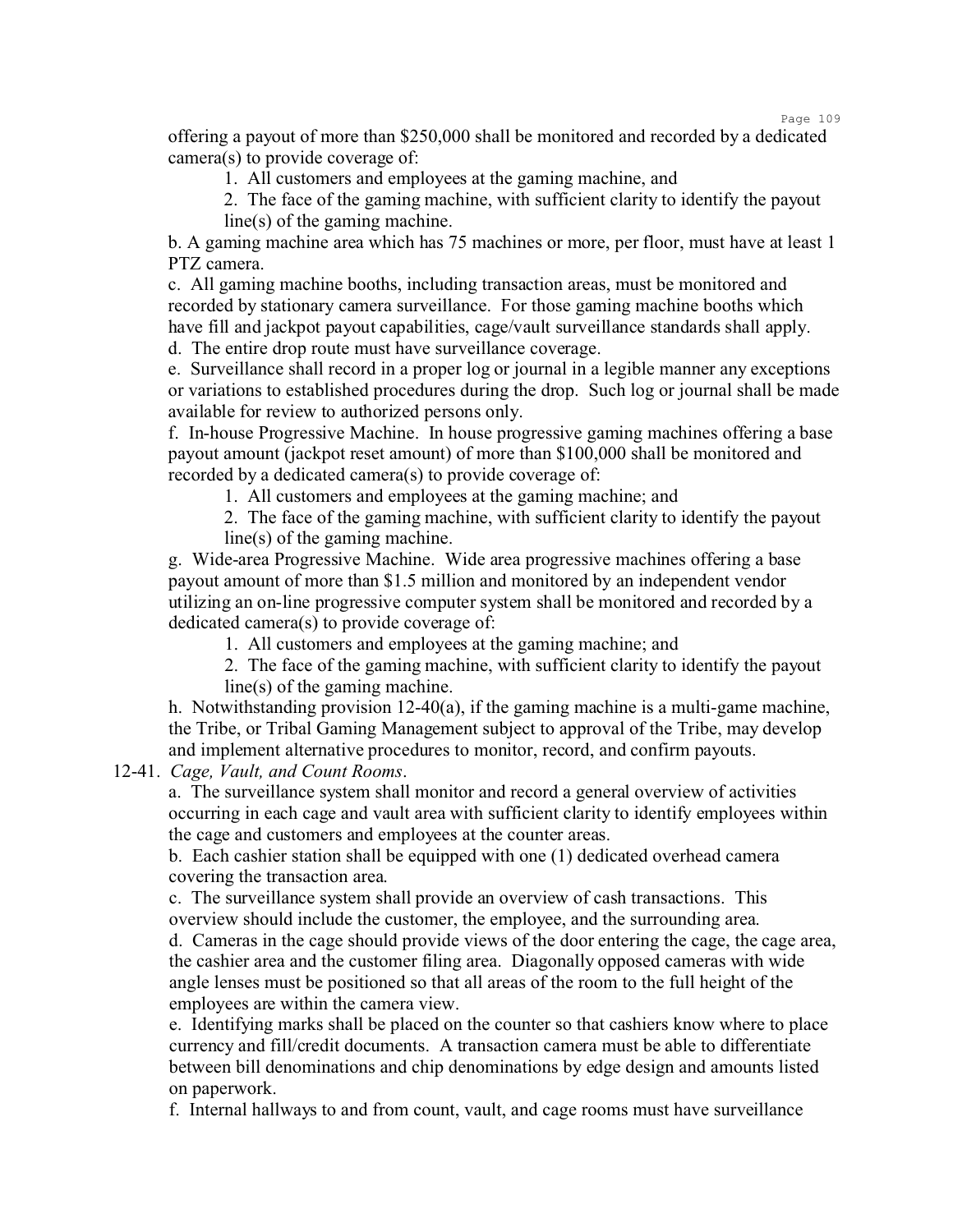offering a payout of more than $250,000 shall be monitored and recorded by a dedicated camera(s) to provide coverage of:

1. All customers and employees at the gaming machine, and
2. The face of the gaming machine, with sufficient clarity to identify the payout line(s) of the gaming machine.

b. A gaming machine area which has 75 machines or more, per floor, must have at least 1 PTZ camera.

c. All gaming machine booths, including transaction areas, must be monitored and recorded by stationary camera surveillance. For those gaming machine booths which have fill and jackpot payout capabilities, cage/vault surveillance standards shall apply.

d. The entire drop route must have surveillance coverage.

e. Surveillance shall record in a proper log or journal in a legible manner any exceptions or variations to established procedures during the drop. Such log or journal shall be made available for review to authorized persons only.

f. In-house Progressive Machine. In house progressive gaming machines offering a base payout amount (jackpot reset amount) of more than $100,000 shall be monitored and recorded by a dedicated camera(s) to provide coverage of:

1. All customers and employees at the gaming machine; and
2. The face of the gaming machine, with sufficient clarity to identify the payout line(s) of the gaming machine.

g. Wide-area Progressive Machine. Wide area progressive machines offering a base payout amount of more than $1.5 million and monitored by an independent vendor utilizing an on-line progressive computer system shall be monitored and recorded by a dedicated camera(s) to provide coverage of:

1. All customers and employees at the gaming machine; and
2. The face of the gaming machine, with sufficient clarity to identify the payout line(s) of the gaming machine.

h. Notwithstanding provision 12-40(a), if the gaming machine is a multi-game machine, the Tribe, or Tribal Gaming Management subject to approval of the Tribe, may develop and implement alternative procedures to monitor, record, and confirm payouts.

12-41. *Cage, Vault, and Count Rooms*.

a. The surveillance system shall monitor and record a general overview of activities occurring in each cage and vault area with sufficient clarity to identify employees within the cage and customers and employees at the counter areas.

b. Each cashier station shall be equipped with one (1) dedicated overhead camera covering the transaction area.

c. The surveillance system shall provide an overview of cash transactions. This overview should include the customer, the employee, and the surrounding area.

d. Cameras in the cage should provide views of the door entering the cage, the cage area, the cashier area and the customer filing area. Diagonally opposed cameras with wide angle lenses must be positioned so that all areas of the room to the full height of the employees are within the camera view.

e. Identifying marks shall be placed on the counter so that cashiers know where to place currency and fill/credit documents. A transaction camera must be able to differentiate between bill denominations and chip denominations by edge design and amounts listed on paperwork.

f. Internal hallways to and from count, vault, and cage rooms must have surveillance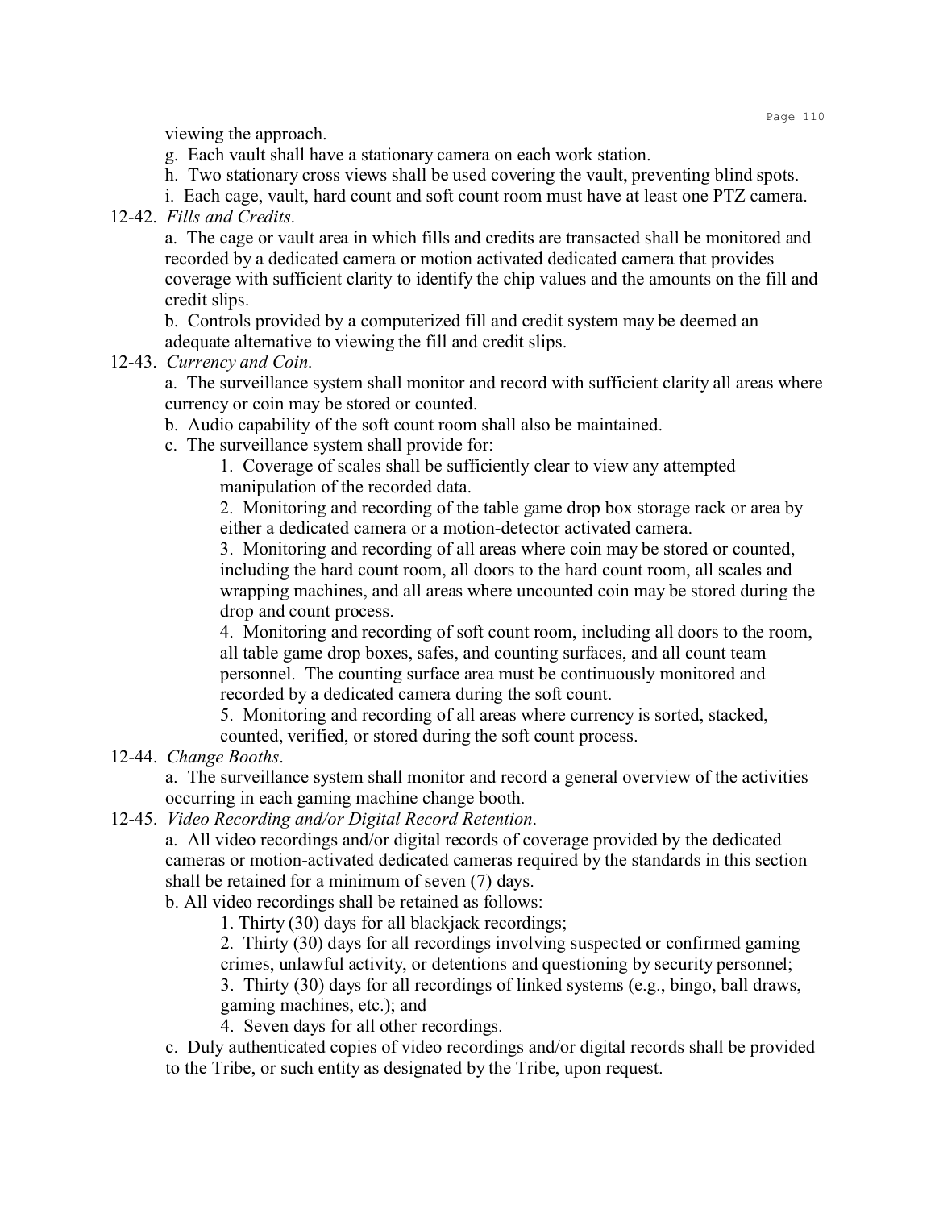viewing the approach.

g. Each vault shall have a stationary camera on each work station.

h. Two stationary cross views shall be used covering the vault, preventing blind spots.

i. Each cage, vault, hard count and soft count room must have at least one PTZ camera.

12-42. *Fills and Credits*.

a. The cage or vault area in which fills and credits are transacted shall be monitored and recorded by a dedicated camera or motion activated dedicated camera that provides coverage with sufficient clarity to identify the chip values and the amounts on the fill and credit slips.

b. Controls provided by a computerized fill and credit system may be deemed an adequate alternative to viewing the fill and credit slips.

12-43. *Currency and Coin*.

a. The surveillance system shall monitor and record with sufficient clarity all areas where currency or coin may be stored or counted.

b. Audio capability of the soft count room shall also be maintained.

c. The surveillance system shall provide for:

1. Coverage of scales shall be sufficiently clear to view any attempted manipulation of the recorded data.

2. Monitoring and recording of the table game drop box storage rack or area by either a dedicated camera or a motion-detector activated camera.

3. Monitoring and recording of all areas where coin may be stored or counted, including the hard count room, all doors to the hard count room, all scales and wrapping machines, and all areas where uncounted coin may be stored during the drop and count process.

4. Monitoring and recording of soft count room, including all doors to the room, all table game drop boxes, safes, and counting surfaces, and all count team personnel. The counting surface area must be continuously monitored and recorded by a dedicated camera during the soft count.

5. Monitoring and recording of all areas where currency is sorted, stacked, counted, verified, or stored during the soft count process.

12-44. *Change Booths*.

a. The surveillance system shall monitor and record a general overview of the activities occurring in each gaming machine change booth.

12-45. *Video Recording and/or Digital Record Retention*.

a. All video recordings and/or digital records of coverage provided by the dedicated cameras or motion-activated dedicated cameras required by the standards in this section shall be retained for a minimum of seven (7) days.

b. All video recordings shall be retained as follows:

1. Thirty (30) days for all blackjack recordings;

2. Thirty (30) days for all recordings involving suspected or confirmed gaming crimes, unlawful activity, or detentions and questioning by security personnel;

3. Thirty (30) days for all recordings of linked systems (e.g., bingo, ball draws, gaming machines, etc.); and

4. Seven days for all other recordings.

c. Duly authenticated copies of video recordings and/or digital records shall be provided to the Tribe, or such entity as designated by the Tribe, upon request.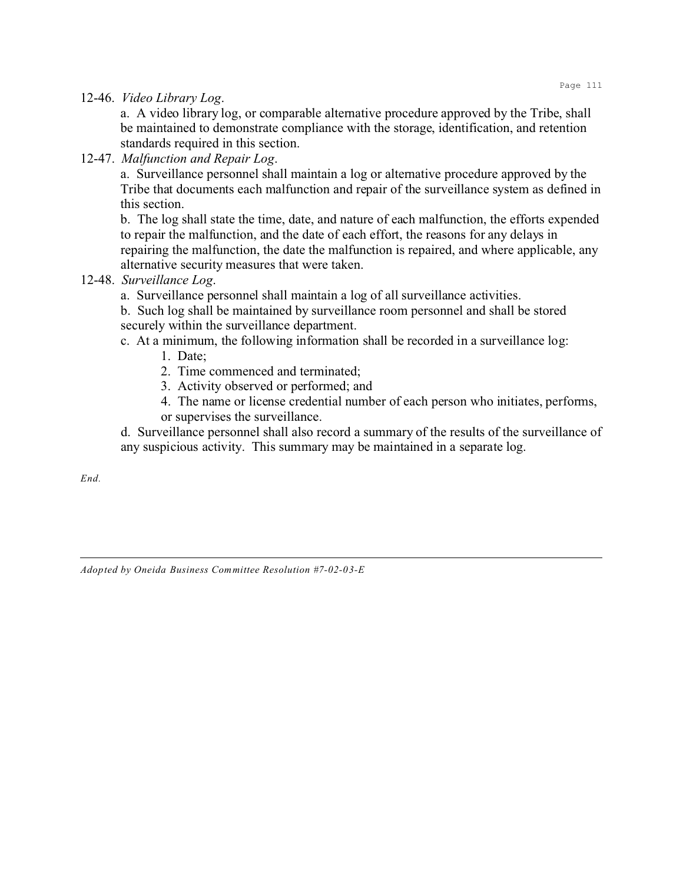12-46. *Video Library Log*.

a. A video library log, or comparable alternative procedure approved by the Tribe, shall be maintained to demonstrate compliance with the storage, identification, and retention standards required in this section.

12-47. *Malfunction and Repair Log*.

a. Surveillance personnel shall maintain a log or alternative procedure approved by the Tribe that documents each malfunction and repair of the surveillance system as defined in this section.

b. The log shall state the time, date, and nature of each malfunction, the efforts expended to repair the malfunction, and the date of each effort, the reasons for any delays in repairing the malfunction, the date the malfunction is repaired, and where applicable, any alternative security measures that were taken.

12-48. *Surveillance Log*.

a. Surveillance personnel shall maintain a log of all surveillance activities.

b. Such log shall be maintained by surveillance room personnel and shall be stored securely within the surveillance department.

c. At a minimum, the following information shall be recorded in a surveillance log:

1. Date;
2. Time commenced and terminated;
3. Activity observed or performed; and
4. The name or license credential number of each person who initiates, performs, or supervises the surveillance.

d. Surveillance personnel shall also record a summary of the results of the surveillance of any suspicious activity. This summary may be maintained in a separate log.

*End.*

*Adopted by Oneida Business Committee Resolution #7-02-03-E*